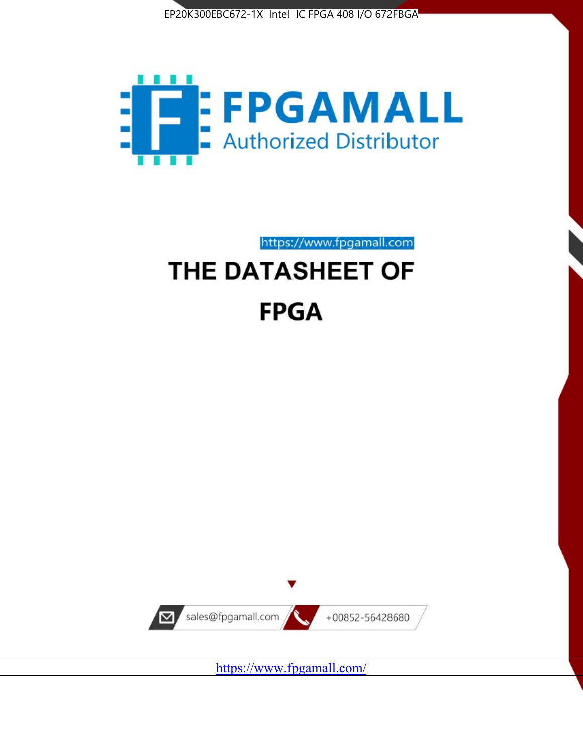EP20K300EBC672-1X Intel IC FPGA 408 I/O 672FBGA

FPGAMALL

Authorized Distributor

https://www.fpgamall.com

# THE DATASHEET OF

# FPGA

sales@fpgamall.com

+00852-56428680

https://www.fpgamall.com/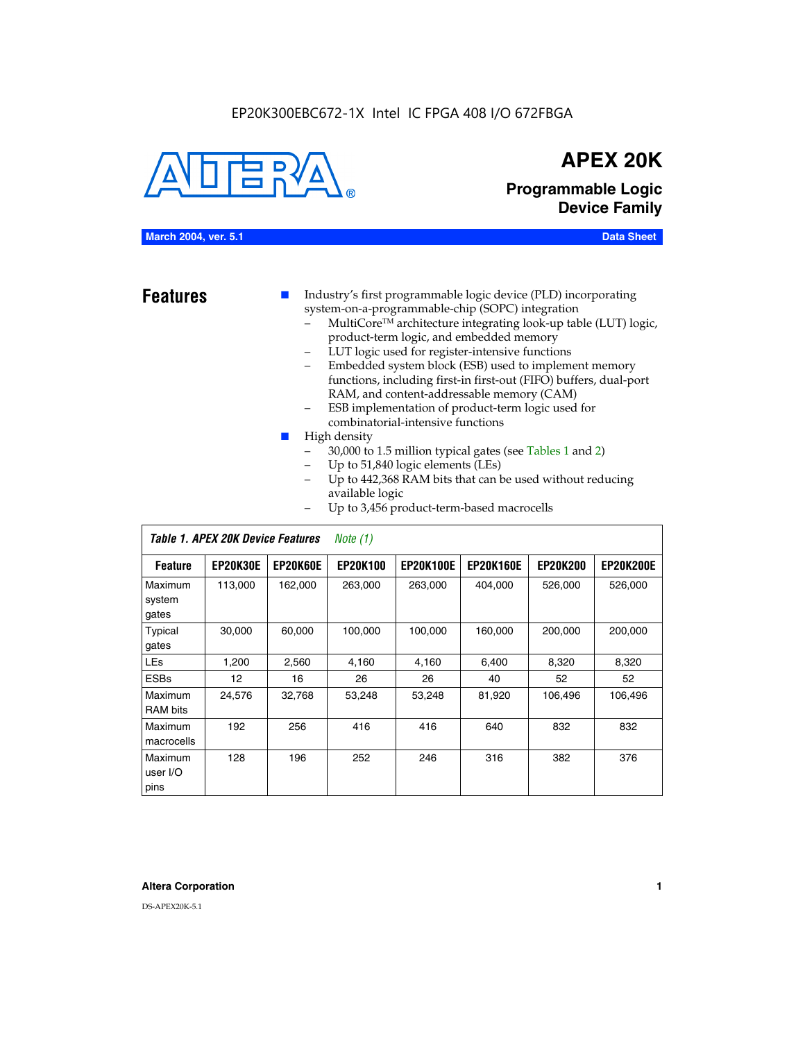EP20K300EBC672-1X Intel IC FPGA 408 I/O 672FBGA

# APEX 20K

## Programmable Logic Device Family

**March 2004, ver. 5.1** **Data Sheet**

## Features

- Industry's first programmable logic device (PLD) incorporating system-on-a-programmable-chip (SOPC) integration
  - MultiCore™ architecture integrating look-up table (LUT) logic, product-term logic, and embedded memory
  - LUT logic used for register-intensive functions
  - Embedded system block (ESB) used to implement memory functions, including first-in first-out (FIFO) buffers, dual-port RAM, and content-addressable memory (CAM)
  - ESB implementation of product-term logic used for combinatorial-intensive functions
- High density
  - 30,000 to 1.5 million typical gates (see Tables 1 and 2)
  - Up to 51,840 logic elements (LEs)
  - Up to 442,368 RAM bits that can be used without reducing available logic
  - Up to 3,456 product-term-based macrocells

*Table 1. APEX 20K Device Features* *Note (1)*

| Feature | EP20K30E | EP20K60E | EP20K100 | EP20K100E | EP20K160E | EP20K200 | EP20K200E |
|---|---|---|---|---|---|---|---|
| Maximum system gates | 113,000 | 162,000 | 263,000 | 263,000 | 404,000 | 526,000 | 526,000 |
| Typical gates | 30,000 | 60,000 | 100,000 | 100,000 | 160,000 | 200,000 | 200,000 |
| LEs | 1,200 | 2,560 | 4,160 | 4,160 | 6,400 | 8,320 | 8,320 |
| ESBs | 12 | 16 | 26 | 26 | 40 | 52 | 52 |
| Maximum RAM bits | 24,576 | 32,768 | 53,248 | 53,248 | 81,920 | 106,496 | 106,496 |
| Maximum macrocells | 192 | 256 | 416 | 416 | 640 | 832 | 832 |
| Maximum user I/O pins | 128 | 196 | 252 | 246 | 316 | 382 | 376 |

**Altera Corporation**

DS-APEX20K-5.1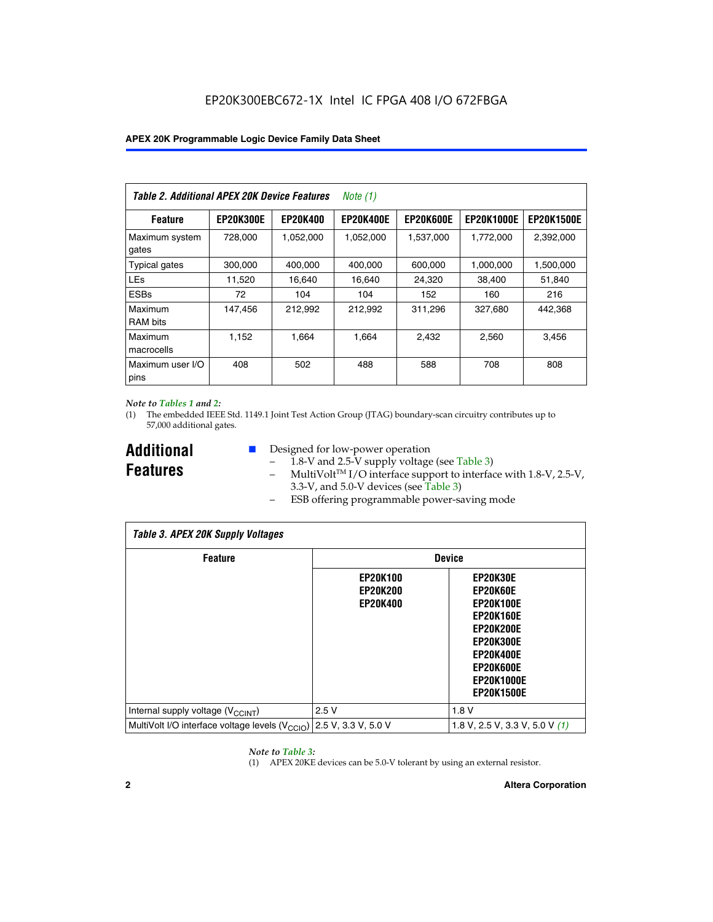EP20K300EBC672-1X Intel IC FPGA 408 I/O 672FBGA

| *Table 2. Additional APEX 20K Device Features* *Note (1)* | | | | | | |
|---|---|---|---|---|---|---|
| **Feature** | **EP20K300E** | **EP20K400** | **EP20K400E** | **EP20K600E** | **EP20K1000E** | **EP20K1500E** |
| Maximum system gates | 728,000 | 1,052,000 | 1,052,000 | 1,537,000 | 1,772,000 | 2,392,000 |
| Typical gates | 300,000 | 400,000 | 400,000 | 600,000 | 1,000,000 | 1,500,000 |
| LEs | 11,520 | 16,640 | 16,640 | 24,320 | 38,400 | 51,840 |
| ESBs | 72 | 104 | 104 | 152 | 160 | 216 |
| Maximum RAM bits | 147,456 | 212,992 | 212,992 | 311,296 | 327,680 | 442,368 |
| Maximum macrocells | 1,152 | 1,664 | 1,664 | 2,432 | 2,560 | 3,456 |
| Maximum user I/O pins | 408 | 502 | 488 | 588 | 708 | 808 |

*Note to Tables 1 and 2:*

(1) The embedded IEEE Std. 1149.1 Joint Test Action Group (JTAG) boundary-scan circuitry contributes up to 57,000 additional gates.

## Additional Features

- Designed for low-power operation
  - 1.8-V and 2.5-V supply voltage (see Table 3)
  - MultiVolt™ I/O interface support to interface with 1.8-V, 2.5-V, 3.3-V, and 5.0-V devices (see Table 3)
  - ESB offering programmable power-saving mode

| *Table 3. APEX 20K Supply Voltages* | | |
|---|---|---|
| **Feature** | **Device** | |
| | **EP20K100 EP20K200 EP20K400** | **EP20K30E EP20K60E EP20K100E EP20K160E EP20K200E EP20K300E EP20K400E EP20K600E EP20K1000E EP20K1500E** |
| Internal supply voltage ($V_{CCINT}$) | 2.5 V | 1.8 V |
| MultiVolt I/O interface voltage levels ($V_{CCIO}$) | 2.5 V, 3.3 V, 5.0 V | 1.8 V, 2.5 V, 3.3 V, 5.0 V *(1)* |

*Note to Table 3:*

(1) APEX 20KE devices can be 5.0-V tolerant by using an external resistor.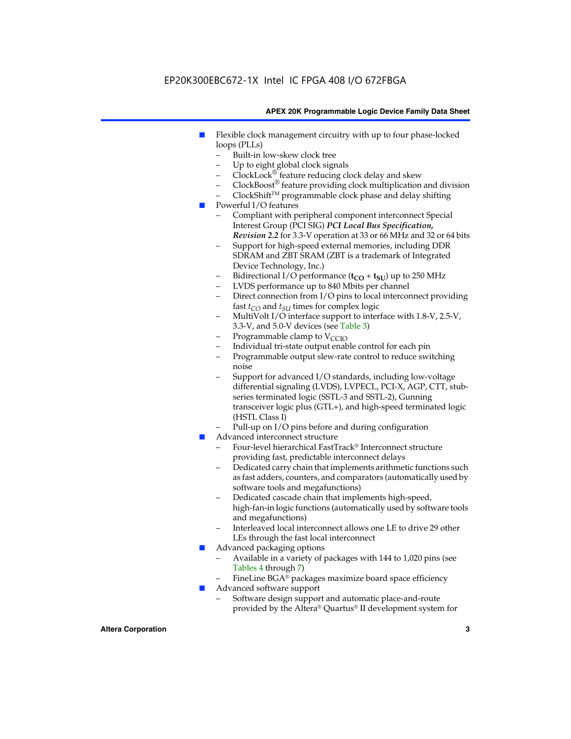- Flexible clock management circuitry with up to four phase-locked loops (PLLs)
  - Built-in low-skew clock tree
  - Up to eight global clock signals
  - ClockLock® feature reducing clock delay and skew
  - ClockBoost® feature providing clock multiplication and division
  - ClockShift™ programmable clock phase and delay shifting
- Powerful I/O features
  - Compliant with peripheral component interconnect Special Interest Group (PCI SIG) ***PCI Local Bus Specification, Revision 2.2*** for 3.3-V operation at 33 or 66 MHz and 32 or 64 bits
  - Support for high-speed external memories, including DDR SDRAM and ZBT SRAM (ZBT is a trademark of Integrated Device Technology, Inc.)
  - Bidirectional I/O performance ($\mathbf{t_{CO}} + \mathbf{t_{SU}}$) up to 250 MHz
  - LVDS performance up to 840 Mbits per channel
  - Direct connection from I/O pins to local interconnect providing fast $t_{CO}$ and $t_{SU}$ times for complex logic
  - MultiVolt I/O interface support to interface with 1.8-V, 2.5-V, 3.3-V, and 5.0-V devices (see Table 3)
  - Programmable clamp to $V_{CCIO}$
  - Individual tri-state output enable control for each pin
  - Programmable output slew-rate control to reduce switching noise
  - Support for advanced I/O standards, including low-voltage differential signaling (LVDS), LVPECL, PCI-X, AGP, CTT, stub-series terminated logic (SSTL-3 and SSTL-2), Gunning transceiver logic plus (GTL+), and high-speed terminated logic (HSTL Class I)
  - Pull-up on I/O pins before and during configuration
- Advanced interconnect structure
  - Four-level hierarchical FastTrack® Interconnect structure providing fast, predictable interconnect delays
  - Dedicated carry chain that implements arithmetic functions such as fast adders, counters, and comparators (automatically used by software tools and megafunctions)
  - Dedicated cascade chain that implements high-speed, high-fan-in logic functions (automatically used by software tools and megafunctions)
  - Interleaved local interconnect allows one LE to drive 29 other LEs through the fast local interconnect
- Advanced packaging options
  - Available in a variety of packages with 144 to 1,020 pins (see Tables 4 through 7)
  - FineLine BGA® packages maximize board space efficiency
- Advanced software support
  - Software design support and automatic place-and-route provided by the Altera® Quartus® II development system for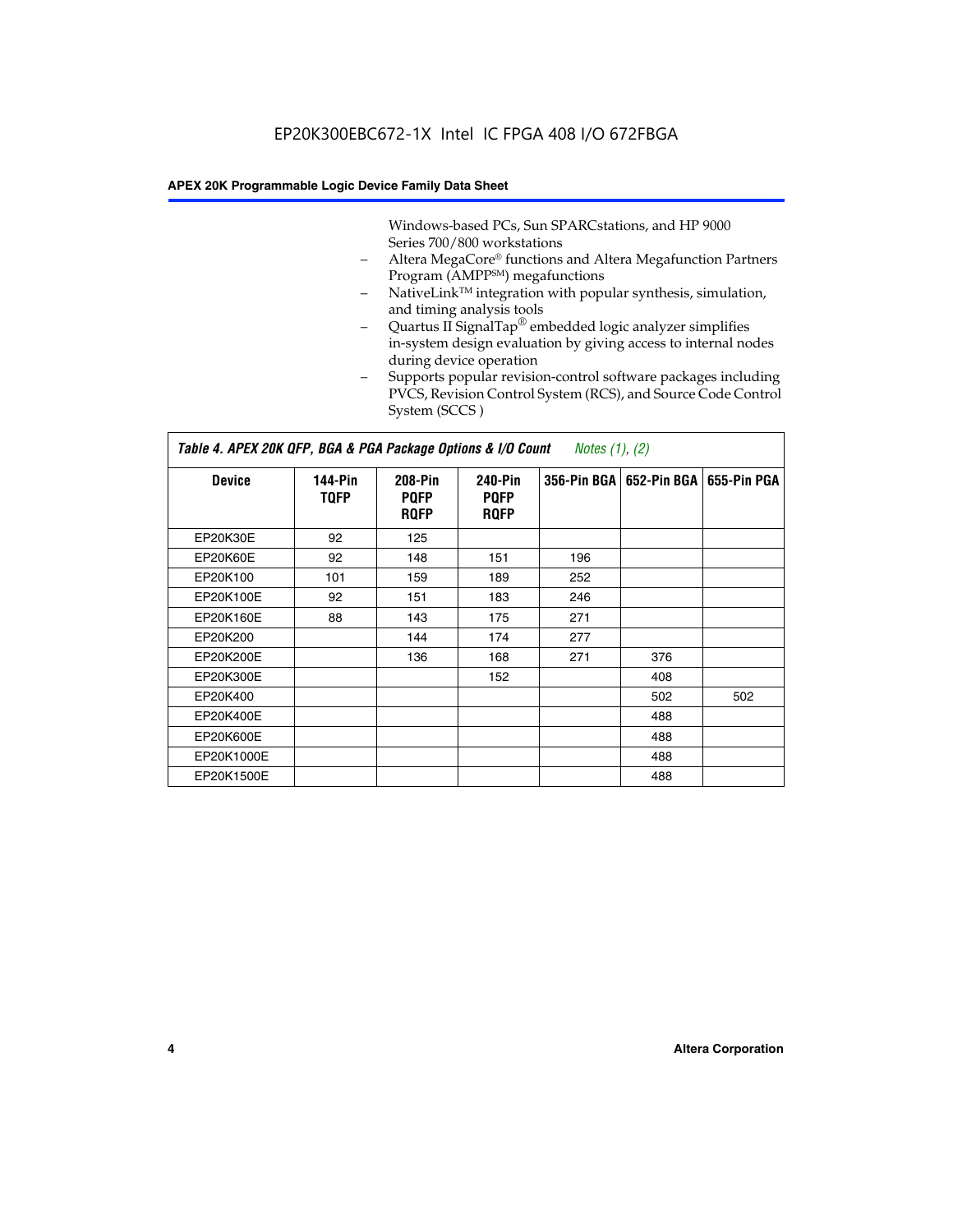Windows-based PCs, Sun SPARCstations, and HP 9000 Series 700/800 workstations

- Altera MegaCore® functions and Altera Megafunction Partners Program (AMPP℠) megafunctions
- NativeLink™ integration with popular synthesis, simulation, and timing analysis tools
- Quartus II SignalTap® embedded logic analyzer simplifies in-system design evaluation by giving access to internal nodes during device operation
- Supports popular revision-control software packages including PVCS, Revision Control System (RCS), and Source Code Control System (SCCS )

*Table 4. APEX 20K QFP, BGA & PGA Package Options & I/O Count* *Notes (1), (2)*

| Device | 144-Pin TQFP | 208-Pin PQFP RQFP | 240-Pin PQFP RQFP | 356-Pin BGA | 652-Pin BGA | 655-Pin PGA |
|---|---|---|---|---|---|---|
| EP20K30E | 92 | 125 | | | | |
| EP20K60E | 92 | 148 | 151 | 196 | | |
| EP20K100 | 101 | 159 | 189 | 252 | | |
| EP20K100E | 92 | 151 | 183 | 246 | | |
| EP20K160E | 88 | 143 | 175 | 271 | | |
| EP20K200 | | 144 | 174 | 277 | | |
| EP20K200E | | 136 | 168 | 271 | 376 | |
| EP20K300E | | | 152 | | 408 | |
| EP20K400 | | | | | 502 | 502 |
| EP20K400E | | | | | 488 | |
| EP20K600E | | | | | 488 | |
| EP20K1000E | | | | | 488 | |
| EP20K1500E | | | | | 488 | |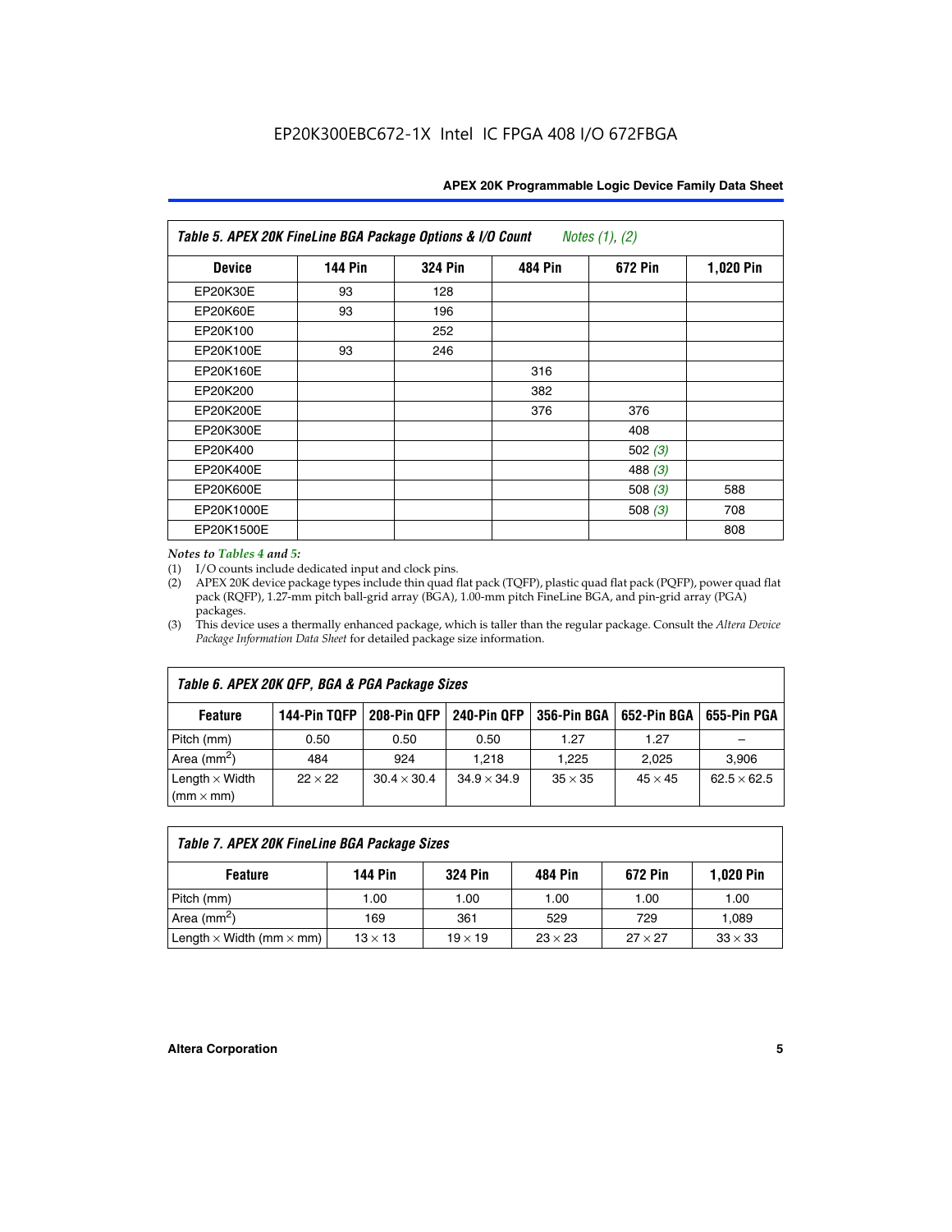| Table 5. APEX 20K FineLine BGA Package Options & I/O Count *Notes (1), (2)* | | | | | |
|---|---|---|---|---|---|
| **Device** | **144 Pin** | **324 Pin** | **484 Pin** | **672 Pin** | **1,020 Pin** |
| EP20K30E | 93 | 128 | | | |
| EP20K60E | 93 | 196 | | | |
| EP20K100 | | 252 | | | |
| EP20K100E | 93 | 246 | | | |
| EP20K160E | | | 316 | | |
| EP20K200 | | | 382 | | |
| EP20K200E | | | 376 | 376 | |
| EP20K300E | | | | 408 | |
| EP20K400 | | | | 502 *(3)* | |
| EP20K400E | | | | 488 *(3)* | |
| EP20K600E | | | | 508 *(3)* | 588 |
| EP20K1000E | | | | 508 *(3)* | 708 |
| EP20K1500E | | | | | 808 |

*Notes to Tables 4 and 5:*

(1) I/O counts include dedicated input and clock pins.

(2) APEX 20K device package types include thin quad flat pack (TQFP), plastic quad flat pack (PQFP), power quad flat pack (RQFP), 1.27-mm pitch ball-grid array (BGA), 1.00-mm pitch FineLine BGA, and pin-grid array (PGA) packages.

(3) This device uses a thermally enhanced package, which is taller than the regular package. Consult the *Altera Device Package Information Data Sheet* for detailed package size information.

| Table 6. APEX 20K QFP, BGA & PGA Package Sizes | | | | | | |
|---|---|---|---|---|---|---|
| **Feature** | **144-Pin TQFP** | **208-Pin QFP** | **240-Pin QFP** | **356-Pin BGA** | **652-Pin BGA** | **655-Pin PGA** |
| Pitch (mm) | 0.50 | 0.50 | 0.50 | 1.27 | 1.27 | – |
| Area (mm$^2$) | 484 | 924 | 1,218 | 1,225 | 2,025 | 3,906 |
| Length × Width (mm × mm) | 22 × 22 | 30.4 × 30.4 | 34.9 × 34.9 | 35 × 35 | 45 × 45 | 62.5 × 62.5 |

| Table 7. APEX 20K FineLine BGA Package Sizes | | | | | |
|---|---|---|---|---|---|
| **Feature** | **144 Pin** | **324 Pin** | **484 Pin** | **672 Pin** | **1,020 Pin** |
| Pitch (mm) | 1.00 | 1.00 | 1.00 | 1.00 | 1.00 |
| Area (mm$^2$) | 169 | 361 | 529 | 729 | 1,089 |
| Length × Width (mm × mm) | 13 × 13 | 19 × 19 | 23 × 23 | 27 × 27 | 33 × 33 |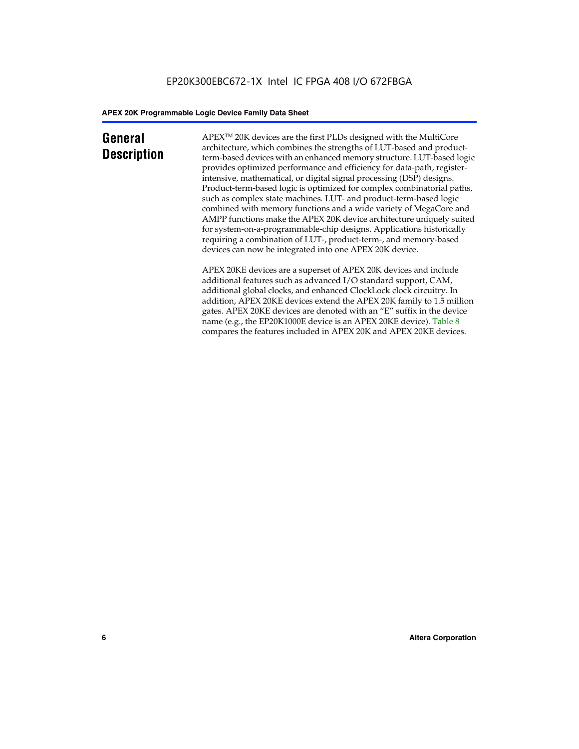## General Description

APEX™ 20K devices are the first PLDs designed with the MultiCore architecture, which combines the strengths of LUT-based and product-term-based devices with an enhanced memory structure. LUT-based logic provides optimized performance and efficiency for data-path, register-intensive, mathematical, or digital signal processing (DSP) designs. Product-term-based logic is optimized for complex combinatorial paths, such as complex state machines. LUT- and product-term-based logic combined with memory functions and a wide variety of MegaCore and AMPP functions make the APEX 20K device architecture uniquely suited for system-on-a-programmable-chip designs. Applications historically requiring a combination of LUT-, product-term-, and memory-based devices can now be integrated into one APEX 20K device.

APEX 20KE devices are a superset of APEX 20K devices and include additional features such as advanced I/O standard support, CAM, additional global clocks, and enhanced ClockLock clock circuitry. In addition, APEX 20KE devices extend the APEX 20K family to 1.5 million gates. APEX 20KE devices are denoted with an "E" suffix in the device name (e.g., the EP20K1000E device is an APEX 20KE device). Table 8 compares the features included in APEX 20K and APEX 20KE devices.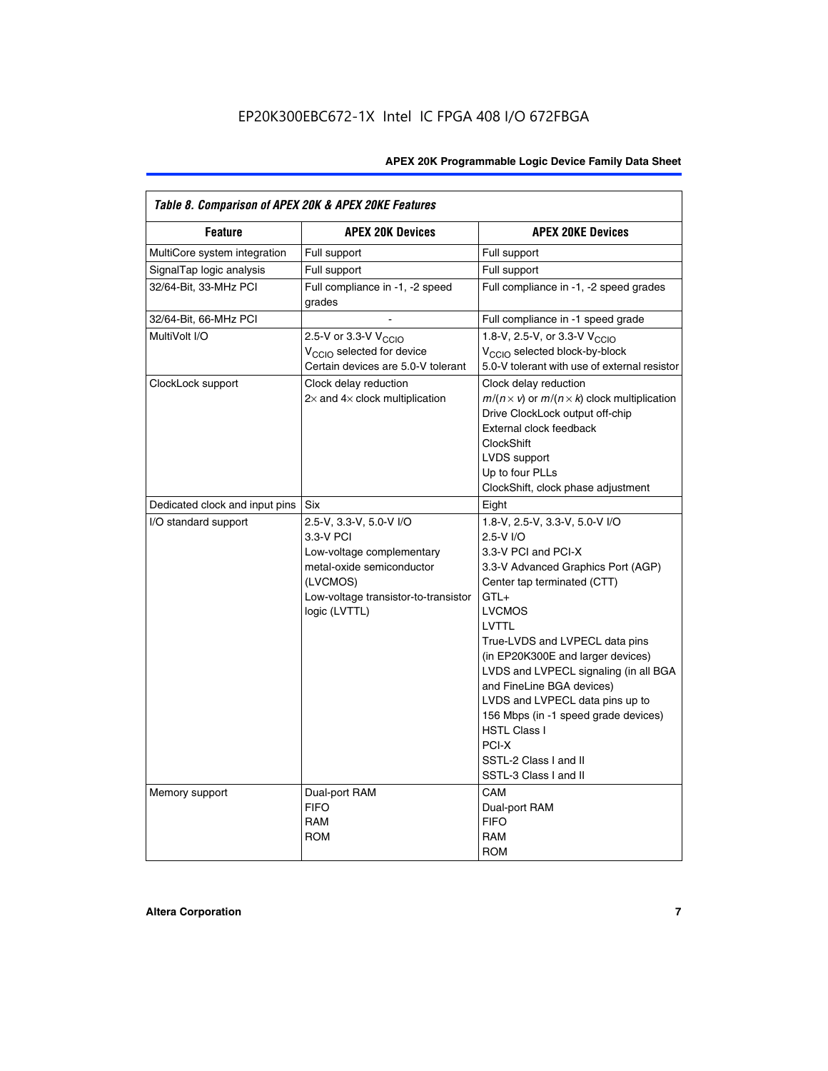EP20K300EBC672-1X Intel IC FPGA 408 I/O 672FBGA

*Table 8. Comparison of APEX 20K & APEX 20KE Features*

| Feature | APEX 20K Devices | APEX 20KE Devices |
|---|---|---|
| MultiCore system integration | Full support | Full support |
| SignalTap logic analysis | Full support | Full support |
| 32/64-Bit, 33-MHz PCI | Full compliance in -1, -2 speed grades | Full compliance in -1, -2 speed grades |
| 32/64-Bit, 66-MHz PCI | - | Full compliance in -1 speed grade |
| MultiVolt I/O | 2.5-V or 3.3-V $V_{CCIO}$<br>$V_{CCIO}$ selected for device<br>Certain devices are 5.0-V tolerant | 1.8-V, 2.5-V, or 3.3-V $V_{CCIO}$<br>$V_{CCIO}$ selected block-by-block<br>5.0-V tolerant with use of external resistor |
| ClockLock support | Clock delay reduction<br>2× and 4× clock multiplication | Clock delay reduction<br>$m/(n \times v)$ or $m/(n \times k)$ clock multiplication<br>Drive ClockLock output off-chip<br>External clock feedback<br>ClockShift<br>LVDS support<br>Up to four PLLs<br>ClockShift, clock phase adjustment |
| Dedicated clock and input pins | Six | Eight |
| I/O standard support | 2.5-V, 3.3-V, 5.0-V I/O<br>3.3-V PCI<br>Low-voltage complementary metal-oxide semiconductor (LVCMOS)<br>Low-voltage transistor-to-transistor logic (LVTTL) | 1.8-V, 2.5-V, 3.3-V, 5.0-V I/O<br>2.5-V I/O<br>3.3-V PCI and PCI-X<br>3.3-V Advanced Graphics Port (AGP)<br>Center tap terminated (CTT)<br>GTL+<br>LVCMOS<br>LVTTL<br>True-LVDS and LVPECL data pins (in EP20K300E and larger devices)<br>LVDS and LVPECL signaling (in all BGA and FineLine BGA devices)<br>LVDS and LVPECL data pins up to 156 Mbps (in -1 speed grade devices)<br>HSTL Class I<br>PCI-X<br>SSTL-2 Class I and II<br>SSTL-3 Class I and II |
| Memory support | Dual-port RAM<br>FIFO<br>RAM<br>ROM | CAM<br>Dual-port RAM<br>FIFO<br>RAM<br>ROM |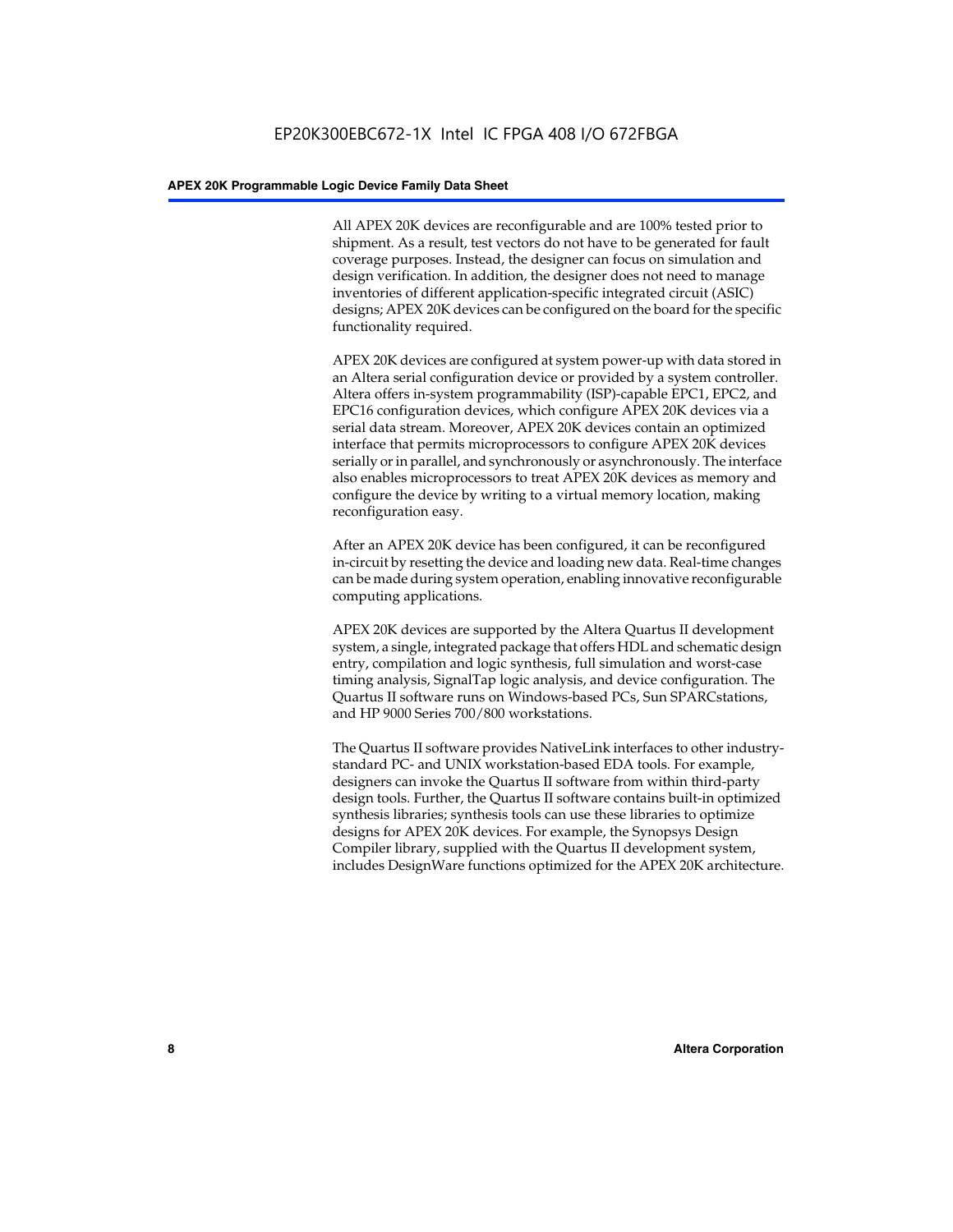All APEX 20K devices are reconfigurable and are 100% tested prior to shipment. As a result, test vectors do not have to be generated for fault coverage purposes. Instead, the designer can focus on simulation and design verification. In addition, the designer does not need to manage inventories of different application-specific integrated circuit (ASIC) designs; APEX 20K devices can be configured on the board for the specific functionality required.

APEX 20K devices are configured at system power-up with data stored in an Altera serial configuration device or provided by a system controller. Altera offers in-system programmability (ISP)-capable EPC1, EPC2, and EPC16 configuration devices, which configure APEX 20K devices via a serial data stream. Moreover, APEX 20K devices contain an optimized interface that permits microprocessors to configure APEX 20K devices serially or in parallel, and synchronously or asynchronously. The interface also enables microprocessors to treat APEX 20K devices as memory and configure the device by writing to a virtual memory location, making reconfiguration easy.

After an APEX 20K device has been configured, it can be reconfigured in-circuit by resetting the device and loading new data. Real-time changes can be made during system operation, enabling innovative reconfigurable computing applications.

APEX 20K devices are supported by the Altera Quartus II development system, a single, integrated package that offers HDL and schematic design entry, compilation and logic synthesis, full simulation and worst-case timing analysis, SignalTap logic analysis, and device configuration. The Quartus II software runs on Windows-based PCs, Sun SPARCstations, and HP 9000 Series 700/800 workstations.

The Quartus II software provides NativeLink interfaces to other industry-standard PC- and UNIX workstation-based EDA tools. For example, designers can invoke the Quartus II software from within third-party design tools. Further, the Quartus II software contains built-in optimized synthesis libraries; synthesis tools can use these libraries to optimize designs for APEX 20K devices. For example, the Synopsys Design Compiler library, supplied with the Quartus II development system, includes DesignWare functions optimized for the APEX 20K architecture.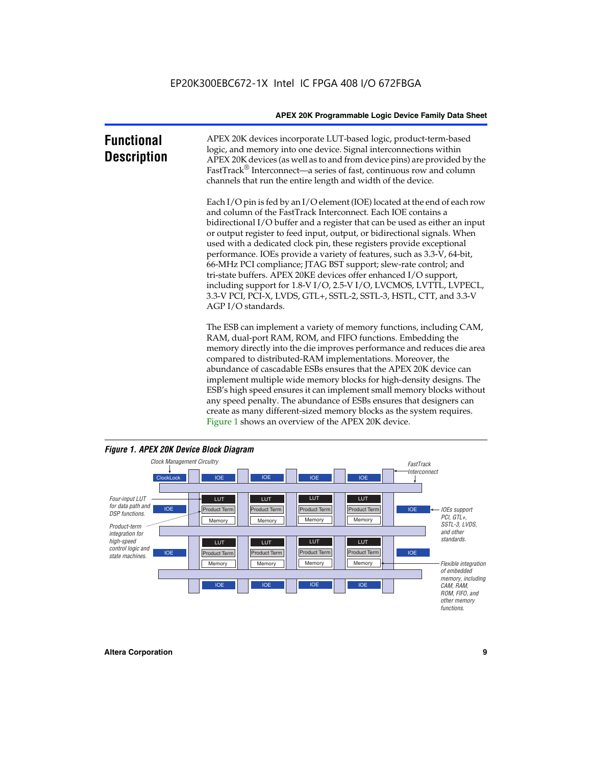## Functional Description

APEX 20K devices incorporate LUT-based logic, product-term-based logic, and memory into one device. Signal interconnections within APEX 20K devices (as well as to and from device pins) are provided by the FastTrack® Interconnect—a series of fast, continuous row and column channels that run the entire length and width of the device.

Each I/O pin is fed by an I/O element (IOE) located at the end of each row and column of the FastTrack Interconnect. Each IOE contains a bidirectional I/O buffer and a register that can be used as either an input or output register to feed input, output, or bidirectional signals. When used with a dedicated clock pin, these registers provide exceptional performance. IOEs provide a variety of features, such as 3.3-V, 64-bit, 66-MHz PCI compliance; JTAG BST support; slew-rate control; and tri-state buffers. APEX 20KE devices offer enhanced I/O support, including support for 1.8-V I/O, 2.5-V I/O, LVCMOS, LVTTL, LVPECL, 3.3-V PCI, PCI-X, LVDS, GTL+, SSTL-2, SSTL-3, HSTL, CTT, and 3.3-V AGP I/O standards.

The ESB can implement a variety of memory functions, including CAM, RAM, dual-port RAM, ROM, and FIFO functions. Embedding the memory directly into the die improves performance and reduces die area compared to distributed-RAM implementations. Moreover, the abundance of cascadable ESBs ensures that the APEX 20K device can implement multiple wide memory blocks for high-density designs. The ESB's high speed ensures it can implement small memory blocks without any speed penalty. The abundance of ESBs ensures that designers can create as many different-sized memory blocks as the system requires. Figure 1 shows an overview of the APEX 20K device.

*Figure 1. APEX 20K Device Block Diagram*

Clock Management Circuitry | ClockLock | IOE | LUT | Product Term | Memory | FastTrack Interconnect

Four-input LUT for data path and DSP functions.

Product-term integration for high-speed control logic and state machines.

IOEs support PCI, GTL+, SSTL-3, LVDS, and other standards.

Flexible integration of embedded memory, including CAM, RAM, ROM, FIFO, and other memory functions.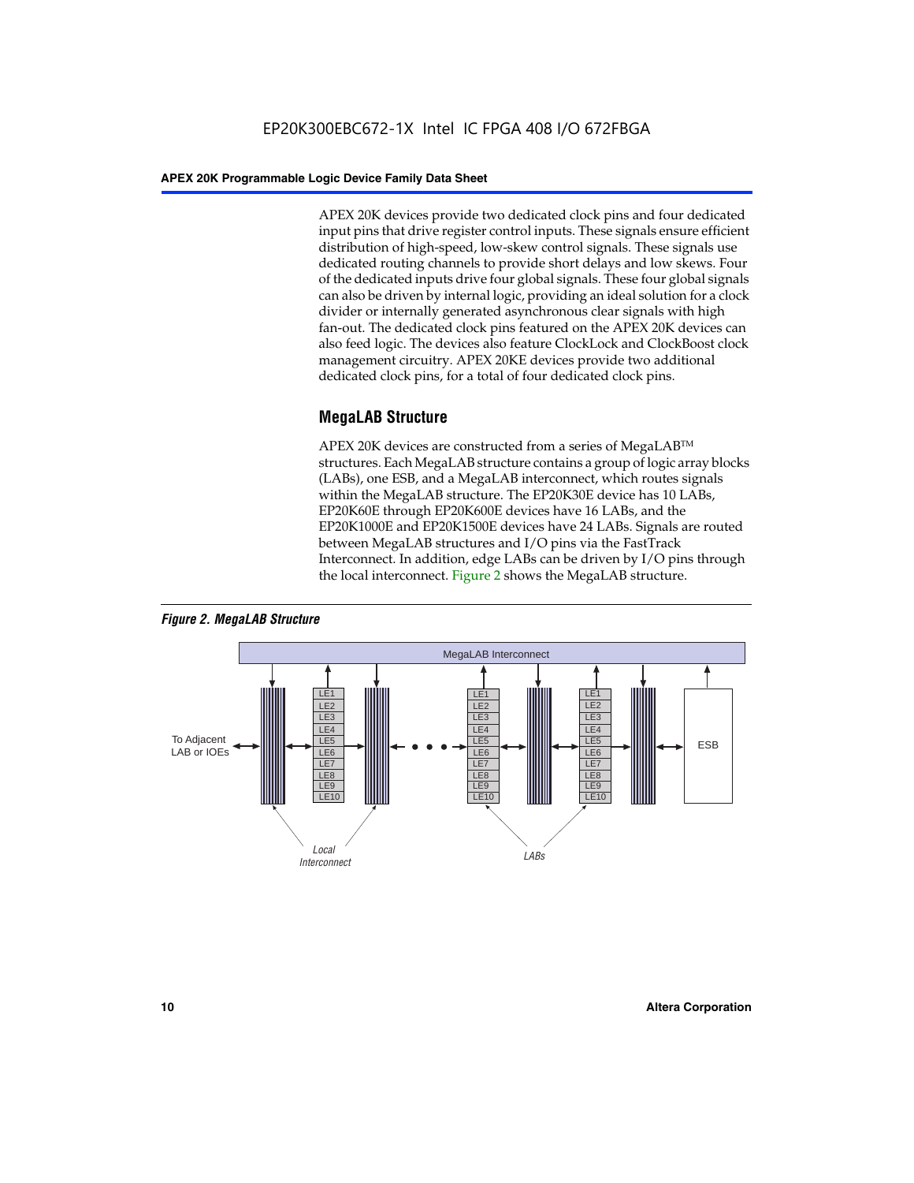APEX 20K devices provide two dedicated clock pins and four dedicated input pins that drive register control inputs. These signals ensure efficient distribution of high-speed, low-skew control signals. These signals use dedicated routing channels to provide short delays and low skews. Four of the dedicated inputs drive four global signals. These four global signals can also be driven by internal logic, providing an ideal solution for a clock divider or internally generated asynchronous clear signals with high fan-out. The dedicated clock pins featured on the APEX 20K devices can also feed logic. The devices also feature ClockLock and ClockBoost clock management circuitry. APEX 20KE devices provide two additional dedicated clock pins, for a total of four dedicated clock pins.

## MegaLAB Structure

APEX 20K devices are constructed from a series of MegaLAB™ structures. Each MegaLAB structure contains a group of logic array blocks (LABs), one ESB, and a MegaLAB interconnect, which routes signals within the MegaLAB structure. The EP20K30E device has 10 LABs, EP20K60E through EP20K600E devices have 16 LABs, and the EP20K1000E and EP20K1500E devices have 24 LABs. Signals are routed between MegaLAB structures and I/O pins via the FastTrack Interconnect. In addition, edge LABs can be driven by I/O pins through the local interconnect. Figure 2 shows the MegaLAB structure.

*Figure 2. MegaLAB Structure*

MegaLAB Interconnect

To Adjacent LAB or IOEs

LE1 LE2 LE3 LE4 LE5 LE6 LE7 LE8 LE9 LE10

ESB

Local Interconnect

LABs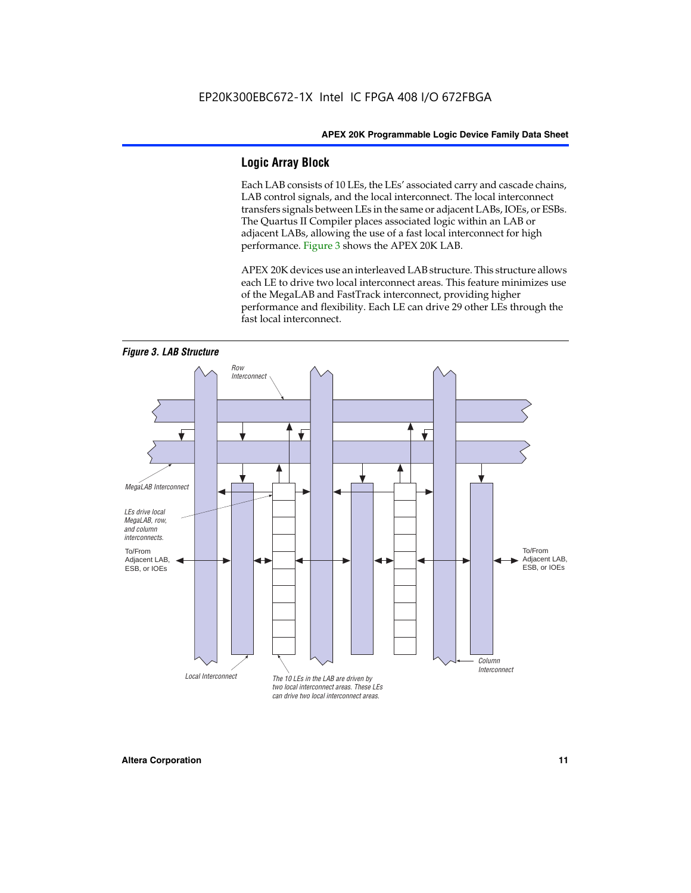## Logic Array Block

Each LAB consists of 10 LEs, the LEs' associated carry and cascade chains, LAB control signals, and the local interconnect. The local interconnect transfers signals between LEs in the same or adjacent LABs, IOEs, or ESBs. The Quartus II Compiler places associated logic within an LAB or adjacent LABs, allowing the use of a fast local interconnect for high performance. Figure 3 shows the APEX 20K LAB.

APEX 20K devices use an interleaved LAB structure. This structure allows each LE to drive two local interconnect areas. This feature minimizes use of the MegaLAB and FastTrack interconnect, providing higher performance and flexibility. Each LE can drive 29 other LEs through the fast local interconnect.

***Figure 3. LAB Structure***

Row Interconnect

MegaLAB Interconnect

LEs drive local MegaLAB, row, and column interconnects.

To/From Adjacent LAB, ESB, or IOEs

To/From Adjacent LAB, ESB, or IOEs

Column Interconnect

Local Interconnect

The 10 LEs in the LAB are driven by two local interconnect areas. These LEs can drive two local interconnect areas.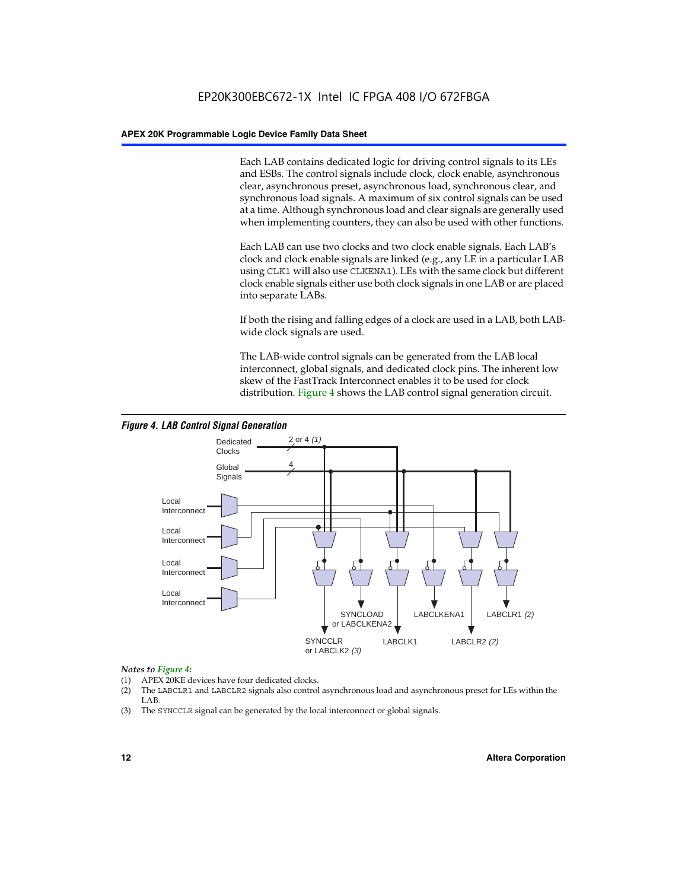Each LAB contains dedicated logic for driving control signals to its LEs and ESBs. The control signals include clock, clock enable, asynchronous clear, asynchronous preset, asynchronous load, synchronous clear, and synchronous load signals. A maximum of six control signals can be used at a time. Although synchronous load and clear signals are generally used when implementing counters, they can also be used with other functions.

Each LAB can use two clocks and two clock enable signals. Each LAB's clock and clock enable signals are linked (e.g., any LE in a particular LAB using `CLK1` will also use `CLKENA1`). LEs with the same clock but different clock enable signals either use both clock signals in one LAB or are placed into separate LABs.

If both the rising and falling edges of a clock are used in a LAB, both LAB-wide clock signals are used.

The LAB-wide control signals can be generated from the LAB local interconnect, global signals, and dedicated clock pins. The inherent low skew of the FastTrack Interconnect enables it to be used for clock distribution. Figure 4 shows the LAB control signal generation circuit.

***Figure 4. LAB Control Signal Generation***

Dedicated Clocks — 2 or 4 *(1)*
Global Signals — 4
Local Interconnect
Local Interconnect
Local Interconnect
Local Interconnect
SYNCCLR or LABCLK2 *(3)*
SYNCLOAD or LABCLKENA2
LABCLK1
LABCLKENA1
LABCLR2 *(2)*
LABCLR1 *(2)*

*Notes to Figure 4:*

(1) APEX 20KE devices have four dedicated clocks.
(2) The `LABCLR1` and `LABCLR2` signals also control asynchronous load and asynchronous preset for LEs within the LAB.
(3) The `SYNCCLR` signal can be generated by the local interconnect or global signals.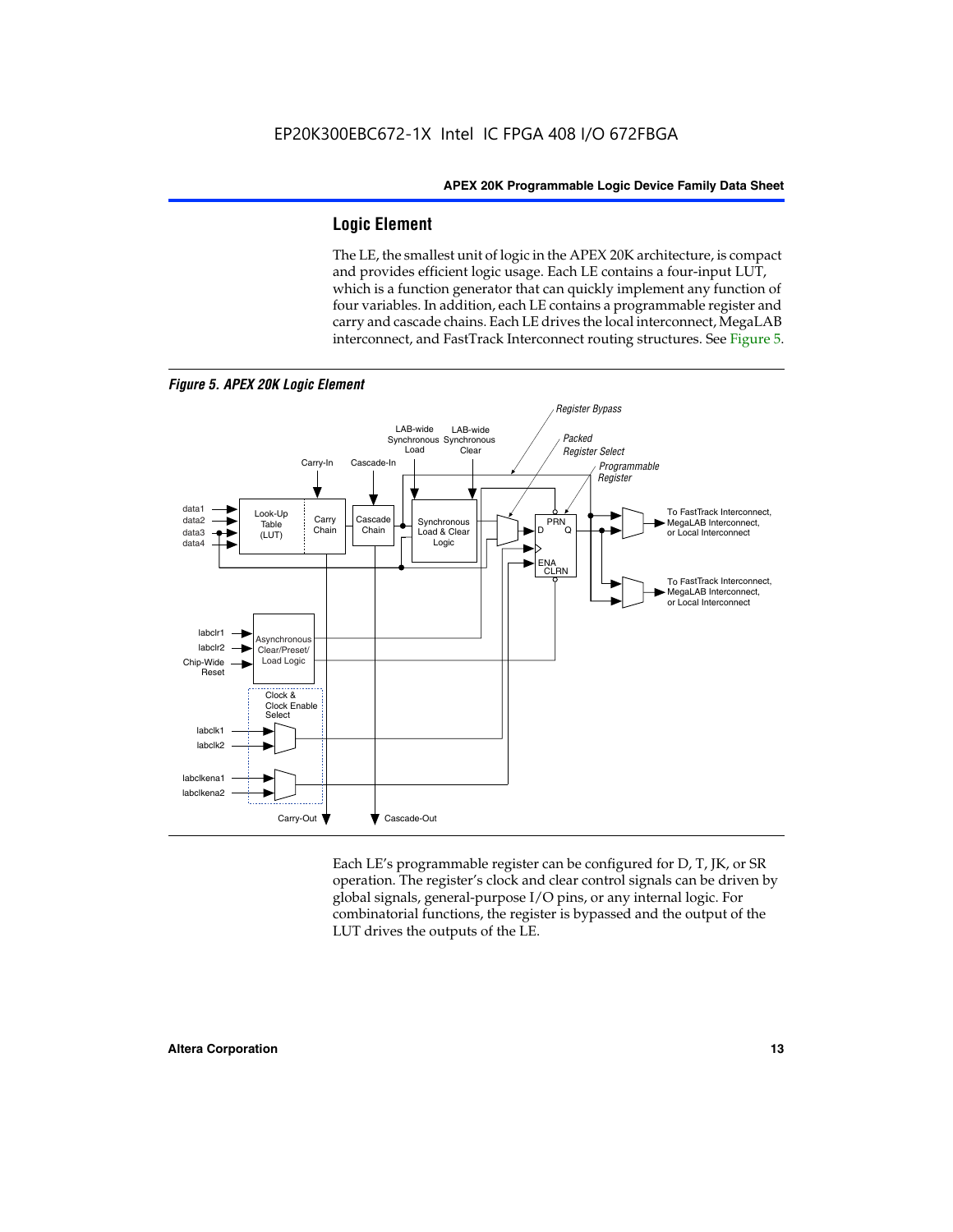## Logic Element

The LE, the smallest unit of logic in the APEX 20K architecture, is compact and provides efficient logic usage. Each LE contains a four-input LUT, which is a function generator that can quickly implement any function of four variables. In addition, each LE contains a programmable register and carry and cascade chains. Each LE drives the local interconnect, MegaLAB interconnect, and FastTrack Interconnect routing structures. See Figure 5.

*Figure 5. APEX 20K Logic Element*

Each LE's programmable register can be configured for D, T, JK, or SR operation. The register's clock and clear control signals can be driven by global signals, general-purpose I/O pins, or any internal logic. For combinatorial functions, the register is bypassed and the output of the LUT drives the outputs of the LE.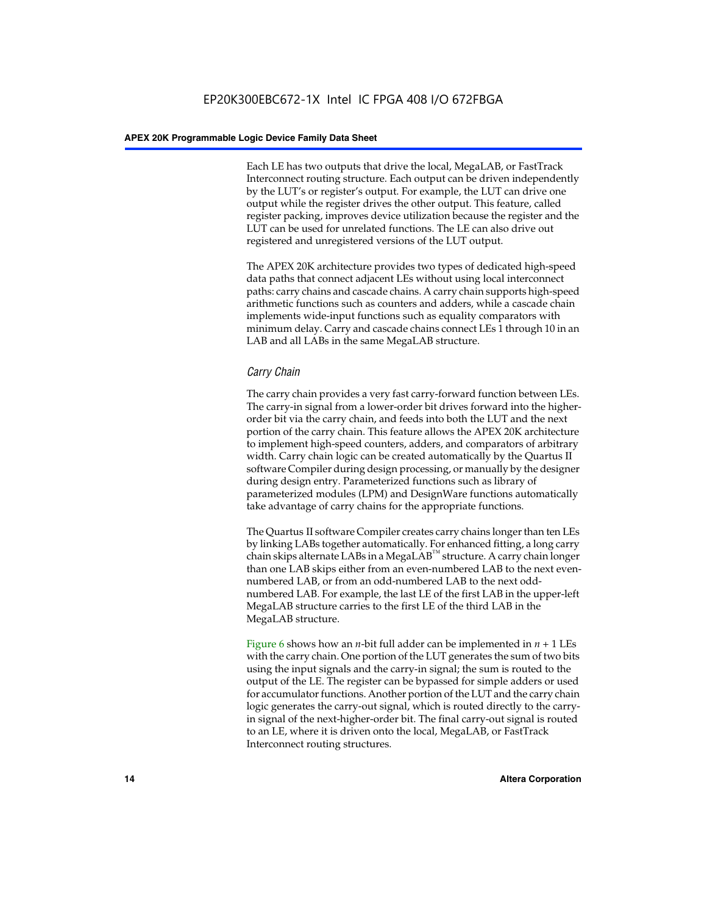Each LE has two outputs that drive the local, MegaLAB, or FastTrack Interconnect routing structure. Each output can be driven independently by the LUT's or register's output. For example, the LUT can drive one output while the register drives the other output. This feature, called register packing, improves device utilization because the register and the LUT can be used for unrelated functions. The LE can also drive out registered and unregistered versions of the LUT output.

The APEX 20K architecture provides two types of dedicated high-speed data paths that connect adjacent LEs without using local interconnect paths: carry chains and cascade chains. A carry chain supports high-speed arithmetic functions such as counters and adders, while a cascade chain implements wide-input functions such as equality comparators with minimum delay. Carry and cascade chains connect LEs 1 through 10 in an LAB and all LABs in the same MegaLAB structure.

### *Carry Chain*

The carry chain provides a very fast carry-forward function between LEs. The carry-in signal from a lower-order bit drives forward into the higher-order bit via the carry chain, and feeds into both the LUT and the next portion of the carry chain. This feature allows the APEX 20K architecture to implement high-speed counters, adders, and comparators of arbitrary width. Carry chain logic can be created automatically by the Quartus II software Compiler during design processing, or manually by the designer during design entry. Parameterized functions such as library of parameterized modules (LPM) and DesignWare functions automatically take advantage of carry chains for the appropriate functions.

The Quartus II software Compiler creates carry chains longer than ten LEs by linking LABs together automatically. For enhanced fitting, a long carry chain skips alternate LABs in a MegaLAB™ structure. A carry chain longer than one LAB skips either from an even-numbered LAB to the next even-numbered LAB, or from an odd-numbered LAB to the next odd-numbered LAB. For example, the last LE of the first LAB in the upper-left MegaLAB structure carries to the first LE of the third LAB in the MegaLAB structure.

Figure 6 shows how an $n$-bit full adder can be implemented in $n + 1$ LEs with the carry chain. One portion of the LUT generates the sum of two bits using the input signals and the carry-in signal; the sum is routed to the output of the LE. The register can be bypassed for simple adders or used for accumulator functions. Another portion of the LUT and the carry chain logic generates the carry-out signal, which is routed directly to the carry-in signal of the next-higher-order bit. The final carry-out signal is routed to an LE, where it is driven onto the local, MegaLAB, or FastTrack Interconnect routing structures.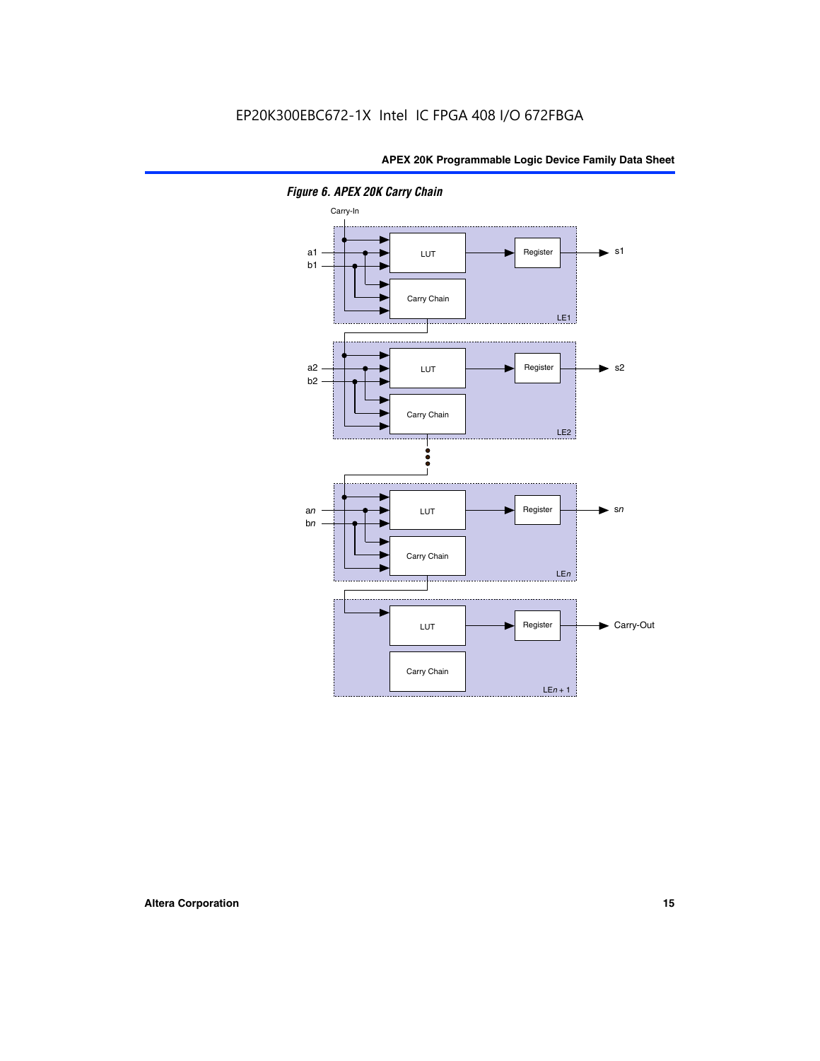*Figure 6. APEX 20K Carry Chain*

Carry-In

a1
b1

LUT

Register

s1

Carry Chain

LE1

a2
b2

LUT

Register

s2

Carry Chain

LE2

an
bn

LUT

Register

sn

Carry Chain

LEn

LUT

Register

Carry-Out

Carry Chain

LEn + 1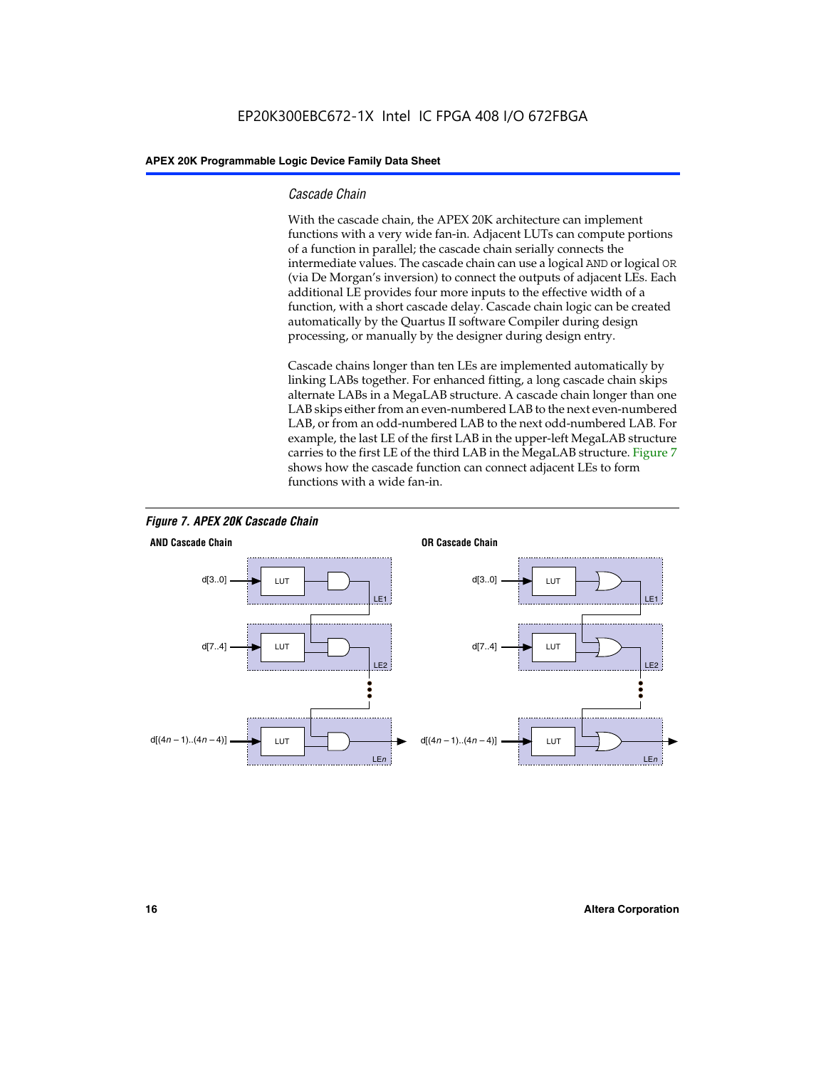### *Cascade Chain*

With the cascade chain, the APEX 20K architecture can implement functions with a very wide fan-in. Adjacent LUTs can compute portions of a function in parallel; the cascade chain serially connects the intermediate values. The cascade chain can use a logical `AND` or logical `OR` (via De Morgan's inversion) to connect the outputs of adjacent LEs. Each additional LE provides four more inputs to the effective width of a function, with a short cascade delay. Cascade chain logic can be created automatically by the Quartus II software Compiler during design processing, or manually by the designer during design entry.

Cascade chains longer than ten LEs are implemented automatically by linking LABs together. For enhanced fitting, a long cascade chain skips alternate LABs in a MegaLAB structure. A cascade chain longer than one LAB skips either from an even-numbered LAB to the next even-numbered LAB, or from an odd-numbered LAB to the next odd-numbered LAB. For example, the last LE of the first LAB in the upper-left MegaLAB structure carries to the first LE of the third LAB in the MegaLAB structure. Figure 7 shows how the cascade function can connect adjacent LEs to form functions with a wide fan-in.

***Figure 7. APEX 20K Cascade Chain***

**AND Cascade Chain**

d[3..0] → LUT → LE1
d[7..4] → LUT → LE2
d[(4n – 1)..(4n – 4)] → LUT → LEn

**OR Cascade Chain**

d[3..0] → LUT → LE1
d[7..4] → LUT → LE2
d[(4n – 1)..(4n – 4)] → LUT → LEn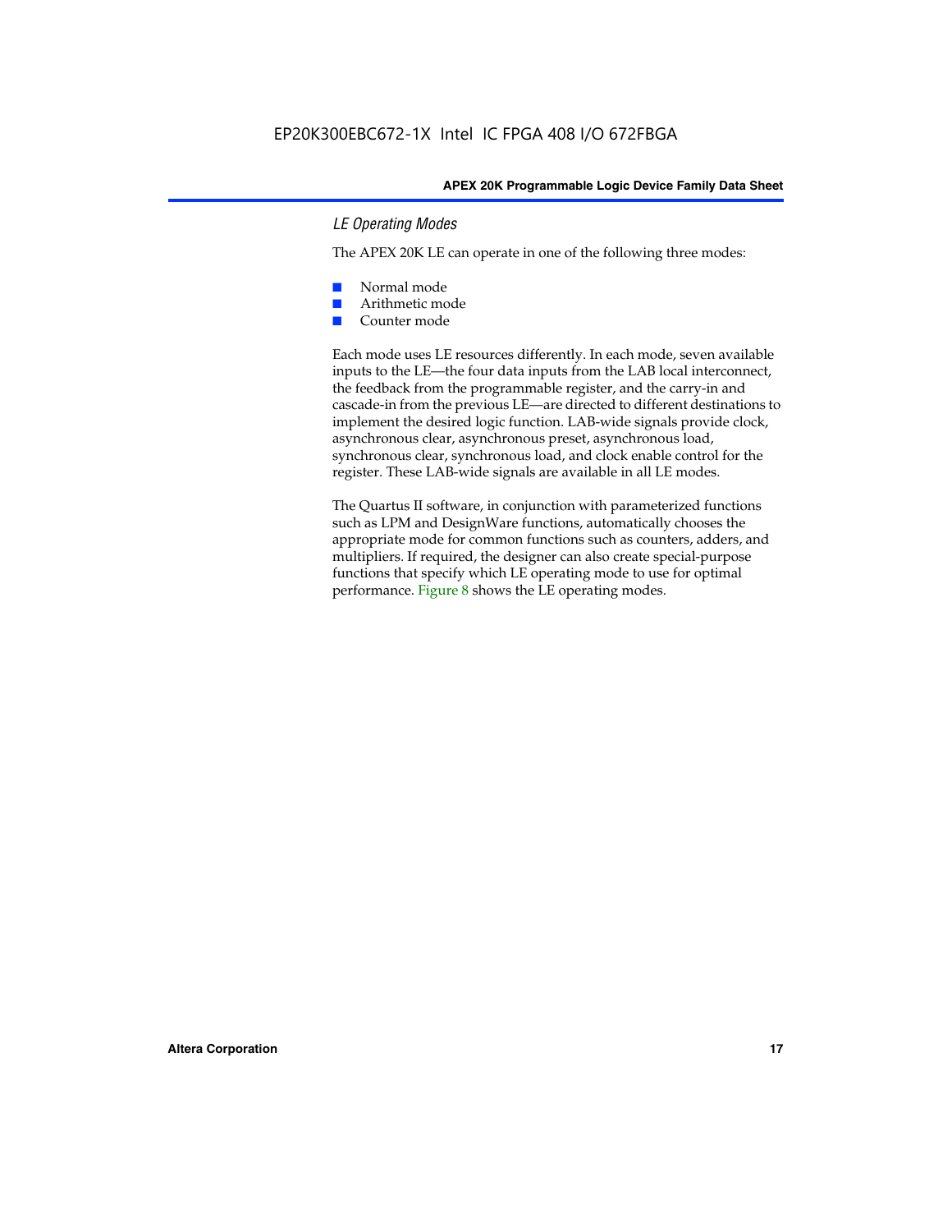### *LE Operating Modes*

The APEX 20K LE can operate in one of the following three modes:

- Normal mode
- Arithmetic mode
- Counter mode

Each mode uses LE resources differently. In each mode, seven available inputs to the LE—the four data inputs from the LAB local interconnect, the feedback from the programmable register, and the carry-in and cascade-in from the previous LE—are directed to different destinations to implement the desired logic function. LAB-wide signals provide clock, asynchronous clear, asynchronous preset, asynchronous load, synchronous clear, synchronous load, and clock enable control for the register. These LAB-wide signals are available in all LE modes.

The Quartus II software, in conjunction with parameterized functions such as LPM and DesignWare functions, automatically chooses the appropriate mode for common functions such as counters, adders, and multipliers. If required, the designer can also create special-purpose functions that specify which LE operating mode to use for optimal performance. Figure 8 shows the LE operating modes.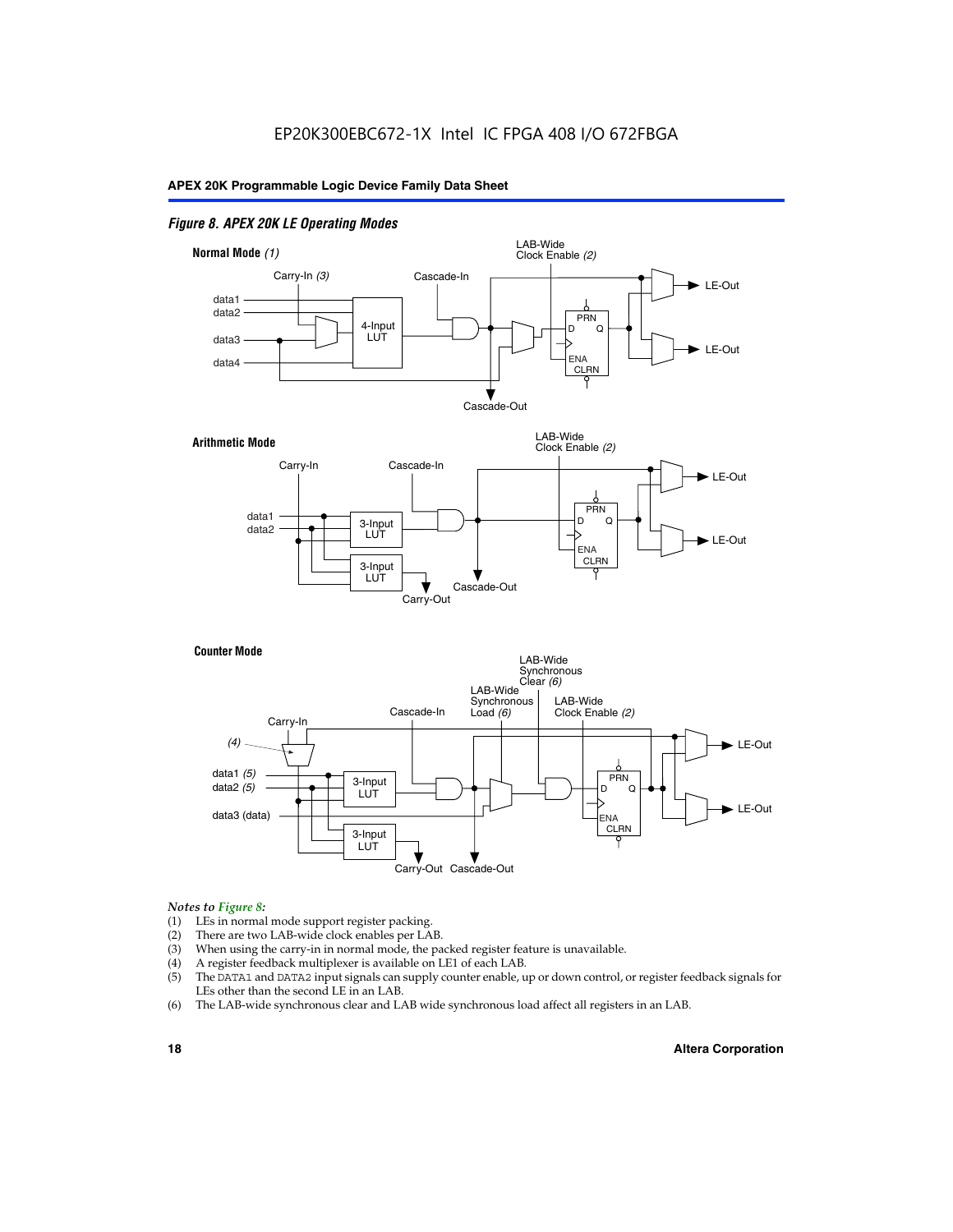*Figure 8. APEX 20K LE Operating Modes*

**Normal Mode** *(1)*

**Arithmetic Mode**

**Counter Mode**

*Notes to Figure 8:*

(1) LEs in normal mode support register packing.
(2) There are two LAB-wide clock enables per LAB.
(3) When using the carry-in in normal mode, the packed register feature is unavailable.
(4) A register feedback multiplexer is available on LE1 of each LAB.
(5) The DATA1 and DATA2 input signals can supply counter enable, up or down control, or register feedback signals for LEs other than the second LE in an LAB.
(6) The LAB-wide synchronous clear and LAB wide synchronous load affect all registers in an LAB.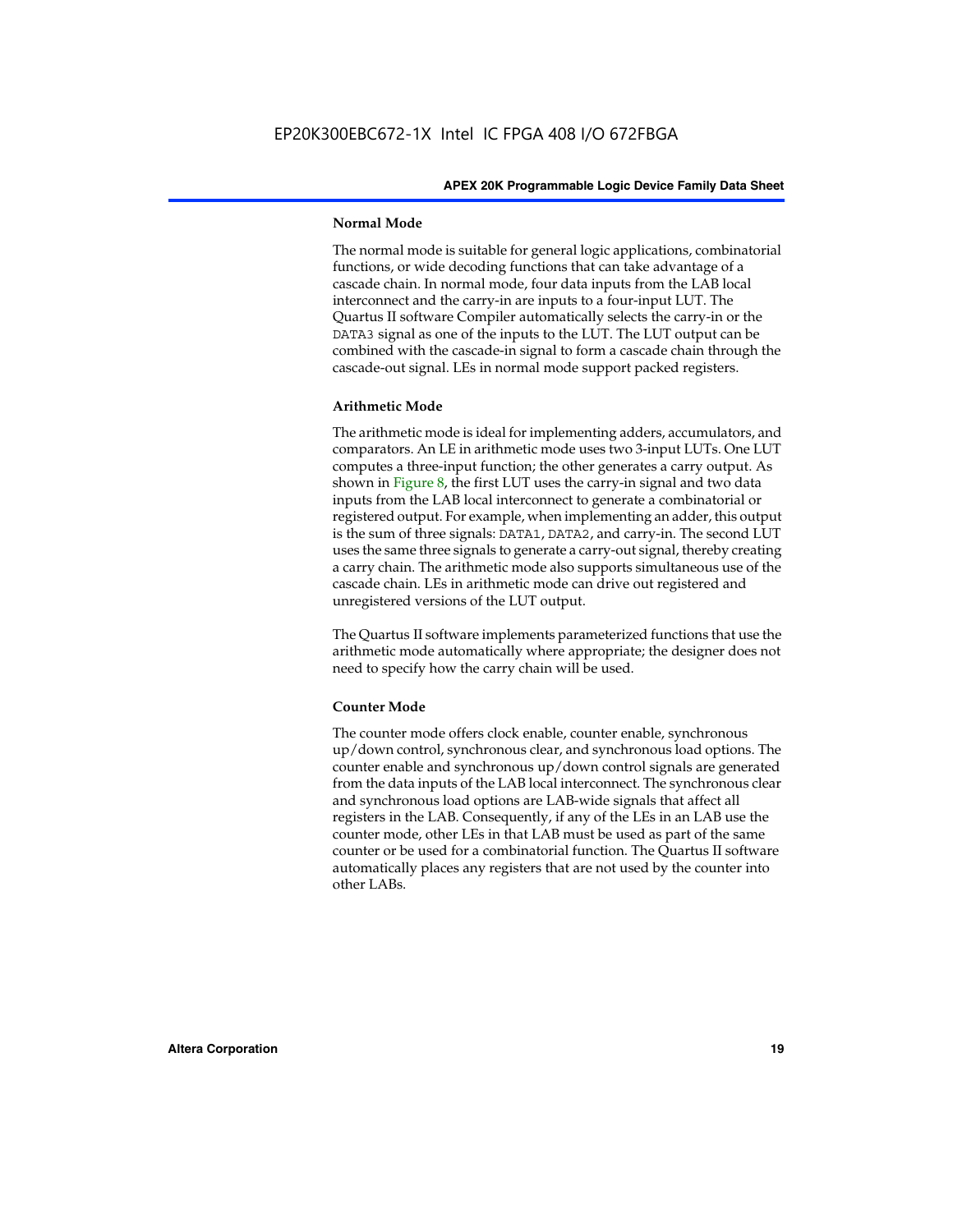### Normal Mode

The normal mode is suitable for general logic applications, combinatorial functions, or wide decoding functions that can take advantage of a cascade chain. In normal mode, four data inputs from the LAB local interconnect and the carry-in are inputs to a four-input LUT. The Quartus II software Compiler automatically selects the carry-in or the DATA3 signal as one of the inputs to the LUT. The LUT output can be combined with the cascade-in signal to form a cascade chain through the cascade-out signal. LEs in normal mode support packed registers.

### Arithmetic Mode

The arithmetic mode is ideal for implementing adders, accumulators, and comparators. An LE in arithmetic mode uses two 3-input LUTs. One LUT computes a three-input function; the other generates a carry output. As shown in Figure 8, the first LUT uses the carry-in signal and two data inputs from the LAB local interconnect to generate a combinatorial or registered output. For example, when implementing an adder, this output is the sum of three signals: DATA1, DATA2, and carry-in. The second LUT uses the same three signals to generate a carry-out signal, thereby creating a carry chain. The arithmetic mode also supports simultaneous use of the cascade chain. LEs in arithmetic mode can drive out registered and unregistered versions of the LUT output.

The Quartus II software implements parameterized functions that use the arithmetic mode automatically where appropriate; the designer does not need to specify how the carry chain will be used.

### Counter Mode

The counter mode offers clock enable, counter enable, synchronous up/down control, synchronous clear, and synchronous load options. The counter enable and synchronous up/down control signals are generated from the data inputs of the LAB local interconnect. The synchronous clear and synchronous load options are LAB-wide signals that affect all registers in the LAB. Consequently, if any of the LEs in an LAB use the counter mode, other LEs in that LAB must be used as part of the same counter or be used for a combinatorial function. The Quartus II software automatically places any registers that are not used by the counter into other LABs.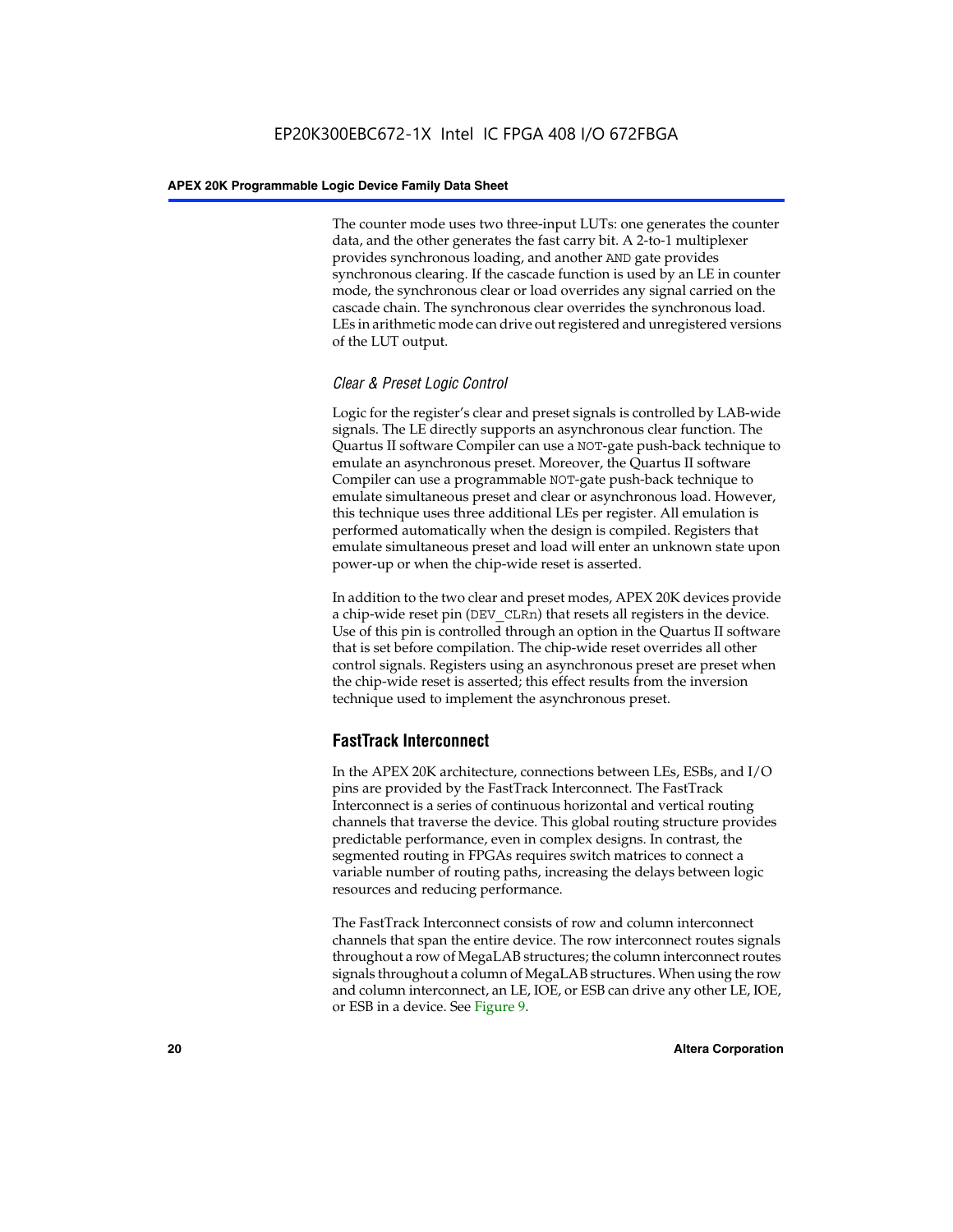The counter mode uses two three-input LUTs: one generates the counter data, and the other generates the fast carry bit. A 2-to-1 multiplexer provides synchronous loading, and another AND gate provides synchronous clearing. If the cascade function is used by an LE in counter mode, the synchronous clear or load overrides any signal carried on the cascade chain. The synchronous clear overrides the synchronous load. LEs in arithmetic mode can drive out registered and unregistered versions of the LUT output.

### *Clear & Preset Logic Control*

Logic for the register's clear and preset signals is controlled by LAB-wide signals. The LE directly supports an asynchronous clear function. The Quartus II software Compiler can use a NOT-gate push-back technique to emulate an asynchronous preset. Moreover, the Quartus II software Compiler can use a programmable NOT-gate push-back technique to emulate simultaneous preset and clear or asynchronous load. However, this technique uses three additional LEs per register. All emulation is performed automatically when the design is compiled. Registers that emulate simultaneous preset and load will enter an unknown state upon power-up or when the chip-wide reset is asserted.

In addition to the two clear and preset modes, APEX 20K devices provide a chip-wide reset pin (DEV_CLRn) that resets all registers in the device. Use of this pin is controlled through an option in the Quartus II software that is set before compilation. The chip-wide reset overrides all other control signals. Registers using an asynchronous preset are preset when the chip-wide reset is asserted; this effect results from the inversion technique used to implement the asynchronous preset.

## FastTrack Interconnect

In the APEX 20K architecture, connections between LEs, ESBs, and I/O pins are provided by the FastTrack Interconnect. The FastTrack Interconnect is a series of continuous horizontal and vertical routing channels that traverse the device. This global routing structure provides predictable performance, even in complex designs. In contrast, the segmented routing in FPGAs requires switch matrices to connect a variable number of routing paths, increasing the delays between logic resources and reducing performance.

The FastTrack Interconnect consists of row and column interconnect channels that span the entire device. The row interconnect routes signals throughout a row of MegaLAB structures; the column interconnect routes signals throughout a column of MegaLAB structures. When using the row and column interconnect, an LE, IOE, or ESB can drive any other LE, IOE, or ESB in a device. See Figure 9.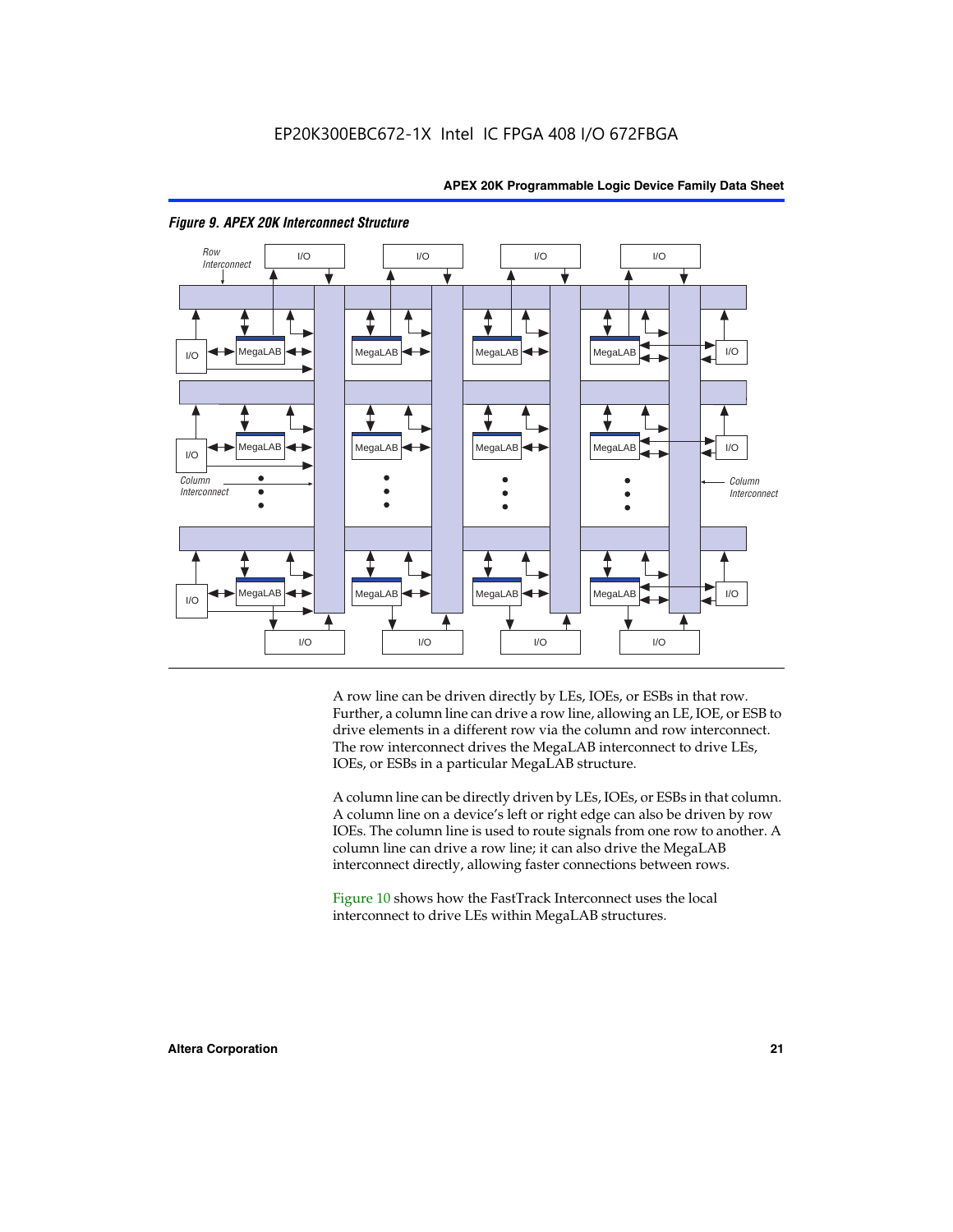*Figure 9. APEX 20K Interconnect Structure*

A row line can be driven directly by LEs, IOEs, or ESBs in that row. Further, a column line can drive a row line, allowing an LE, IOE, or ESB to drive elements in a different row via the column and row interconnect. The row interconnect drives the MegaLAB interconnect to drive LEs, IOEs, or ESBs in a particular MegaLAB structure.

A column line can be directly driven by LEs, IOEs, or ESBs in that column. A column line on a device's left or right edge can also be driven by row IOEs. The column line is used to route signals from one row to another. A column line can drive a row line; it can also drive the MegaLAB interconnect directly, allowing faster connections between rows.

Figure 10 shows how the FastTrack Interconnect uses the local interconnect to drive LEs within MegaLAB structures.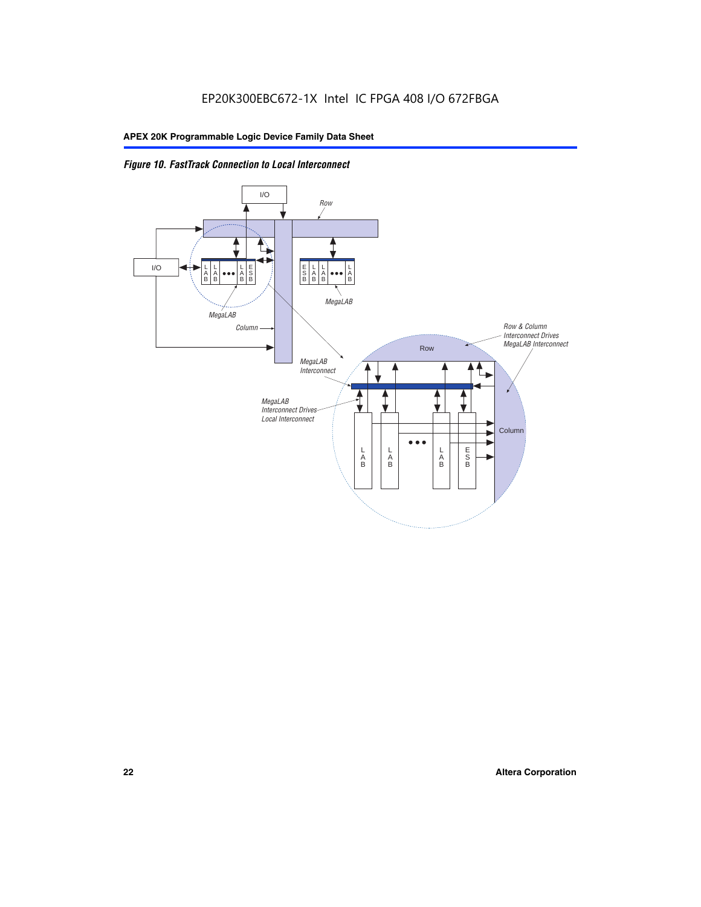*Figure 10. FastTrack Connection to Local Interconnect*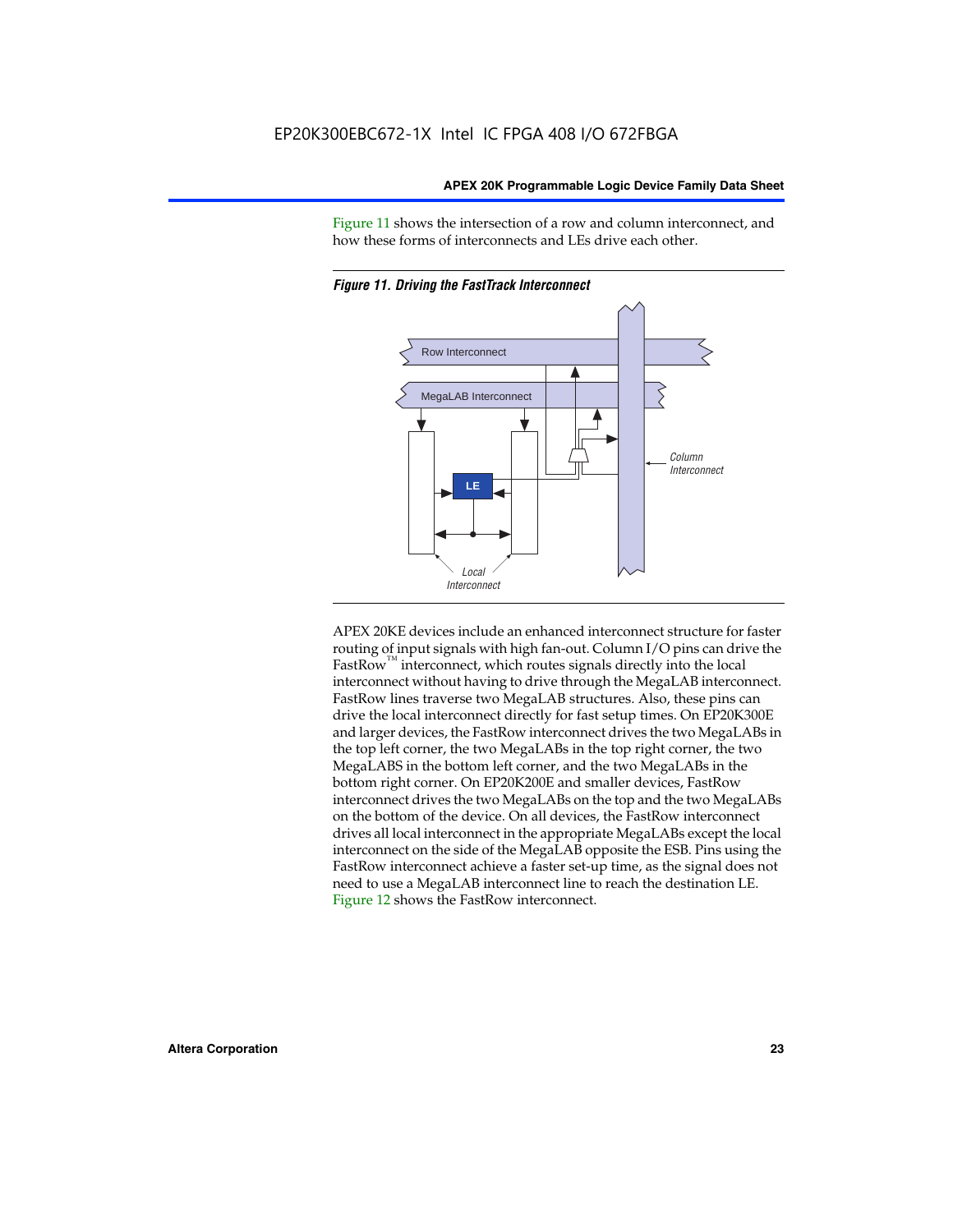Figure 11 shows the intersection of a row and column interconnect, and how these forms of interconnects and LEs drive each other.

*Figure 11. Driving the FastTrack Interconnect*

Row Interconnect

MegaLAB Interconnect

LE

Column Interconnect

Local Interconnect

APEX 20KE devices include an enhanced interconnect structure for faster routing of input signals with high fan-out. Column I/O pins can drive the FastRow™ interconnect, which routes signals directly into the local interconnect without having to drive through the MegaLAB interconnect. FastRow lines traverse two MegaLAB structures. Also, these pins can drive the local interconnect directly for fast setup times. On EP20K300E and larger devices, the FastRow interconnect drives the two MegaLABs in the top left corner, the two MegaLABs in the top right corner, the two MegaLABS in the bottom left corner, and the two MegaLABs in the bottom right corner. On EP20K200E and smaller devices, FastRow interconnect drives the two MegaLABs on the top and the two MegaLABs on the bottom of the device. On all devices, the FastRow interconnect drives all local interconnect in the appropriate MegaLABs except the local interconnect on the side of the MegaLAB opposite the ESB. Pins using the FastRow interconnect achieve a faster set-up time, as the signal does not need to use a MegaLAB interconnect line to reach the destination LE. Figure 12 shows the FastRow interconnect.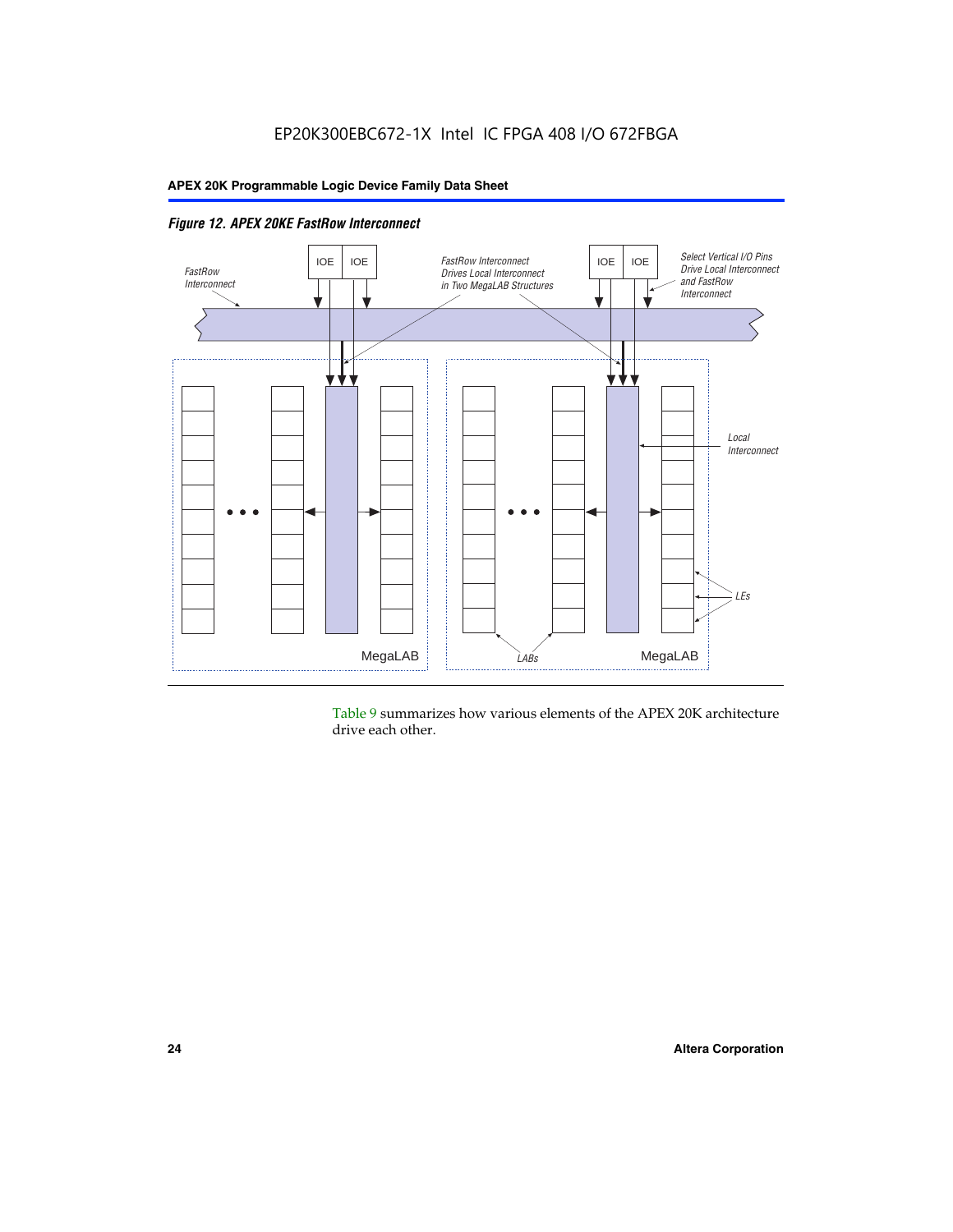*Figure 12. APEX 20KE FastRow Interconnect*

Table 9 summarizes how various elements of the APEX 20K architecture drive each other.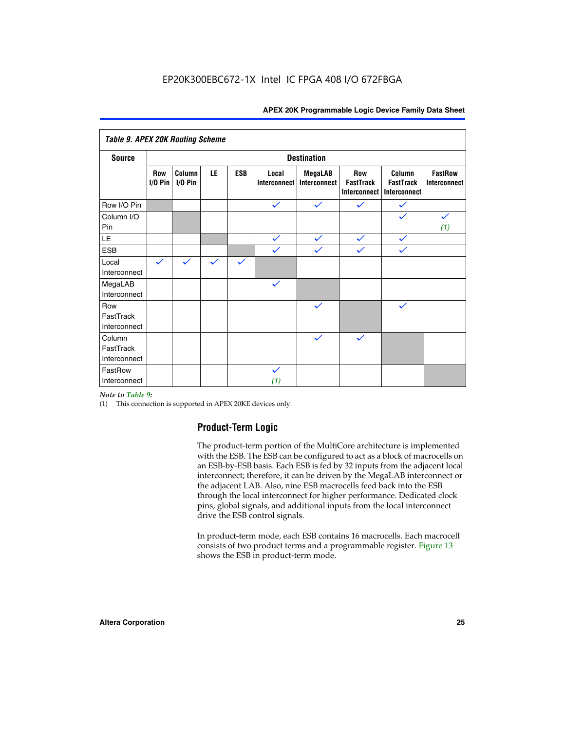*Table 9. APEX 20K Routing Scheme*

| Source | Destination | | | | | | | | |
|---|---|---|---|---|---|---|---|---|---|
| | Row I/O Pin | Column I/O Pin | LE | ESB | Local Interconnect | MegaLAB Interconnect | Row FastTrack Interconnect | Column FastTrack Interconnect | FastRow Interconnect |
| Row I/O Pin | | | | | ✓ | ✓ | ✓ | ✓ | |
| Column I/O Pin | | | | | | | | ✓ | ✓ (1) |
| LE | | | | | ✓ | ✓ | ✓ | ✓ | |
| ESB | | | | | ✓ | ✓ | ✓ | ✓ | |
| Local Interconnect | ✓ | ✓ | ✓ | ✓ | | | | | |
| MegaLAB Interconnect | | | | | ✓ | | | | |
| Row FastTrack Interconnect | | | | | | ✓ | | ✓ | |
| Column FastTrack Interconnect | | | | | | ✓ | ✓ | | |
| FastRow Interconnect | | | | | ✓ (1) | | | | |

*Note to Table 9:*

(1) This connection is supported in APEX 20KE devices only.

## Product-Term Logic

The product-term portion of the MultiCore architecture is implemented with the ESB. The ESB can be configured to act as a block of macrocells on an ESB-by-ESB basis. Each ESB is fed by 32 inputs from the adjacent local interconnect; therefore, it can be driven by the MegaLAB interconnect or the adjacent LAB. Also, nine ESB macrocells feed back into the ESB through the local interconnect for higher performance. Dedicated clock pins, global signals, and additional inputs from the local interconnect drive the ESB control signals.

In product-term mode, each ESB contains 16 macrocells. Each macrocell consists of two product terms and a programmable register. Figure 13 shows the ESB in product-term mode.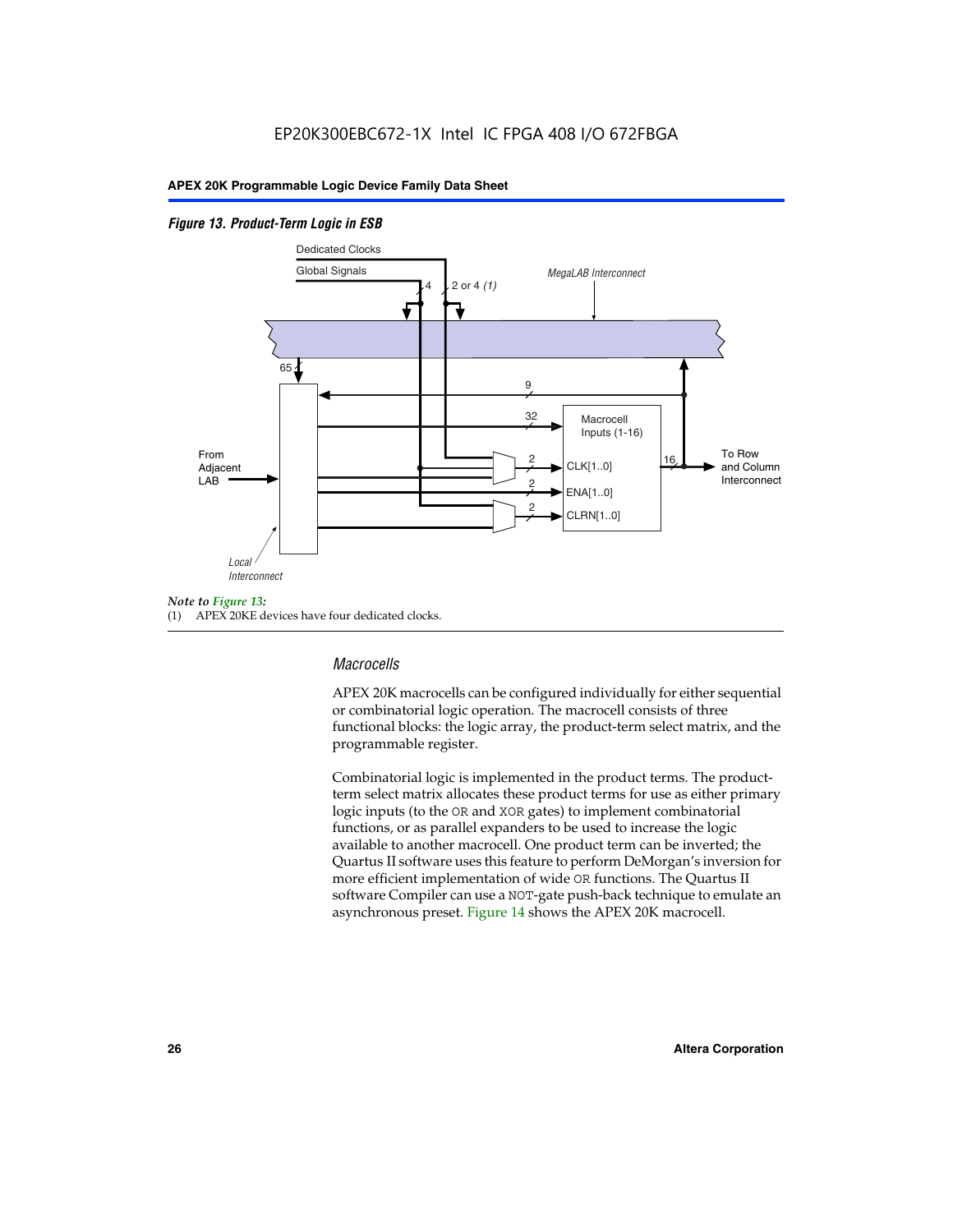*Figure 13. Product-Term Logic in ESB*

Dedicated Clocks

Global Signals

4

2 or 4 *(1)*

MegaLAB Interconnect

65

9

32

Macrocell Inputs (1-16)

From Adjacent LAB

2

CLK[1..0]

2

ENA[1..0]

2

CLRN[1..0]

16

To Row and Column Interconnect

Local Interconnect

*Note to Figure 13:*

(1) APEX 20KE devices have four dedicated clocks.

### Macrocells

APEX 20K macrocells can be configured individually for either sequential or combinatorial logic operation. The macrocell consists of three functional blocks: the logic array, the product-term select matrix, and the programmable register.

Combinatorial logic is implemented in the product terms. The product-term select matrix allocates these product terms for use as either primary logic inputs (to the OR and XOR gates) to implement combinatorial functions, or as parallel expanders to be used to increase the logic available to another macrocell. One product term can be inverted; the Quartus II software uses this feature to perform DeMorgan's inversion for more efficient implementation of wide OR functions. The Quartus II software Compiler can use a NOT-gate push-back technique to emulate an asynchronous preset. Figure 14 shows the APEX 20K macrocell.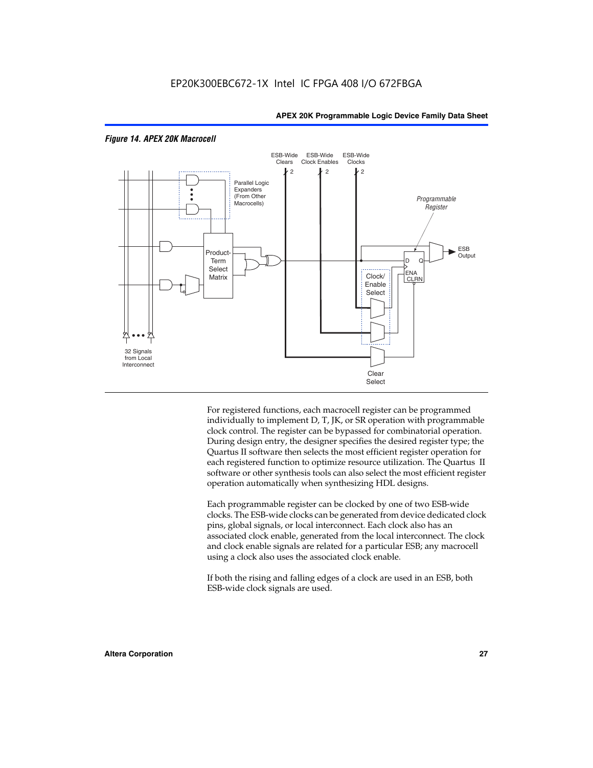*Figure 14. APEX 20K Macrocell*

For registered functions, each macrocell register can be programmed individually to implement D, T, JK, or SR operation with programmable clock control. The register can be bypassed for combinatorial operation. During design entry, the designer specifies the desired register type; the Quartus II software then selects the most efficient register operation for each registered function to optimize resource utilization. The Quartus II software or other synthesis tools can also select the most efficient register operation automatically when synthesizing HDL designs.

Each programmable register can be clocked by one of two ESB-wide clocks. The ESB-wide clocks can be generated from device dedicated clock pins, global signals, or local interconnect. Each clock also has an associated clock enable, generated from the local interconnect. The clock and clock enable signals are related for a particular ESB; any macrocell using a clock also uses the associated clock enable.

If both the rising and falling edges of a clock are used in an ESB, both ESB-wide clock signals are used.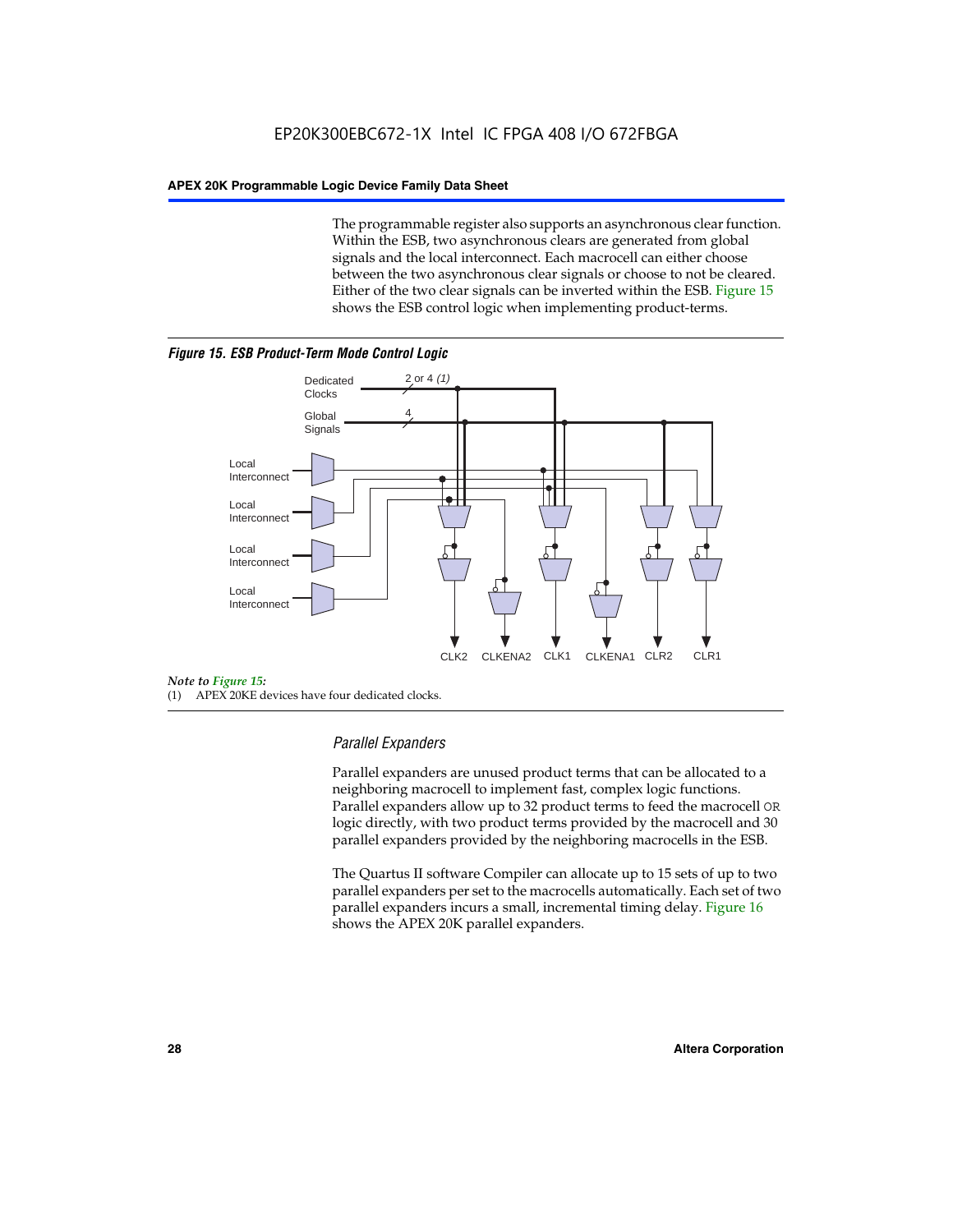The programmable register also supports an asynchronous clear function. Within the ESB, two asynchronous clears are generated from global signals and the local interconnect. Each macrocell can either choose between the two asynchronous clear signals or choose to not be cleared. Either of the two clear signals can be inverted within the ESB. Figure 15 shows the ESB control logic when implementing product-terms.

***Figure 15. ESB Product-Term Mode Control Logic***

Dedicated Clocks 2 or 4 *(1)*
Global Signals 4
Local Interconnect
Local Interconnect
Local Interconnect
Local Interconnect
CLK2 CLKENA2 CLK1 CLKENA1 CLR2 CLR1

*Note to Figure 15:*
(1) APEX 20KE devices have four dedicated clocks.

### *Parallel Expanders*

Parallel expanders are unused product terms that can be allocated to a neighboring macrocell to implement fast, complex logic functions. Parallel expanders allow up to 32 product terms to feed the macrocell OR logic directly, with two product terms provided by the macrocell and 30 parallel expanders provided by the neighboring macrocells in the ESB.

The Quartus II software Compiler can allocate up to 15 sets of up to two parallel expanders per set to the macrocells automatically. Each set of two parallel expanders incurs a small, incremental timing delay. Figure 16 shows the APEX 20K parallel expanders.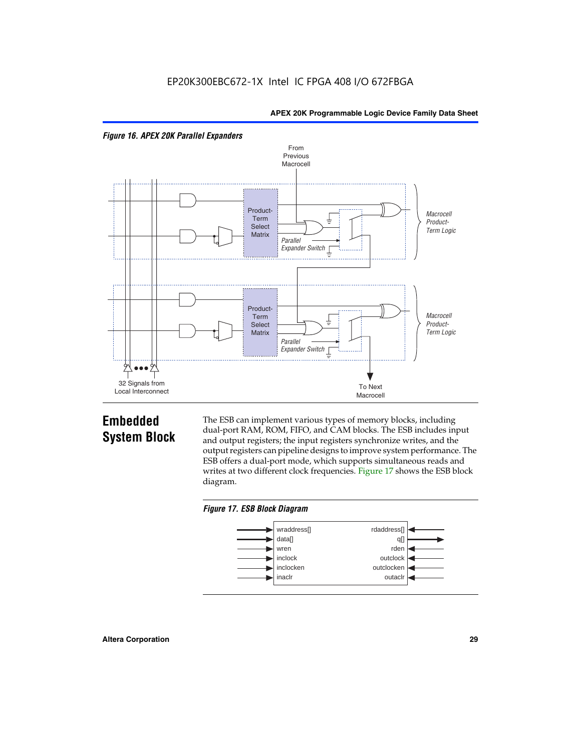*Figure 16. APEX 20K Parallel Expanders*

From Previous Macrocell

Product-Term Select Matrix

Parallel Expander Switch

Macrocell Product-Term Logic

Product-Term Select Matrix

Parallel Expander Switch

Macrocell Product-Term Logic

32 Signals from Local Interconnect

To Next Macrocell

## Embedded System Block

The ESB can implement various types of memory blocks, including dual-port RAM, ROM, FIFO, and CAM blocks. The ESB includes input and output registers; the input registers synchronize writes, and the output registers can pipeline designs to improve system performance. The ESB offers a dual-port mode, which supports simultaneous reads and writes at two different clock frequencies. Figure 17 shows the ESB block diagram.

*Figure 17. ESB Block Diagram*

| Inputs | Outputs |
|---|---|
| wraddress[] | rdaddress[] |
| data[] | q[] |
| wren | rden |
| inclock | outclock |
| inclocken | outclocken |
| inaclr | outaclr |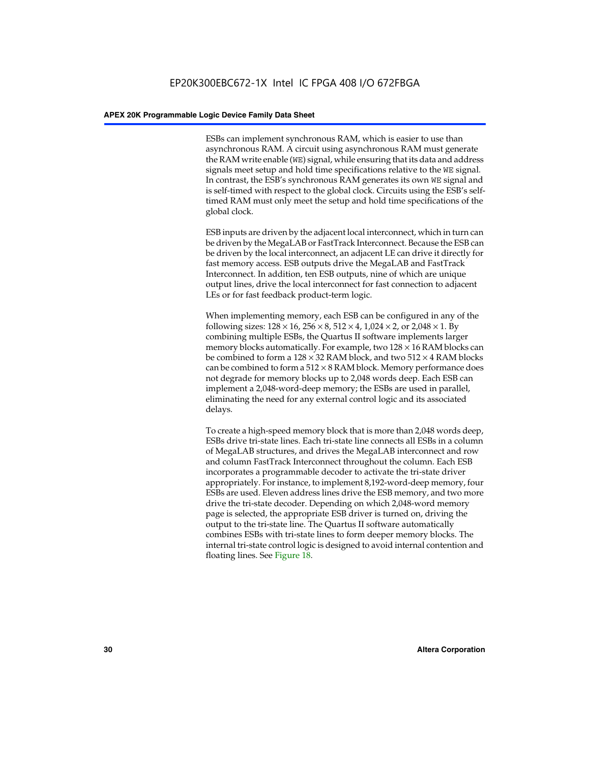ESBs can implement synchronous RAM, which is easier to use than asynchronous RAM. A circuit using asynchronous RAM must generate the RAM write enable (WE) signal, while ensuring that its data and address signals meet setup and hold time specifications relative to the WE signal. In contrast, the ESB's synchronous RAM generates its own WE signal and is self-timed with respect to the global clock. Circuits using the ESB's self-timed RAM must only meet the setup and hold time specifications of the global clock.

ESB inputs are driven by the adjacent local interconnect, which in turn can be driven by the MegaLAB or FastTrack Interconnect. Because the ESB can be driven by the local interconnect, an adjacent LE can drive it directly for fast memory access. ESB outputs drive the MegaLAB and FastTrack Interconnect. In addition, ten ESB outputs, nine of which are unique output lines, drive the local interconnect for fast connection to adjacent LEs or for fast feedback product-term logic.

When implementing memory, each ESB can be configured in any of the following sizes: $128 \times 16$, $256 \times 8$, $512 \times 4$, $1{,}024 \times 2$, or $2{,}048 \times 1$. By combining multiple ESBs, the Quartus II software implements larger memory blocks automatically. For example, two $128 \times 16$ RAM blocks can be combined to form a $128 \times 32$ RAM block, and two $512 \times 4$ RAM blocks can be combined to form a $512 \times 8$ RAM block. Memory performance does not degrade for memory blocks up to 2,048 words deep. Each ESB can implement a 2,048-word-deep memory; the ESBs are used in parallel, eliminating the need for any external control logic and its associated delays.

To create a high-speed memory block that is more than 2,048 words deep, ESBs drive tri-state lines. Each tri-state line connects all ESBs in a column of MegaLAB structures, and drives the MegaLAB interconnect and row and column FastTrack Interconnect throughout the column. Each ESB incorporates a programmable decoder to activate the tri-state driver appropriately. For instance, to implement 8,192-word-deep memory, four ESBs are used. Eleven address lines drive the ESB memory, and two more drive the tri-state decoder. Depending on which 2,048-word memory page is selected, the appropriate ESB driver is turned on, driving the output to the tri-state line. The Quartus II software automatically combines ESBs with tri-state lines to form deeper memory blocks. The internal tri-state control logic is designed to avoid internal contention and floating lines. See Figure 18.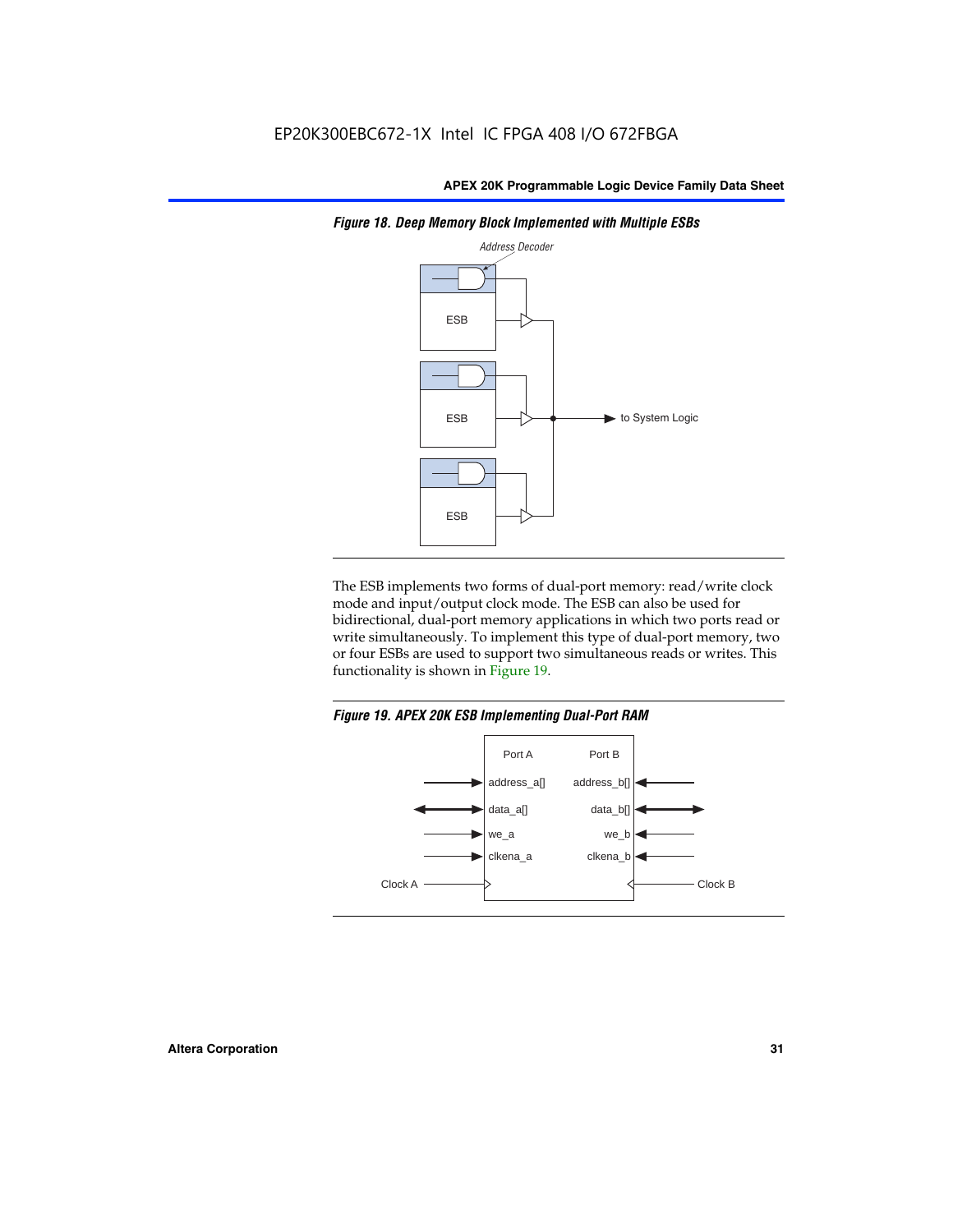*Figure 18. Deep Memory Block Implemented with Multiple ESBs*

The ESB implements two forms of dual-port memory: read/write clock mode and input/output clock mode. The ESB can also be used for bidirectional, dual-port memory applications in which two ports read or write simultaneously. To implement this type of dual-port memory, two or four ESBs are used to support two simultaneous reads or writes. This functionality is shown in Figure 19.

*Figure 19. APEX 20K ESB Implementing Dual-Port RAM*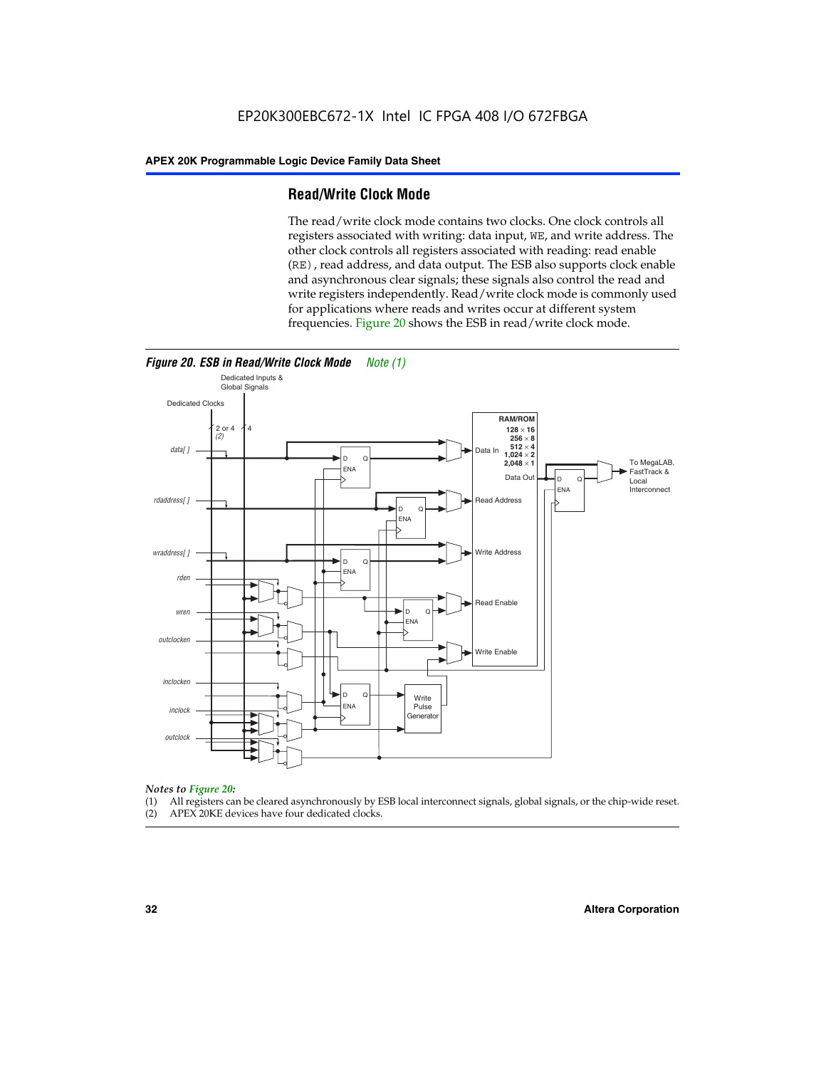## Read/Write Clock Mode

The read/write clock mode contains two clocks. One clock controls all registers associated with writing: data input, WE, and write address. The other clock controls all registers associated with reading: read enable (RE), read address, and data output. The ESB also supports clock enable and asynchronous clear signals; these signals also control the read and write registers independently. Read/write clock mode is commonly used for applications where reads and writes occur at different system frequencies. Figure 20 shows the ESB in read/write clock mode.

*Figure 20. ESB in Read/Write Clock Mode* Note (1)

*Notes to Figure 20:*

(1) All registers can be cleared asynchronously by ESB local interconnect signals, global signals, or the chip-wide reset.
(2) APEX 20KE devices have four dedicated clocks.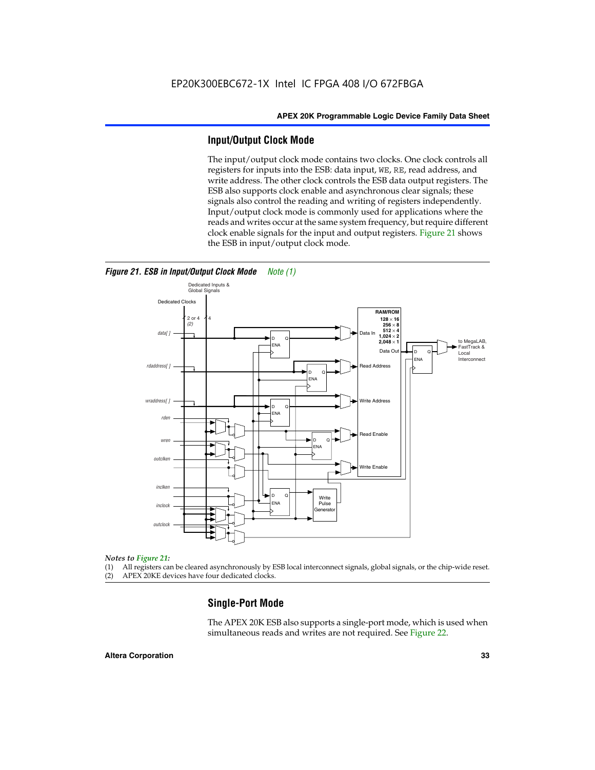## Input/Output Clock Mode

The input/output clock mode contains two clocks. One clock controls all registers for inputs into the ESB: data input, WE, RE, read address, and write address. The other clock controls the ESB data output registers. The ESB also supports clock enable and asynchronous clear signals; these signals also control the reading and writing of registers independently. Input/output clock mode is commonly used for applications where the reads and writes occur at the same system frequency, but require different clock enable signals for the input and output registers. Figure 21 shows the ESB in input/output clock mode.

*Figure 21. ESB in Input/Output Clock Mode* *Note (1)*

*Notes to Figure 21:*

(1) All registers can be cleared asynchronously by ESB local interconnect signals, global signals, or the chip-wide reset.
(2) APEX 20KE devices have four dedicated clocks.

## Single-Port Mode

The APEX 20K ESB also supports a single-port mode, which is used when simultaneous reads and writes are not required. See Figure 22.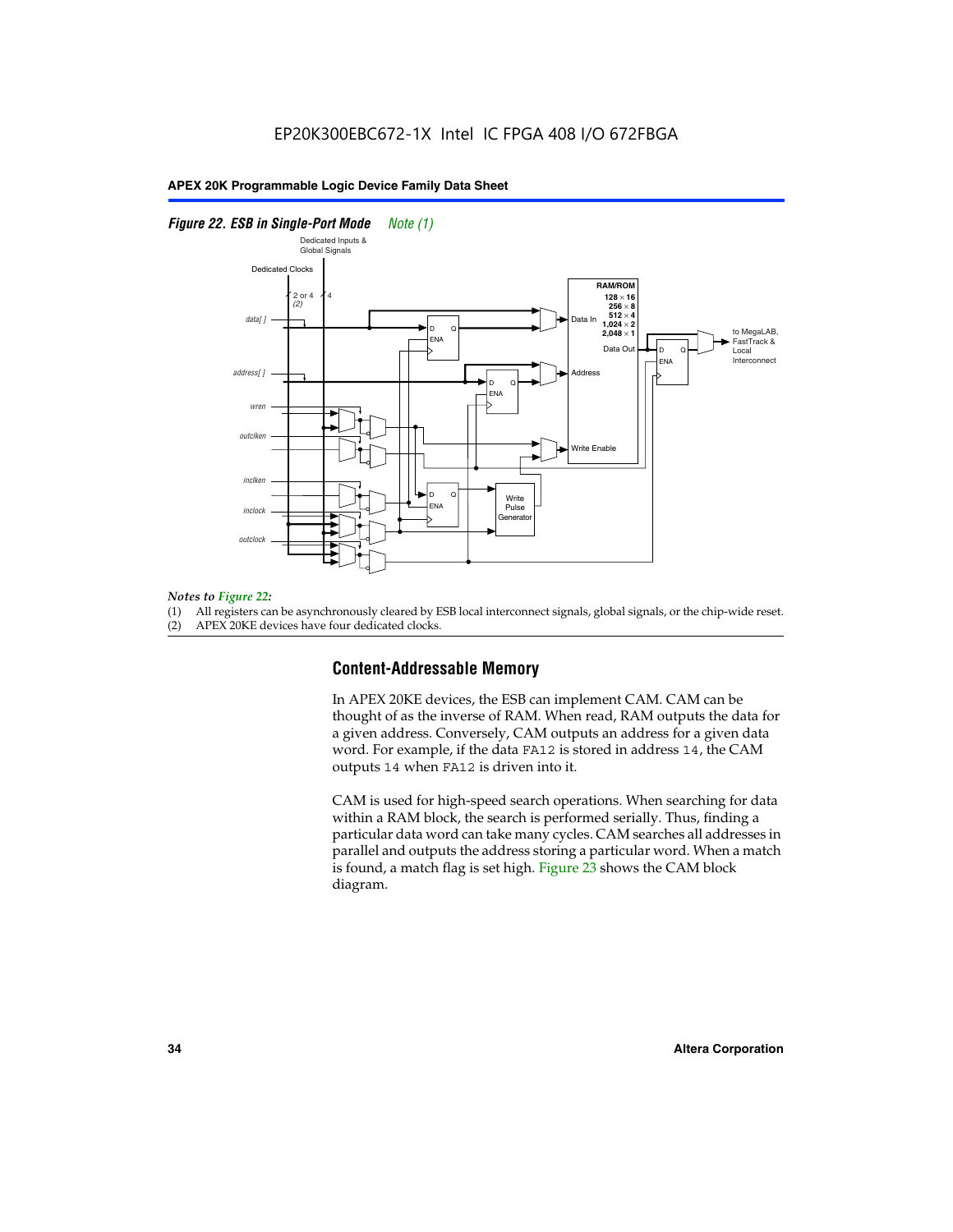*Figure 22. ESB in Single-Port Mode* *Note (1)*

Dedicated Inputs & Global Signals

Dedicated Clocks

2 or 4 (2)

4

data[ ]

address[ ]

wren

outclken

inclken

inclock

outclock

D Q ENA

RAM/ROM
128 × 16
256 × 8
512 × 4
1,024 × 2
2,048 × 1

Data In

Address

Write Enable

Data Out

Write Pulse Generator

to MegaLAB, FastTrack & Local Interconnect

*Notes to Figure 22:*

(1) All registers can be asynchronously cleared by ESB local interconnect signals, global signals, or the chip-wide reset.
(2) APEX 20KE devices have four dedicated clocks.

## Content-Addressable Memory

In APEX 20KE devices, the ESB can implement CAM. CAM can be thought of as the inverse of RAM. When read, RAM outputs the data for a given address. Conversely, CAM outputs an address for a given data word. For example, if the data `FA12` is stored in address `14`, the CAM outputs `14` when `FA12` is driven into it.

CAM is used for high-speed search operations. When searching for data within a RAM block, the search is performed serially. Thus, finding a particular data word can take many cycles. CAM searches all addresses in parallel and outputs the address storing a particular word. When a match is found, a match flag is set high. Figure 23 shows the CAM block diagram.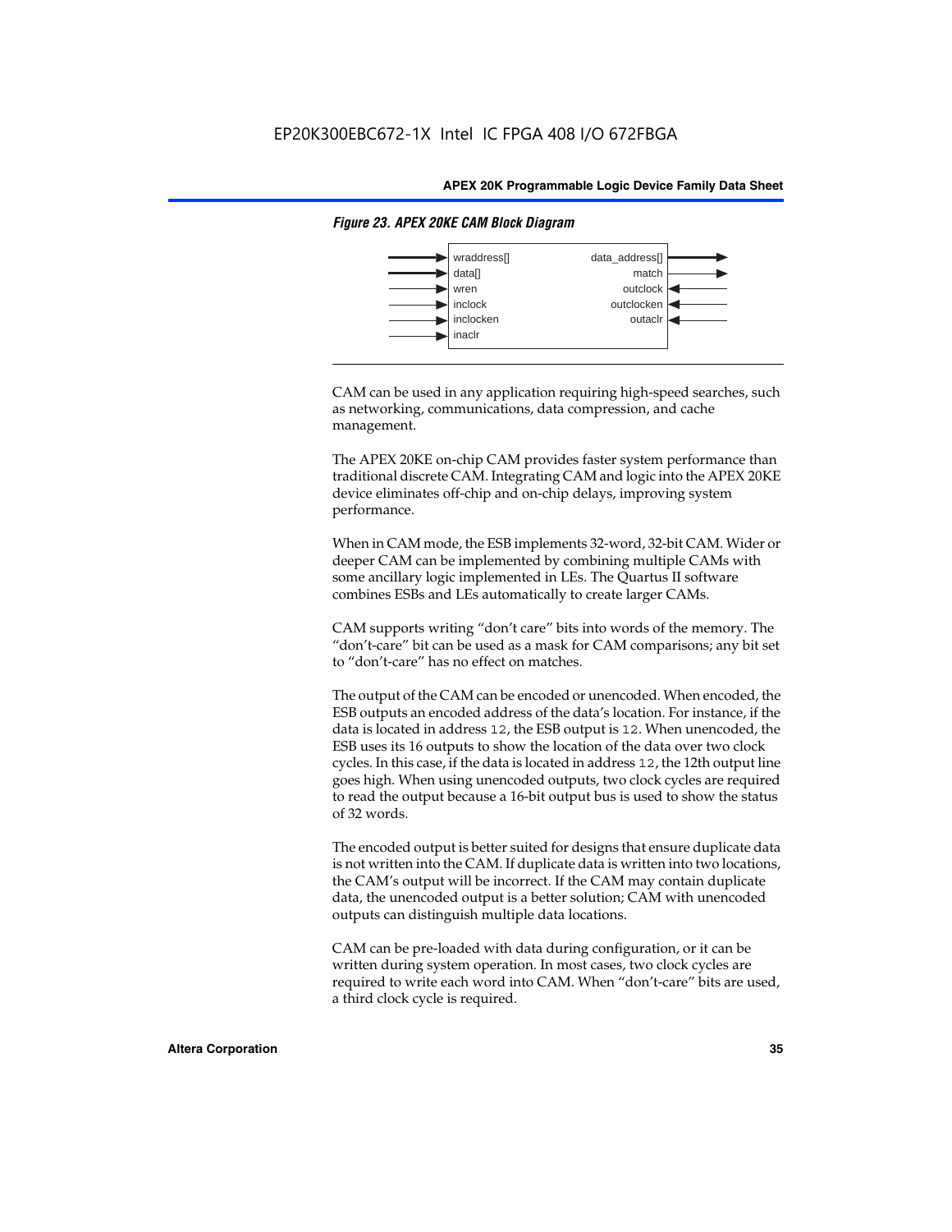*Figure 23. APEX 20KE CAM Block Diagram*

| Inputs | Outputs |
|---|---|
| wraddress[] | data_address[] |
| data[] | match |
| wren | outclock |
| inclock | outclocken |
| inclocken | outaclr |
| inaclr | |

CAM can be used in any application requiring high-speed searches, such as networking, communications, data compression, and cache management.

The APEX 20KE on-chip CAM provides faster system performance than traditional discrete CAM. Integrating CAM and logic into the APEX 20KE device eliminates off-chip and on-chip delays, improving system performance.

When in CAM mode, the ESB implements 32-word, 32-bit CAM. Wider or deeper CAM can be implemented by combining multiple CAMs with some ancillary logic implemented in LEs. The Quartus II software combines ESBs and LEs automatically to create larger CAMs.

CAM supports writing "don't care" bits into words of the memory. The "don't-care" bit can be used as a mask for CAM comparisons; any bit set to "don't-care" has no effect on matches.

The output of the CAM can be encoded or unencoded. When encoded, the ESB outputs an encoded address of the data's location. For instance, if the data is located in address `12`, the ESB output is `12`. When unencoded, the ESB uses its 16 outputs to show the location of the data over two clock cycles. In this case, if the data is located in address `12`, the 12th output line goes high. When using unencoded outputs, two clock cycles are required to read the output because a 16-bit output bus is used to show the status of 32 words.

The encoded output is better suited for designs that ensure duplicate data is not written into the CAM. If duplicate data is written into two locations, the CAM's output will be incorrect. If the CAM may contain duplicate data, the unencoded output is a better solution; CAM with unencoded outputs can distinguish multiple data locations.

CAM can be pre-loaded with data during configuration, or it can be written during system operation. In most cases, two clock cycles are required to write each word into CAM. When "don't-care" bits are used, a third clock cycle is required.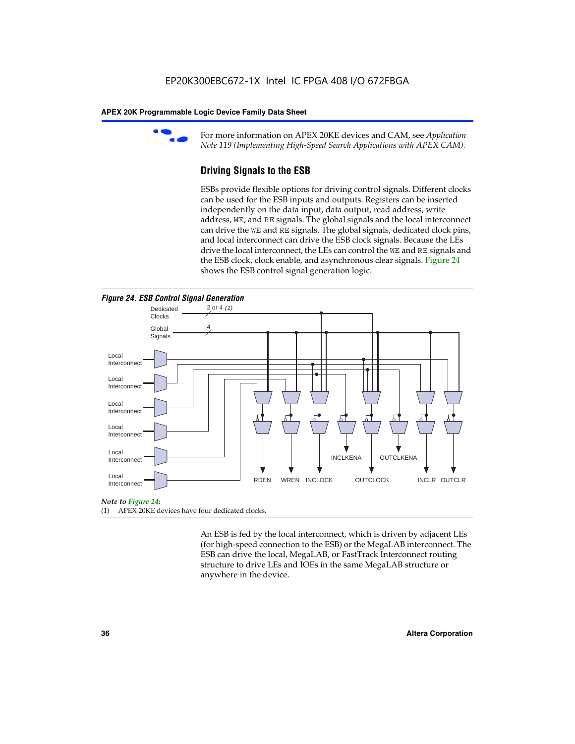For more information on APEX 20KE devices and CAM, see *Application Note 119 (Implementing High-Speed Search Applications with APEX CAM).*

## Driving Signals to the ESB

ESBs provide flexible options for driving control signals. Different clocks can be used for the ESB inputs and outputs. Registers can be inserted independently on the data input, data output, read address, write address, WE, and RE signals. The global signals and the local interconnect can drive the WE and RE signals. The global signals, dedicated clock pins, and local interconnect can drive the ESB clock signals. Because the LEs drive the local interconnect, the LEs can control the WE and RE signals and the ESB clock, clock enable, and asynchronous clear signals. Figure 24 shows the ESB control signal generation logic.

*Figure 24. ESB Control Signal Generation*

Dedicated Clocks 2 or 4 *(1)*
Global Signals 4
Local Interconnect
Local Interconnect
Local Interconnect
Local Interconnect
Local Interconnect
Local Interconnect
RDEN WREN INCLOCK INCLKENA OUTCLOCK OUTCLKENA INCLR OUTCLR

*Note to Figure 24:*
(1) APEX 20KE devices have four dedicated clocks.

An ESB is fed by the local interconnect, which is driven by adjacent LEs (for high-speed connection to the ESB) or the MegaLAB interconnect. The ESB can drive the local, MegaLAB, or FastTrack Interconnect routing structure to drive LEs and IOEs in the same MegaLAB structure or anywhere in the device.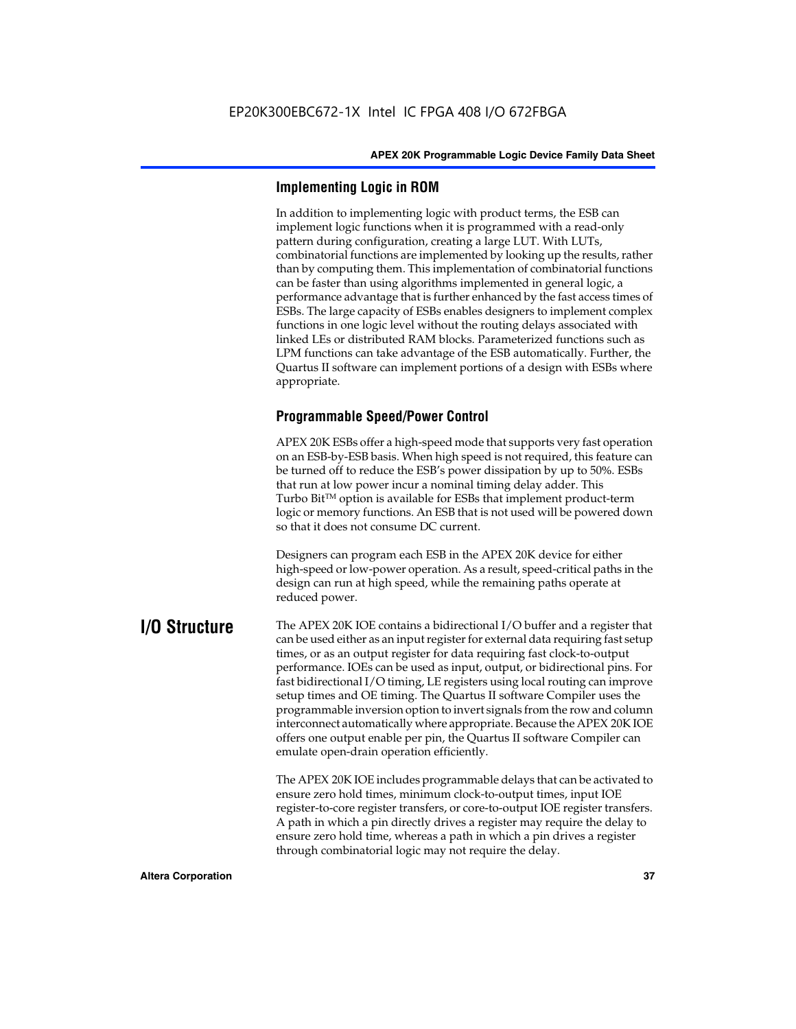### Implementing Logic in ROM

In addition to implementing logic with product terms, the ESB can implement logic functions when it is programmed with a read-only pattern during configuration, creating a large LUT. With LUTs, combinatorial functions are implemented by looking up the results, rather than by computing them. This implementation of combinatorial functions can be faster than using algorithms implemented in general logic, a performance advantage that is further enhanced by the fast access times of ESBs. The large capacity of ESBs enables designers to implement complex functions in one logic level without the routing delays associated with linked LEs or distributed RAM blocks. Parameterized functions such as LPM functions can take advantage of the ESB automatically. Further, the Quartus II software can implement portions of a design with ESBs where appropriate.

### Programmable Speed/Power Control

APEX 20K ESBs offer a high-speed mode that supports very fast operation on an ESB-by-ESB basis. When high speed is not required, this feature can be turned off to reduce the ESB's power dissipation by up to 50%. ESBs that run at low power incur a nominal timing delay adder. This Turbo Bit™ option is available for ESBs that implement product-term logic or memory functions. An ESB that is not used will be powered down so that it does not consume DC current.

Designers can program each ESB in the APEX 20K device for either high-speed or low-power operation. As a result, speed-critical paths in the design can run at high speed, while the remaining paths operate at reduced power.

## I/O Structure

The APEX 20K IOE contains a bidirectional I/O buffer and a register that can be used either as an input register for external data requiring fast setup times, or as an output register for data requiring fast clock-to-output performance. IOEs can be used as input, output, or bidirectional pins. For fast bidirectional I/O timing, LE registers using local routing can improve setup times and OE timing. The Quartus II software Compiler uses the programmable inversion option to invert signals from the row and column interconnect automatically where appropriate. Because the APEX 20K IOE offers one output enable per pin, the Quartus II software Compiler can emulate open-drain operation efficiently.

The APEX 20K IOE includes programmable delays that can be activated to ensure zero hold times, minimum clock-to-output times, input IOE register-to-core register transfers, or core-to-output IOE register transfers. A path in which a pin directly drives a register may require the delay to ensure zero hold time, whereas a path in which a pin drives a register through combinatorial logic may not require the delay.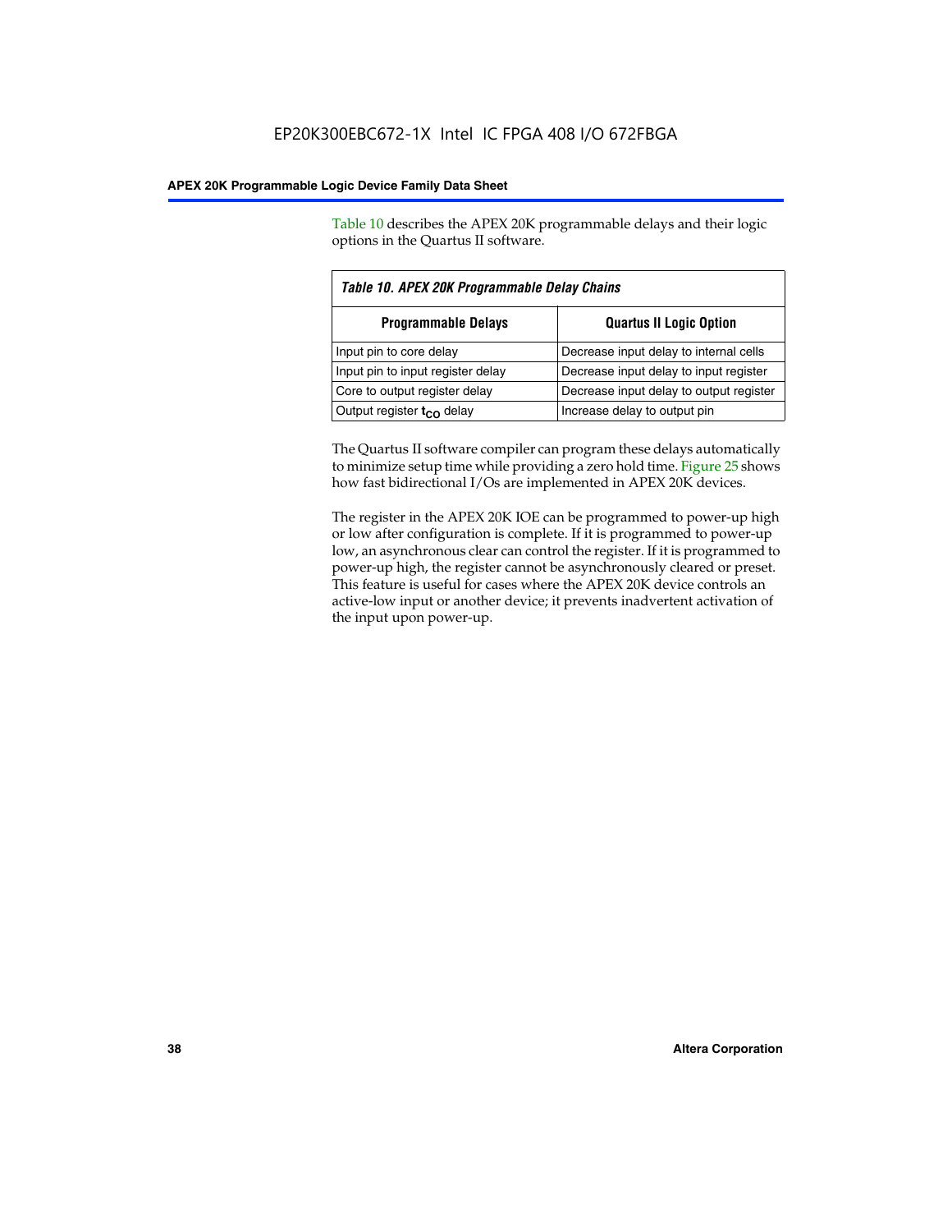Table 10 describes the APEX 20K programmable delays and their logic options in the Quartus II software.

*Table 10. APEX 20K Programmable Delay Chains*

| Programmable Delays | Quartus II Logic Option |
|---|---|
| Input pin to core delay | Decrease input delay to internal cells |
| Input pin to input register delay | Decrease input delay to input register |
| Core to output register delay | Decrease input delay to output register |
| Output register $t_{CO}$ delay | Increase delay to output pin |

The Quartus II software compiler can program these delays automatically to minimize setup time while providing a zero hold time. Figure 25 shows how fast bidirectional I/Os are implemented in APEX 20K devices.

The register in the APEX 20K IOE can be programmed to power-up high or low after configuration is complete. If it is programmed to power-up low, an asynchronous clear can control the register. If it is programmed to power-up high, the register cannot be asynchronously cleared or preset. This feature is useful for cases where the APEX 20K device controls an active-low input or another device; it prevents inadvertent activation of the input upon power-up.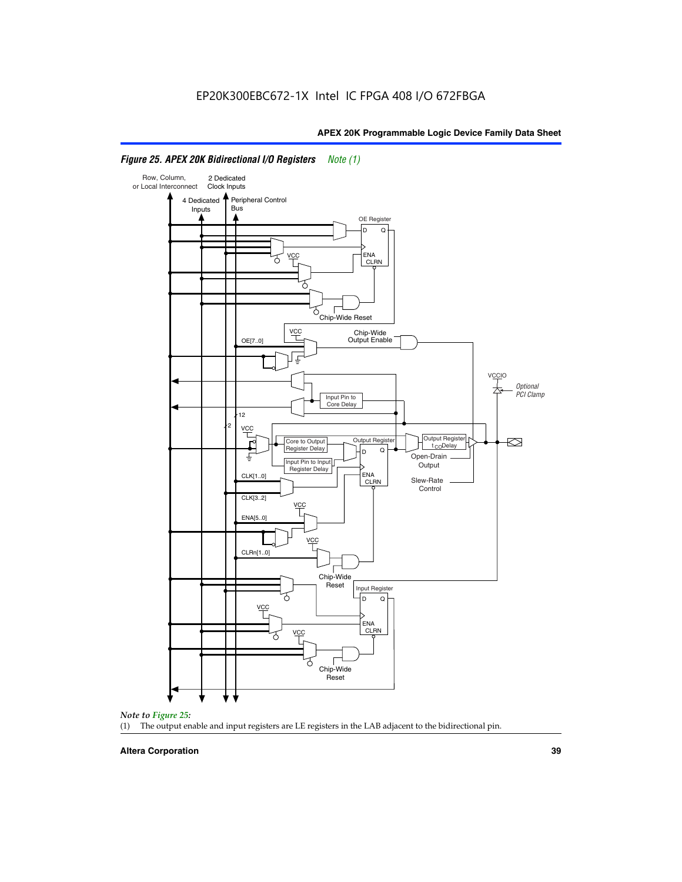EP20K300EBC672-1X Intel IC FPGA 408 I/O 672FBGA

*Figure 25. APEX 20K Bidirectional I/O Registers Note (1)*

*Note to Figure 25:*

(1) The output enable and input registers are LE registers in the LAB adjacent to the bidirectional pin.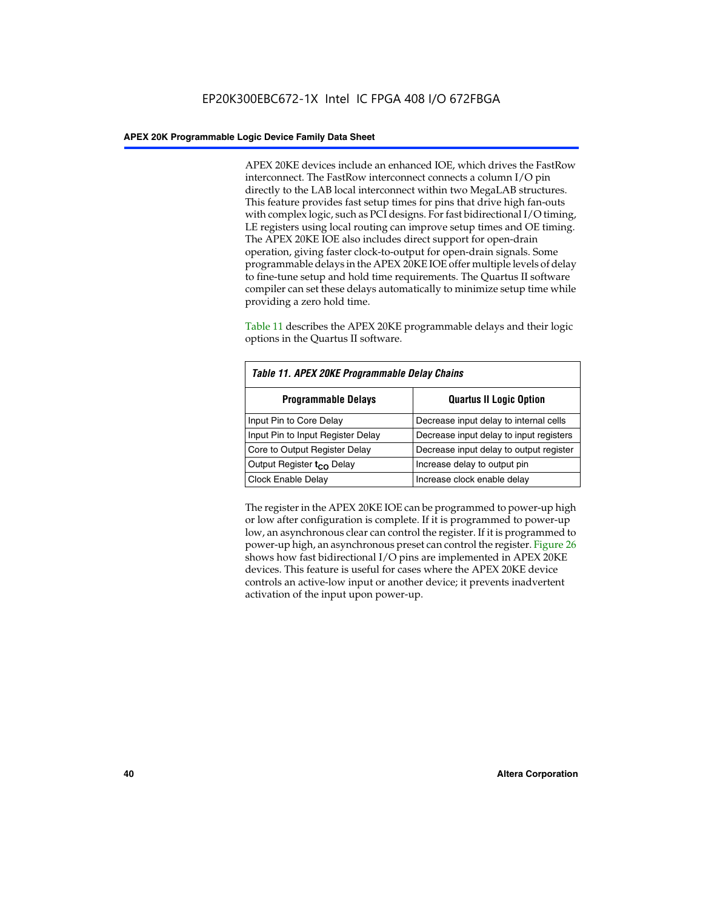APEX 20KE devices include an enhanced IOE, which drives the FastRow interconnect. The FastRow interconnect connects a column I/O pin directly to the LAB local interconnect within two MegaLAB structures. This feature provides fast setup times for pins that drive high fan-outs with complex logic, such as PCI designs. For fast bidirectional I/O timing, LE registers using local routing can improve setup times and OE timing. The APEX 20KE IOE also includes direct support for open-drain operation, giving faster clock-to-output for open-drain signals. Some programmable delays in the APEX 20KE IOE offer multiple levels of delay to fine-tune setup and hold time requirements. The Quartus II software compiler can set these delays automatically to minimize setup time while providing a zero hold time.

Table 11 describes the APEX 20KE programmable delays and their logic options in the Quartus II software.

*Table 11. APEX 20KE Programmable Delay Chains*

| Programmable Delays | Quartus II Logic Option |
|---|---|
| Input Pin to Core Delay | Decrease input delay to internal cells |
| Input Pin to Input Register Delay | Decrease input delay to input registers |
| Core to Output Register Delay | Decrease input delay to output register |
| Output Register $t_{CO}$ Delay | Increase delay to output pin |
| Clock Enable Delay | Increase clock enable delay |

The register in the APEX 20KE IOE can be programmed to power-up high or low after configuration is complete. If it is programmed to power-up low, an asynchronous clear can control the register. If it is programmed to power-up high, an asynchronous preset can control the register. Figure 26 shows how fast bidirectional I/O pins are implemented in APEX 20KE devices. This feature is useful for cases where the APEX 20KE device controls an active-low input or another device; it prevents inadvertent activation of the input upon power-up.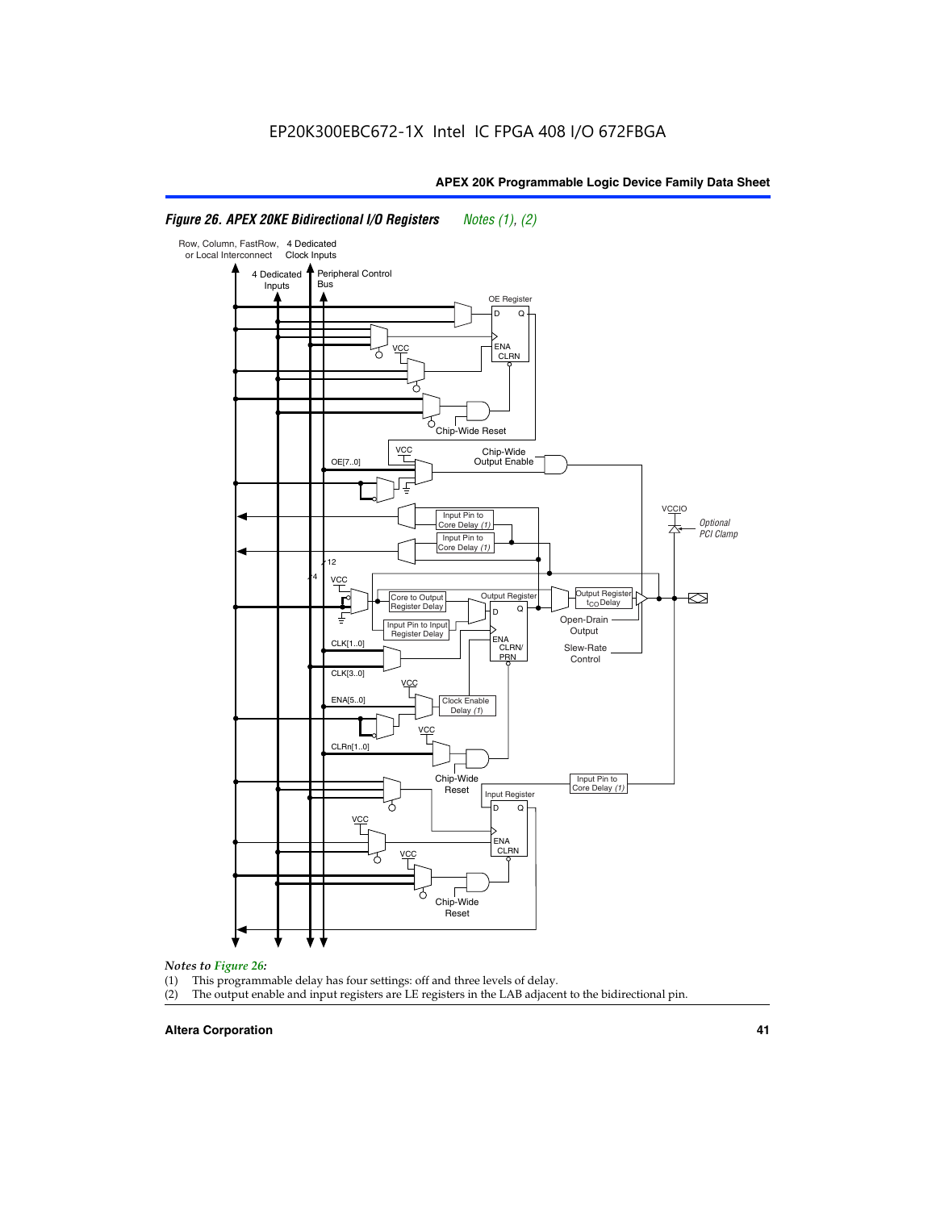*Figure 26. APEX 20KE Bidirectional I/O Registers* *Notes (1), (2)*

*Notes to Figure 26:*

(1) This programmable delay has four settings: off and three levels of delay.

(2) The output enable and input registers are LE registers in the LAB adjacent to the bidirectional pin.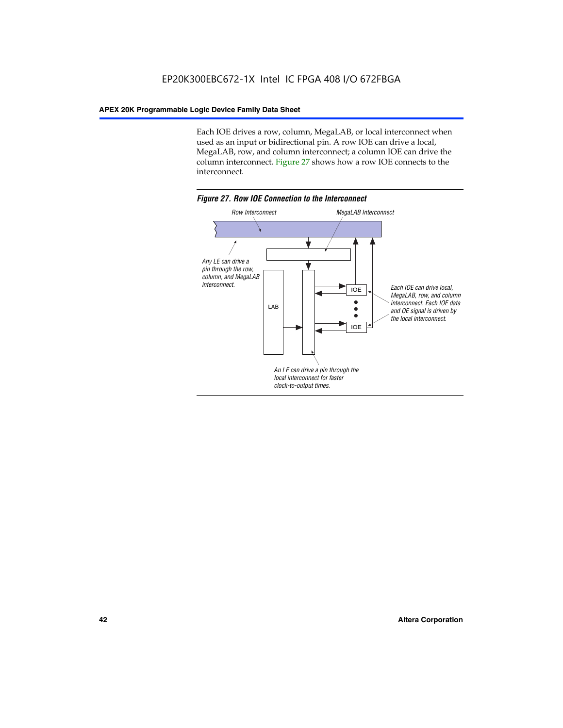Each IOE drives a row, column, MegaLAB, or local interconnect when used as an input or bidirectional pin. A row IOE can drive a local, MegaLAB, row, and column interconnect; a column IOE can drive the column interconnect. Figure 27 shows how a row IOE connects to the interconnect.

*Figure 27. Row IOE Connection to the Interconnect*

Row Interconnect

MegaLAB Interconnect

Any LE can drive a pin through the row, column, and MegaLAB interconnect.

LAB

IOE

IOE

Each IOE can drive local, MegaLAB, row, and column interconnect. Each IOE data and OE signal is driven by the local interconnect.

An LE can drive a pin through the local interconnect for faster clock-to-output times.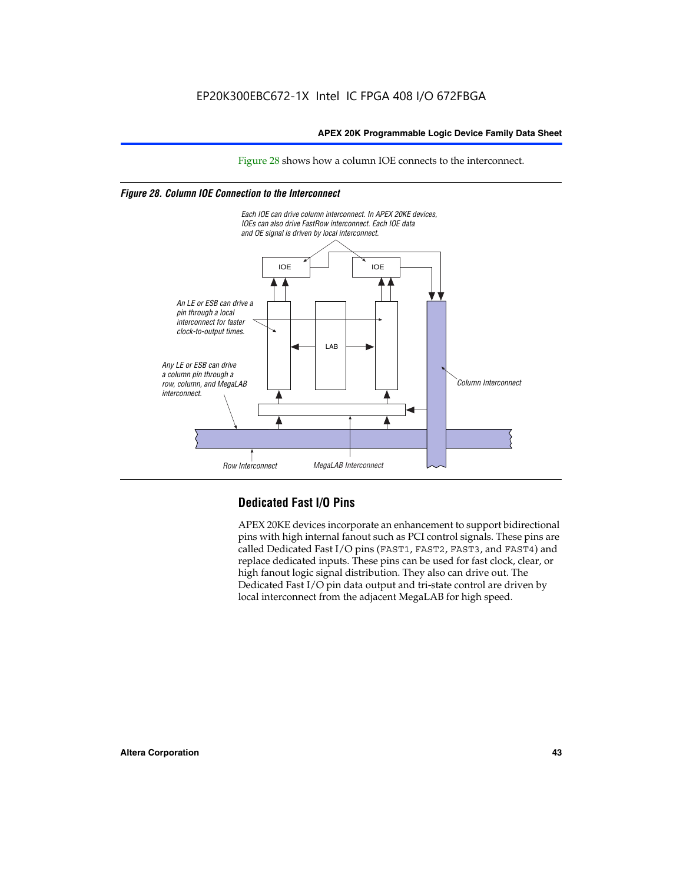Figure 28 shows how a column IOE connects to the interconnect.

*Figure 28. Column IOE Connection to the Interconnect*

Each IOE can drive column interconnect. In APEX 20KE devices, IOEs can also drive FastRow interconnect. Each IOE data and OE signal is driven by local interconnect.

An LE or ESB can drive a pin through a local interconnect for faster clock-to-output times.

Any LE or ESB can drive a column pin through a row, column, and MegaLAB interconnect.

Column Interconnect

Row Interconnect

MegaLAB Interconnect

## Dedicated Fast I/O Pins

APEX 20KE devices incorporate an enhancement to support bidirectional pins with high internal fanout such as PCI control signals. These pins are called Dedicated Fast I/O pins (FAST1, FAST2, FAST3, and FAST4) and replace dedicated inputs. These pins can be used for fast clock, clear, or high fanout logic signal distribution. They also can drive out. The Dedicated Fast I/O pin data output and tri-state control are driven by local interconnect from the adjacent MegaLAB for high speed.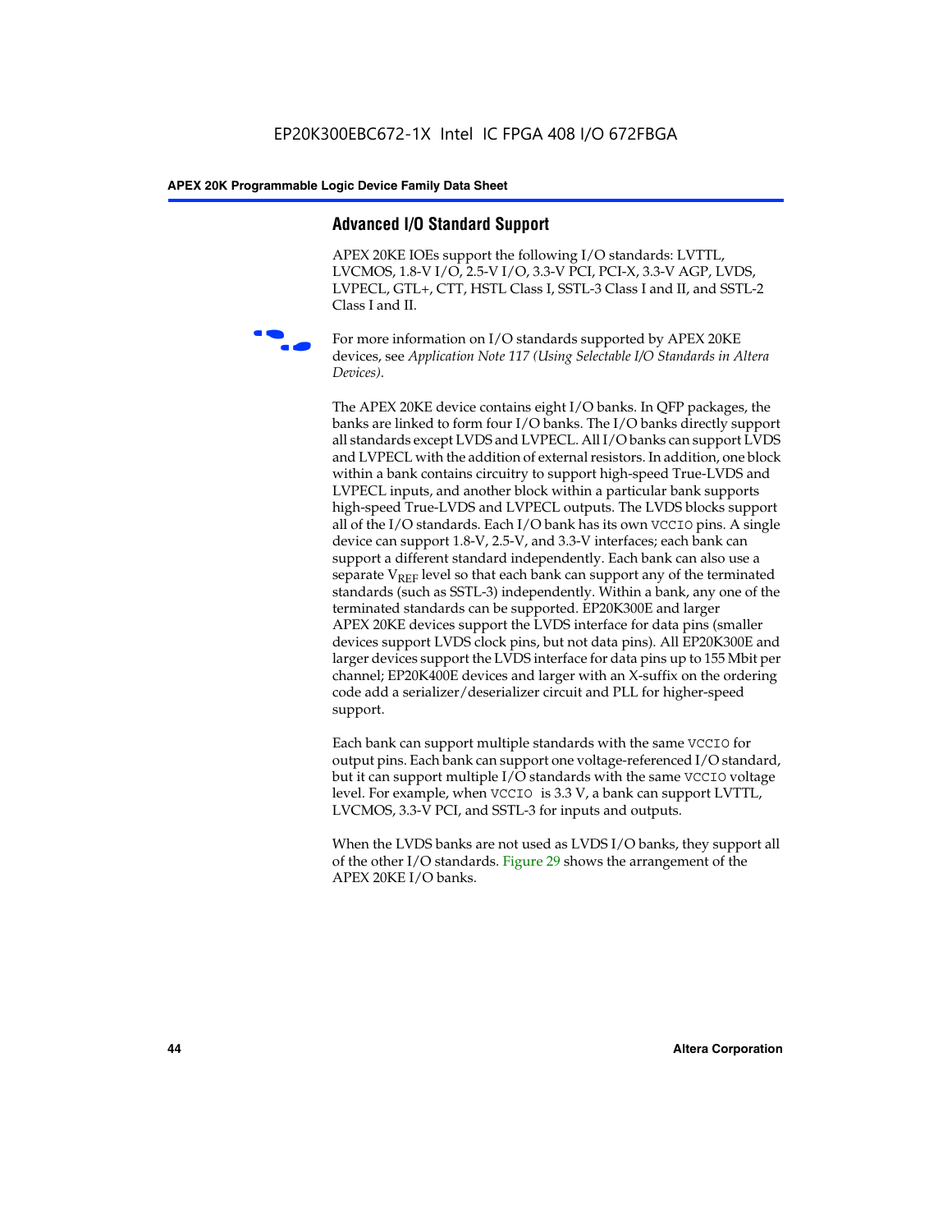## Advanced I/O Standard Support

APEX 20KE IOEs support the following I/O standards: LVTTL, LVCMOS, 1.8-V I/O, 2.5-V I/O, 3.3-V PCI, PCI-X, 3.3-V AGP, LVDS, LVPECL, GTL+, CTT, HSTL Class I, SSTL-3 Class I and II, and SSTL-2 Class I and II.

For more information on I/O standards supported by APEX 20KE devices, see *Application Note 117 (Using Selectable I/O Standards in Altera Devices)*.

The APEX 20KE device contains eight I/O banks. In QFP packages, the banks are linked to form four I/O banks. The I/O banks directly support all standards except LVDS and LVPECL. All I/O banks can support LVDS and LVPECL with the addition of external resistors. In addition, one block within a bank contains circuitry to support high-speed True-LVDS and LVPECL inputs, and another block within a particular bank supports high-speed True-LVDS and LVPECL outputs. The LVDS blocks support all of the I/O standards. Each I/O bank has its own VCCIO pins. A single device can support 1.8-V, 2.5-V, and 3.3-V interfaces; each bank can support a different standard independently. Each bank can also use a separate $V_{REF}$ level so that each bank can support any of the terminated standards (such as SSTL-3) independently. Within a bank, any one of the terminated standards can be supported. EP20K300E and larger APEX 20KE devices support the LVDS interface for data pins (smaller devices support LVDS clock pins, but not data pins). All EP20K300E and larger devices support the LVDS interface for data pins up to 155 Mbit per channel; EP20K400E devices and larger with an X-suffix on the ordering code add a serializer/deserializer circuit and PLL for higher-speed support.

Each bank can support multiple standards with the same VCCIO for output pins. Each bank can support one voltage-referenced I/O standard, but it can support multiple I/O standards with the same VCCIO voltage level. For example, when VCCIO is 3.3 V, a bank can support LVTTL, LVCMOS, 3.3-V PCI, and SSTL-3 for inputs and outputs.

When the LVDS banks are not used as LVDS I/O banks, they support all of the other I/O standards. Figure 29 shows the arrangement of the APEX 20KE I/O banks.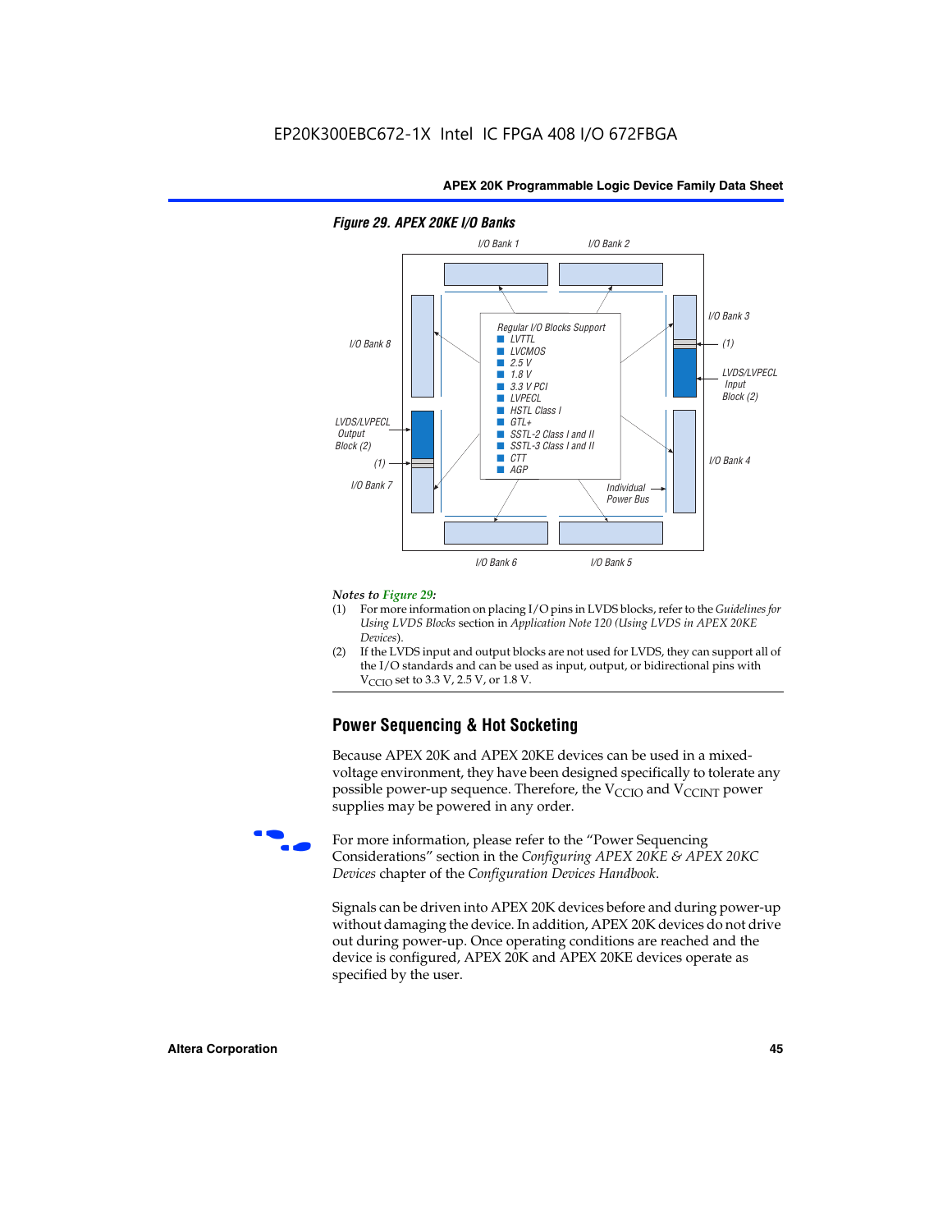EP20K300EBC672-1X Intel IC FPGA 408 I/O 672FBGA

**Figure 29. APEX 20KE I/O Banks**

I/O Bank 1, I/O Bank 2, I/O Bank 3, I/O Bank 4, I/O Bank 5, I/O Bank 6, I/O Bank 7, I/O Bank 8

Regular I/O Blocks Support
- LVTTL
- LVCMOS
- 2.5 V
- 1.8 V
- 3.3 V PCI
- LVPECL
- HSTL Class I
- GTL+
- SSTL-2 Class I and II
- SSTL-3 Class I and II
- CTT
- AGP

LVDS/LVPECL Input Block (2)

LVDS/LVPECL Output Block (2)

(1)

Individual Power Bus

*Notes to Figure 29:*

(1) For more information on placing I/O pins in LVDS blocks, refer to the *Guidelines for Using LVDS Blocks* section in *Application Note 120 (Using LVDS in APEX 20KE Devices)*.

(2) If the LVDS input and output blocks are not used for LVDS, they can support all of the I/O standards and can be used as input, output, or bidirectional pins with $V_{CCIO}$ set to 3.3 V, 2.5 V, or 1.8 V.

## Power Sequencing & Hot Socketing

Because APEX 20K and APEX 20KE devices can be used in a mixed-voltage environment, they have been designed specifically to tolerate any possible power-up sequence. Therefore, the $V_{CCIO}$ and $V_{CCINT}$ power supplies may be powered in any order.

For more information, please refer to the "Power Sequencing Considerations" section in the *Configuring APEX 20KE & APEX 20KC Devices* chapter of the *Configuration Devices Handbook*.

Signals can be driven into APEX 20K devices before and during power-up without damaging the device. In addition, APEX 20K devices do not drive out during power-up. Once operating conditions are reached and the device is configured, APEX 20K and APEX 20KE devices operate as specified by the user.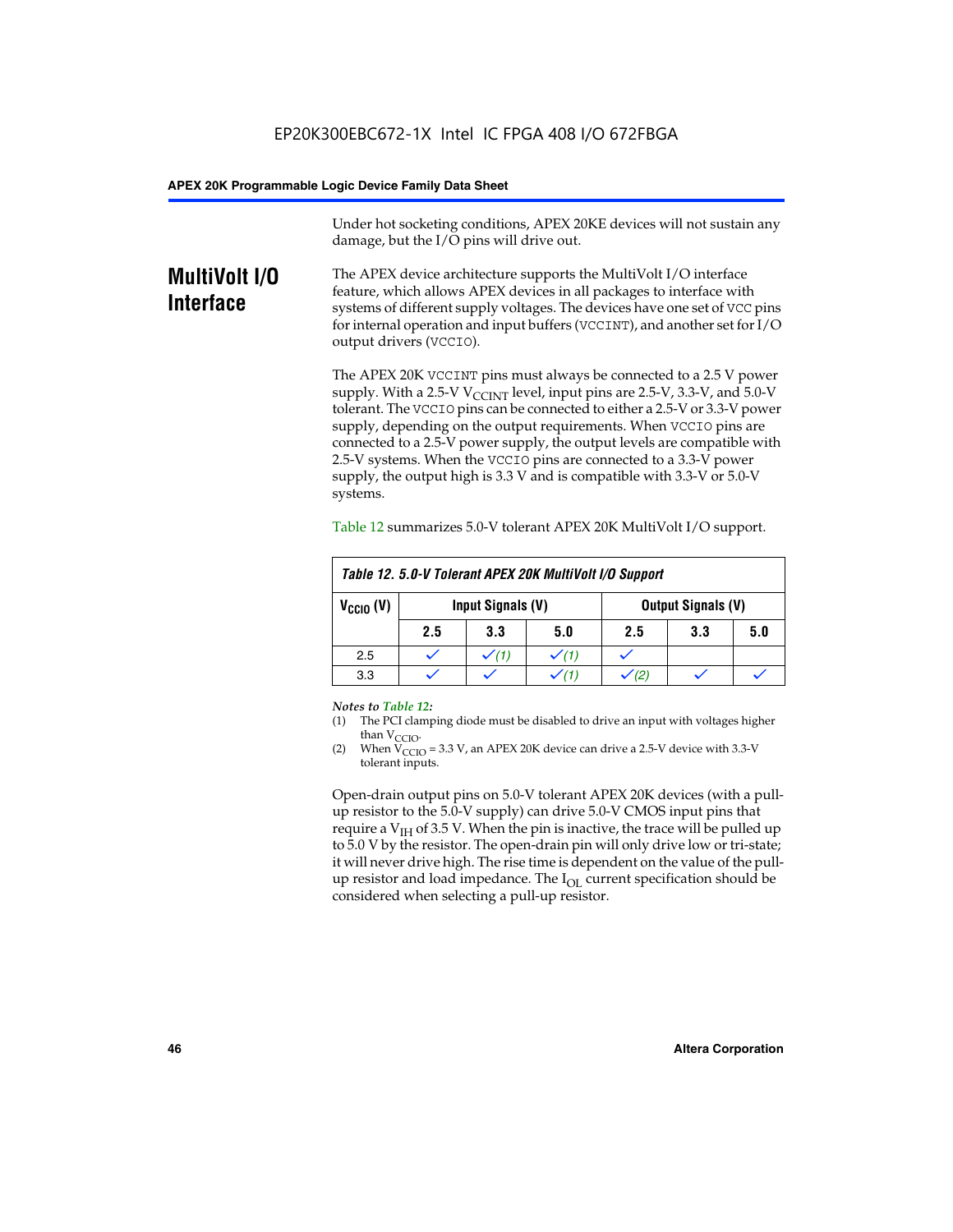Under hot socketing conditions, APEX 20KE devices will not sustain any damage, but the I/O pins will drive out.

## MultiVolt I/O Interface

The APEX device architecture supports the MultiVolt I/O interface feature, which allows APEX devices in all packages to interface with systems of different supply voltages. The devices have one set of VCC pins for internal operation and input buffers (VCCINT), and another set for I/O output drivers (VCCIO).

The APEX 20K VCCINT pins must always be connected to a 2.5 V power supply. With a 2.5-V $V_{CCINT}$ level, input pins are 2.5-V, 3.3-V, and 5.0-V tolerant. The VCCIO pins can be connected to either a 2.5-V or 3.3-V power supply, depending on the output requirements. When VCCIO pins are connected to a 2.5-V power supply, the output levels are compatible with 2.5-V systems. When the VCCIO pins are connected to a 3.3-V power supply, the output high is 3.3 V and is compatible with 3.3-V or 5.0-V systems.

Table 12 summarizes 5.0-V tolerant APEX 20K MultiVolt I/O support.

**Table 12. 5.0-V Tolerant APEX 20K MultiVolt I/O Support**

| $V_{CCIO}$ (V) | Input Signals (V) | | | Output Signals (V) | | |
|---|---|---|---|---|---|---|
| | 2.5 | 3.3 | 5.0 | 2.5 | 3.3 | 5.0 |
| 2.5 | ✓ | ✓ (1) | ✓ (1) | ✓ | | |
| 3.3 | ✓ | ✓ | ✓ (1) | ✓ (2) | ✓ | ✓ |

*Notes to Table 12:*

(1) The PCI clamping diode must be disabled to drive an input with voltages higher than $V_{CCIO}$.

(2) When $V_{CCIO}$ = 3.3 V, an APEX 20K device can drive a 2.5-V device with 3.3-V tolerant inputs.

Open-drain output pins on 5.0-V tolerant APEX 20K devices (with a pull-up resistor to the 5.0-V supply) can drive 5.0-V CMOS input pins that require a $V_{IH}$ of 3.5 V. When the pin is inactive, the trace will be pulled up to 5.0 V by the resistor. The open-drain pin will only drive low or tri-state; it will never drive high. The rise time is dependent on the value of the pull-up resistor and load impedance. The $I_{OL}$ current specification should be considered when selecting a pull-up resistor.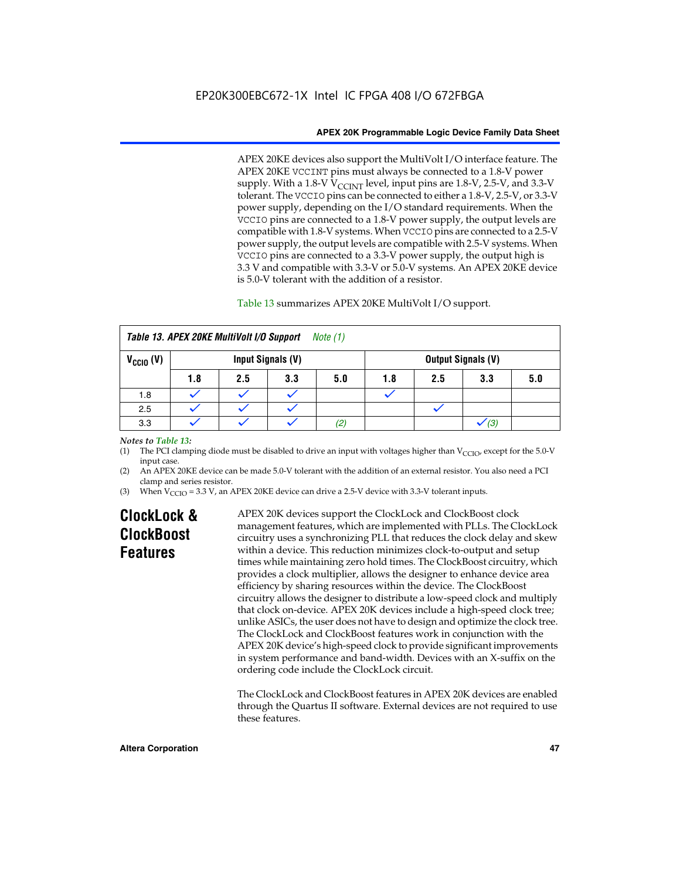APEX 20KE devices also support the MultiVolt I/O interface feature. The APEX 20KE VCCINT pins must always be connected to a 1.8-V power supply. With a 1.8-V $V_{CCINT}$ level, input pins are 1.8-V, 2.5-V, and 3.3-V tolerant. The VCCIO pins can be connected to either a 1.8-V, 2.5-V, or 3.3-V power supply, depending on the I/O standard requirements. When the VCCIO pins are connected to a 1.8-V power supply, the output levels are compatible with 1.8-V systems. When VCCIO pins are connected to a 2.5-V power supply, the output levels are compatible with 2.5-V systems. When VCCIO pins are connected to a 3.3-V power supply, the output high is 3.3 V and compatible with 3.3-V or 5.0-V systems. An APEX 20KE device is 5.0-V tolerant with the addition of a resistor.

Table 13 summarizes APEX 20KE MultiVolt I/O support.

**Table 13. APEX 20KE MultiVolt I/O Support** *Note (1)*

| $V_{CCIO}$ (V) | Input Signals (V) | | | | Output Signals (V) | | | |
|---|---|---|---|---|---|---|---|---|
| | 1.8 | 2.5 | 3.3 | 5.0 | 1.8 | 2.5 | 3.3 | 5.0 |
| 1.8 | ✓ | ✓ | ✓ | | ✓ | | | |
| 2.5 | ✓ | ✓ | ✓ | | | ✓ | | |
| 3.3 | ✓ | ✓ | ✓ | (2) | | | ✓ (3) | |

*Notes to Table 13:*

(1) The PCI clamping diode must be disabled to drive an input with voltages higher than $V_{CCIO}$, except for the 5.0-V input case.

(2) An APEX 20KE device can be made 5.0-V tolerant with the addition of an external resistor. You also need a PCI clamp and series resistor.

(3) When $V_{CCIO}$ = 3.3 V, an APEX 20KE device can drive a 2.5-V device with 3.3-V tolerant inputs.

## ClockLock & ClockBoost Features

APEX 20K devices support the ClockLock and ClockBoost clock management features, which are implemented with PLLs. The ClockLock circuitry uses a synchronizing PLL that reduces the clock delay and skew within a device. This reduction minimizes clock-to-output and setup times while maintaining zero hold times. The ClockBoost circuitry, which provides a clock multiplier, allows the designer to enhance device area efficiency by sharing resources within the device. The ClockBoost circuitry allows the designer to distribute a low-speed clock and multiply that clock on-device. APEX 20K devices include a high-speed clock tree; unlike ASICs, the user does not have to design and optimize the clock tree. The ClockLock and ClockBoost features work in conjunction with the APEX 20K device's high-speed clock to provide significant improvements in system performance and band-width. Devices with an X-suffix on the ordering code include the ClockLock circuit.

The ClockLock and ClockBoost features in APEX 20K devices are enabled through the Quartus II software. External devices are not required to use these features.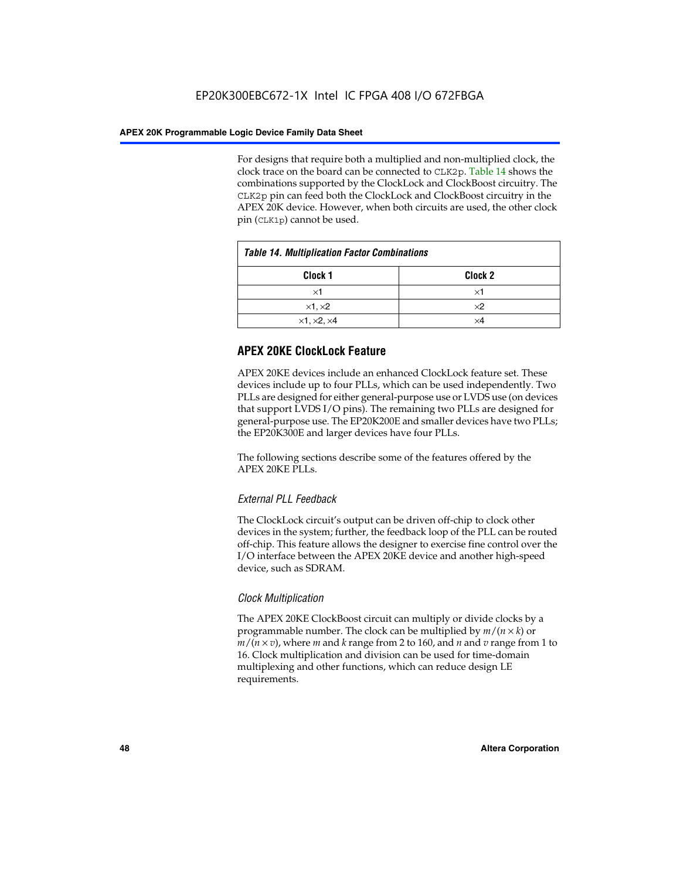For designs that require both a multiplied and non-multiplied clock, the clock trace on the board can be connected to CLK2p. Table 14 shows the combinations supported by the ClockLock and ClockBoost circuitry. The CLK2p pin can feed both the ClockLock and ClockBoost circuitry in the APEX 20K device. However, when both circuits are used, the other clock pin (CLK1p) cannot be used.

**Table 14. Multiplication Factor Combinations**

| Clock 1 | Clock 2 |
|---|---|
| ×1 | ×1 |
| ×1, ×2 | ×2 |
| ×1, ×2, ×4 | ×4 |

## APEX 20KE ClockLock Feature

APEX 20KE devices include an enhanced ClockLock feature set. These devices include up to four PLLs, which can be used independently. Two PLLs are designed for either general-purpose use or LVDS use (on devices that support LVDS I/O pins). The remaining two PLLs are designed for general-purpose use. The EP20K200E and smaller devices have two PLLs; the EP20K300E and larger devices have four PLLs.

The following sections describe some of the features offered by the APEX 20KE PLLs.

### *External PLL Feedback*

The ClockLock circuit's output can be driven off-chip to clock other devices in the system; further, the feedback loop of the PLL can be routed off-chip. This feature allows the designer to exercise fine control over the I/O interface between the APEX 20KE device and another high-speed device, such as SDRAM.

### *Clock Multiplication*

The APEX 20KE ClockBoost circuit can multiply or divide clocks by a programmable number. The clock can be multiplied by $m/(n \times k)$ or $m/(n \times v)$, where $m$ and $k$ range from 2 to 160, and $n$ and $v$ range from 1 to 16. Clock multiplication and division can be used for time-domain multiplexing and other functions, which can reduce design LE requirements.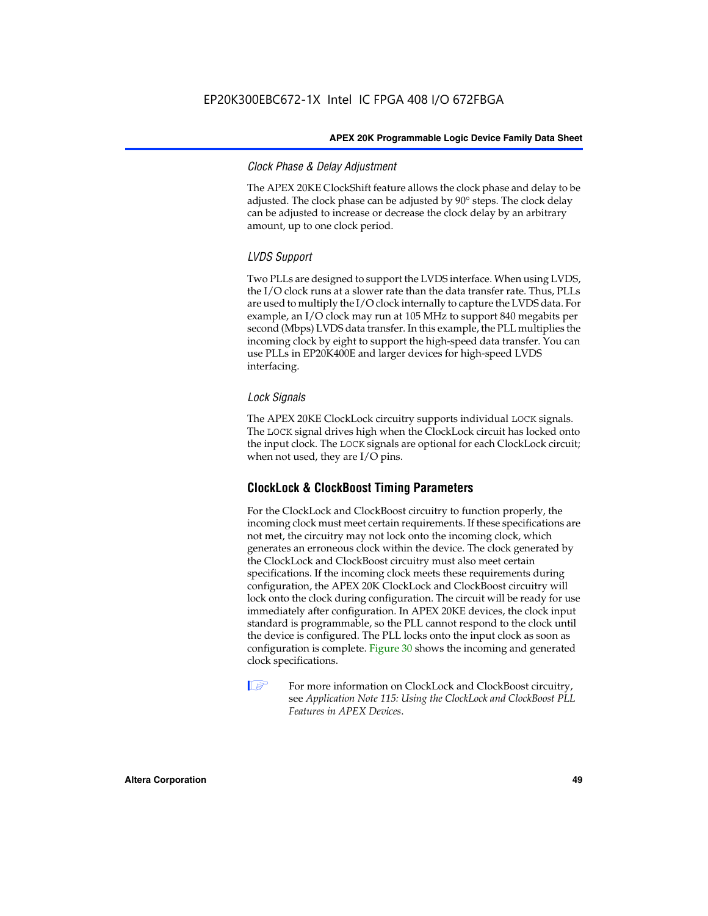### *Clock Phase & Delay Adjustment*

The APEX 20KE ClockShift feature allows the clock phase and delay to be adjusted. The clock phase can be adjusted by 90° steps. The clock delay can be adjusted to increase or decrease the clock delay by an arbitrary amount, up to one clock period.

### *LVDS Support*

Two PLLs are designed to support the LVDS interface. When using LVDS, the I/O clock runs at a slower rate than the data transfer rate. Thus, PLLs are used to multiply the I/O clock internally to capture the LVDS data. For example, an I/O clock may run at 105 MHz to support 840 megabits per second (Mbps) LVDS data transfer. In this example, the PLL multiplies the incoming clock by eight to support the high-speed data transfer. You can use PLLs in EP20K400E and larger devices for high-speed LVDS interfacing.

### *Lock Signals*

The APEX 20KE ClockLock circuitry supports individual `LOCK` signals. The `LOCK` signal drives high when the ClockLock circuit has locked onto the input clock. The `LOCK` signals are optional for each ClockLock circuit; when not used, they are I/O pins.

## ClockLock & ClockBoost Timing Parameters

For the ClockLock and ClockBoost circuitry to function properly, the incoming clock must meet certain requirements. If these specifications are not met, the circuitry may not lock onto the incoming clock, which generates an erroneous clock within the device. The clock generated by the ClockLock and ClockBoost circuitry must also meet certain specifications. If the incoming clock meets these requirements during configuration, the APEX 20K ClockLock and ClockBoost circuitry will lock onto the clock during configuration. The circuit will be ready for use immediately after configuration. In APEX 20KE devices, the clock input standard is programmable, so the PLL cannot respond to the clock until the device is configured. The PLL locks onto the input clock as soon as configuration is complete. Figure 30 shows the incoming and generated clock specifications.

For more information on ClockLock and ClockBoost circuitry, see *Application Note 115: Using the ClockLock and ClockBoost PLL Features in APEX Devices*.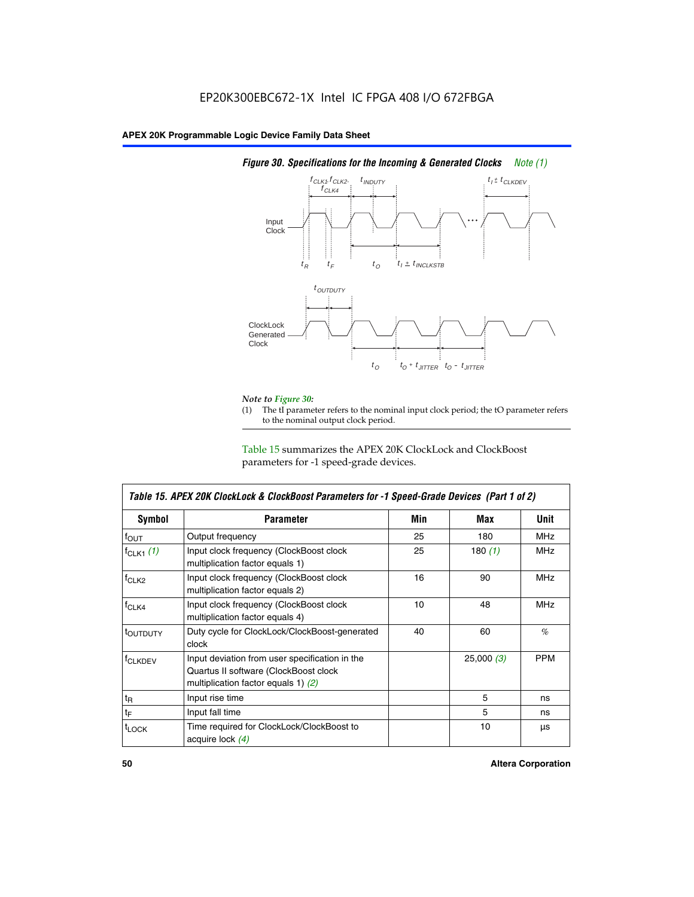*Figure 30. Specifications for the Incoming & Generated Clocks* *Note (1)*

*Note to Figure 30:*

(1) The tI parameter refers to the nominal input clock period; the tO parameter refers to the nominal output clock period.

Table 15 summarizes the APEX 20K ClockLock and ClockBoost parameters for -1 speed-grade devices.

| *Table 15. APEX 20K ClockLock & ClockBoost Parameters for -1 Speed-Grade Devices (Part 1 of 2)* | | | | |
|---|---|---|---|---|
| **Symbol** | **Parameter** | **Min** | **Max** | **Unit** |
| $f_{OUT}$ | Output frequency | 25 | 180 | MHz |
| $f_{CLK1}$ *(1)* | Input clock frequency (ClockBoost clock multiplication factor equals 1) | 25 | 180 *(1)* | MHz |
| $f_{CLK2}$ | Input clock frequency (ClockBoost clock multiplication factor equals 2) | 16 | 90 | MHz |
| $f_{CLK4}$ | Input clock frequency (ClockBoost clock multiplication factor equals 4) | 10 | 48 | MHz |
| $t_{OUTDUTY}$ | Duty cycle for ClockLock/ClockBoost-generated clock | 40 | 60 | % |
| $f_{CLKDEV}$ | Input deviation from user specification in the Quartus II software (ClockBoost clock multiplication factor equals 1) *(2)* | | 25,000 *(3)* | PPM |
| $t_R$ | Input rise time | | 5 | ns |
| $t_F$ | Input fall time | | 5 | ns |
| $t_{LOCK}$ | Time required for ClockLock/ClockBoost to acquire lock *(4)* | | 10 | µs |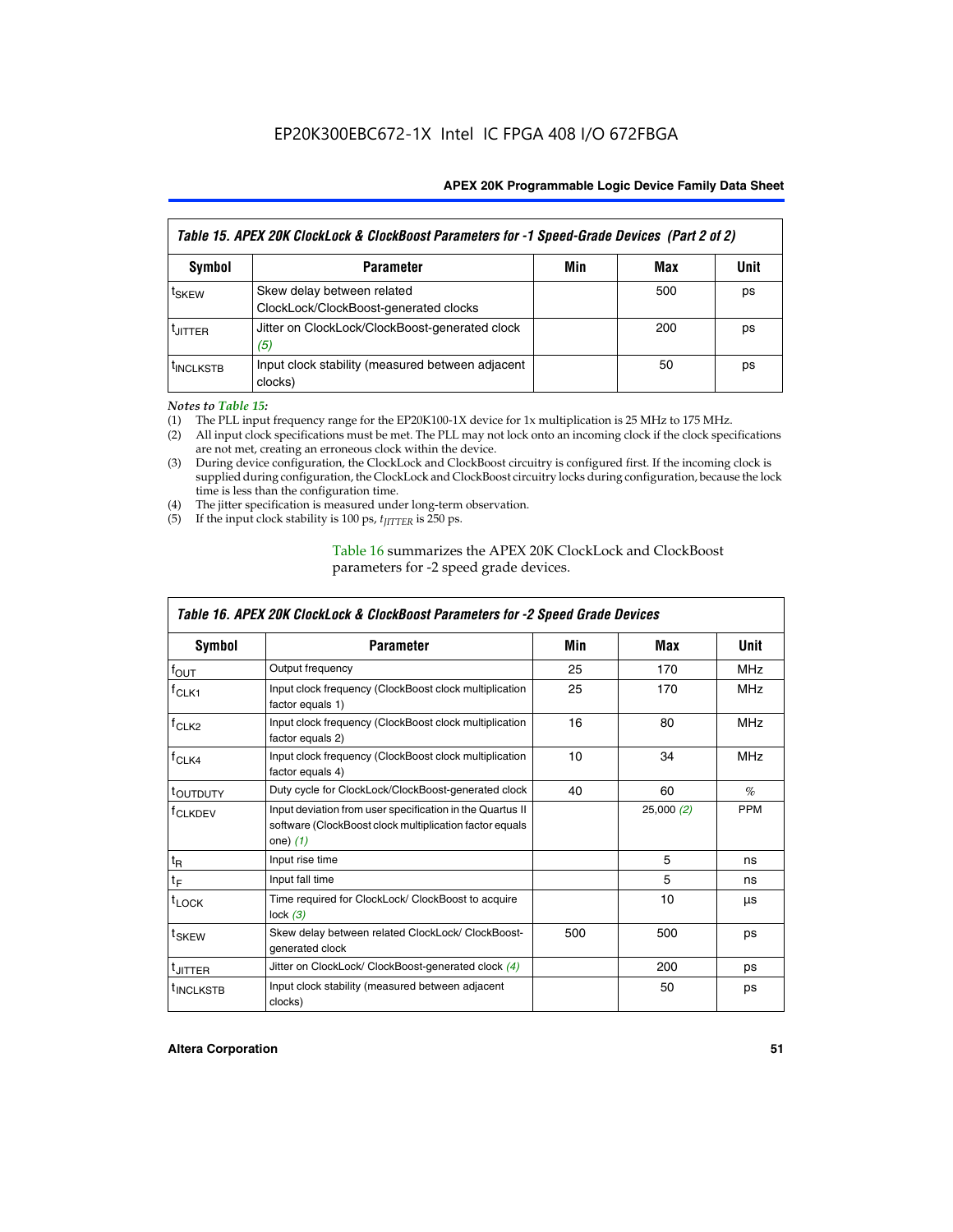| Table 15. APEX 20K ClockLock & ClockBoost Parameters for -1 Speed-Grade Devices (Part 2 of 2) | | | | |
|---|---|---|---|---|
| **Symbol** | **Parameter** | **Min** | **Max** | **Unit** |
| $t_{SKEW}$ | Skew delay between related ClockLock/ClockBoost-generated clocks | | 500 | ps |
| $t_{JITTER}$ | Jitter on ClockLock/ClockBoost-generated clock *(5)* | | 200 | ps |
| $t_{INCLKSTB}$ | Input clock stability (measured between adjacent clocks) | | 50 | ps |

*Notes to Table 15:*

(1) The PLL input frequency range for the EP20K100-1X device for 1x multiplication is 25 MHz to 175 MHz.
(2) All input clock specifications must be met. The PLL may not lock onto an incoming clock if the clock specifications are not met, creating an erroneous clock within the device.
(3) During device configuration, the ClockLock and ClockBoost circuitry is configured first. If the incoming clock is supplied during configuration, the ClockLock and ClockBoost circuitry locks during configuration, because the lock time is less than the configuration time.
(4) The jitter specification is measured under long-term observation.
(5) If the input clock stability is 100 ps, $t_{JITTER}$ is 250 ps.

Table 16 summarizes the APEX 20K ClockLock and ClockBoost parameters for -2 speed grade devices.

| Table 16. APEX 20K ClockLock & ClockBoost Parameters for -2 Speed Grade Devices | | | | |
|---|---|---|---|---|
| **Symbol** | **Parameter** | **Min** | **Max** | **Unit** |
| $f_{OUT}$ | Output frequency | 25 | 170 | MHz |
| $f_{CLK1}$ | Input clock frequency (ClockBoost clock multiplication factor equals 1) | 25 | 170 | MHz |
| $f_{CLK2}$ | Input clock frequency (ClockBoost clock multiplication factor equals 2) | 16 | 80 | MHz |
| $f_{CLK4}$ | Input clock frequency (ClockBoost clock multiplication factor equals 4) | 10 | 34 | MHz |
| $t_{OUTDUTY}$ | Duty cycle for ClockLock/ClockBoost-generated clock | 40 | 60 | % |
| $f_{CLKDEV}$ | Input deviation from user specification in the Quartus II software (ClockBoost clock multiplication factor equals one) *(1)* | | 25,000 *(2)* | PPM |
| $t_R$ | Input rise time | | 5 | ns |
| $t_F$ | Input fall time | | 5 | ns |
| $t_{LOCK}$ | Time required for ClockLock/ ClockBoost to acquire lock *(3)* | | 10 | µs |
| $t_{SKEW}$ | Skew delay between related ClockLock/ ClockBoost-generated clock | 500 | 500 | ps |
| $t_{JITTER}$ | Jitter on ClockLock/ ClockBoost-generated clock *(4)* | | 200 | ps |
| $t_{INCLKSTB}$ | Input clock stability (measured between adjacent clocks) | | 50 | ps |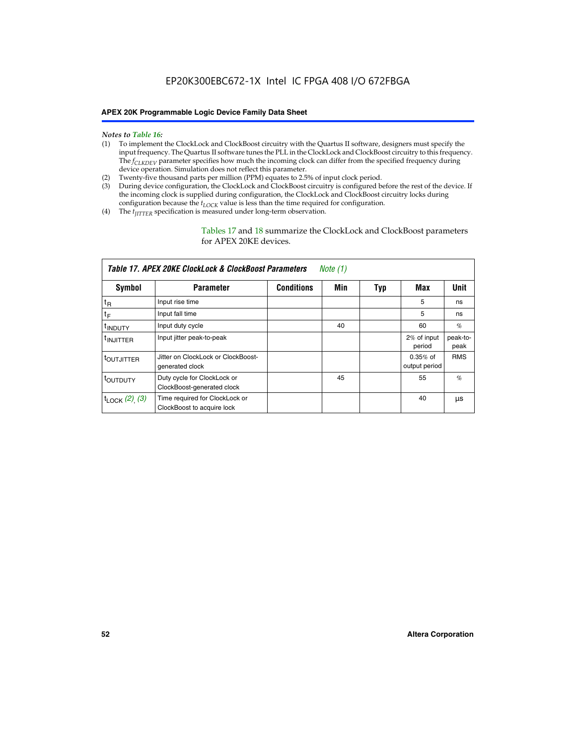*Notes to Table 16:*

(1) To implement the ClockLock and ClockBoost circuitry with the Quartus II software, designers must specify the input frequency. The Quartus II software tunes the PLL in the ClockLock and ClockBoost circuitry to this frequency. The $f_{CLKDEV}$ parameter specifies how much the incoming clock can differ from the specified frequency during device operation. Simulation does not reflect this parameter.
(2) Twenty-five thousand parts per million (PPM) equates to 2.5% of input clock period.
(3) During device configuration, the ClockLock and ClockBoost circuitry is configured before the rest of the device. If the incoming clock is supplied during configuration, the ClockLock and ClockBoost circuitry locks during configuration because the $t_{LOCK}$ value is less than the time required for configuration.
(4) The $t_{JITTER}$ specification is measured under long-term observation.

Tables 17 and 18 summarize the ClockLock and ClockBoost parameters for APEX 20KE devices.

**Table 17. APEX 20KE ClockLock & ClockBoost Parameters** *Note (1)*

| Symbol | Parameter | Conditions | Min | Typ | Max | Unit |
|---|---|---|---|---|---|---|
| $t_R$ | Input rise time | | | | 5 | ns |
| $t_F$ | Input fall time | | | | 5 | ns |
| $t_{INDUTY}$ | Input duty cycle | | 40 | | 60 | % |
| $t_{INJITTER}$ | Input jitter peak-to-peak | | | | 2% of input period | peak-to-peak |
| $t_{OUTJITTER}$ | Jitter on ClockLock or ClockBoost-generated clock | | | | 0.35% of output period | RMS |
| $t_{OUTDUTY}$ | Duty cycle for ClockLock or ClockBoost-generated clock | | 45 | | 55 | % |
| $t_{LOCK}$ *(2)*, *(3)* | Time required for ClockLock or ClockBoost to acquire lock | | | | 40 | µs |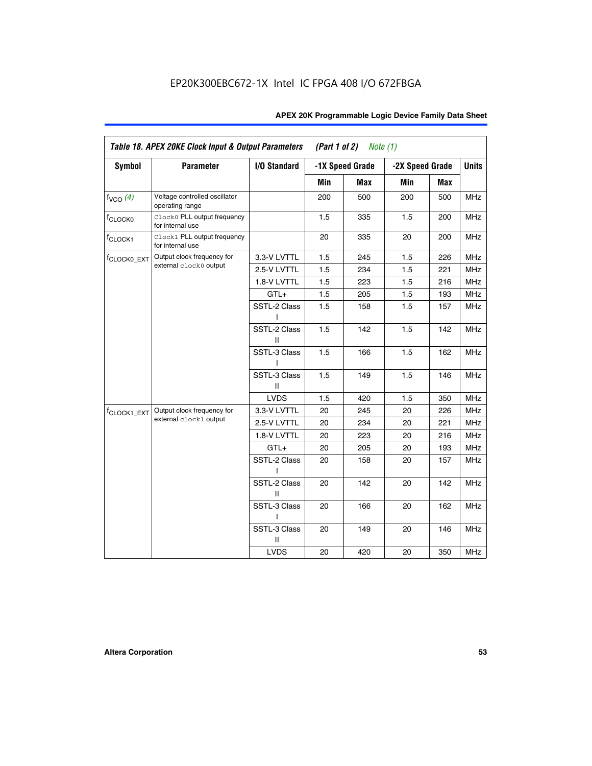EP20K300EBC672-1X Intel IC FPGA 408 I/O 672FBGA

*Table 18. APEX 20KE Clock Input & Output Parameters (Part 1 of 2) Note (1)*

| Symbol | Parameter | I/O Standard | -1X Speed Grade | | -2X Speed Grade | | Units |
|---|---|---|---|---|---|---|---|
| | | | Min | Max | Min | Max | |
| $f_{VCO}$ (4) | Voltage controlled oscillator operating range | | 200 | 500 | 200 | 500 | MHz |
| $f_{CLOCK0}$ | `Clock0` PLL output frequency for internal use | | 1.5 | 335 | 1.5 | 200 | MHz |
| $f_{CLOCK1}$ | `Clock1` PLL output frequency for internal use | | 20 | 335 | 20 | 200 | MHz |
| $f_{CLOCK0\_EXT}$ | Output clock frequency for external `clock0` output | 3.3-V LVTTL | 1.5 | 245 | 1.5 | 226 | MHz |
| | | 2.5-V LVTTL | 1.5 | 234 | 1.5 | 221 | MHz |
| | | 1.8-V LVTTL | 1.5 | 223 | 1.5 | 216 | MHz |
| | | GTL+ | 1.5 | 205 | 1.5 | 193 | MHz |
| | | SSTL-2 Class I | 1.5 | 158 | 1.5 | 157 | MHz |
| | | SSTL-2 Class II | 1.5 | 142 | 1.5 | 142 | MHz |
| | | SSTL-3 Class I | 1.5 | 166 | 1.5 | 162 | MHz |
| | | SSTL-3 Class II | 1.5 | 149 | 1.5 | 146 | MHz |
| | | LVDS | 1.5 | 420 | 1.5 | 350 | MHz |
| $f_{CLOCK1\_EXT}$ | Output clock frequency for external `clock1` output | 3.3-V LVTTL | 20 | 245 | 20 | 226 | MHz |
| | | 2.5-V LVTTL | 20 | 234 | 20 | 221 | MHz |
| | | 1.8-V LVTTL | 20 | 223 | 20 | 216 | MHz |
| | | GTL+ | 20 | 205 | 20 | 193 | MHz |
| | | SSTL-2 Class I | 20 | 158 | 20 | 157 | MHz |
| | | SSTL-2 Class II | 20 | 142 | 20 | 142 | MHz |
| | | SSTL-3 Class I | 20 | 166 | 20 | 162 | MHz |
| | | SSTL-3 Class II | 20 | 149 | 20 | 146 | MHz |
| | | LVDS | 20 | 420 | 20 | 350 | MHz |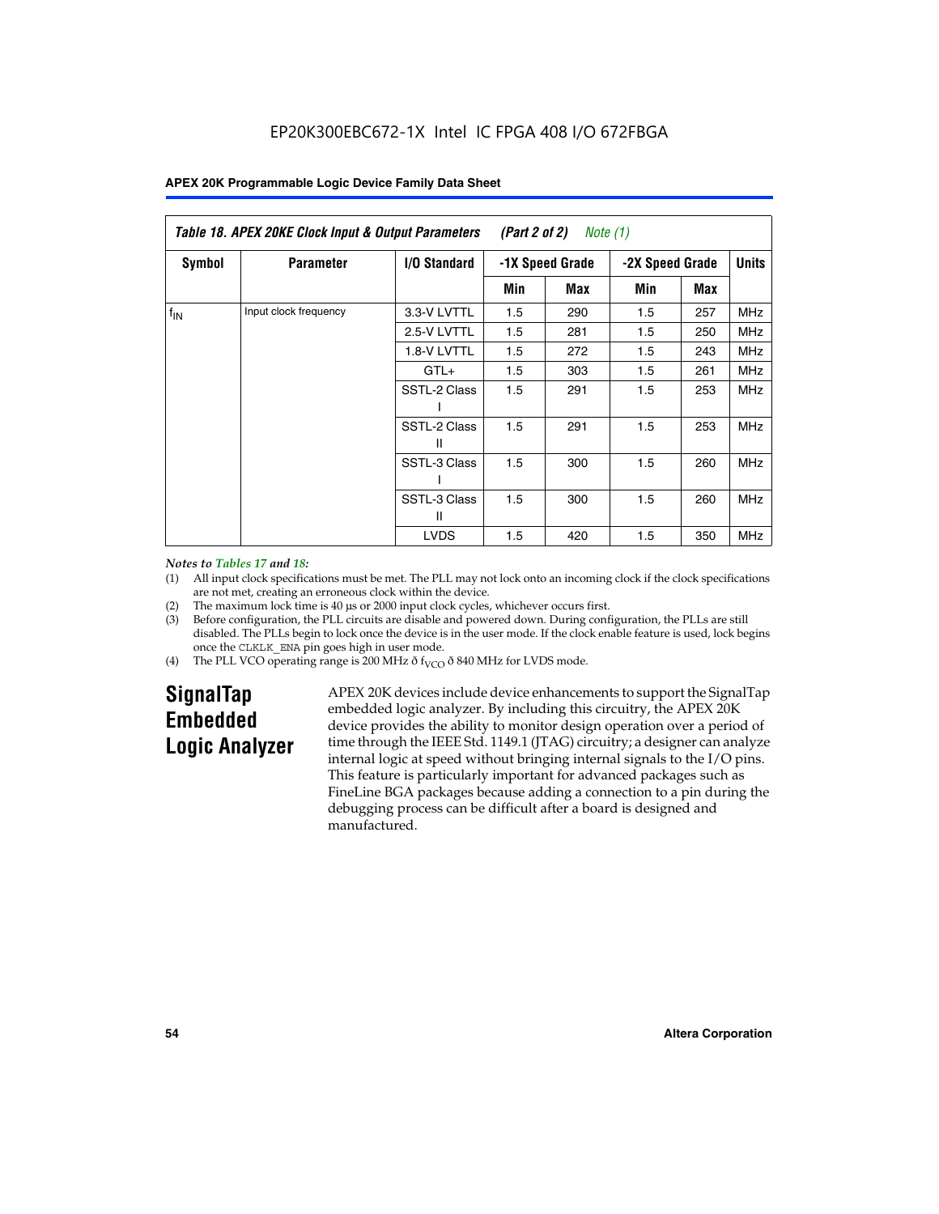EP20K300EBC672-1X Intel IC FPGA 408 I/O 672FBGA

*Table 18. APEX 20KE Clock Input & Output Parameters (Part 2 of 2) Note (1)*

| Symbol | Parameter | I/O Standard | -1X Speed Grade | | -2X Speed Grade | | Units |
|---|---|---|---|---|---|---|---|
| | | | Min | Max | Min | Max | |
| $f_{IN}$ | Input clock frequency | 3.3-V LVTTL | 1.5 | 290 | 1.5 | 257 | MHz |
| | | 2.5-V LVTTL | 1.5 | 281 | 1.5 | 250 | MHz |
| | | 1.8-V LVTTL | 1.5 | 272 | 1.5 | 243 | MHz |
| | | GTL+ | 1.5 | 303 | 1.5 | 261 | MHz |
| | | SSTL-2 Class I | 1.5 | 291 | 1.5 | 253 | MHz |
| | | SSTL-2 Class II | 1.5 | 291 | 1.5 | 253 | MHz |
| | | SSTL-3 Class I | 1.5 | 300 | 1.5 | 260 | MHz |
| | | SSTL-3 Class II | 1.5 | 300 | 1.5 | 260 | MHz |
| | | LVDS | 1.5 | 420 | 1.5 | 350 | MHz |

*Notes to Tables 17 and 18:*

(1) All input clock specifications must be met. The PLL may not lock onto an incoming clock if the clock specifications are not met, creating an erroneous clock within the device.

(2) The maximum lock time is 40 µs or 2000 input clock cycles, whichever occurs first.

(3) Before configuration, the PLL circuits are disable and powered down. During configuration, the PLLs are still disabled. The PLLs begin to lock once the device is in the user mode. If the clock enable feature is used, lock begins once the CLKLK_ENA pin goes high in user mode.

(4) The PLL VCO operating range is 200 MHz ≤ $f_{VCO}$ ≤ 840 MHz for LVDS mode.

## SignalTap Embedded Logic Analyzer

APEX 20K devices include device enhancements to support the SignalTap embedded logic analyzer. By including this circuitry, the APEX 20K device provides the ability to monitor design operation over a period of time through the IEEE Std. 1149.1 (JTAG) circuitry; a designer can analyze internal logic at speed without bringing internal signals to the I/O pins. This feature is particularly important for advanced packages such as FineLine BGA packages because adding a connection to a pin during the debugging process can be difficult after a board is designed and manufactured.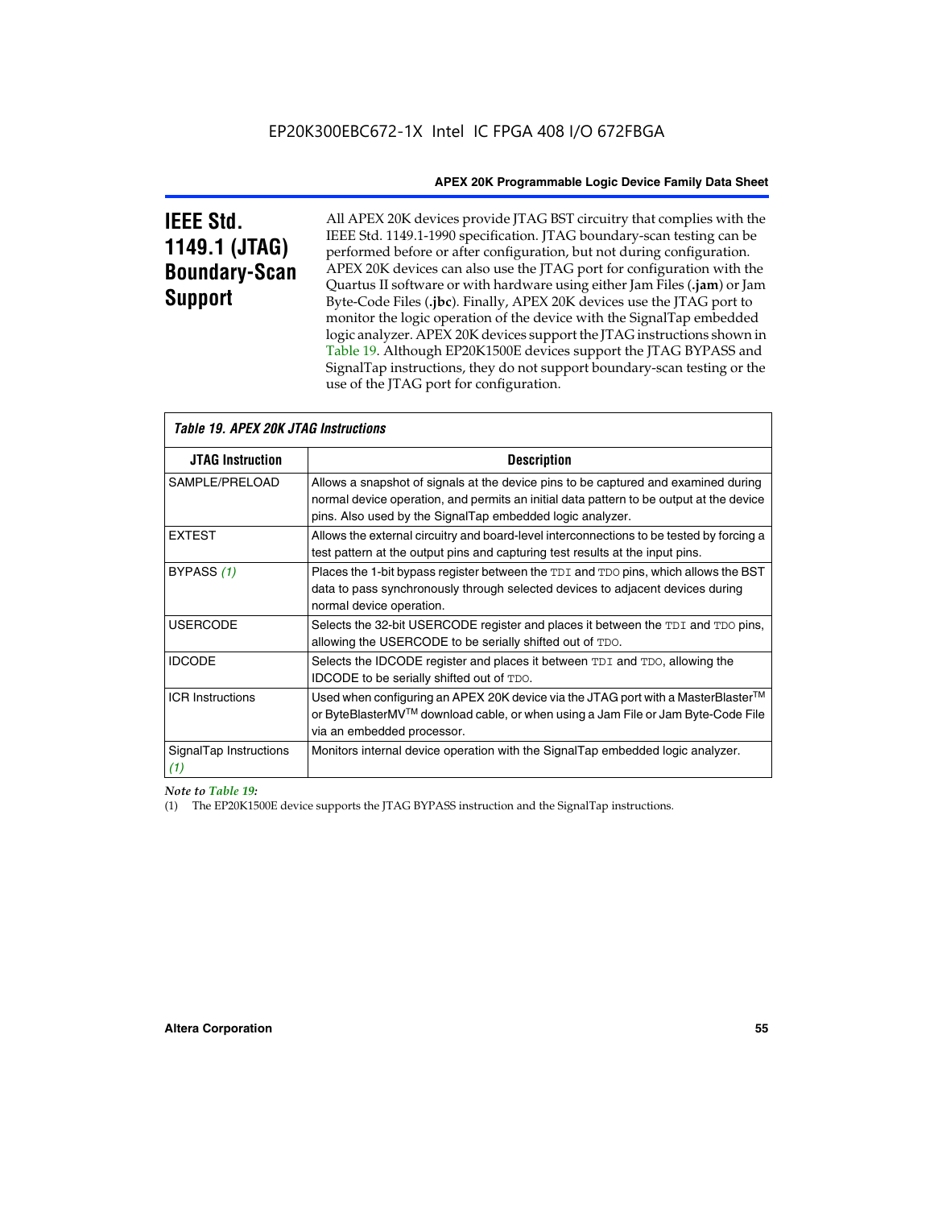# IEEE Std. 1149.1 (JTAG) Boundary-Scan Support

All APEX 20K devices provide JTAG BST circuitry that complies with the IEEE Std. 1149.1-1990 specification. JTAG boundary-scan testing can be performed before or after configuration, but not during configuration. APEX 20K devices can also use the JTAG port for configuration with the Quartus II software or with hardware using either Jam Files (**.jam**) or Jam Byte-Code Files (**.jbc**). Finally, APEX 20K devices use the JTAG port to monitor the logic operation of the device with the SignalTap embedded logic analyzer. APEX 20K devices support the JTAG instructions shown in Table 19. Although EP20K1500E devices support the JTAG BYPASS and SignalTap instructions, they do not support boundary-scan testing or the use of the JTAG port for configuration.

*Table 19. APEX 20K JTAG Instructions*

| JTAG Instruction | Description |
|---|---|
| SAMPLE/PRELOAD | Allows a snapshot of signals at the device pins to be captured and examined during normal device operation, and permits an initial data pattern to be output at the device pins. Also used by the SignalTap embedded logic analyzer. |
| EXTEST | Allows the external circuitry and board-level interconnections to be tested by forcing a test pattern at the output pins and capturing test results at the input pins. |
| BYPASS *(1)* | Places the 1-bit bypass register between the TDI and TDO pins, which allows the BST data to pass synchronously through selected devices to adjacent devices during normal device operation. |
| USERCODE | Selects the 32-bit USERCODE register and places it between the TDI and TDO pins, allowing the USERCODE to be serially shifted out of TDO. |
| IDCODE | Selects the IDCODE register and places it between TDI and TDO, allowing the IDCODE to be serially shifted out of TDO. |
| ICR Instructions | Used when configuring an APEX 20K device via the JTAG port with a MasterBlaster™ or ByteBlasterMV™ download cable, or when using a Jam File or Jam Byte-Code File via an embedded processor. |
| SignalTap Instructions *(1)* | Monitors internal device operation with the SignalTap embedded logic analyzer. |

*Note to Table 19:*

(1) The EP20K1500E device supports the JTAG BYPASS instruction and the SignalTap instructions.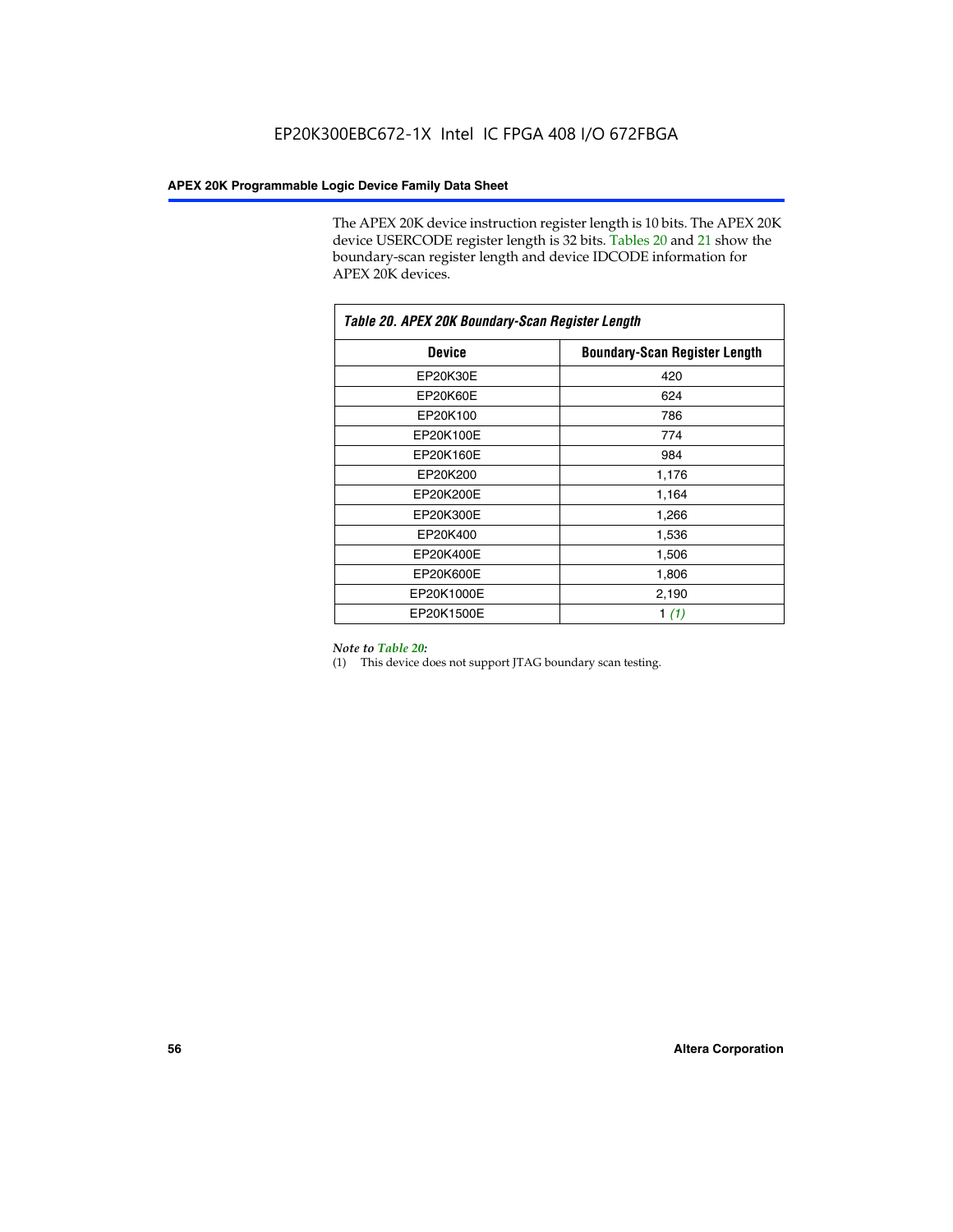The APEX 20K device instruction register length is 10 bits. The APEX 20K device USERCODE register length is 32 bits. Tables 20 and 21 show the boundary-scan register length and device IDCODE information for APEX 20K devices.

*Table 20. APEX 20K Boundary-Scan Register Length*

| Device | Boundary-Scan Register Length |
|---|---|
| EP20K30E | 420 |
| EP20K60E | 624 |
| EP20K100 | 786 |
| EP20K100E | 774 |
| EP20K160E | 984 |
| EP20K200 | 1,176 |
| EP20K200E | 1,164 |
| EP20K300E | 1,266 |
| EP20K400 | 1,536 |
| EP20K400E | 1,506 |
| EP20K600E | 1,806 |
| EP20K1000E | 2,190 |
| EP20K1500E | 1 *(1)* |

*Note to Table 20:*

(1) This device does not support JTAG boundary scan testing.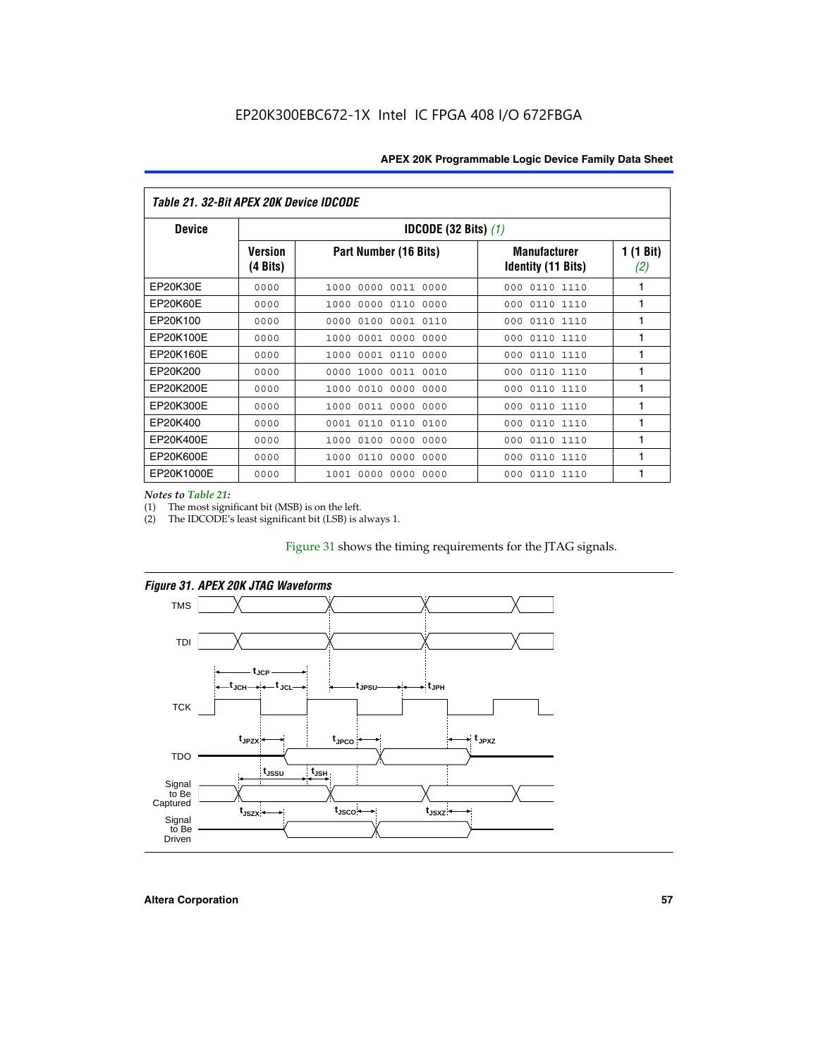**Table 21. 32-Bit APEX 20K Device IDCODE**

| Device | IDCODE (32 Bits) *(1)* | | | |
|---|---|---|---|---|
| | Version (4 Bits) | Part Number (16 Bits) | Manufacturer Identity (11 Bits) | 1 (1 Bit) *(2)* |
| EP20K30E | 0000 | 1000 0000 0011 0000 | 000 0110 1110 | 1 |
| EP20K60E | 0000 | 1000 0000 0110 0000 | 000 0110 1110 | 1 |
| EP20K100 | 0000 | 0000 0100 0001 0110 | 000 0110 1110 | 1 |
| EP20K100E | 0000 | 1000 0001 0000 0000 | 000 0110 1110 | 1 |
| EP20K160E | 0000 | 1000 0001 0110 0000 | 000 0110 1110 | 1 |
| EP20K200 | 0000 | 0000 1000 0011 0010 | 000 0110 1110 | 1 |
| EP20K200E | 0000 | 1000 0010 0000 0000 | 000 0110 1110 | 1 |
| EP20K300E | 0000 | 1000 0011 0000 0000 | 000 0110 1110 | 1 |
| EP20K400 | 0000 | 0001 0110 0110 0100 | 000 0110 1110 | 1 |
| EP20K400E | 0000 | 1000 0100 0000 0000 | 000 0110 1110 | 1 |
| EP20K600E | 0000 | 1000 0110 0000 0000 | 000 0110 1110 | 1 |
| EP20K1000E | 0000 | 1001 0000 0000 0000 | 000 0110 1110 | 1 |

*Notes to Table 21:*

(1) The most significant bit (MSB) is on the left.

(2) The IDCODE's least significant bit (LSB) is always 1.

Figure 31 shows the timing requirements for the JTAG signals.

**Figure 31. APEX 20K JTAG Waveforms**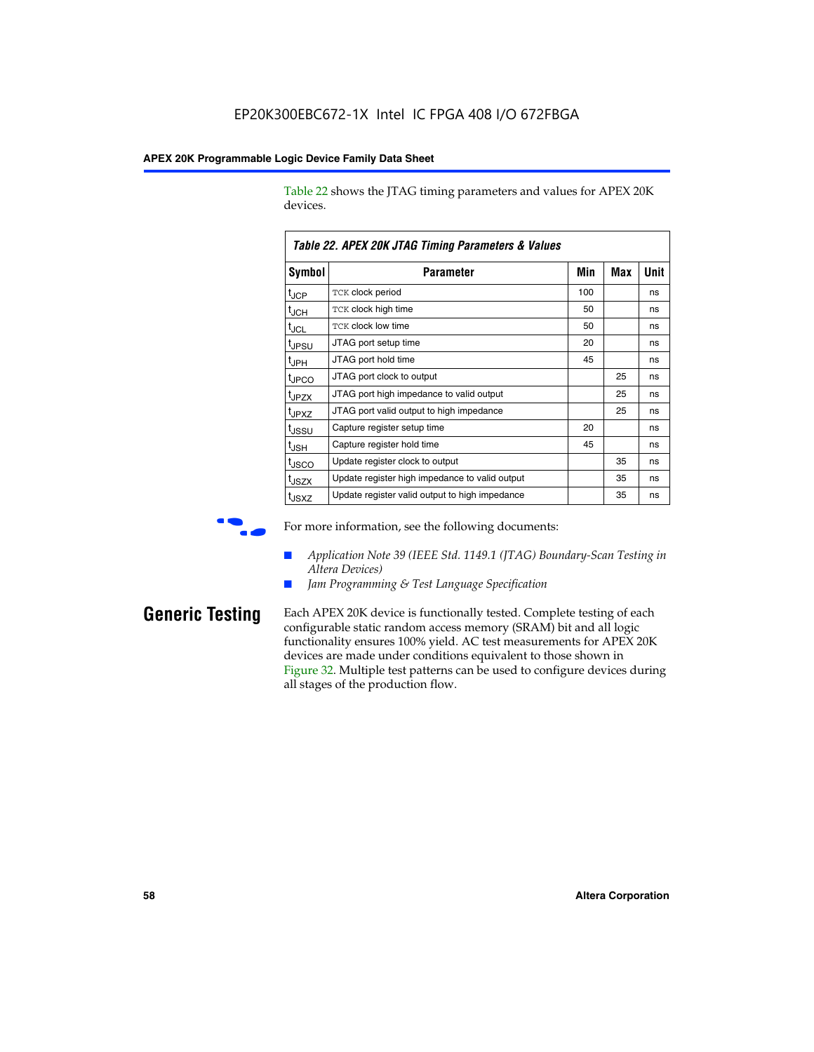Table 22 shows the JTAG timing parameters and values for APEX 20K devices.

**Table 22. APEX 20K JTAG Timing Parameters & Values**

| Symbol | Parameter | Min | Max | Unit |
|---|---|---|---|---|
| $t_{JCP}$ | TCK clock period | 100 | | ns |
| $t_{JCH}$ | TCK clock high time | 50 | | ns |
| $t_{JCL}$ | TCK clock low time | 50 | | ns |
| $t_{JPSU}$ | JTAG port setup time | 20 | | ns |
| $t_{JPH}$ | JTAG port hold time | 45 | | ns |
| $t_{JPCO}$ | JTAG port clock to output | | 25 | ns |
| $t_{JPZX}$ | JTAG port high impedance to valid output | | 25 | ns |
| $t_{JPXZ}$ | JTAG port valid output to high impedance | | 25 | ns |
| $t_{JSSU}$ | Capture register setup time | 20 | | ns |
| $t_{JSH}$ | Capture register hold time | 45 | | ns |
| $t_{JSCO}$ | Update register clock to output | | 35 | ns |
| $t_{JSZX}$ | Update register high impedance to valid output | | 35 | ns |
| $t_{JSXZ}$ | Update register valid output to high impedance | | 35 | ns |

For more information, see the following documents:

- *Application Note 39 (IEEE Std. 1149.1 (JTAG) Boundary-Scan Testing in Altera Devices)*
- *Jam Programming & Test Language Specification*

## Generic Testing

Each APEX 20K device is functionally tested. Complete testing of each configurable static random access memory (SRAM) bit and all logic functionality ensures 100% yield. AC test measurements for APEX 20K devices are made under conditions equivalent to those shown in Figure 32. Multiple test patterns can be used to configure devices during all stages of the production flow.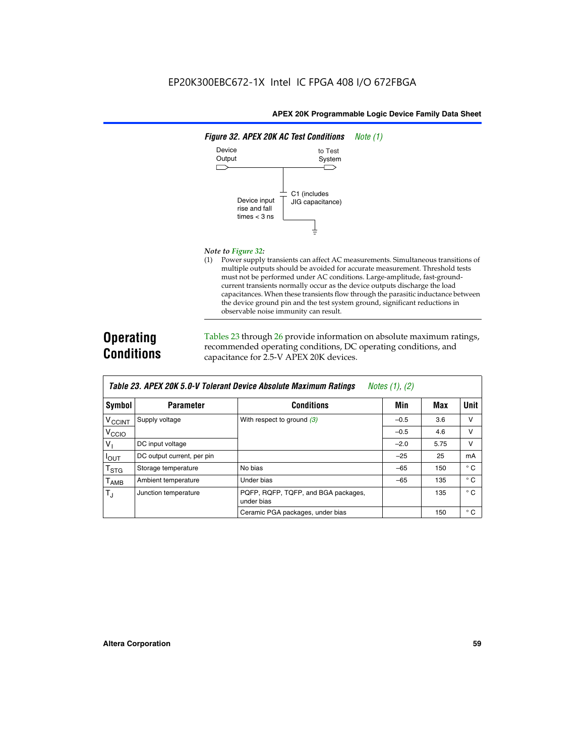EP20K300EBC672-1X Intel IC FPGA 408 I/O 672FBGA

**Figure 32. APEX 20K AC Test Conditions** *Note (1)*

Device Output

to Test System

C1 (includes JIG capacitance)

Device input rise and fall times < 3 ns

*Note to Figure 32:*

(1) Power supply transients can affect AC measurements. Simultaneous transitions of multiple outputs should be avoided for accurate measurement. Threshold tests must not be performed under AC conditions. Large-amplitude, fast-ground-current transients normally occur as the device outputs discharge the load capacitances. When these transients flow through the parasitic inductance between the device ground pin and the test system ground, significant reductions in observable noise immunity can result.

## Operating Conditions

Tables 23 through 26 provide information on absolute maximum ratings, recommended operating conditions, DC operating conditions, and capacitance for 2.5-V APEX 20K devices.

**Table 23. APEX 20K 5.0-V Tolerant Device Absolute Maximum Ratings** *Notes (1), (2)*

| Symbol | Parameter | Conditions | Min | Max | Unit |
|---|---|---|---|---|---|
| $V_{CCINT}$ | Supply voltage | With respect to ground *(3)* | –0.5 | 3.6 | V |
| $V_{CCIO}$ | | | –0.5 | 4.6 | V |
| $V_I$ | DC input voltage | | –2.0 | 5.75 | V |
| $I_{OUT}$ | DC output current, per pin | | –25 | 25 | mA |
| $T_{STG}$ | Storage temperature | No bias | –65 | 150 | ° C |
| $T_{AMB}$ | Ambient temperature | Under bias | –65 | 135 | ° C |
| $T_J$ | Junction temperature | PQFP, RQFP, TQFP, and BGA packages, under bias | | 135 | ° C |
| | | Ceramic PGA packages, under bias | | 150 | ° C |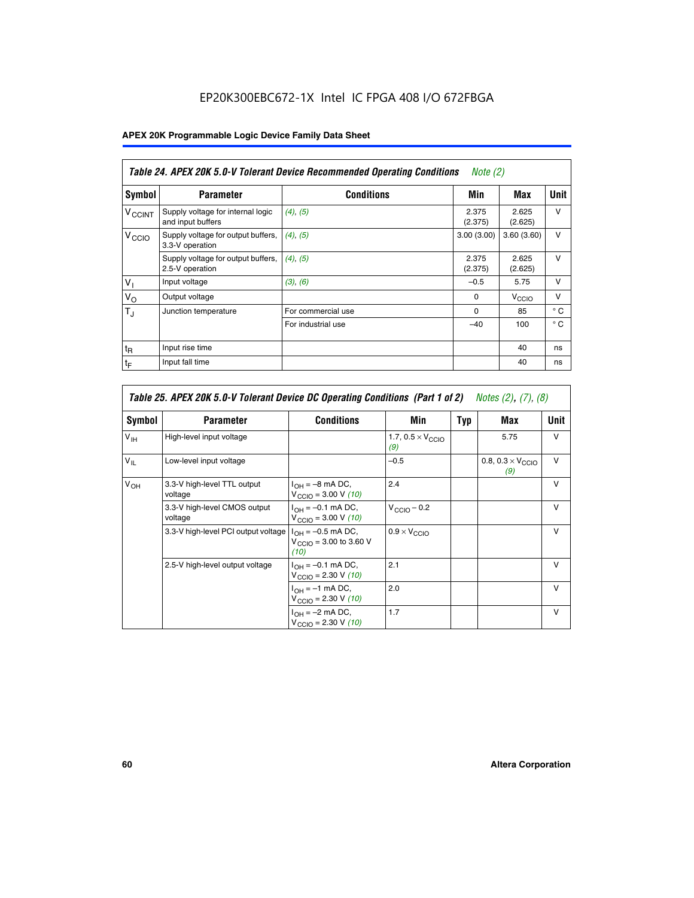EP20K300EBC672-1X Intel IC FPGA 408 I/O 672FBGA

| Table 24. APEX 20K 5.0-V Tolerant Device Recommended Operating Conditions *Note (2)* | | | | | |
|---|---|---|---|---|---|
| **Symbol** | **Parameter** | **Conditions** | **Min** | **Max** | **Unit** |
| $V_{CCINT}$ | Supply voltage for internal logic and input buffers | *(4), (5)* | 2.375 (2.375) | 2.625 (2.625) | V |
| $V_{CCIO}$ | Supply voltage for output buffers, 3.3-V operation | *(4), (5)* | 3.00 (3.00) | 3.60 (3.60) | V |
| | Supply voltage for output buffers, 2.5-V operation | *(4), (5)* | 2.375 (2.375) | 2.625 (2.625) | V |
| $V_I$ | Input voltage | *(3), (6)* | –0.5 | 5.75 | V |
| $V_O$ | Output voltage | | 0 | $V_{CCIO}$ | V |
| $T_J$ | Junction temperature | For commercial use | 0 | 85 | ° C |
| | | For industrial use | –40 | 100 | ° C |
| $t_R$ | Input rise time | | | 40 | ns |
| $t_F$ | Input fall time | | | 40 | ns |

| Table 25. APEX 20K 5.0-V Tolerant Device DC Operating Conditions (Part 1 of 2) *Notes (2), (7), (8)* | | | | | | |
|---|---|---|---|---|---|---|
| **Symbol** | **Parameter** | **Conditions** | **Min** | **Typ** | **Max** | **Unit** |
| $V_{IH}$ | High-level input voltage | | 1.7, 0.5 × $V_{CCIO}$ *(9)* | | 5.75 | V |
| $V_{IL}$ | Low-level input voltage | | –0.5 | | 0.8, 0.3 × $V_{CCIO}$ *(9)* | V |
| $V_{OH}$ | 3.3-V high-level TTL output voltage | $I_{OH}$ = –8 mA DC, $V_{CCIO}$ = 3.00 V *(10)* | 2.4 | | | V |
| | 3.3-V high-level CMOS output voltage | $I_{OH}$ = –0.1 mA DC, $V_{CCIO}$ = 3.00 V *(10)* | $V_{CCIO}$ – 0.2 | | | V |
| | 3.3-V high-level PCI output voltage | $I_{OH}$ = –0.5 mA DC, $V_{CCIO}$ = 3.00 to 3.60 V *(10)* | 0.9 × $V_{CCIO}$ | | | V |
| | 2.5-V high-level output voltage | $I_{OH}$ = –0.1 mA DC, $V_{CCIO}$ = 2.30 V *(10)* | 2.1 | | | V |
| | | $I_{OH}$ = –1 mA DC, $V_{CCIO}$ = 2.30 V *(10)* | 2.0 | | | V |
| | | $I_{OH}$ = –2 mA DC, $V_{CCIO}$ = 2.30 V *(10)* | 1.7 | | | V |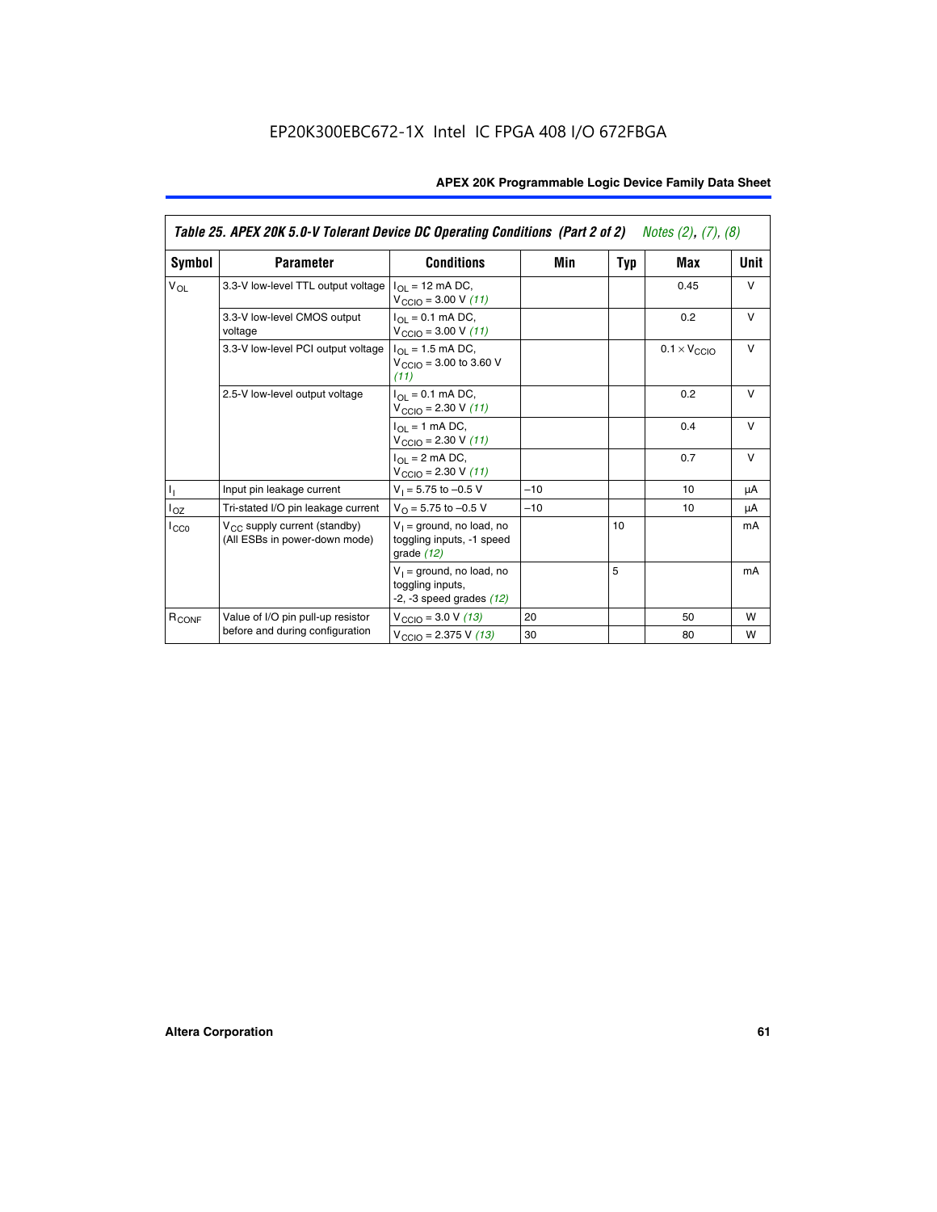EP20K300EBC672-1X Intel IC FPGA 408 I/O 672FBGA

| Table 25. APEX 20K 5.0-V Tolerant Device DC Operating Conditions (Part 2 of 2) Notes (2), (7), (8) | | | | | | |
|---|---|---|---|---|---|---|
| **Symbol** | **Parameter** | **Conditions** | **Min** | **Typ** | **Max** | **Unit** |
| $V_{OL}$ | 3.3-V low-level TTL output voltage | $I_{OL}$ = 12 mA DC, $V_{CCIO}$ = 3.00 V *(11)* | | | 0.45 | V |
| | 3.3-V low-level CMOS output voltage | $I_{OL}$ = 0.1 mA DC, $V_{CCIO}$ = 3.00 V *(11)* | | | 0.2 | V |
| | 3.3-V low-level PCI output voltage | $I_{OL}$ = 1.5 mA DC, $V_{CCIO}$ = 3.00 to 3.60 V *(11)* | | | $0.1 \times V_{CCIO}$ | V |
| | 2.5-V low-level output voltage | $I_{OL}$ = 0.1 mA DC, $V_{CCIO}$ = 2.30 V *(11)* | | | 0.2 | V |
| | | $I_{OL}$ = 1 mA DC, $V_{CCIO}$ = 2.30 V *(11)* | | | 0.4 | V |
| | | $I_{OL}$ = 2 mA DC, $V_{CCIO}$ = 2.30 V *(11)* | | | 0.7 | V |
| $I_I$ | Input pin leakage current | $V_I$ = 5.75 to –0.5 V | –10 | | 10 | µA |
| $I_{OZ}$ | Tri-stated I/O pin leakage current | $V_O$ = 5.75 to –0.5 V | –10 | | 10 | µA |
| $I_{CC0}$ | $V_{CC}$ supply current (standby) (All ESBs in power-down mode) | $V_I$ = ground, no load, no toggling inputs, -1 speed grade *(12)* | | 10 | | mA |
| | | $V_I$ = ground, no load, no toggling inputs, -2, -3 speed grades *(12)* | | 5 | | mA |
| $R_{CONF}$ | Value of I/O pin pull-up resistor before and during configuration | $V_{CCIO}$ = 3.0 V *(13)* | 20 | | 50 | W |
| | | $V_{CCIO}$ = 2.375 V *(13)* | 30 | | 80 | W |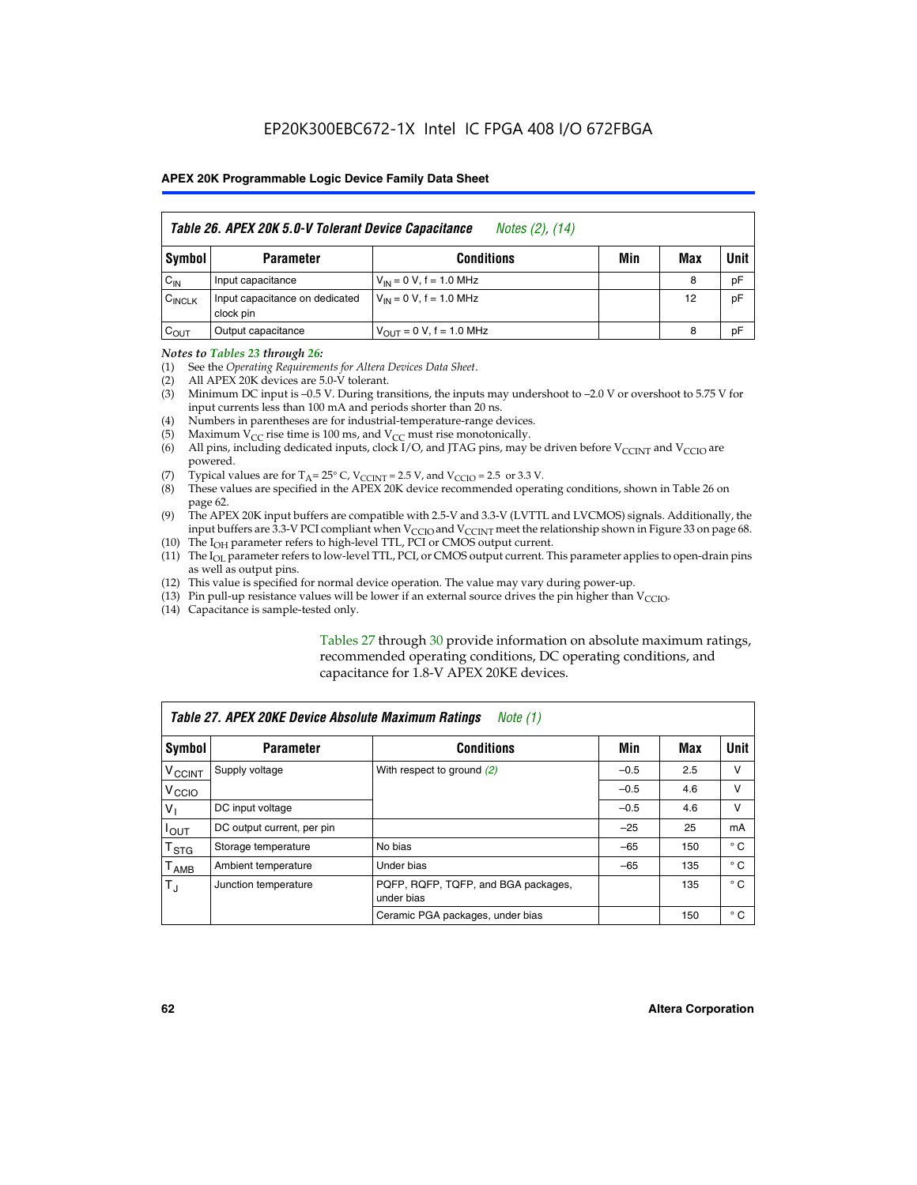EP20K300EBC672-1X Intel IC FPGA 408 I/O 672FBGA

| Table 26. APEX 20K 5.0-V Tolerant Device Capacitance *Notes (2), (14)* | | | | | |
|---|---|---|---|---|---|
| **Symbol** | **Parameter** | **Conditions** | **Min** | **Max** | **Unit** |
| $C_{IN}$ | Input capacitance | $V_{IN}$ = 0 V, f = 1.0 MHz | | 8 | pF |
| $C_{INCLK}$ | Input capacitance on dedicated clock pin | $V_{IN}$ = 0 V, f = 1.0 MHz | | 12 | pF |
| $C_{OUT}$ | Output capacitance | $V_{OUT}$ = 0 V, f = 1.0 MHz | | 8 | pF |

*Notes to Tables 23 through 26:*

(1) See the *Operating Requirements for Altera Devices Data Sheet*.
(2) All APEX 20K devices are 5.0-V tolerant.
(3) Minimum DC input is –0.5 V. During transitions, the inputs may undershoot to –2.0 V or overshoot to 5.75 V for input currents less than 100 mA and periods shorter than 20 ns.
(4) Numbers in parentheses are for industrial-temperature-range devices.
(5) Maximum $V_{CC}$ rise time is 100 ms, and $V_{CC}$ must rise monotonically.
(6) All pins, including dedicated inputs, clock I/O, and JTAG pins, may be driven before $V_{CCINT}$ and $V_{CCIO}$ are powered.
(7) Typical values are for $T_A$ = 25° C, $V_{CCINT}$ = 2.5 V, and $V_{CCIO}$ = 2.5 or 3.3 V.
(8) These values are specified in the APEX 20K device recommended operating conditions, shown in Table 26 on page 62.
(9) The APEX 20K input buffers are compatible with 2.5-V and 3.3-V (LVTTL and LVCMOS) signals. Additionally, the input buffers are 3.3-V PCI compliant when $V_{CCIO}$ and $V_{CCINT}$ meet the relationship shown in Figure 33 on page 68.
(10) The $I_{OH}$ parameter refers to high-level TTL, PCI or CMOS output current.
(11) The $I_{OL}$ parameter refers to low-level TTL, PCI, or CMOS output current. This parameter applies to open-drain pins as well as output pins.
(12) This value is specified for normal device operation. The value may vary during power-up.
(13) Pin pull-up resistance values will be lower if an external source drives the pin higher than $V_{CCIO}$.
(14) Capacitance is sample-tested only.

Tables 27 through 30 provide information on absolute maximum ratings, recommended operating conditions, DC operating conditions, and capacitance for 1.8-V APEX 20KE devices.

| Table 27. APEX 20KE Device Absolute Maximum Ratings *Note (1)* | | | | | |
|---|---|---|---|---|---|
| **Symbol** | **Parameter** | **Conditions** | **Min** | **Max** | **Unit** |
| $V_{CCINT}$ | Supply voltage | With respect to ground *(2)* | –0.5 | 2.5 | V |
| $V_{CCIO}$ | | | –0.5 | 4.6 | V |
| $V_I$ | DC input voltage | | –0.5 | 4.6 | V |
| $I_{OUT}$ | DC output current, per pin | | –25 | 25 | mA |
| $T_{STG}$ | Storage temperature | No bias | –65 | 150 | ° C |
| $T_{AMB}$ | Ambient temperature | Under bias | –65 | 135 | ° C |
| $T_J$ | Junction temperature | PQFP, RQFP, TQFP, and BGA packages, under bias | | 135 | ° C |
| | | Ceramic PGA packages, under bias | | 150 | ° C |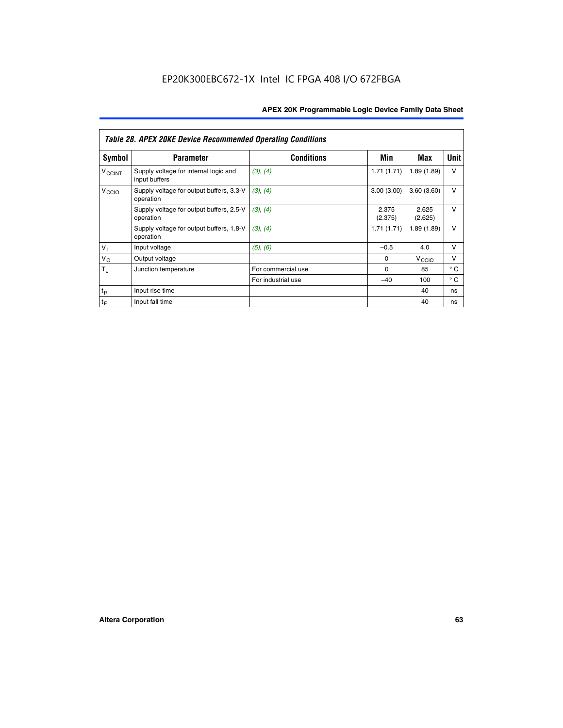EP20K300EBC672-1X Intel IC FPGA 408 I/O 672FBGA

| Table 28. APEX 20KE Device Recommended Operating Conditions | | | | | |
|---|---|---|---|---|---|
| **Symbol** | **Parameter** | **Conditions** | **Min** | **Max** | **Unit** |
| $V_{CCINT}$ | Supply voltage for internal logic and input buffers | (3), (4) | 1.71 (1.71) | 1.89 (1.89) | V |
| $V_{CCIO}$ | Supply voltage for output buffers, 3.3-V operation | (3), (4) | 3.00 (3.00) | 3.60 (3.60) | V |
| | Supply voltage for output buffers, 2.5-V operation | (3), (4) | 2.375 (2.375) | 2.625 (2.625) | V |
| | Supply voltage for output buffers, 1.8-V operation | (3), (4) | 1.71 (1.71) | 1.89 (1.89) | V |
| $V_I$ | Input voltage | (5), (6) | –0.5 | 4.0 | V |
| $V_O$ | Output voltage | | 0 | $V_{CCIO}$ | V |
| $T_J$ | Junction temperature | For commercial use | 0 | 85 | ° C |
| | | For industrial use | –40 | 100 | ° C |
| $t_R$ | Input rise time | | | 40 | ns |
| $t_F$ | Input fall time | | | 40 | ns |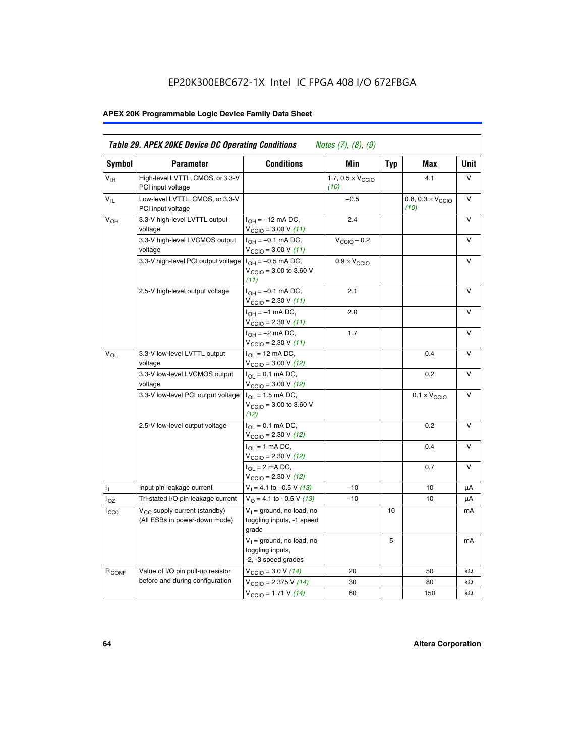EP20K300EBC672-1X Intel IC FPGA 408 I/O 672FBGA

## APEX 20K Programmable Logic Device Family Data Sheet

| *Table 29. APEX 20KE Device DC Operating Conditions* *Notes (7), (8), (9)* | | | | | | |
|---|---|---|---|---|---|---|
| **Symbol** | **Parameter** | **Conditions** | **Min** | **Typ** | **Max** | **Unit** |
| $V_{IH}$ | High-level LVTTL, CMOS, or 3.3-V PCI input voltage | | 1.7, $0.5 \times V_{CCIO}$ *(10)* | | 4.1 | V |
| $V_{IL}$ | Low-level LVTTL, CMOS, or 3.3-V PCI input voltage | | –0.5 | | 0.8, $0.3 \times V_{CCIO}$ *(10)* | V |
| $V_{OH}$ | 3.3-V high-level LVTTL output voltage | $I_{OH}$ = –12 mA DC, $V_{CCIO}$ = 3.00 V *(11)* | 2.4 | | | V |
| | 3.3-V high-level LVCMOS output voltage | $I_{OH}$ = –0.1 mA DC, $V_{CCIO}$ = 3.00 V *(11)* | $V_{CCIO}$ – 0.2 | | | V |
| | 3.3-V high-level PCI output voltage | $I_{OH}$ = –0.5 mA DC, $V_{CCIO}$ = 3.00 to 3.60 V *(11)* | $0.9 \times V_{CCIO}$ | | | V |
| | 2.5-V high-level output voltage | $I_{OH}$ = –0.1 mA DC, $V_{CCIO}$ = 2.30 V *(11)* | 2.1 | | | V |
| | | $I_{OH}$ = –1 mA DC, $V_{CCIO}$ = 2.30 V *(11)* | 2.0 | | | V |
| | | $I_{OH}$ = –2 mA DC, $V_{CCIO}$ = 2.30 V *(11)* | 1.7 | | | V |
| $V_{OL}$ | 3.3-V low-level LVTTL output voltage | $I_{OL}$ = 12 mA DC, $V_{CCIO}$ = 3.00 V *(12)* | | | 0.4 | V |
| | 3.3-V low-level LVCMOS output voltage | $I_{OL}$ = 0.1 mA DC, $V_{CCIO}$ = 3.00 V *(12)* | | | 0.2 | V |
| | 3.3-V low-level PCI output voltage | $I_{OL}$ = 1.5 mA DC, $V_{CCIO}$ = 3.00 to 3.60 V *(12)* | | | $0.1 \times V_{CCIO}$ | V |
| | 2.5-V low-level output voltage | $I_{OL}$ = 0.1 mA DC, $V_{CCIO}$ = 2.30 V *(12)* | | | 0.2 | V |
| | | $I_{OL}$ = 1 mA DC, $V_{CCIO}$ = 2.30 V *(12)* | | | 0.4 | V |
| | | $I_{OL}$ = 2 mA DC, $V_{CCIO}$ = 2.30 V *(12)* | | | 0.7 | V |
| $I_I$ | Input pin leakage current | $V_I$ = 4.1 to –0.5 V *(13)* | –10 | | 10 | µA |
| $I_{OZ}$ | Tri-stated I/O pin leakage current | $V_O$ = 4.1 to –0.5 V *(13)* | –10 | | 10 | µA |
| $I_{CC0}$ | $V_{CC}$ supply current (standby) (All ESBs in power-down mode) | $V_I$ = ground, no load, no toggling inputs, -1 speed grade | | 10 | | mA |
| | | $V_I$ = ground, no load, no toggling inputs, -2, -3 speed grades | | 5 | | mA |
| $R_{CONF}$ | Value of I/O pin pull-up resistor before and during configuration | $V_{CCIO}$ = 3.0 V *(14)* | 20 | | 50 | kΩ |
| | | $V_{CCIO}$ = 2.375 V *(14)* | 30 | | 80 | kΩ |
| | | $V_{CCIO}$ = 1.71 V *(14)* | 60 | | 150 | kΩ |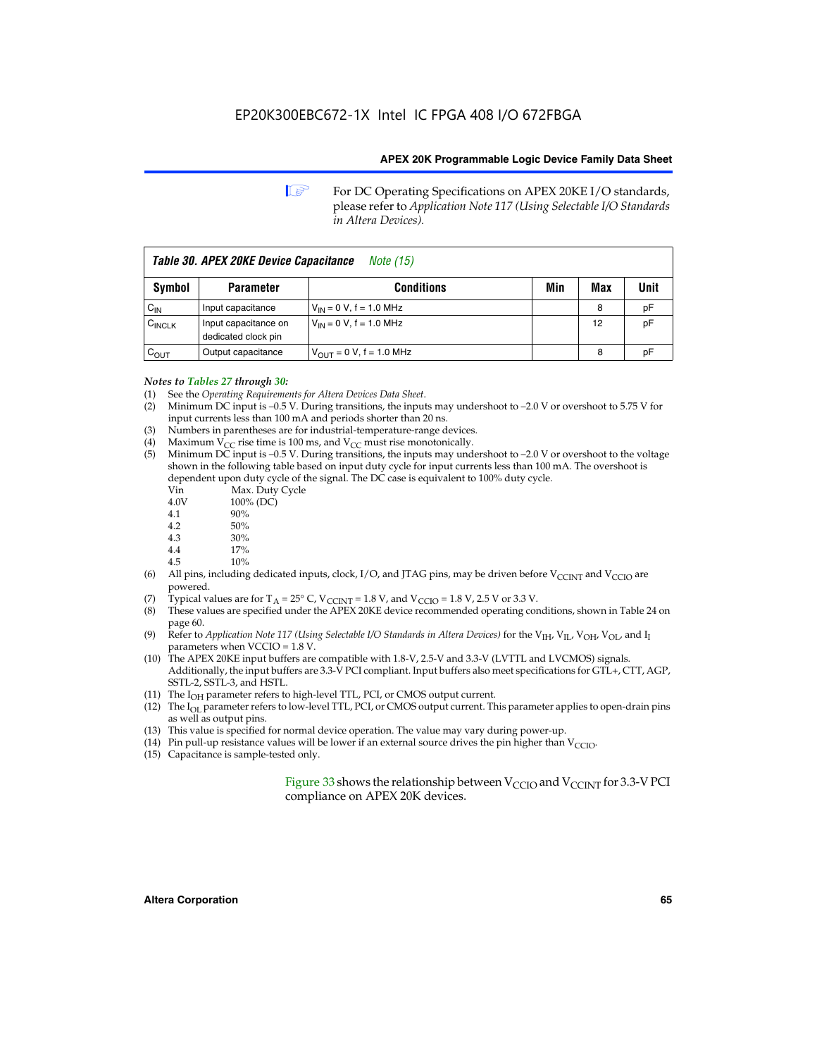For DC Operating Specifications on APEX 20KE I/O standards, please refer to *Application Note 117 (Using Selectable I/O Standards in Altera Devices).*

| *Table 30. APEX 20KE Device Capacitance* *Note (15)* | | | | | |
|---|---|---|---|---|---|
| **Symbol** | **Parameter** | **Conditions** | **Min** | **Max** | **Unit** |
| $C_{IN}$ | Input capacitance | $V_{IN}$ = 0 V, f = 1.0 MHz | | 8 | pF |
| $C_{INCLK}$ | Input capacitance on dedicated clock pin | $V_{IN}$ = 0 V, f = 1.0 MHz | | 12 | pF |
| $C_{OUT}$ | Output capacitance | $V_{OUT}$ = 0 V, f = 1.0 MHz | | 8 | pF |

*Notes to Tables 27 through 30:*

(1) See the *Operating Requirements for Altera Devices Data Sheet*.
(2) Minimum DC input is –0.5 V. During transitions, the inputs may undershoot to –2.0 V or overshoot to 5.75 V for input currents less than 100 mA and periods shorter than 20 ns.
(3) Numbers in parentheses are for industrial-temperature-range devices.
(4) Maximum $V_{CC}$ rise time is 100 ms, and $V_{CC}$ must rise monotonically.
(5) Minimum DC input is –0.5 V. During transitions, the inputs may undershoot to –2.0 V or overshoot to the voltage shown in the following table based on input duty cycle for input currents less than 100 mA. The overshoot is dependent upon duty cycle of the signal. The DC case is equivalent to 100% duty cycle.

| Vin | Max. Duty Cycle |
|---|---|
| 4.0V | 100% (DC) |
| 4.1 | 90% |
| 4.2 | 50% |
| 4.3 | 30% |
| 4.4 | 17% |
| 4.5 | 10% |

(6) All pins, including dedicated inputs, clock, I/O, and JTAG pins, may be driven before $V_{CCINT}$ and $V_{CCIO}$ are powered.
(7) Typical values are for $T_A$ = 25° C, $V_{CCINT}$ = 1.8 V, and $V_{CCIO}$ = 1.8 V, 2.5 V or 3.3 V.
(8) These values are specified under the APEX 20KE device recommended operating conditions, shown in Table 24 on page 60.
(9) Refer to *Application Note 117 (Using Selectable I/O Standards in Altera Devices)* for the $V_{IH}$, $V_{IL}$, $V_{OH}$, $V_{OL}$, and $I_I$ parameters when VCCIO = 1.8 V.
(10) The APEX 20KE input buffers are compatible with 1.8-V, 2.5-V and 3.3-V (LVTTL and LVCMOS) signals. Additionally, the input buffers are 3.3-V PCI compliant. Input buffers also meet specifications for GTL+, CTT, AGP, SSTL-2, SSTL-3, and HSTL.
(11) The $I_{OH}$ parameter refers to high-level TTL, PCI, or CMOS output current.
(12) The $I_{OL}$ parameter refers to low-level TTL, PCI, or CMOS output current. This parameter applies to open-drain pins as well as output pins.
(13) This value is specified for normal device operation. The value may vary during power-up.
(14) Pin pull-up resistance values will be lower if an external source drives the pin higher than $V_{CCIO}$.
(15) Capacitance is sample-tested only.

Figure 33 shows the relationship between $V_{CCIO}$ and $V_{CCINT}$ for 3.3-V PCI compliance on APEX 20K devices.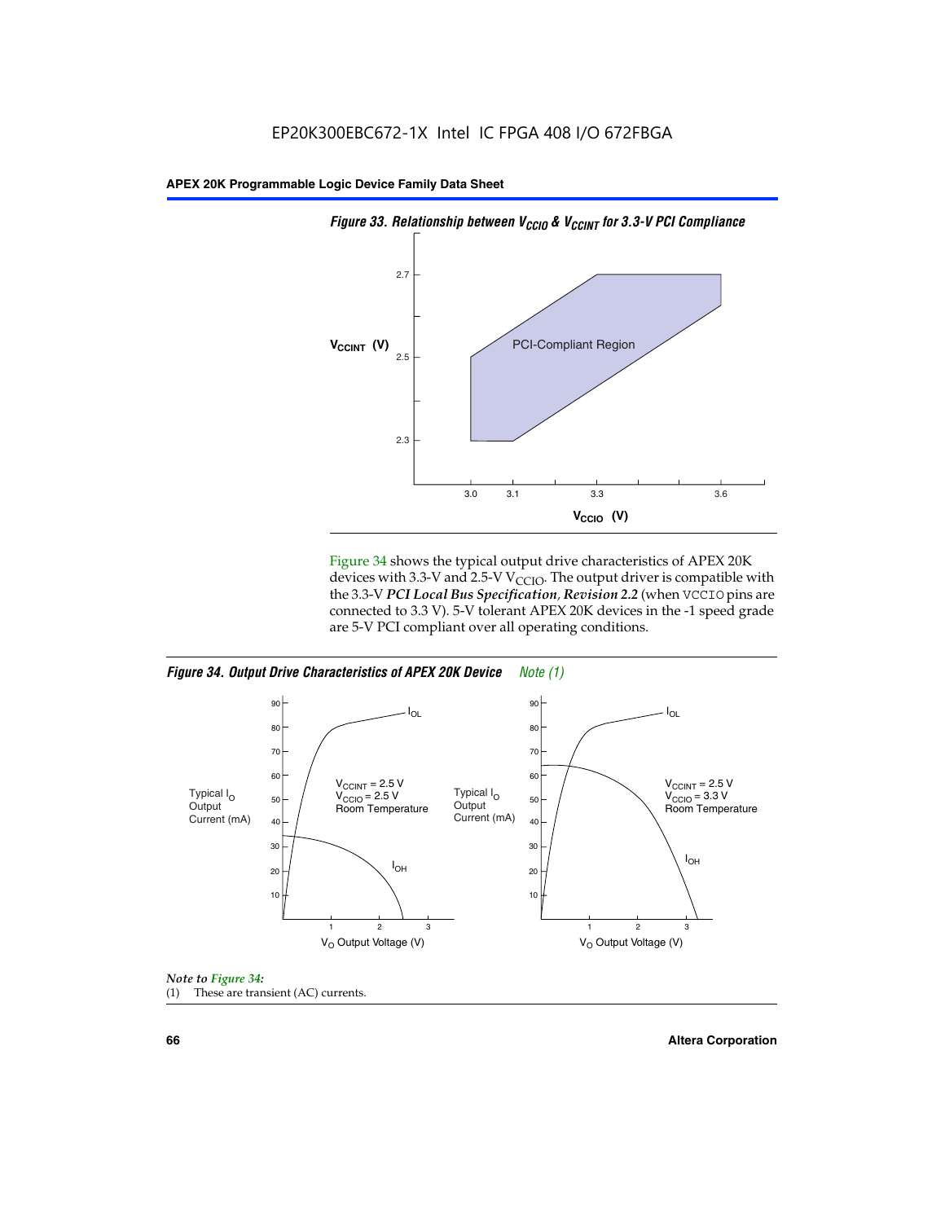*Figure 33. Relationship between $V_{CCIO}$ & $V_{CCINT}$ for 3.3-V PCI Compliance*

Figure 34 shows the typical output drive characteristics of APEX 20K devices with 3.3-V and 2.5-V $V_{CCIO}$. The output driver is compatible with the 3.3-V ***PCI Local Bus Specification, Revision 2.2*** (when VCCIO pins are connected to 3.3 V). 5-V tolerant APEX 20K devices in the -1 speed grade are 5-V PCI compliant over all operating conditions.

*Figure 34. Output Drive Characteristics of APEX 20K Device* *Note (1)*

*Note to Figure 34:*

(1) These are transient (AC) currents.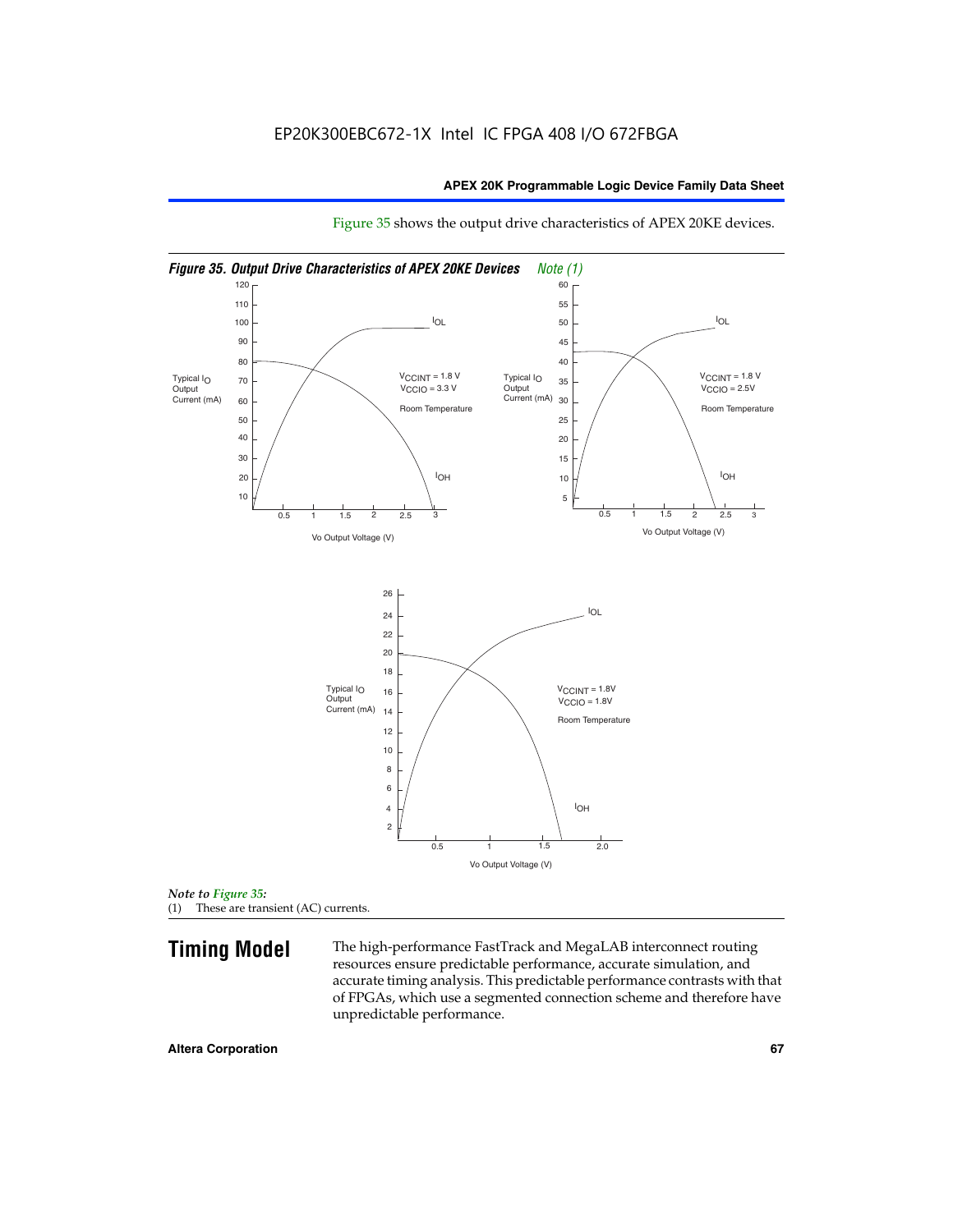Figure 35 shows the output drive characteristics of APEX 20KE devices.

*Figure 35. Output Drive Characteristics of APEX 20KE Devices* *Note (1)*

Typical $I_O$ Output Current (mA) — $I_{OL}$, $I_{OH}$ — $V_{CCINT}$ = 1.8 V, $V_{CCIO}$ = 3.3 V, Room Temperature — Vo Output Voltage (V)

Typical $I_O$ Output Current (mA) — $I_{OL}$, $I_{OH}$ — $V_{CCINT}$ = 1.8 V, $V_{CCIO}$ = 2.5V, Room Temperature — Vo Output Voltage (V)

Typical $I_O$ Output Current (mA) — $I_{OL}$, $I_{OH}$ — $V_{CCINT}$ = 1.8V, $V_{CCIO}$ = 1.8V, Room Temperature — Vo Output Voltage (V)

*Note to Figure 35:*
(1) These are transient (AC) currents.

## Timing Model

The high-performance FastTrack and MegaLAB interconnect routing resources ensure predictable performance, accurate simulation, and accurate timing analysis. This predictable performance contrasts with that of FPGAs, which use a segmented connection scheme and therefore have unpredictable performance.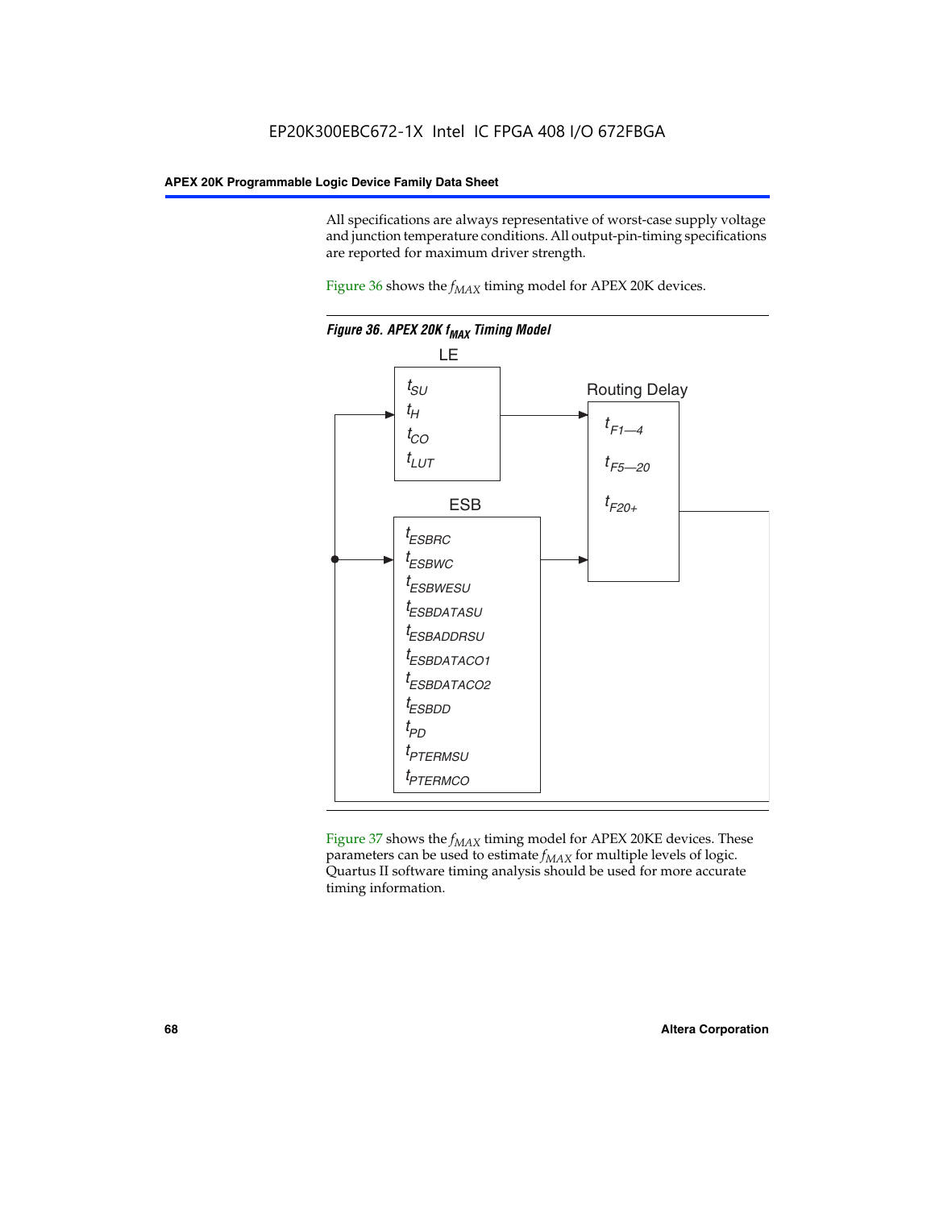All specifications are always representative of worst-case supply voltage and junction temperature conditions. All output-pin-timing specifications are reported for maximum driver strength.

Figure 36 shows the $f_{MAX}$ timing model for APEX 20K devices.

*Figure 36. APEX 20K $f_{MAX}$ Timing Model*

LE

$t_{SU}$
$t_H$
$t_{CO}$
$t_{LUT}$

Routing Delay

$t_{F1—4}$
$t_{F5—20}$
$t_{F20+}$

ESB

$t_{ESBRC}$
$t_{ESBWC}$
$t_{ESBWESU}$
$t_{ESBDATASU}$
$t_{ESBADDRSU}$
$t_{ESBDATACO1}$
$t_{ESBDATACO2}$
$t_{ESBDD}$
$t_{PD}$
$t_{PTERMSU}$
$t_{PTERMCO}$

Figure 37 shows the $f_{MAX}$ timing model for APEX 20KE devices. These parameters can be used to estimate $f_{MAX}$ for multiple levels of logic. Quartus II software timing analysis should be used for more accurate timing information.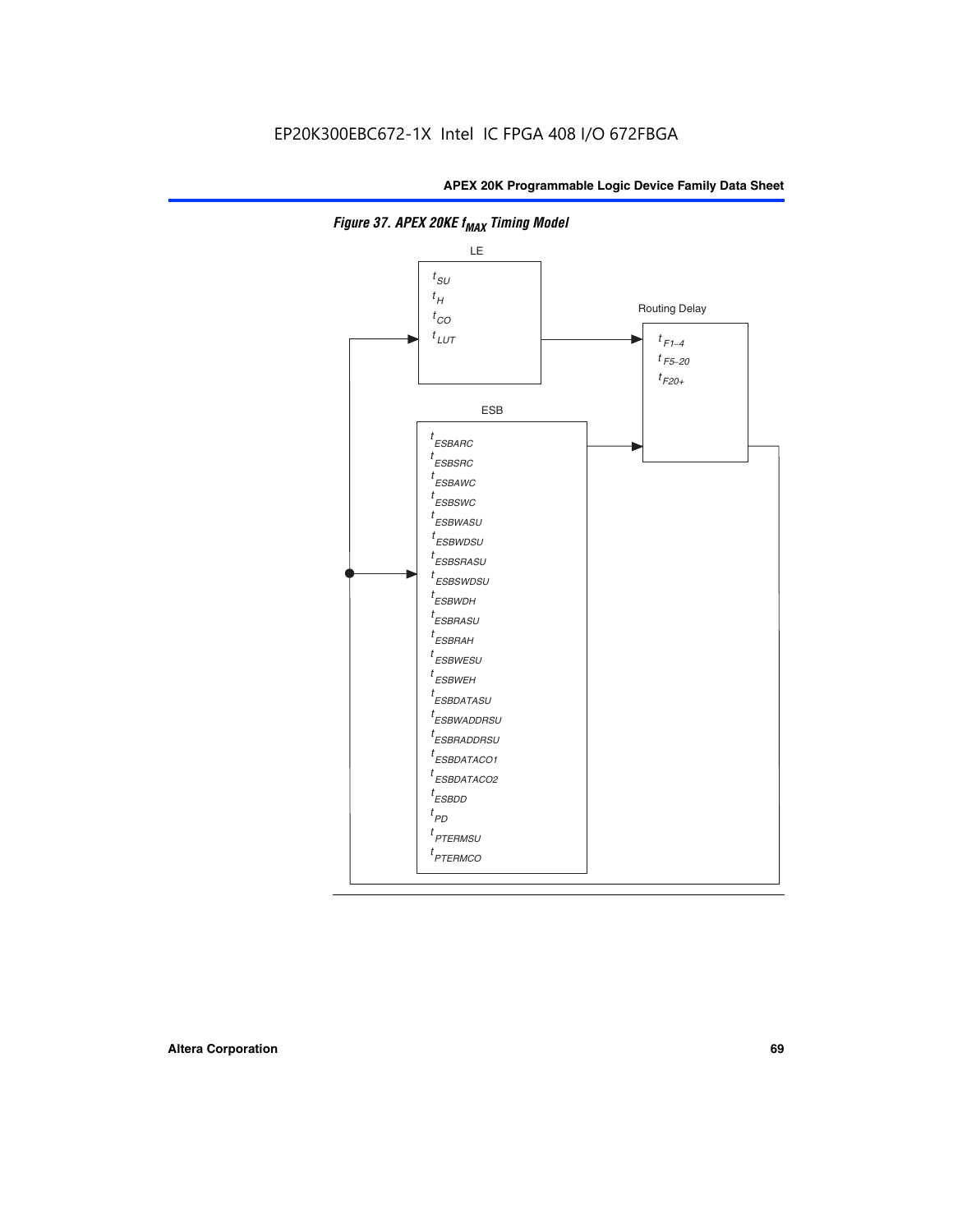*Figure 37. APEX 20KE $f_{MAX}$ Timing Model*

LE

$t_{SU}$
$t_{H}$
$t_{CO}$
$t_{LUT}$

Routing Delay

$t_{F1-4}$
$t_{F5-20}$
$t_{F20+}$

ESB

$t_{ESBARC}$
$t_{ESBSRC}$
$t_{ESBAWC}$
$t_{ESBSWC}$
$t_{ESBWASU}$
$t_{ESBWDSU}$
$t_{ESBSRASU}$
$t_{ESBSWDSU}$
$t_{ESBWDH}$
$t_{ESBRASU}$
$t_{ESBRAH}$
$t_{ESBWESU}$
$t_{ESBWEH}$
$t_{ESBDATASU}$
$t_{ESBWADDRSU}$
$t_{ESBRADDRSU}$
$t_{ESBDATACO1}$
$t_{ESBDATACO2}$
$t_{ESBDD}$
$t_{PD}$
$t_{PTERMSU}$
$t_{PTERMCO}$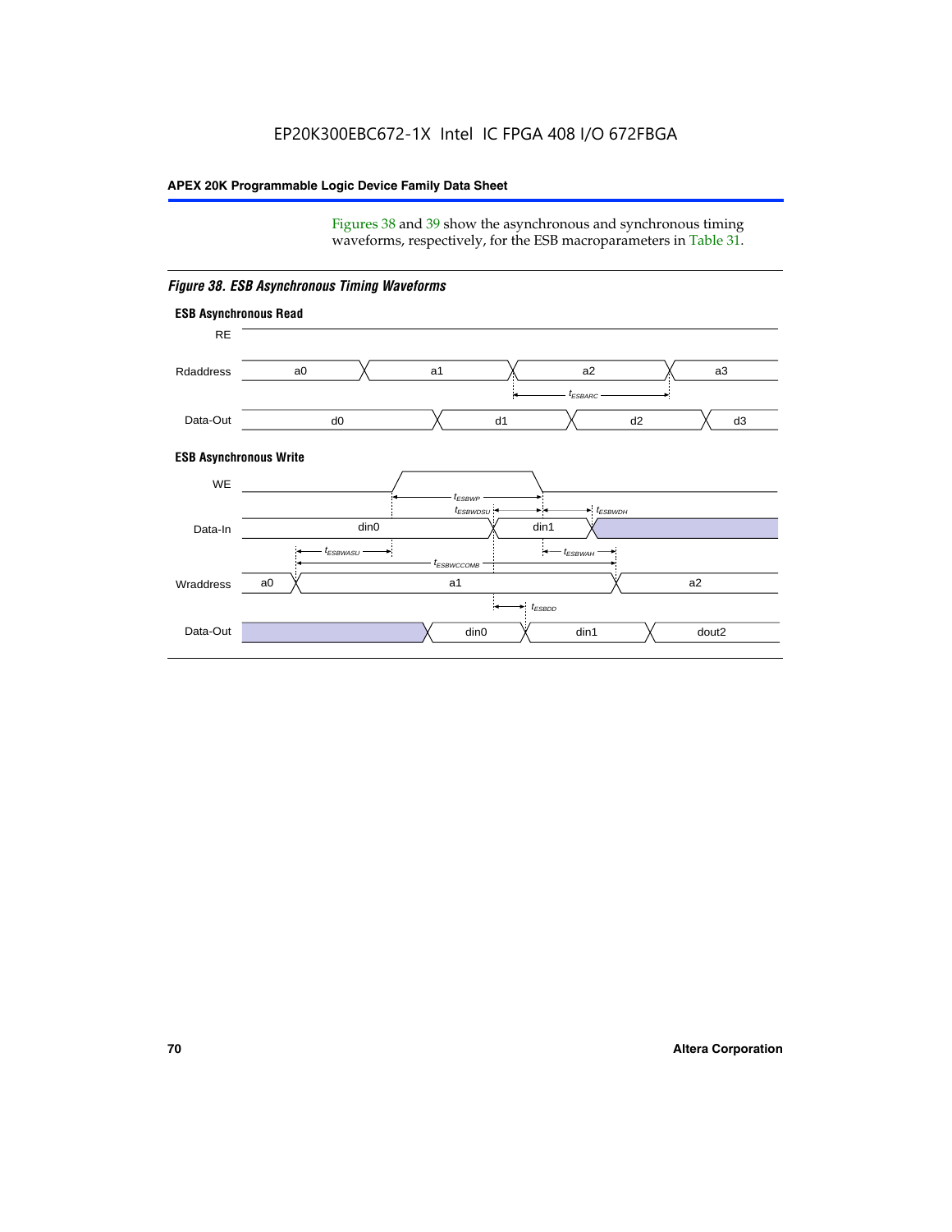Figures 38 and 39 show the asynchronous and synchronous timing waveforms, respectively, for the ESB macroparameters in Table 31.

*Figure 38. ESB Asynchronous Timing Waveforms*

**ESB Asynchronous Read**

RE

Rdaddress: a0, a1, a2, a3

$t_{ESBARC}$

Data-Out: d0, d1, d2, d3

**ESB Asynchronous Write**

WE

$t_{ESBWP}$

$t_{ESBWDSU}$ $t_{ESBWDH}$

Data-In: din0, din1

$t_{ESBWASU}$ $t_{ESBWAH}$

$t_{ESBWCCOMB}$

Wraddress: a0, a1, a2

$t_{ESBDD}$

Data-Out: din0, din1, dout2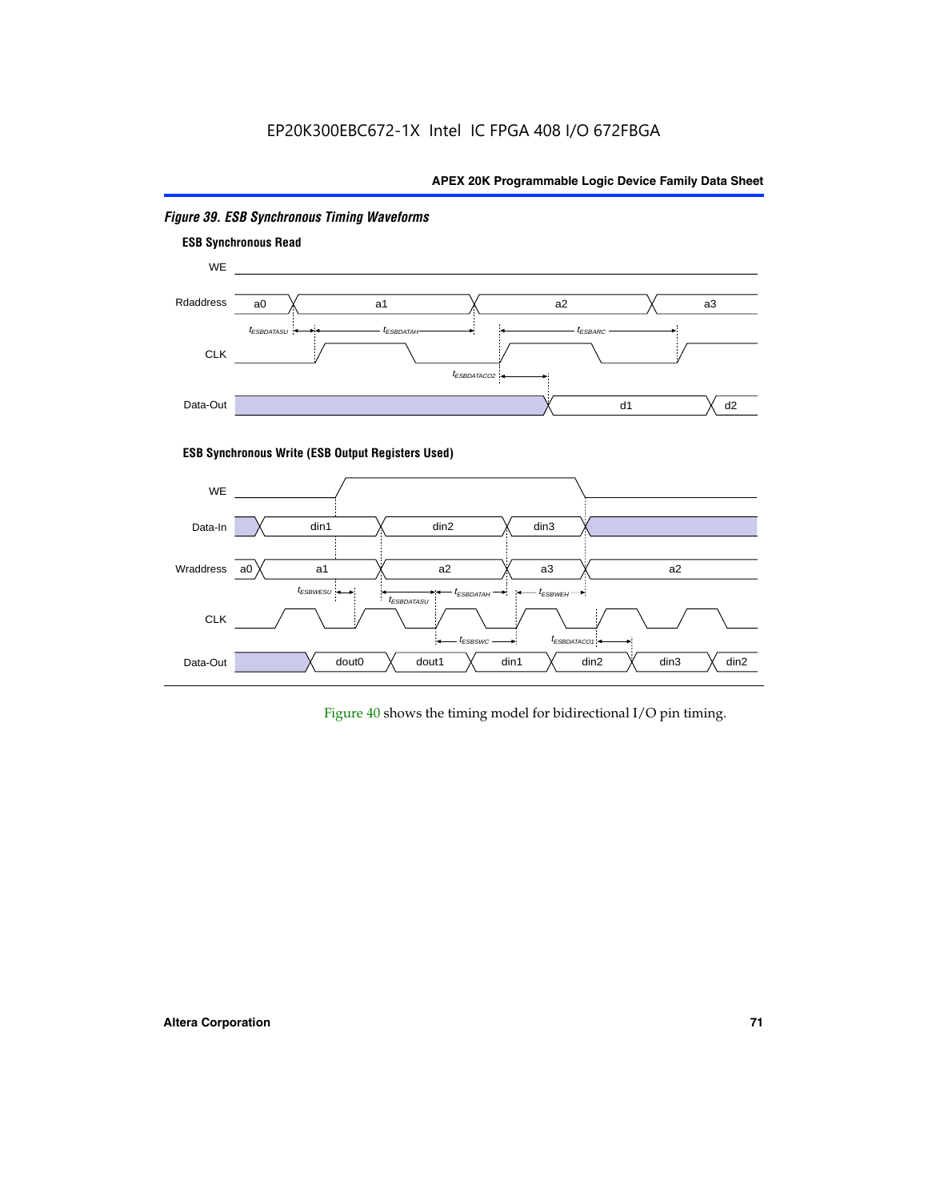*Figure 39. ESB Synchronous Timing Waveforms*

**ESB Synchronous Read**

WE

Rdaddress a0 a1 a2 a3

$t_{ESBDATASU}$ $t_{ESBDATAH}$ $t_{ESBARC}$

CLK

$t_{ESBDATACO2}$

Data-Out d1 d2

**ESB Synchronous Write (ESB Output Registers Used)**

WE

Data-In din1 din2 din3

Wraddress a0 a1 a2 a3 a2

$t_{ESBWESU}$ $t_{ESBDATASU}$ $t_{ESBDATAH}$ $t_{ESBWEH}$

CLK

$t_{ESBSWC}$ $t_{ESBDATACO1}$

Data-Out dout0 dout1 din1 din2 din3 din2

Figure 40 shows the timing model for bidirectional I/O pin timing.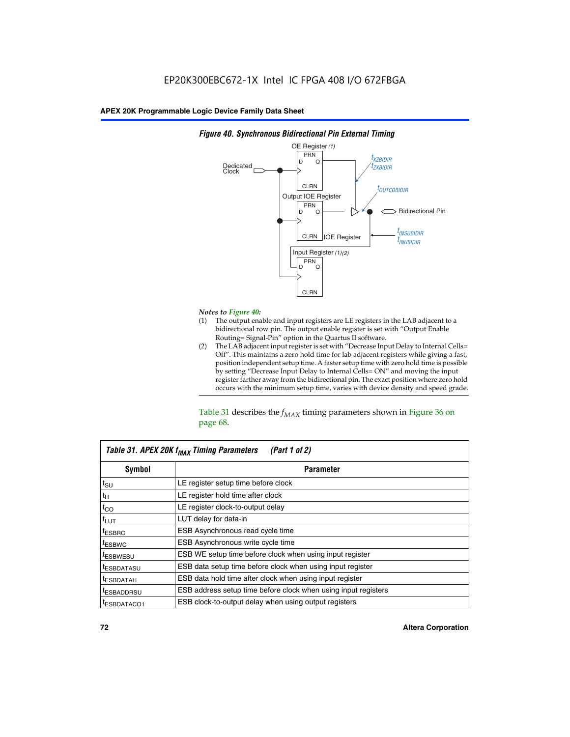*Figure 40. Synchronous Bidirectional Pin External Timing*

*Notes to Figure 40:*

(1) The output enable and input registers are LE registers in the LAB adjacent to a bidirectional row pin. The output enable register is set with "Output Enable Routing= Signal-Pin" option in the Quartus II software.

(2) The LAB adjacent input register is set with "Decrease Input Delay to Internal Cells= Off". This maintains a zero hold time for lab adjacent registers while giving a fast, position independent setup time. A faster setup time with zero hold time is possible by setting "Decrease Input Delay to Internal Cells= ON" and moving the input register farther away from the bidirectional pin. The exact position where zero hold occurs with the minimum setup time, varies with device density and speed grade.

Table 31 describes the $f_{MAX}$ timing parameters shown in Figure 36 on page 68.

| Table 31. APEX 20K $f_{MAX}$ Timing Parameters (Part 1 of 2) | |
|---|---|
| **Symbol** | **Parameter** |
| $t_{SU}$ | LE register setup time before clock |
| $t_H$ | LE register hold time after clock |
| $t_{CO}$ | LE register clock-to-output delay |
| $t_{LUT}$ | LUT delay for data-in |
| $t_{ESBRC}$ | ESB Asynchronous read cycle time |
| $t_{ESBWC}$ | ESB Asynchronous write cycle time |
| $t_{ESBWESU}$ | ESB WE setup time before clock when using input register |
| $t_{ESBDATASU}$ | ESB data setup time before clock when using input register |
| $t_{ESBDATAH}$ | ESB data hold time after clock when using input register |
| $t_{ESBADDRSU}$ | ESB address setup time before clock when using input registers |
| $t_{ESBDATACO1}$ | ESB clock-to-output delay when using output registers |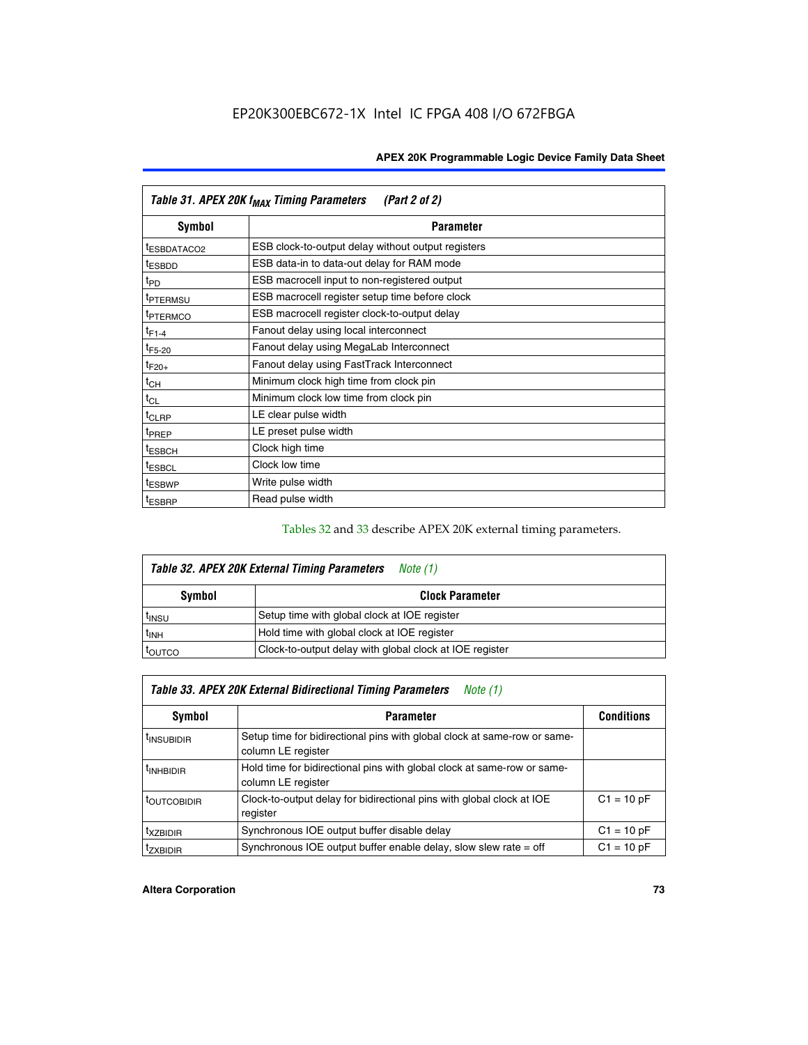| Table 31. APEX 20K $f_{MAX}$ Timing Parameters (Part 2 of 2) | |
|---|---|
| **Symbol** | **Parameter** |
| $t_{ESBDATACO2}$ | ESB clock-to-output delay without output registers |
| $t_{ESBDD}$ | ESB data-in to data-out delay for RAM mode |
| $t_{PD}$ | ESB macrocell input to non-registered output |
| $t_{PTERMSU}$ | ESB macrocell register setup time before clock |
| $t_{PTERMCO}$ | ESB macrocell register clock-to-output delay |
| $t_{F1-4}$ | Fanout delay using local interconnect |
| $t_{F5-20}$ | Fanout delay using MegaLab Interconnect |
| $t_{F20+}$ | Fanout delay using FastTrack Interconnect |
| $t_{CH}$ | Minimum clock high time from clock pin |
| $t_{CL}$ | Minimum clock low time from clock pin |
| $t_{CLRP}$ | LE clear pulse width |
| $t_{PREP}$ | LE preset pulse width |
| $t_{ESBCH}$ | Clock high time |
| $t_{ESBCL}$ | Clock low time |
| $t_{ESBWP}$ | Write pulse width |
| $t_{ESBRP}$ | Read pulse width |

Tables 32 and 33 describe APEX 20K external timing parameters.

| Table 32. APEX 20K External Timing Parameters *Note (1)* | |
|---|---|
| **Symbol** | **Clock Parameter** |
| $t_{INSU}$ | Setup time with global clock at IOE register |
| $t_{INH}$ | Hold time with global clock at IOE register |
| $t_{OUTCO}$ | Clock-to-output delay with global clock at IOE register |

| Table 33. APEX 20K External Bidirectional Timing Parameters *Note (1)* | | |
|---|---|---|
| **Symbol** | **Parameter** | **Conditions** |
| $t_{INSUBIDIR}$ | Setup time for bidirectional pins with global clock at same-row or same-column LE register | |
| $t_{INHBIDIR}$ | Hold time for bidirectional pins with global clock at same-row or same-column LE register | |
| $t_{OUTCOBIDIR}$ | Clock-to-output delay for bidirectional pins with global clock at IOE register | C1 = 10 pF |
| $t_{XZBIDIR}$ | Synchronous IOE output buffer disable delay | C1 = 10 pF |
| $t_{ZXBIDIR}$ | Synchronous IOE output buffer enable delay, slow slew rate = off | C1 = 10 pF |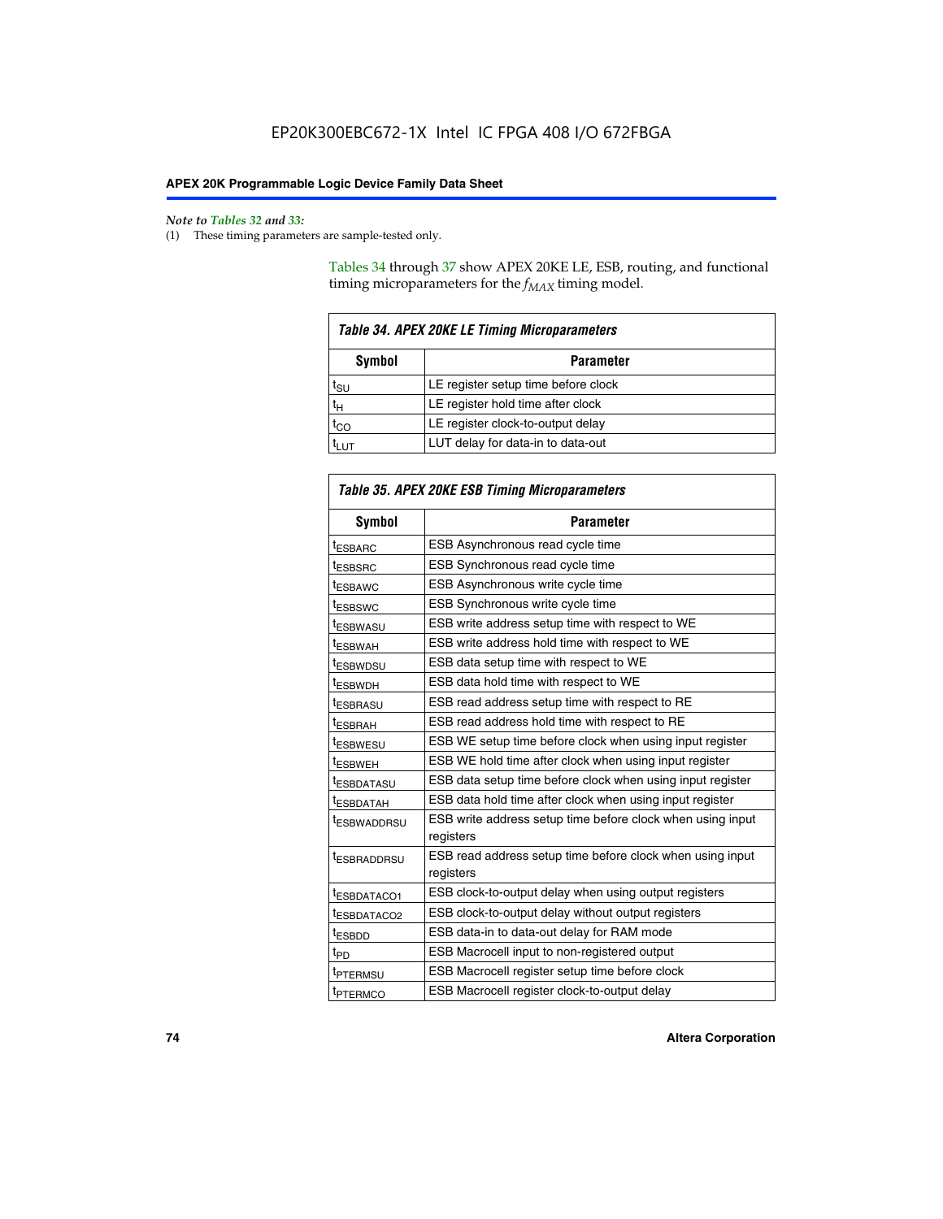*Note to Tables 32 and 33:*

(1) These timing parameters are sample-tested only.

Tables 34 through 37 show APEX 20KE LE, ESB, routing, and functional timing microparameters for the $f_{MAX}$ timing model.

**Table 34. APEX 20KE LE Timing Microparameters**

| Symbol | Parameter |
|---|---|
| $t_{SU}$ | LE register setup time before clock |
| $t_{H}$ | LE register hold time after clock |
| $t_{CO}$ | LE register clock-to-output delay |
| $t_{LUT}$ | LUT delay for data-in to data-out |

**Table 35. APEX 20KE ESB Timing Microparameters**

| Symbol | Parameter |
|---|---|
| $t_{ESBARC}$ | ESB Asynchronous read cycle time |
| $t_{ESBSRC}$ | ESB Synchronous read cycle time |
| $t_{ESBAWC}$ | ESB Asynchronous write cycle time |
| $t_{ESBSWC}$ | ESB Synchronous write cycle time |
| $t_{ESBWASU}$ | ESB write address setup time with respect to WE |
| $t_{ESBWAH}$ | ESB write address hold time with respect to WE |
| $t_{ESBWDSU}$ | ESB data setup time with respect to WE |
| $t_{ESBWDH}$ | ESB data hold time with respect to WE |
| $t_{ESBRASU}$ | ESB read address setup time with respect to RE |
| $t_{ESBRAH}$ | ESB read address hold time with respect to RE |
| $t_{ESBWESU}$ | ESB WE setup time before clock when using input register |
| $t_{ESBWEH}$ | ESB WE hold time after clock when using input register |
| $t_{ESBDATASU}$ | ESB data setup time before clock when using input register |
| $t_{ESBDATAH}$ | ESB data hold time after clock when using input register |
| $t_{ESBWADDRSU}$ | ESB write address setup time before clock when using input registers |
| $t_{ESBRADDRSU}$ | ESB read address setup time before clock when using input registers |
| $t_{ESBDATACO1}$ | ESB clock-to-output delay when using output registers |
| $t_{ESBDATACO2}$ | ESB clock-to-output delay without output registers |
| $t_{ESBDD}$ | ESB data-in to data-out delay for RAM mode |
| $t_{PD}$ | ESB Macrocell input to non-registered output |
| $t_{PTERMSU}$ | ESB Macrocell register setup time before clock |
| $t_{PTERMCO}$ | ESB Macrocell register clock-to-output delay |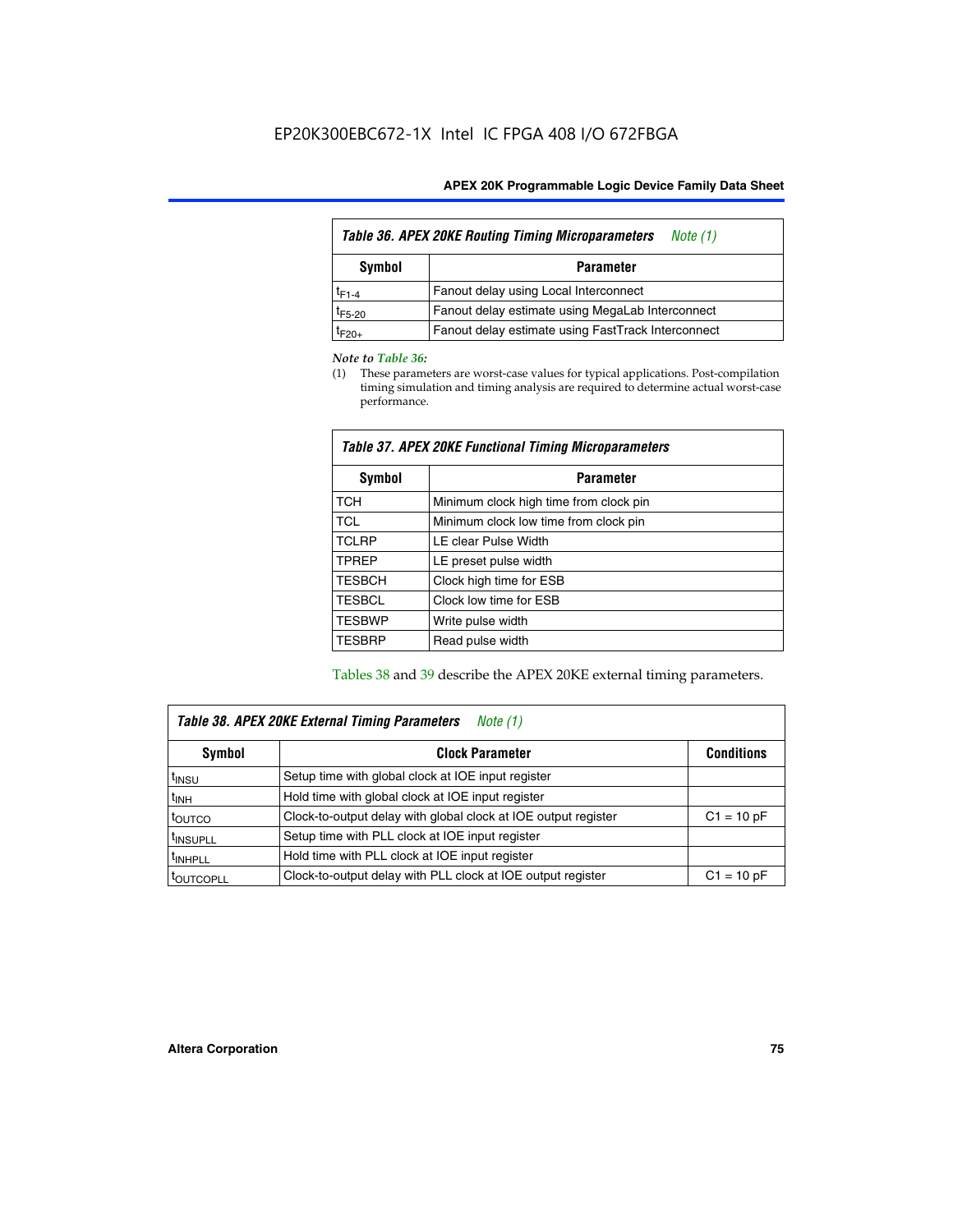| Table 36. APEX 20KE Routing Timing Microparameters Note (1) | |
|---|---|
| **Symbol** | **Parameter** |
| $t_{F1-4}$ | Fanout delay using Local Interconnect |
| $t_{F5-20}$ | Fanout delay estimate using MegaLab Interconnect |
| $t_{F20+}$ | Fanout delay estimate using FastTrack Interconnect |

*Note to Table 36:*

(1) These parameters are worst-case values for typical applications. Post-compilation timing simulation and timing analysis are required to determine actual worst-case performance.

| Table 37. APEX 20KE Functional Timing Microparameters | |
|---|---|
| **Symbol** | **Parameter** |
| TCH | Minimum clock high time from clock pin |
| TCL | Minimum clock low time from clock pin |
| TCLRP | LE clear Pulse Width |
| TPREP | LE preset pulse width |
| TESBCH | Clock high time for ESB |
| TESBCL | Clock low time for ESB |
| TESBWP | Write pulse width |
| TESBRP | Read pulse width |

Tables 38 and 39 describe the APEX 20KE external timing parameters.

| Table 38. APEX 20KE External Timing Parameters Note (1) | | |
|---|---|---|
| **Symbol** | **Clock Parameter** | **Conditions** |
| $t_{INSU}$ | Setup time with global clock at IOE input register | |
| $t_{INH}$ | Hold time with global clock at IOE input register | |
| $t_{OUTCO}$ | Clock-to-output delay with global clock at IOE output register | C1 = 10 pF |
| $t_{INSUPLL}$ | Setup time with PLL clock at IOE input register | |
| $t_{INHPLL}$ | Hold time with PLL clock at IOE input register | |
| $t_{OUTCOPLL}$ | Clock-to-output delay with PLL clock at IOE output register | C1 = 10 pF |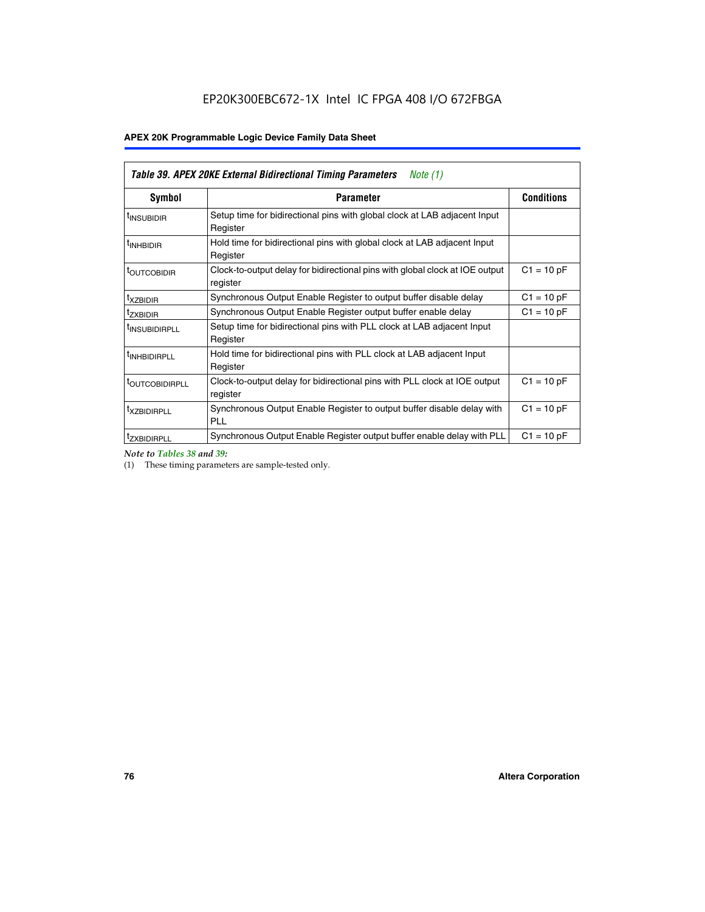**Table 39. APEX 20KE External Bidirectional Timing Parameters** *Note (1)*

| Symbol | Parameter | Conditions |
|---|---|---|
| $t_{INSUBIDIR}$ | Setup time for bidirectional pins with global clock at LAB adjacent Input Register | |
| $t_{INHBIDIR}$ | Hold time for bidirectional pins with global clock at LAB adjacent Input Register | |
| $t_{OUTCOBIDIR}$ | Clock-to-output delay for bidirectional pins with global clock at IOE output register | C1 = 10 pF |
| $t_{XZBIDIR}$ | Synchronous Output Enable Register to output buffer disable delay | C1 = 10 pF |
| $t_{ZXBIDIR}$ | Synchronous Output Enable Register output buffer enable delay | C1 = 10 pF |
| $t_{INSUBIDIRPLL}$ | Setup time for bidirectional pins with PLL clock at LAB adjacent Input Register | |
| $t_{INHBIDIRPLL}$ | Hold time for bidirectional pins with PLL clock at LAB adjacent Input Register | |
| $t_{OUTCOBIDIRPLL}$ | Clock-to-output delay for bidirectional pins with PLL clock at IOE output register | C1 = 10 pF |
| $t_{XZBIDIRPLL}$ | Synchronous Output Enable Register to output buffer disable delay with PLL | C1 = 10 pF |
| $t_{ZXBIDIRPLL}$ | Synchronous Output Enable Register output buffer enable delay with PLL | C1 = 10 pF |

*Note to Tables 38 and 39:*

(1) These timing parameters are sample-tested only.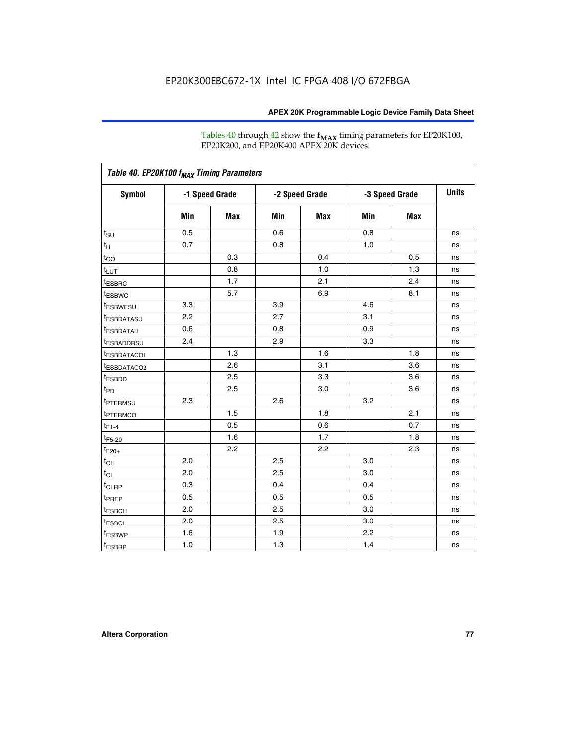Tables 40 through 42 show the $\mathbf{f_{MAX}}$ timing parameters for EP20K100, EP20K200, and EP20K400 APEX 20K devices.

| *Table 40. EP20K100 $f_{MAX}$ Timing Parameters* | | | | | | | |
|---|---|---|---|---|---|---|---|
| **Symbol** | **-1 Speed Grade** | | **-2 Speed Grade** | | **-3 Speed Grade** | | **Units** |
| | **Min** | **Max** | **Min** | **Max** | **Min** | **Max** | |
| $t_{SU}$ | 0.5 | | 0.6 | | 0.8 | | ns |
| $t_{H}$ | 0.7 | | 0.8 | | 1.0 | | ns |
| $t_{CO}$ | | 0.3 | | 0.4 | | 0.5 | ns |
| $t_{LUT}$ | | 0.8 | | 1.0 | | 1.3 | ns |
| $t_{ESBRC}$ | | 1.7 | | 2.1 | | 2.4 | ns |
| $t_{ESBWC}$ | | 5.7 | | 6.9 | | 8.1 | ns |
| $t_{ESBWESU}$ | 3.3 | | 3.9 | | 4.6 | | ns |
| $t_{ESBDATASU}$ | 2.2 | | 2.7 | | 3.1 | | ns |
| $t_{ESBDATAH}$ | 0.6 | | 0.8 | | 0.9 | | ns |
| $t_{ESBADDRSU}$ | 2.4 | | 2.9 | | 3.3 | | ns |
| $t_{ESBDATACO1}$ | | 1.3 | | 1.6 | | 1.8 | ns |
| $t_{ESBDATACO2}$ | | 2.6 | | 3.1 | | 3.6 | ns |
| $t_{ESBDD}$ | | 2.5 | | 3.3 | | 3.6 | ns |
| $t_{PD}$ | | 2.5 | | 3.0 | | 3.6 | ns |
| $t_{PTERMSU}$ | 2.3 | | 2.6 | | 3.2 | | ns |
| $t_{PTERMCO}$ | | 1.5 | | 1.8 | | 2.1 | ns |
| $t_{F1-4}$ | | 0.5 | | 0.6 | | 0.7 | ns |
| $t_{F5-20}$ | | 1.6 | | 1.7 | | 1.8 | ns |
| $t_{F20+}$ | | 2.2 | | 2.2 | | 2.3 | ns |
| $t_{CH}$ | 2.0 | | 2.5 | | 3.0 | | ns |
| $t_{CL}$ | 2.0 | | 2.5 | | 3.0 | | ns |
| $t_{CLRP}$ | 0.3 | | 0.4 | | 0.4 | | ns |
| $t_{PREP}$ | 0.5 | | 0.5 | | 0.5 | | ns |
| $t_{ESBCH}$ | 2.0 | | 2.5 | | 3.0 | | ns |
| $t_{ESBCL}$ | 2.0 | | 2.5 | | 3.0 | | ns |
| $t_{ESBWP}$ | 1.6 | | 1.9 | | 2.2 | | ns |
| $t_{ESBRP}$ | 1.0 | | 1.3 | | 1.4 | | ns |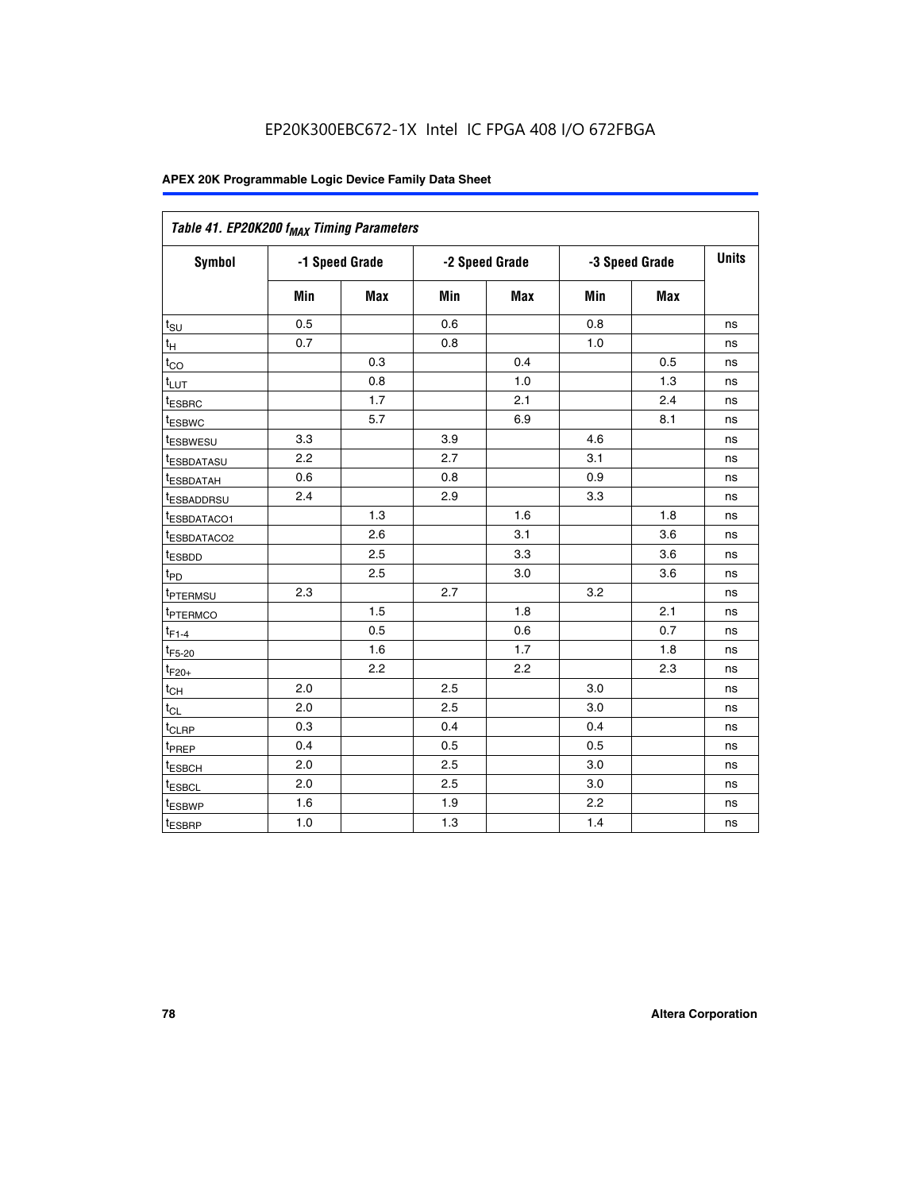EP20K300EBC672-1X Intel IC FPGA 408 I/O 672FBGA

Table 41. EP20K200 $f_{MAX}$ Timing Parameters

| Symbol | -1 Speed Grade | | -2 Speed Grade | | -3 Speed Grade | | Units |
|---|---|---|---|---|---|---|---|
| | Min | Max | Min | Max | Min | Max | |
| $t_{SU}$ | 0.5 | | 0.6 | | 0.8 | | ns |
| $t_{H}$ | 0.7 | | 0.8 | | 1.0 | | ns |
| $t_{CO}$ | | 0.3 | | 0.4 | | 0.5 | ns |
| $t_{LUT}$ | | 0.8 | | 1.0 | | 1.3 | ns |
| $t_{ESBRC}$ | | 1.7 | | 2.1 | | 2.4 | ns |
| $t_{ESBWC}$ | | 5.7 | | 6.9 | | 8.1 | ns |
| $t_{ESBWESU}$ | 3.3 | | 3.9 | | 4.6 | | ns |
| $t_{ESBDATASU}$ | 2.2 | | 2.7 | | 3.1 | | ns |
| $t_{ESBDATAH}$ | 0.6 | | 0.8 | | 0.9 | | ns |
| $t_{ESBADDRSU}$ | 2.4 | | 2.9 | | 3.3 | | ns |
| $t_{ESBDATACO1}$ | | 1.3 | | 1.6 | | 1.8 | ns |
| $t_{ESBDATACO2}$ | | 2.6 | | 3.1 | | 3.6 | ns |
| $t_{ESBDD}$ | | 2.5 | | 3.3 | | 3.6 | ns |
| $t_{PD}$ | | 2.5 | | 3.0 | | 3.6 | ns |
| $t_{PTERMSU}$ | 2.3 | | 2.7 | | 3.2 | | ns |
| $t_{PTERMCO}$ | | 1.5 | | 1.8 | | 2.1 | ns |
| $t_{F1-4}$ | | 0.5 | | 0.6 | | 0.7 | ns |
| $t_{F5-20}$ | | 1.6 | | 1.7 | | 1.8 | ns |
| $t_{F20+}$ | | 2.2 | | 2.2 | | 2.3 | ns |
| $t_{CH}$ | 2.0 | | 2.5 | | 3.0 | | ns |
| $t_{CL}$ | 2.0 | | 2.5 | | 3.0 | | ns |
| $t_{CLRP}$ | 0.3 | | 0.4 | | 0.4 | | ns |
| $t_{PREP}$ | 0.4 | | 0.5 | | 0.5 | | ns |
| $t_{ESBCH}$ | 2.0 | | 2.5 | | 3.0 | | ns |
| $t_{ESBCL}$ | 2.0 | | 2.5 | | 3.0 | | ns |
| $t_{ESBWP}$ | 1.6 | | 1.9 | | 2.2 | | ns |
| $t_{ESBRP}$ | 1.0 | | 1.3 | | 1.4 | | ns |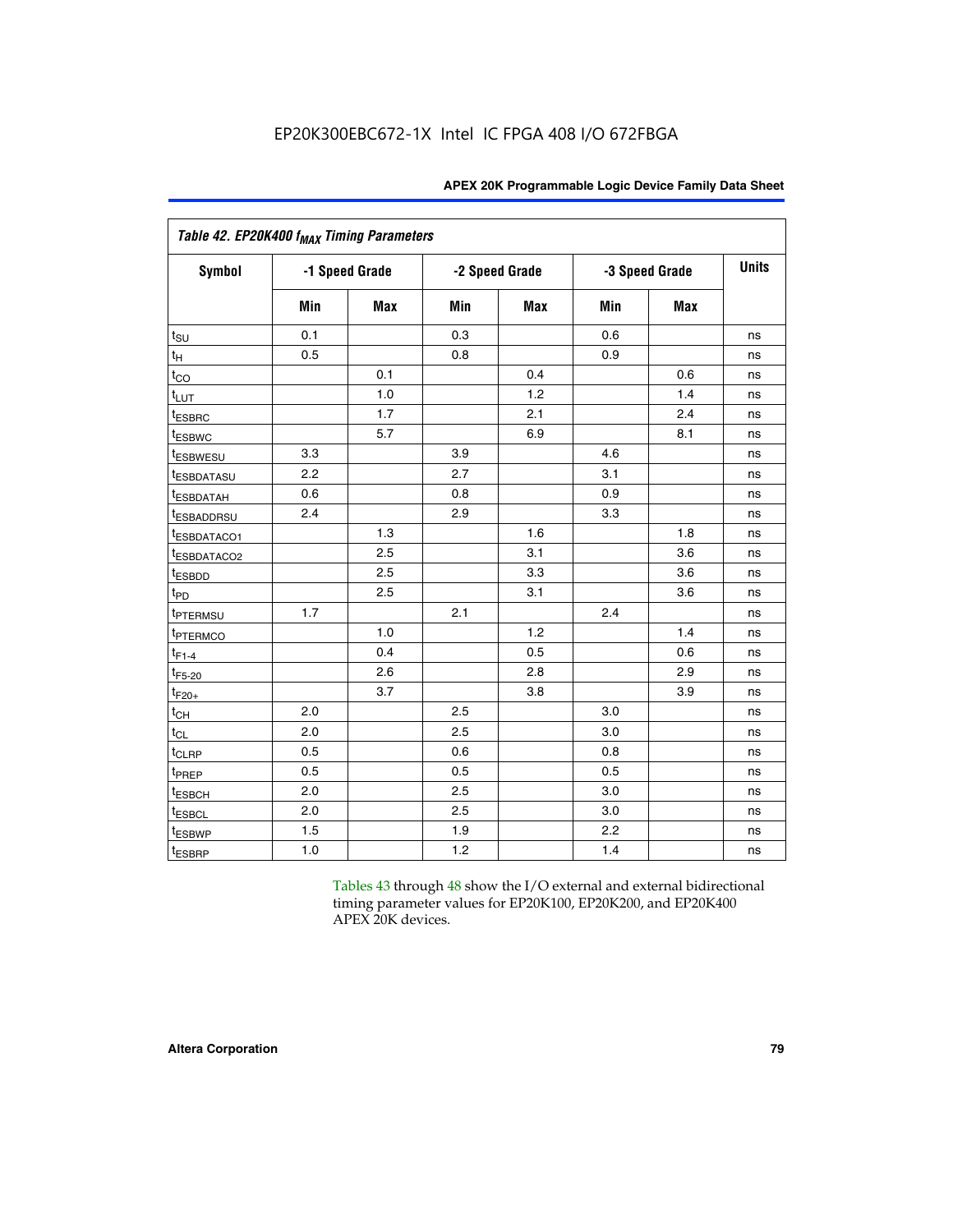Table 42. EP20K400 $f_{MAX}$ Timing Parameters

| Symbol | -1 Speed Grade | | -2 Speed Grade | | -3 Speed Grade | | Units |
|---|---|---|---|---|---|---|---|
| | Min | Max | Min | Max | Min | Max | |
| $t_{SU}$ | 0.1 | | 0.3 | | 0.6 | | ns |
| $t_{H}$ | 0.5 | | 0.8 | | 0.9 | | ns |
| $t_{CO}$ | | 0.1 | | 0.4 | | 0.6 | ns |
| $t_{LUT}$ | | 1.0 | | 1.2 | | 1.4 | ns |
| $t_{ESBRC}$ | | 1.7 | | 2.1 | | 2.4 | ns |
| $t_{ESBWC}$ | | 5.7 | | 6.9 | | 8.1 | ns |
| $t_{ESBWESU}$ | 3.3 | | 3.9 | | 4.6 | | ns |
| $t_{ESBDATASU}$ | 2.2 | | 2.7 | | 3.1 | | ns |
| $t_{ESBDATAH}$ | 0.6 | | 0.8 | | 0.9 | | ns |
| $t_{ESBADDRSU}$ | 2.4 | | 2.9 | | 3.3 | | ns |
| $t_{ESBDATACO1}$ | | 1.3 | | 1.6 | | 1.8 | ns |
| $t_{ESBDATACO2}$ | | 2.5 | | 3.1 | | 3.6 | ns |
| $t_{ESBDD}$ | | 2.5 | | 3.3 | | 3.6 | ns |
| $t_{PD}$ | | 2.5 | | 3.1 | | 3.6 | ns |
| $t_{PTERMSU}$ | 1.7 | | 2.1 | | 2.4 | | ns |
| $t_{PTERMCO}$ | | 1.0 | | 1.2 | | 1.4 | ns |
| $t_{F1-4}$ | | 0.4 | | 0.5 | | 0.6 | ns |
| $t_{F5-20}$ | | 2.6 | | 2.8 | | 2.9 | ns |
| $t_{F20+}$ | | 3.7 | | 3.8 | | 3.9 | ns |
| $t_{CH}$ | 2.0 | | 2.5 | | 3.0 | | ns |
| $t_{CL}$ | 2.0 | | 2.5 | | 3.0 | | ns |
| $t_{CLRP}$ | 0.5 | | 0.6 | | 0.8 | | ns |
| $t_{PREP}$ | 0.5 | | 0.5 | | 0.5 | | ns |
| $t_{ESBCH}$ | 2.0 | | 2.5 | | 3.0 | | ns |
| $t_{ESBCL}$ | 2.0 | | 2.5 | | 3.0 | | ns |
| $t_{ESBWP}$ | 1.5 | | 1.9 | | 2.2 | | ns |
| $t_{ESBRP}$ | 1.0 | | 1.2 | | 1.4 | | ns |

Tables 43 through 48 show the I/O external and external bidirectional timing parameter values for EP20K100, EP20K200, and EP20K400 APEX 20K devices.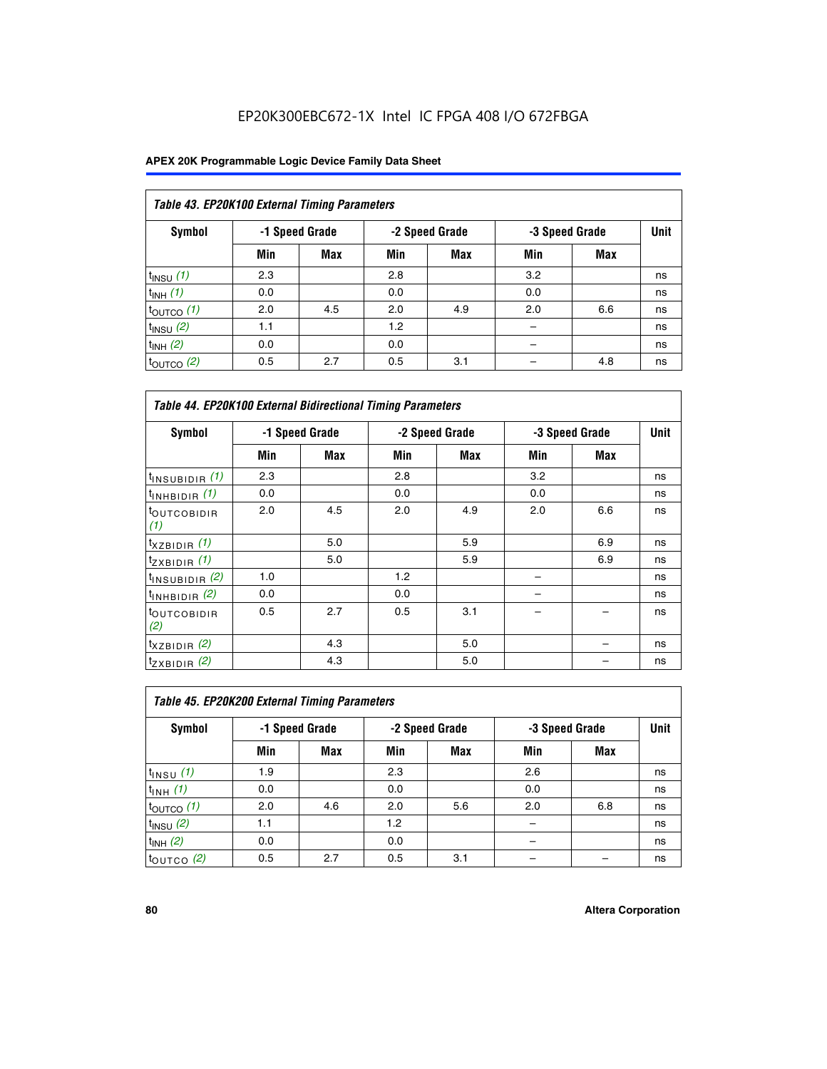EP20K300EBC672-1X Intel IC FPGA 408 I/O 672FBGA

| Table 43. EP20K100 External Timing Parameters | | | | | | | |
|---|---|---|---|---|---|---|---|
| Symbol | -1 Speed Grade | | -2 Speed Grade | | -3 Speed Grade | | Unit |
| | Min | Max | Min | Max | Min | Max | |
| $t_{INSU}$ (1) | 2.3 | | 2.8 | | 3.2 | | ns |
| $t_{INH}$ (1) | 0.0 | | 0.0 | | 0.0 | | ns |
| $t_{OUTCO}$ (1) | 2.0 | 4.5 | 2.0 | 4.9 | 2.0 | 6.6 | ns |
| $t_{INSU}$ (2) | 1.1 | | 1.2 | | – | | ns |
| $t_{INH}$ (2) | 0.0 | | 0.0 | | – | | ns |
| $t_{OUTCO}$ (2) | 0.5 | 2.7 | 0.5 | 3.1 | – | 4.8 | ns |

| Table 44. EP20K100 External Bidirectional Timing Parameters | | | | | | | |
|---|---|---|---|---|---|---|---|
| Symbol | -1 Speed Grade | | -2 Speed Grade | | -3 Speed Grade | | Unit |
| | Min | Max | Min | Max | Min | Max | |
| $t_{INSUBIDIR}$ (1) | 2.3 | | 2.8 | | 3.2 | | ns |
| $t_{INHBIDIR}$ (1) | 0.0 | | 0.0 | | 0.0 | | ns |
| $t_{OUTCOBIDIR}$ (1) | 2.0 | 4.5 | 2.0 | 4.9 | 2.0 | 6.6 | ns |
| $t_{XZBIDIR}$ (1) | | 5.0 | | 5.9 | | 6.9 | ns |
| $t_{ZXBIDIR}$ (1) | | 5.0 | | 5.9 | | 6.9 | ns |
| $t_{INSUBIDIR}$ (2) | 1.0 | | 1.2 | | – | | ns |
| $t_{INHBIDIR}$ (2) | 0.0 | | 0.0 | | – | | ns |
| $t_{OUTCOBIDIR}$ (2) | 0.5 | 2.7 | 0.5 | 3.1 | – | – | ns |
| $t_{XZBIDIR}$ (2) | | 4.3 | | 5.0 | | – | ns |
| $t_{ZXBIDIR}$ (2) | | 4.3 | | 5.0 | | – | ns |

| Table 45. EP20K200 External Timing Parameters | | | | | | | |
|---|---|---|---|---|---|---|---|
| Symbol | -1 Speed Grade | | -2 Speed Grade | | -3 Speed Grade | | Unit |
| | Min | Max | Min | Max | Min | Max | |
| $t_{INSU}$ (1) | 1.9 | | 2.3 | | 2.6 | | ns |
| $t_{INH}$ (1) | 0.0 | | 0.0 | | 0.0 | | ns |
| $t_{OUTCO}$ (1) | 2.0 | 4.6 | 2.0 | 5.6 | 2.0 | 6.8 | ns |
| $t_{INSU}$ (2) | 1.1 | | 1.2 | | – | | ns |
| $t_{INH}$ (2) | 0.0 | | 0.0 | | – | | ns |
| $t_{OUTCO}$ (2) | 0.5 | 2.7 | 0.5 | 3.1 | – | – | ns |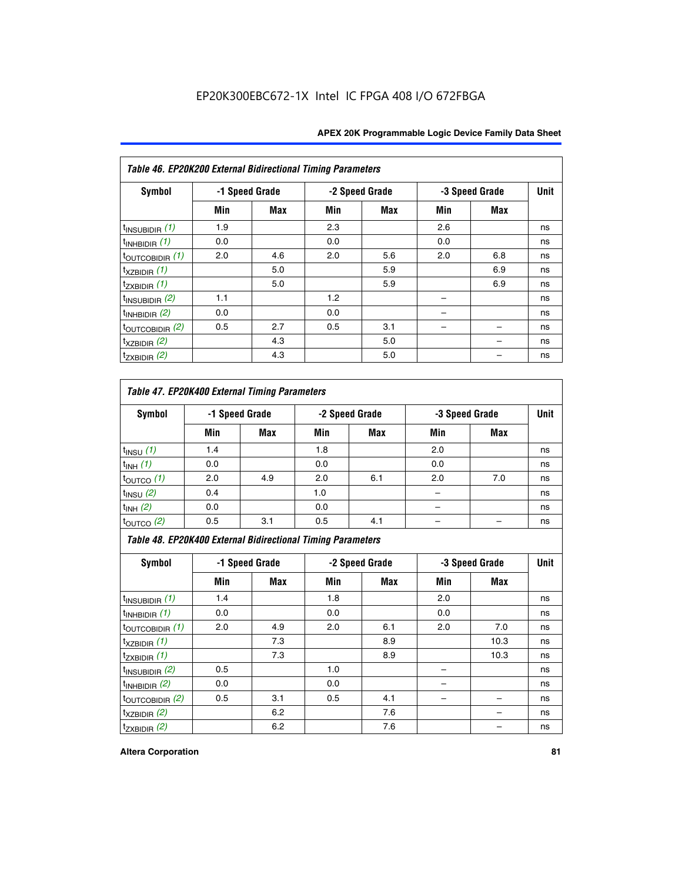**Table 46. EP20K200 External Bidirectional Timing Parameters**

| Symbol | -1 Speed Grade | | -2 Speed Grade | | -3 Speed Grade | | Unit |
|---|---|---|---|---|---|---|---|
| | Min | Max | Min | Max | Min | Max | |
| $t_{INSUBIDIR}$ *(1)* | 1.9 | | 2.3 | | 2.6 | | ns |
| $t_{INHBIDIR}$ *(1)* | 0.0 | | 0.0 | | 0.0 | | ns |
| $t_{OUTCOBIDIR}$ *(1)* | 2.0 | 4.6 | 2.0 | 5.6 | 2.0 | 6.8 | ns |
| $t_{XZBIDIR}$ *(1)* | | 5.0 | | 5.9 | | 6.9 | ns |
| $t_{ZXBIDIR}$ *(1)* | | 5.0 | | 5.9 | | 6.9 | ns |
| $t_{INSUBIDIR}$ *(2)* | 1.1 | | 1.2 | | – | | ns |
| $t_{INHBIDIR}$ *(2)* | 0.0 | | 0.0 | | – | | ns |
| $t_{OUTCOBIDIR}$ *(2)* | 0.5 | 2.7 | 0.5 | 3.1 | – | – | ns |
| $t_{XZBIDIR}$ *(2)* | | 4.3 | | 5.0 | | – | ns |
| $t_{ZXBIDIR}$ *(2)* | | 4.3 | | 5.0 | | – | ns |

**Table 47. EP20K400 External Timing Parameters**

| Symbol | -1 Speed Grade | | -2 Speed Grade | | -3 Speed Grade | | Unit |
|---|---|---|---|---|---|---|---|
| | Min | Max | Min | Max | Min | Max | |
| $t_{INSU}$ *(1)* | 1.4 | | 1.8 | | 2.0 | | ns |
| $t_{INH}$ *(1)* | 0.0 | | 0.0 | | 0.0 | | ns |
| $t_{OUTCO}$ *(1)* | 2.0 | 4.9 | 2.0 | 6.1 | 2.0 | 7.0 | ns |
| $t_{INSU}$ *(2)* | 0.4 | | 1.0 | | – | | ns |
| $t_{INH}$ *(2)* | 0.0 | | 0.0 | | – | | ns |
| $t_{OUTCO}$ *(2)* | 0.5 | 3.1 | 0.5 | 4.1 | – | – | ns |

**Table 48. EP20K400 External Bidirectional Timing Parameters**

| Symbol | -1 Speed Grade | | -2 Speed Grade | | -3 Speed Grade | | Unit |
|---|---|---|---|---|---|---|---|
| | Min | Max | Min | Max | Min | Max | |
| $t_{INSUBIDIR}$ *(1)* | 1.4 | | 1.8 | | 2.0 | | ns |
| $t_{INHBIDIR}$ *(1)* | 0.0 | | 0.0 | | 0.0 | | ns |
| $t_{OUTCOBIDIR}$ *(1)* | 2.0 | 4.9 | 2.0 | 6.1 | 2.0 | 7.0 | ns |
| $t_{XZBIDIR}$ *(1)* | | 7.3 | | 8.9 | | 10.3 | ns |
| $t_{ZXBIDIR}$ *(1)* | | 7.3 | | 8.9 | | 10.3 | ns |
| $t_{INSUBIDIR}$ *(2)* | 0.5 | | 1.0 | | – | | ns |
| $t_{INHBIDIR}$ *(2)* | 0.0 | | 0.0 | | – | | ns |
| $t_{OUTCOBIDIR}$ *(2)* | 0.5 | 3.1 | 0.5 | 4.1 | – | – | ns |
| $t_{XZBIDIR}$ *(2)* | | 6.2 | | 7.6 | | – | ns |
| $t_{ZXBIDIR}$ *(2)* | | 6.2 | | 7.6 | | – | ns |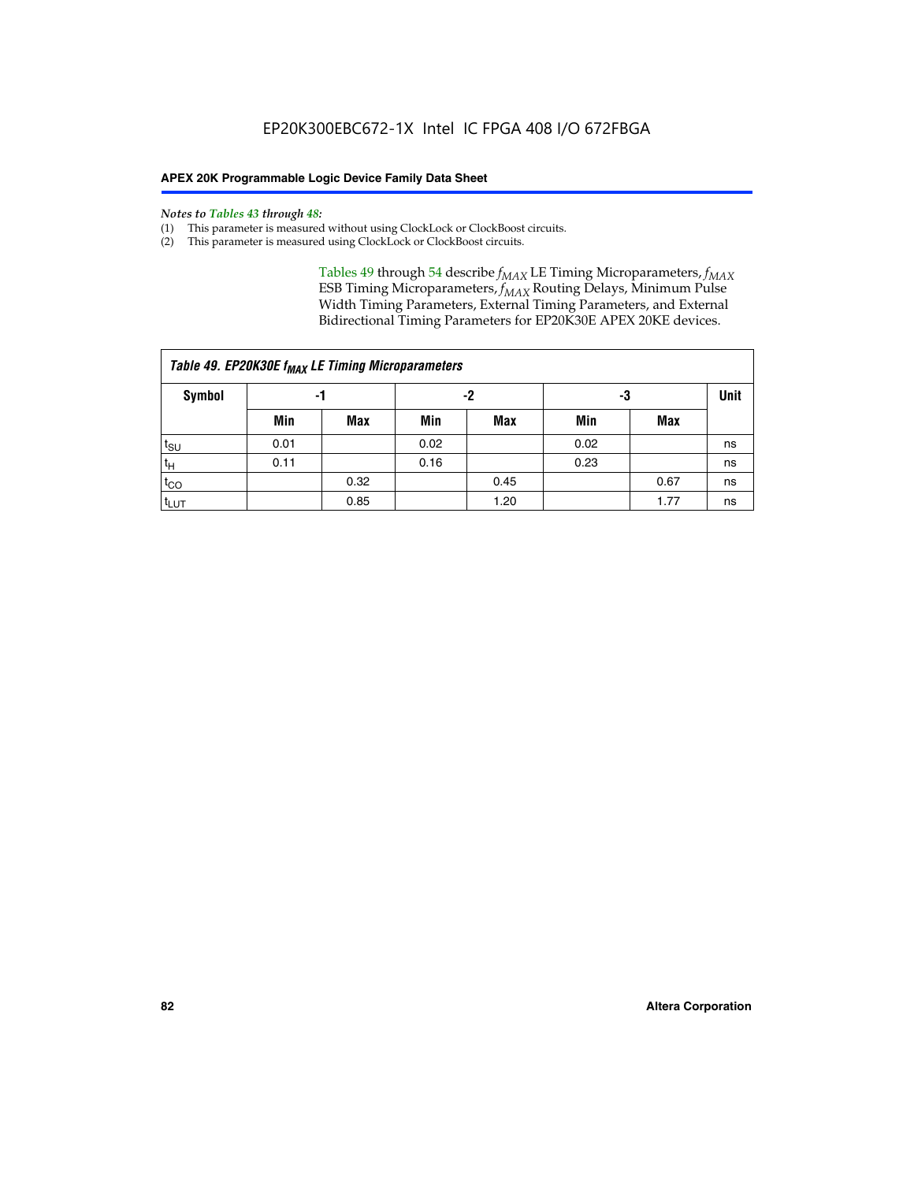*Notes to Tables 43 through 48:*

(1) This parameter is measured without using ClockLock or ClockBoost circuits.

(2) This parameter is measured using ClockLock or ClockBoost circuits.

Tables 49 through 54 describe $f_{MAX}$ LE Timing Microparameters, $f_{MAX}$ ESB Timing Microparameters, $f_{MAX}$ Routing Delays, Minimum Pulse Width Timing Parameters, External Timing Parameters, and External Bidirectional Timing Parameters for EP20K30E APEX 20KE devices.

**Table 49. EP20K30E $f_{MAX}$ LE Timing Microparameters**

| Symbol | -1 | | -2 | | -3 | | Unit |
|---|---|---|---|---|---|---|---|
| | Min | Max | Min | Max | Min | Max | |
| $t_{SU}$ | 0.01 | | 0.02 | | 0.02 | | ns |
| $t_{H}$ | 0.11 | | 0.16 | | 0.23 | | ns |
| $t_{CO}$ | | 0.32 | | 0.45 | | 0.67 | ns |
| $t_{LUT}$ | | 0.85 | | 1.20 | | 1.77 | ns |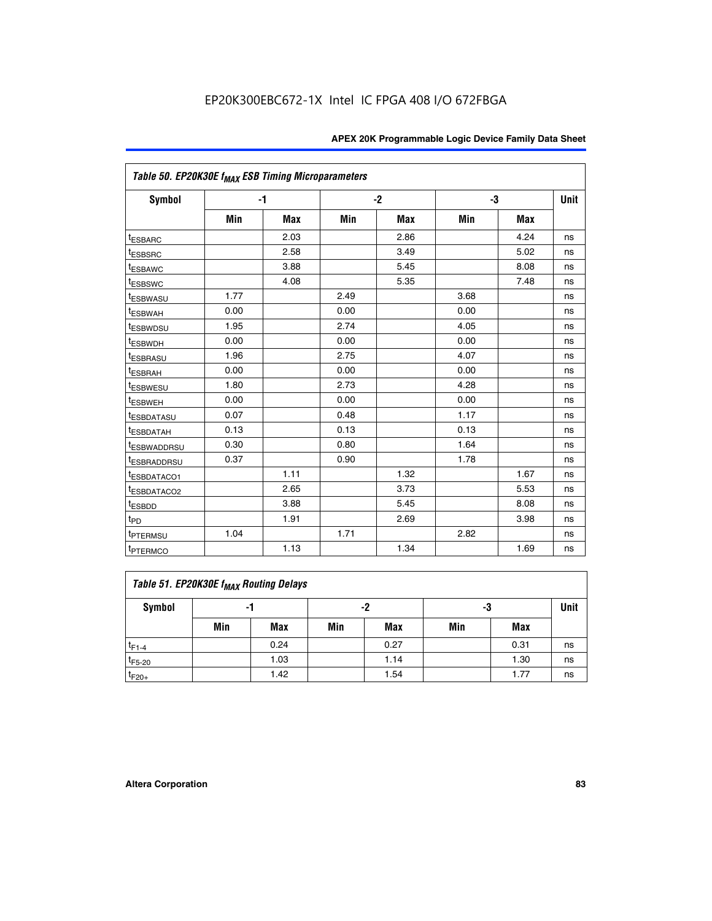EP20K300EBC672-1X Intel IC FPGA 408 I/O 672FBGA

| Table 50. EP20K30E $f_{MAX}$ ESB Timing Microparameters | | | | | | | |
|---|---|---|---|---|---|---|---|
| Symbol | -1 | | -2 | | -3 | | Unit |
| | Min | Max | Min | Max | Min | Max | |
| $t_{ESBARC}$ | | 2.03 | | 2.86 | | 4.24 | ns |
| $t_{ESBSRC}$ | | 2.58 | | 3.49 | | 5.02 | ns |
| $t_{ESBAWC}$ | | 3.88 | | 5.45 | | 8.08 | ns |
| $t_{ESBSWC}$ | | 4.08 | | 5.35 | | 7.48 | ns |
| $t_{ESBWASU}$ | 1.77 | | 2.49 | | 3.68 | | ns |
| $t_{ESBWAH}$ | 0.00 | | 0.00 | | 0.00 | | ns |
| $t_{ESBWDSU}$ | 1.95 | | 2.74 | | 4.05 | | ns |
| $t_{ESBWDH}$ | 0.00 | | 0.00 | | 0.00 | | ns |
| $t_{ESBRASU}$ | 1.96 | | 2.75 | | 4.07 | | ns |
| $t_{ESBRAH}$ | 0.00 | | 0.00 | | 0.00 | | ns |
| $t_{ESBWESU}$ | 1.80 | | 2.73 | | 4.28 | | ns |
| $t_{ESBWEH}$ | 0.00 | | 0.00 | | 0.00 | | ns |
| $t_{ESBDATASU}$ | 0.07 | | 0.48 | | 1.17 | | ns |
| $t_{ESBDATAH}$ | 0.13 | | 0.13 | | 0.13 | | ns |
| $t_{ESBWADDRSU}$ | 0.30 | | 0.80 | | 1.64 | | ns |
| $t_{ESBRADDRSU}$ | 0.37 | | 0.90 | | 1.78 | | ns |
| $t_{ESBDATACO1}$ | | 1.11 | | 1.32 | | 1.67 | ns |
| $t_{ESBDATACO2}$ | | 2.65 | | 3.73 | | 5.53 | ns |
| $t_{ESBDD}$ | | 3.88 | | 5.45 | | 8.08 | ns |
| $t_{PD}$ | | 1.91 | | 2.69 | | 3.98 | ns |
| $t_{PTERMSU}$ | 1.04 | | 1.71 | | 2.82 | | ns |
| $t_{PTERMCO}$ | | 1.13 | | 1.34 | | 1.69 | ns |

| Table 51. EP20K30E $f_{MAX}$ Routing Delays | | | | | | | |
|---|---|---|---|---|---|---|---|
| Symbol | -1 | | -2 | | -3 | | Unit |
| | Min | Max | Min | Max | Min | Max | |
| $t_{F1-4}$ | | 0.24 | | 0.27 | | 0.31 | ns |
| $t_{F5-20}$ | | 1.03 | | 1.14 | | 1.30 | ns |
| $t_{F20+}$ | | 1.42 | | 1.54 | | 1.77 | ns |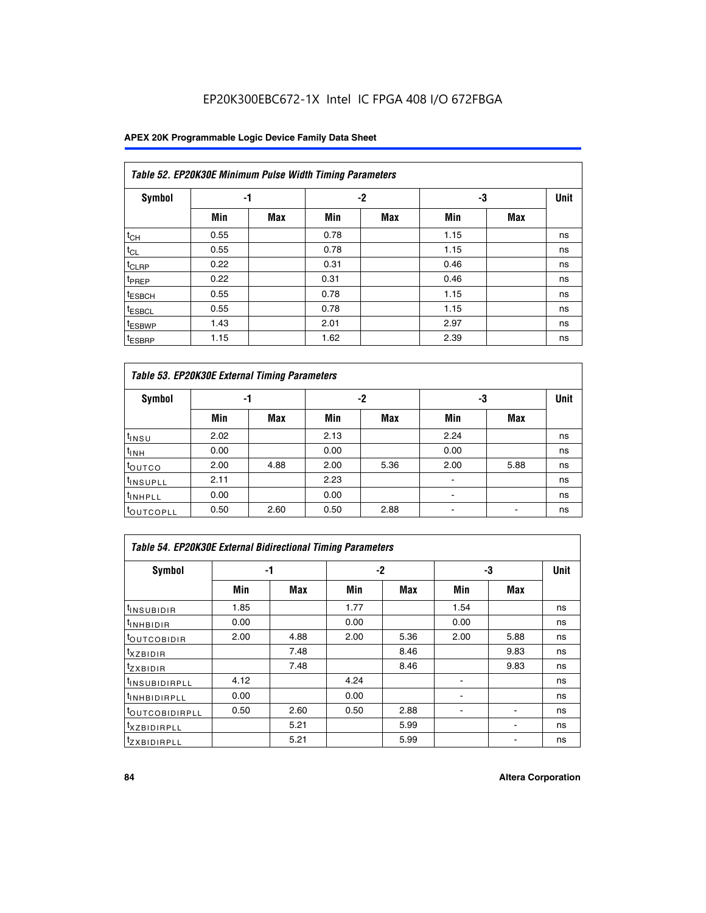### Table 52. EP20K30E Minimum Pulse Width Timing Parameters

| Symbol | -1 | | -2 | | -3 | | Unit |
|---|---|---|---|---|---|---|---|
| | Min | Max | Min | Max | Min | Max | |
| $t_{CH}$ | 0.55 | | 0.78 | | 1.15 | | ns |
| $t_{CL}$ | 0.55 | | 0.78 | | 1.15 | | ns |
| $t_{CLRP}$ | 0.22 | | 0.31 | | 0.46 | | ns |
| $t_{PREP}$ | 0.22 | | 0.31 | | 0.46 | | ns |
| $t_{ESBCH}$ | 0.55 | | 0.78 | | 1.15 | | ns |
| $t_{ESBCL}$ | 0.55 | | 0.78 | | 1.15 | | ns |
| $t_{ESBWP}$ | 1.43 | | 2.01 | | 2.97 | | ns |
| $t_{ESBRP}$ | 1.15 | | 1.62 | | 2.39 | | ns |

### Table 53. EP20K30E External Timing Parameters

| Symbol | -1 | | -2 | | -3 | | Unit |
|---|---|---|---|---|---|---|---|
| | Min | Max | Min | Max | Min | Max | |
| $t_{INSU}$ | 2.02 | | 2.13 | | 2.24 | | ns |
| $t_{INH}$ | 0.00 | | 0.00 | | 0.00 | | ns |
| $t_{OUTCO}$ | 2.00 | 4.88 | 2.00 | 5.36 | 2.00 | 5.88 | ns |
| $t_{INSUPLL}$ | 2.11 | | 2.23 | | - | | ns |
| $t_{INHPLL}$ | 0.00 | | 0.00 | | - | | ns |
| $t_{OUTCOPLL}$ | 0.50 | 2.60 | 0.50 | 2.88 | - | - | ns |

### Table 54. EP20K30E External Bidirectional Timing Parameters

| Symbol | -1 | | -2 | | -3 | | Unit |
|---|---|---|---|---|---|---|---|
| | Min | Max | Min | Max | Min | Max | |
| $t_{INSUBIDIR}$ | 1.85 | | 1.77 | | 1.54 | | ns |
| $t_{INHBIDIR}$ | 0.00 | | 0.00 | | 0.00 | | ns |
| $t_{OUTCOBIDIR}$ | 2.00 | 4.88 | 2.00 | 5.36 | 2.00 | 5.88 | ns |
| $t_{XZBIDIR}$ | | 7.48 | | 8.46 | | 9.83 | ns |
| $t_{ZXBIDIR}$ | | 7.48 | | 8.46 | | 9.83 | ns |
| $t_{INSUBIDIRPLL}$ | 4.12 | | 4.24 | | - | | ns |
| $t_{INHBIDIRPLL}$ | 0.00 | | 0.00 | | - | | ns |
| $t_{OUTCOBIDIRPLL}$ | 0.50 | 2.60 | 0.50 | 2.88 | - | - | ns |
| $t_{XZBIDIRPLL}$ | | 5.21 | | 5.99 | | - | ns |
| $t_{ZXBIDIRPLL}$ | | 5.21 | | 5.99 | | - | ns |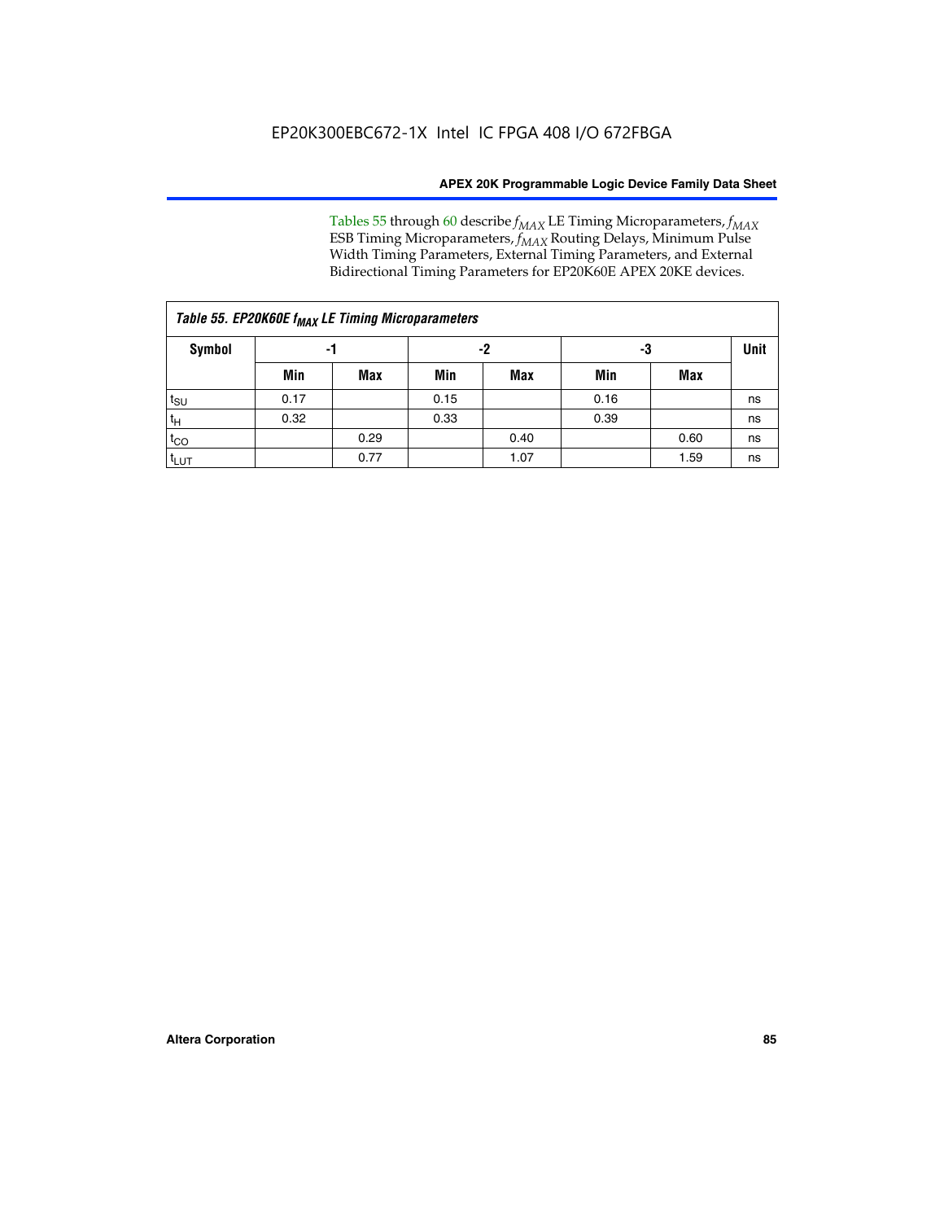Tables 55 through 60 describe $f_{MAX}$ LE Timing Microparameters, $f_{MAX}$ ESB Timing Microparameters, $f_{MAX}$ Routing Delays, Minimum Pulse Width Timing Parameters, External Timing Parameters, and External Bidirectional Timing Parameters for EP20K60E APEX 20KE devices.

| Table 55. EP20K60E $f_{MAX}$ LE Timing Microparameters | | | | | | | |
|---|---|---|---|---|---|---|---|
| **Symbol** | **-1** | | **-2** | | **-3** | | **Unit** |
| | **Min** | **Max** | **Min** | **Max** | **Min** | **Max** | |
| $t_{SU}$ | 0.17 | | 0.15 | | 0.16 | | ns |
| $t_{H}$ | 0.32 | | 0.33 | | 0.39 | | ns |
| $t_{CO}$ | | 0.29 | | 0.40 | | 0.60 | ns |
| $t_{LUT}$ | | 0.77 | | 1.07 | | 1.59 | ns |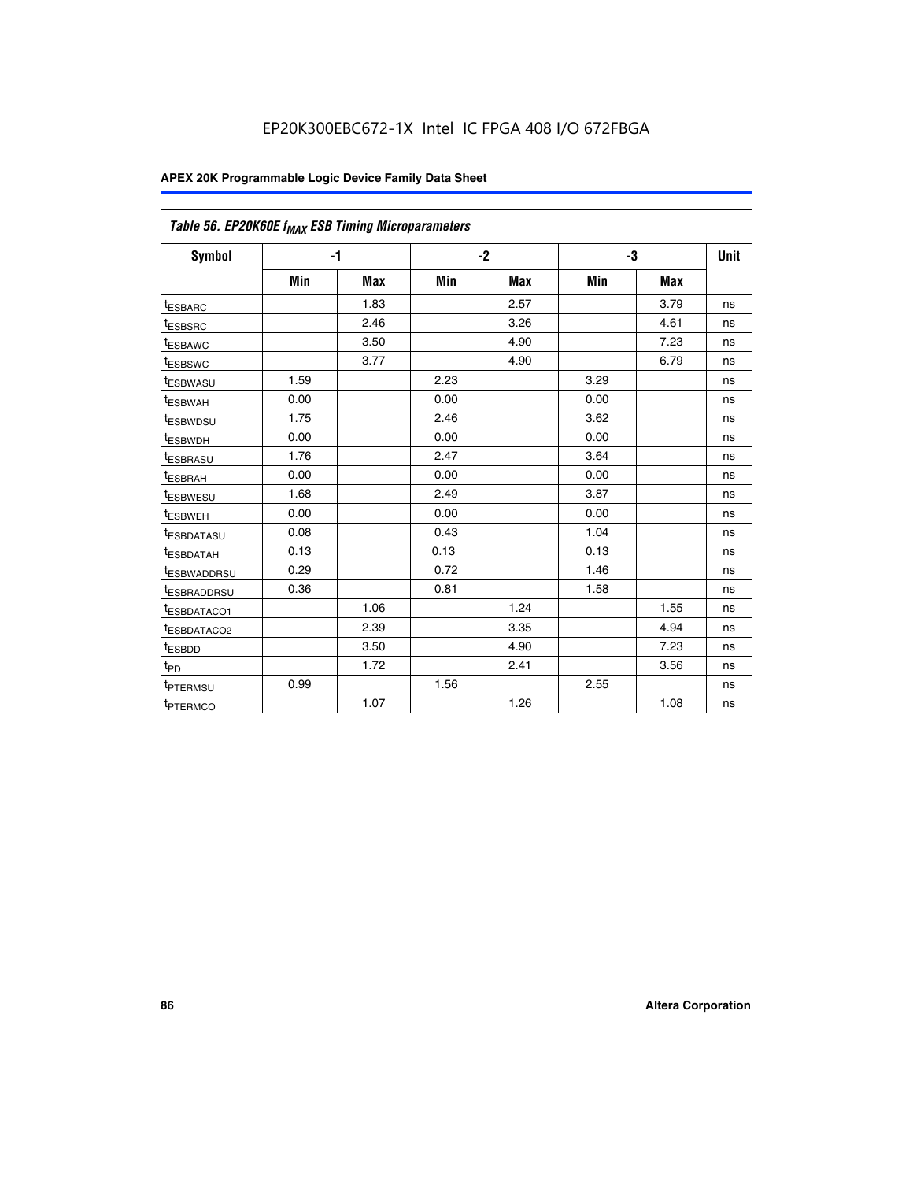### Table 56. EP20K60E $f_{MAX}$ ESB Timing Microparameters

| Symbol | -1 | | -2 | | -3 | | Unit |
|---|---|---|---|---|---|---|---|
| | Min | Max | Min | Max | Min | Max | |
| $t_{ESBARC}$ | | 1.83 | | 2.57 | | 3.79 | ns |
| $t_{ESBSRC}$ | | 2.46 | | 3.26 | | 4.61 | ns |
| $t_{ESBAWC}$ | | 3.50 | | 4.90 | | 7.23 | ns |
| $t_{ESBSWC}$ | | 3.77 | | 4.90 | | 6.79 | ns |
| $t_{ESBWASU}$ | 1.59 | | 2.23 | | 3.29 | | ns |
| $t_{ESBWAH}$ | 0.00 | | 0.00 | | 0.00 | | ns |
| $t_{ESBWDSU}$ | 1.75 | | 2.46 | | 3.62 | | ns |
| $t_{ESBWDH}$ | 0.00 | | 0.00 | | 0.00 | | ns |
| $t_{ESBRASU}$ | 1.76 | | 2.47 | | 3.64 | | ns |
| $t_{ESBRAH}$ | 0.00 | | 0.00 | | 0.00 | | ns |
| $t_{ESBWESU}$ | 1.68 | | 2.49 | | 3.87 | | ns |
| $t_{ESBWEH}$ | 0.00 | | 0.00 | | 0.00 | | ns |
| $t_{ESBDATASU}$ | 0.08 | | 0.43 | | 1.04 | | ns |
| $t_{ESBDATAH}$ | 0.13 | | 0.13 | | 0.13 | | ns |
| $t_{ESBWADDRSU}$ | 0.29 | | 0.72 | | 1.46 | | ns |
| $t_{ESBRADDRSU}$ | 0.36 | | 0.81 | | 1.58 | | ns |
| $t_{ESBDATACO1}$ | | 1.06 | | 1.24 | | 1.55 | ns |
| $t_{ESBDATACO2}$ | | 2.39 | | 3.35 | | 4.94 | ns |
| $t_{ESBDD}$ | | 3.50 | | 4.90 | | 7.23 | ns |
| $t_{PD}$ | | 1.72 | | 2.41 | | 3.56 | ns |
| $t_{PTERMSU}$ | 0.99 | | 1.56 | | 2.55 | | ns |
| $t_{PTERMCO}$ | | 1.07 | | 1.26 | | 1.08 | ns |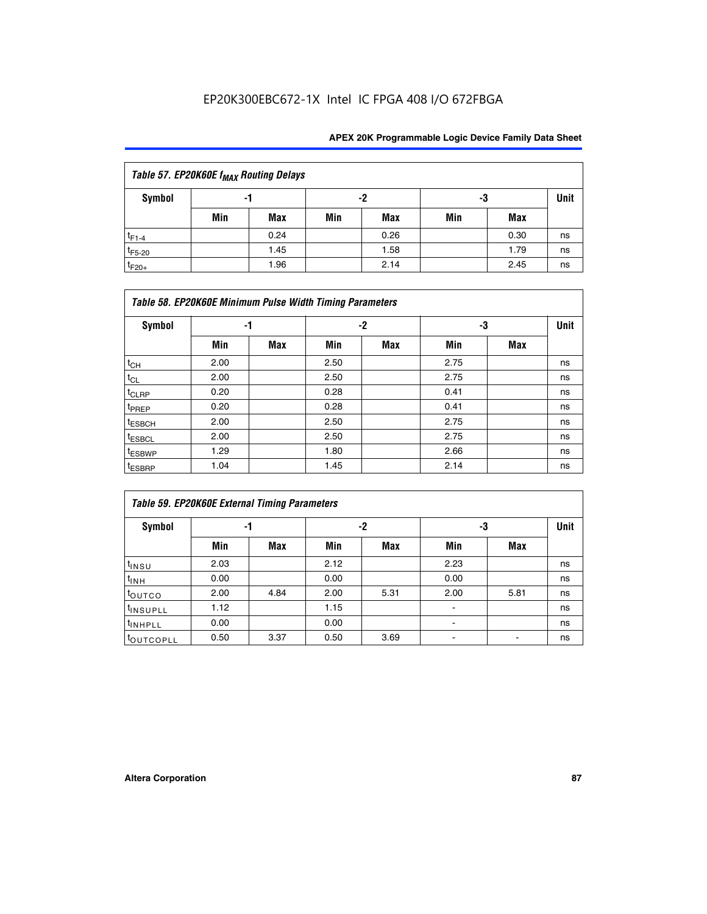| Table 57. EP20K60E $f_{MAX}$ Routing Delays | | | | | | | |
|---|---|---|---|---|---|---|---|
| Symbol | -1 | | -2 | | -3 | | Unit |
| | Min | Max | Min | Max | Min | Max | |
| $t_{F1-4}$ | | 0.24 | | 0.26 | | 0.30 | ns |
| $t_{F5-20}$ | | 1.45 | | 1.58 | | 1.79 | ns |
| $t_{F20+}$ | | 1.96 | | 2.14 | | 2.45 | ns |

| Table 58. EP20K60E Minimum Pulse Width Timing Parameters | | | | | | | |
|---|---|---|---|---|---|---|---|
| Symbol | -1 | | -2 | | -3 | | Unit |
| | Min | Max | Min | Max | Min | Max | |
| $t_{CH}$ | 2.00 | | 2.50 | | 2.75 | | ns |
| $t_{CL}$ | 2.00 | | 2.50 | | 2.75 | | ns |
| $t_{CLRP}$ | 0.20 | | 0.28 | | 0.41 | | ns |
| $t_{PREP}$ | 0.20 | | 0.28 | | 0.41 | | ns |
| $t_{ESBCH}$ | 2.00 | | 2.50 | | 2.75 | | ns |
| $t_{ESBCL}$ | 2.00 | | 2.50 | | 2.75 | | ns |
| $t_{ESBWP}$ | 1.29 | | 1.80 | | 2.66 | | ns |
| $t_{ESBRP}$ | 1.04 | | 1.45 | | 2.14 | | ns |

| Table 59. EP20K60E External Timing Parameters | | | | | | | |
|---|---|---|---|---|---|---|---|
| Symbol | -1 | | -2 | | -3 | | Unit |
| | Min | Max | Min | Max | Min | Max | |
| $t_{INSU}$ | 2.03 | | 2.12 | | 2.23 | | ns |
| $t_{INH}$ | 0.00 | | 0.00 | | 0.00 | | ns |
| $t_{OUTCO}$ | 2.00 | 4.84 | 2.00 | 5.31 | 2.00 | 5.81 | ns |
| $t_{INSUPLL}$ | 1.12 | | 1.15 | | - | | ns |
| $t_{INHPLL}$ | 0.00 | | 0.00 | | - | | ns |
| $t_{OUTCOPLL}$ | 0.50 | 3.37 | 0.50 | 3.69 | - | - | ns |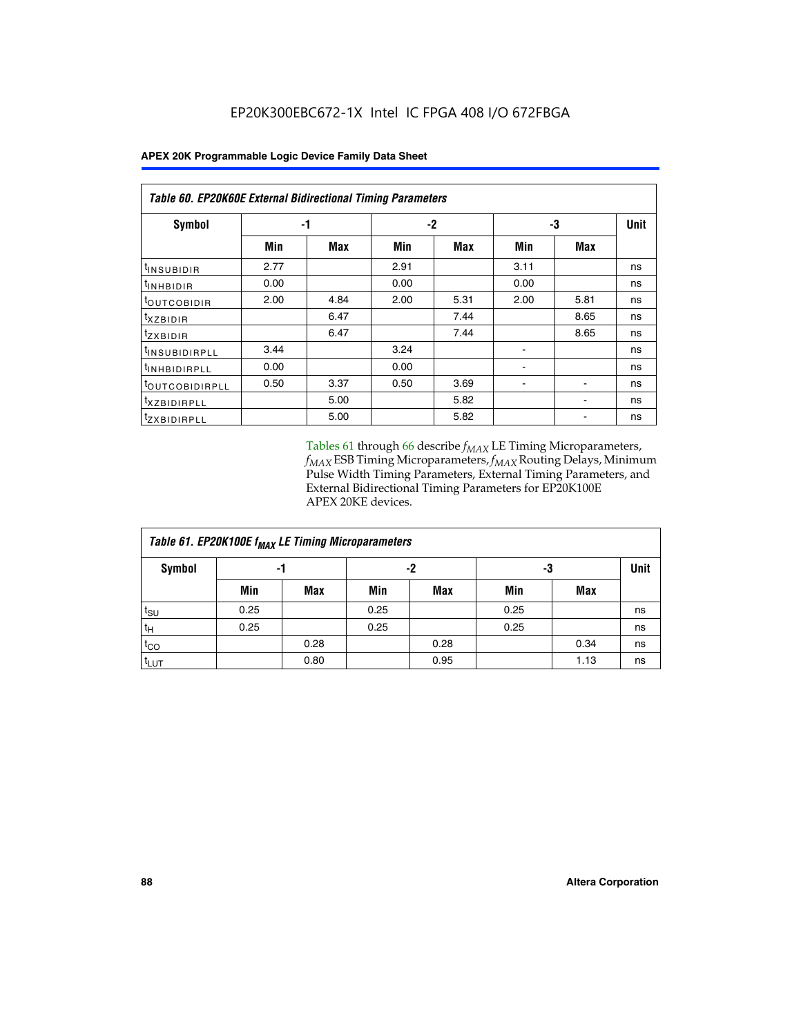**Table 60. EP20K60E External Bidirectional Timing Parameters**

| Symbol | -1 | | -2 | | -3 | | Unit |
|---|---|---|---|---|---|---|---|
| | Min | Max | Min | Max | Min | Max | |
| $t_{INSUBIDIR}$ | 2.77 | | 2.91 | | 3.11 | | ns |
| $t_{INHBIDIR}$ | 0.00 | | 0.00 | | 0.00 | | ns |
| $t_{OUTCOBIDIR}$ | 2.00 | 4.84 | 2.00 | 5.31 | 2.00 | 5.81 | ns |
| $t_{XZBIDIR}$ | | 6.47 | | 7.44 | | 8.65 | ns |
| $t_{ZXBIDIR}$ | | 6.47 | | 7.44 | | 8.65 | ns |
| $t_{INSUBIDIRPLL}$ | 3.44 | | 3.24 | | - | | ns |
| $t_{INHBIDIRPLL}$ | 0.00 | | 0.00 | | - | | ns |
| $t_{OUTCOBIDIRPLL}$ | 0.50 | 3.37 | 0.50 | 3.69 | - | - | ns |
| $t_{XZBIDIRPLL}$ | | 5.00 | | 5.82 | | - | ns |
| $t_{ZXBIDIRPLL}$ | | 5.00 | | 5.82 | | - | ns |

Tables 61 through 66 describe $f_{MAX}$ LE Timing Microparameters, $f_{MAX}$ ESB Timing Microparameters, $f_{MAX}$ Routing Delays, Minimum Pulse Width Timing Parameters, External Timing Parameters, and External Bidirectional Timing Parameters for EP20K100E APEX 20KE devices.

**Table 61. EP20K100E $f_{MAX}$ LE Timing Microparameters**

| Symbol | -1 | | -2 | | -3 | | Unit |
|---|---|---|---|---|---|---|---|
| | Min | Max | Min | Max | Min | Max | |
| $t_{SU}$ | 0.25 | | 0.25 | | 0.25 | | ns |
| $t_{H}$ | 0.25 | | 0.25 | | 0.25 | | ns |
| $t_{CO}$ | | 0.28 | | 0.28 | | 0.34 | ns |
| $t_{LUT}$ | | 0.80 | | 0.95 | | 1.13 | ns |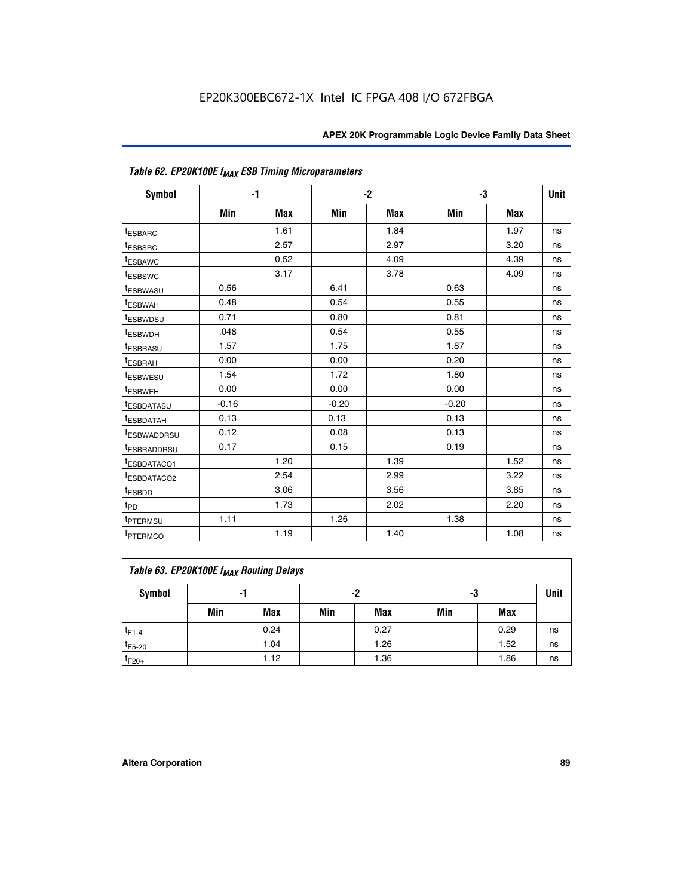EP20K300EBC672-1X Intel IC FPGA 408 I/O 672FBGA

| Table 62. EP20K100E $f_{MAX}$ ESB Timing Microparameters | | | | | | | |
|---|---|---|---|---|---|---|---|
| Symbol | -1 | | -2 | | -3 | | Unit |
| | Min | Max | Min | Max | Min | Max | |
| $t_{ESBARC}$ | | 1.61 | | 1.84 | | 1.97 | ns |
| $t_{ESBSRC}$ | | 2.57 | | 2.97 | | 3.20 | ns |
| $t_{ESBAWC}$ | | 0.52 | | 4.09 | | 4.39 | ns |
| $t_{ESBSWC}$ | | 3.17 | | 3.78 | | 4.09 | ns |
| $t_{ESBWASU}$ | 0.56 | | 6.41 | | 0.63 | | ns |
| $t_{ESBWAH}$ | 0.48 | | 0.54 | | 0.55 | | ns |
| $t_{ESBWDSU}$ | 0.71 | | 0.80 | | 0.81 | | ns |
| $t_{ESBWDH}$ | .048 | | 0.54 | | 0.55 | | ns |
| $t_{ESBRASU}$ | 1.57 | | 1.75 | | 1.87 | | ns |
| $t_{ESBRAH}$ | 0.00 | | 0.00 | | 0.20 | | ns |
| $t_{ESBWESU}$ | 1.54 | | 1.72 | | 1.80 | | ns |
| $t_{ESBWEH}$ | 0.00 | | 0.00 | | 0.00 | | ns |
| $t_{ESBDATASU}$ | -0.16 | | -0.20 | | -0.20 | | ns |
| $t_{ESBDATAH}$ | 0.13 | | 0.13 | | 0.13 | | ns |
| $t_{ESBWADDRSU}$ | 0.12 | | 0.08 | | 0.13 | | ns |
| $t_{ESBRADDRSU}$ | 0.17 | | 0.15 | | 0.19 | | ns |
| $t_{ESBDATACO1}$ | | 1.20 | | 1.39 | | 1.52 | ns |
| $t_{ESBDATACO2}$ | | 2.54 | | 2.99 | | 3.22 | ns |
| $t_{ESBDD}$ | | 3.06 | | 3.56 | | 3.85 | ns |
| $t_{PD}$ | | 1.73 | | 2.02 | | 2.20 | ns |
| $t_{PTERMSU}$ | 1.11 | | 1.26 | | 1.38 | | ns |
| $t_{PTERMCO}$ | | 1.19 | | 1.40 | | 1.08 | ns |

| Table 63. EP20K100E $f_{MAX}$ Routing Delays | | | | | | | |
|---|---|---|---|---|---|---|---|
| Symbol | -1 | | -2 | | -3 | | Unit |
| | Min | Max | Min | Max | Min | Max | |
| $t_{F1-4}$ | | 0.24 | | 0.27 | | 0.29 | ns |
| $t_{F5-20}$ | | 1.04 | | 1.26 | | 1.52 | ns |
| $t_{F20+}$ | | 1.12 | | 1.36 | | 1.86 | ns |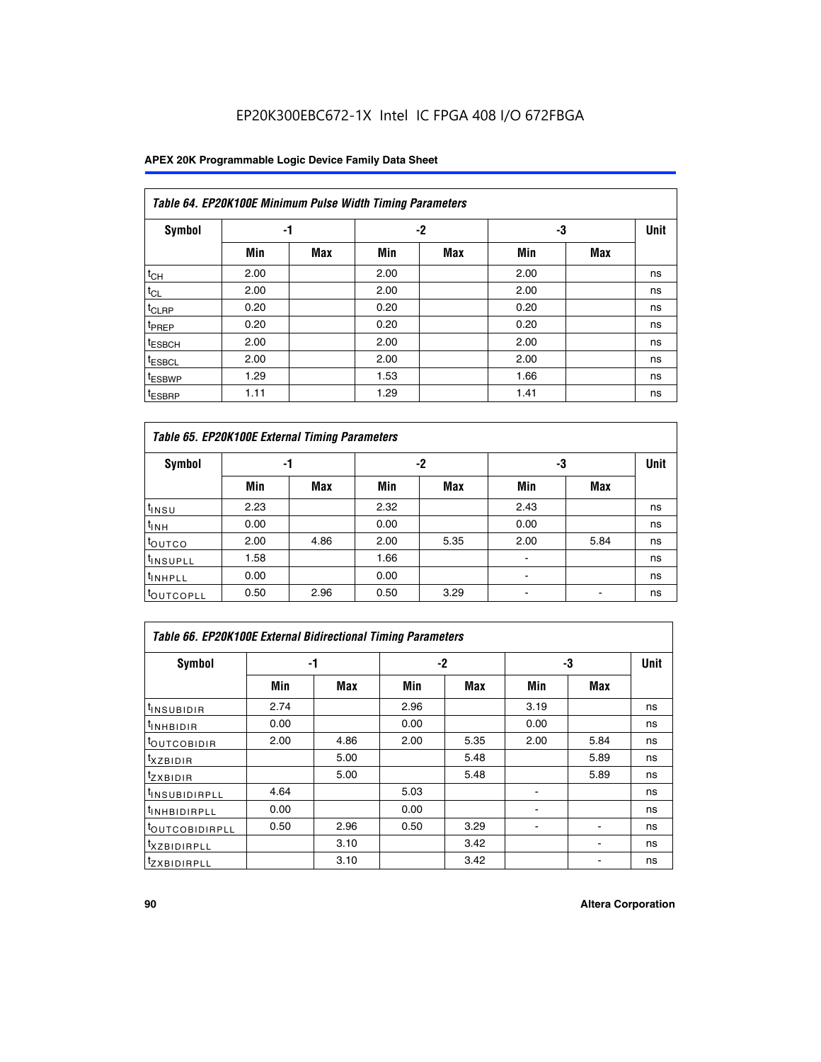**Table 64. EP20K100E Minimum Pulse Width Timing Parameters**

| Symbol | -1 | | -2 | | -3 | | Unit |
|---|---|---|---|---|---|---|---|
| | Min | Max | Min | Max | Min | Max | |
| $t_{CH}$ | 2.00 | | 2.00 | | 2.00 | | ns |
| $t_{CL}$ | 2.00 | | 2.00 | | 2.00 | | ns |
| $t_{CLRP}$ | 0.20 | | 0.20 | | 0.20 | | ns |
| $t_{PREP}$ | 0.20 | | 0.20 | | 0.20 | | ns |
| $t_{ESBCH}$ | 2.00 | | 2.00 | | 2.00 | | ns |
| $t_{ESBCL}$ | 2.00 | | 2.00 | | 2.00 | | ns |
| $t_{ESBWP}$ | 1.29 | | 1.53 | | 1.66 | | ns |
| $t_{ESBRP}$ | 1.11 | | 1.29 | | 1.41 | | ns |

**Table 65. EP20K100E External Timing Parameters**

| Symbol | -1 | | -2 | | -3 | | Unit |
|---|---|---|---|---|---|---|---|
| | Min | Max | Min | Max | Min | Max | |
| $t_{INSU}$ | 2.23 | | 2.32 | | 2.43 | | ns |
| $t_{INH}$ | 0.00 | | 0.00 | | 0.00 | | ns |
| $t_{OUTCO}$ | 2.00 | 4.86 | 2.00 | 5.35 | 2.00 | 5.84 | ns |
| $t_{INSUPLL}$ | 1.58 | | 1.66 | | - | | ns |
| $t_{INHPLL}$ | 0.00 | | 0.00 | | - | | ns |
| $t_{OUTCOPLL}$ | 0.50 | 2.96 | 0.50 | 3.29 | - | - | ns |

**Table 66. EP20K100E External Bidirectional Timing Parameters**

| Symbol | -1 | | -2 | | -3 | | Unit |
|---|---|---|---|---|---|---|---|
| | Min | Max | Min | Max | Min | Max | |
| $t_{INSUBIDIR}$ | 2.74 | | 2.96 | | 3.19 | | ns |
| $t_{INHBIDIR}$ | 0.00 | | 0.00 | | 0.00 | | ns |
| $t_{OUTCOBIDIR}$ | 2.00 | 4.86 | 2.00 | 5.35 | 2.00 | 5.84 | ns |
| $t_{XZBIDIR}$ | | 5.00 | | 5.48 | | 5.89 | ns |
| $t_{ZXBIDIR}$ | | 5.00 | | 5.48 | | 5.89 | ns |
| $t_{INSUBIDIRPLL}$ | 4.64 | | 5.03 | | - | | ns |
| $t_{INHBIDIRPLL}$ | 0.00 | | 0.00 | | - | | ns |
| $t_{OUTCOBIDIRPLL}$ | 0.50 | 2.96 | 0.50 | 3.29 | - | - | ns |
| $t_{XZBIDIRPLL}$ | | 3.10 | | 3.42 | | - | ns |
| $t_{ZXBIDIRPLL}$ | | 3.10 | | 3.42 | | - | ns |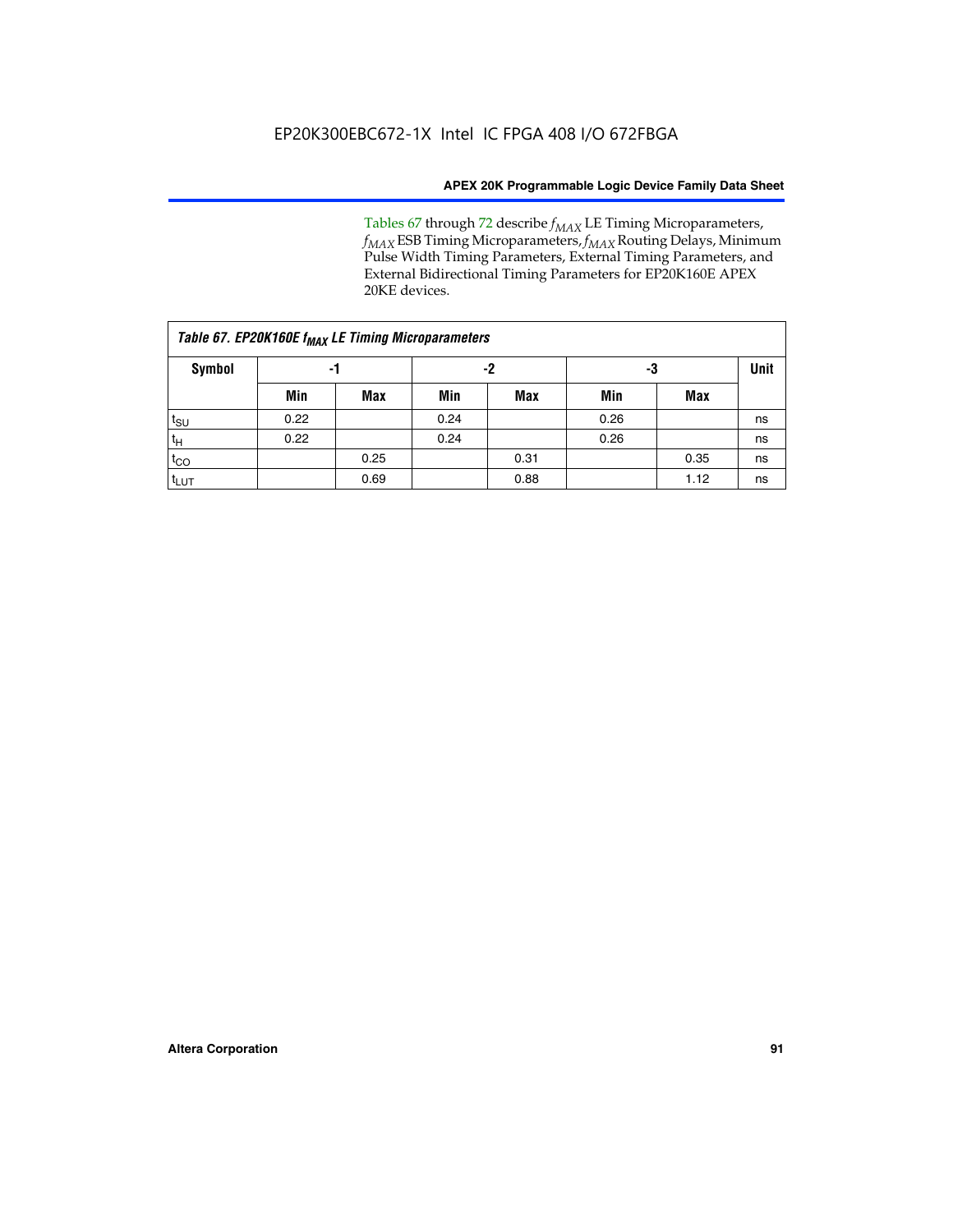Tables 67 through 72 describe $f_{MAX}$ LE Timing Microparameters, $f_{MAX}$ ESB Timing Microparameters, $f_{MAX}$ Routing Delays, Minimum Pulse Width Timing Parameters, External Timing Parameters, and External Bidirectional Timing Parameters for EP20K160E APEX 20KE devices.

**Table 67. EP20K160E $f_{MAX}$ LE Timing Microparameters**

| Symbol | -1 | | -2 | | -3 | | Unit |
|---|---|---|---|---|---|---|---|
| | Min | Max | Min | Max | Min | Max | |
| $t_{SU}$ | 0.22 | | 0.24 | | 0.26 | | ns |
| $t_H$ | 0.22 | | 0.24 | | 0.26 | | ns |
| $t_{CO}$ | | 0.25 | | 0.31 | | 0.35 | ns |
| $t_{LUT}$ | | 0.69 | | 0.88 | | 1.12 | ns |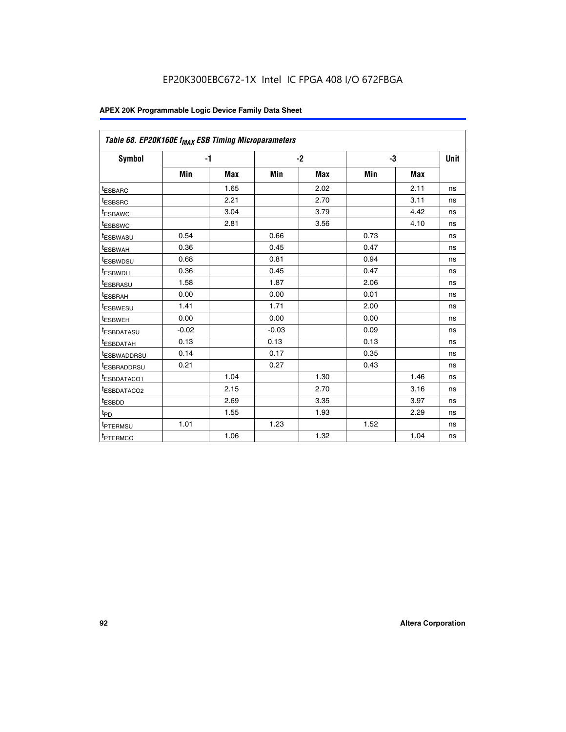| Table 68. EP20K160E $f_{MAX}$ ESB Timing Microparameters | | | | | | | |
|---|---|---|---|---|---|---|---|
| Symbol | -1 | | -2 | | -3 | | Unit |
| | Min | Max | Min | Max | Min | Max | |
| $t_{ESBARC}$ | | 1.65 | | 2.02 | | 2.11 | ns |
| $t_{ESBSRC}$ | | 2.21 | | 2.70 | | 3.11 | ns |
| $t_{ESBAWC}$ | | 3.04 | | 3.79 | | 4.42 | ns |
| $t_{ESBSWC}$ | | 2.81 | | 3.56 | | 4.10 | ns |
| $t_{ESBWASU}$ | 0.54 | | 0.66 | | 0.73 | | ns |
| $t_{ESBWAH}$ | 0.36 | | 0.45 | | 0.47 | | ns |
| $t_{ESBWDSU}$ | 0.68 | | 0.81 | | 0.94 | | ns |
| $t_{ESBWDH}$ | 0.36 | | 0.45 | | 0.47 | | ns |
| $t_{ESBRASU}$ | 1.58 | | 1.87 | | 2.06 | | ns |
| $t_{ESBRAH}$ | 0.00 | | 0.00 | | 0.01 | | ns |
| $t_{ESBWESU}$ | 1.41 | | 1.71 | | 2.00 | | ns |
| $t_{ESBWEH}$ | 0.00 | | 0.00 | | 0.00 | | ns |
| $t_{ESBDATASU}$ | -0.02 | | -0.03 | | 0.09 | | ns |
| $t_{ESBDATAH}$ | 0.13 | | 0.13 | | 0.13 | | ns |
| $t_{ESBWADDRSU}$ | 0.14 | | 0.17 | | 0.35 | | ns |
| $t_{ESBRADDRSU}$ | 0.21 | | 0.27 | | 0.43 | | ns |
| $t_{ESBDATACO1}$ | | 1.04 | | 1.30 | | 1.46 | ns |
| $t_{ESBDATACO2}$ | | 2.15 | | 2.70 | | 3.16 | ns |
| $t_{ESBDD}$ | | 2.69 | | 3.35 | | 3.97 | ns |
| $t_{PD}$ | | 1.55 | | 1.93 | | 2.29 | ns |
| $t_{PTERMSU}$ | 1.01 | | 1.23 | | 1.52 | | ns |
| $t_{PTERMCO}$ | | 1.06 | | 1.32 | | 1.04 | ns |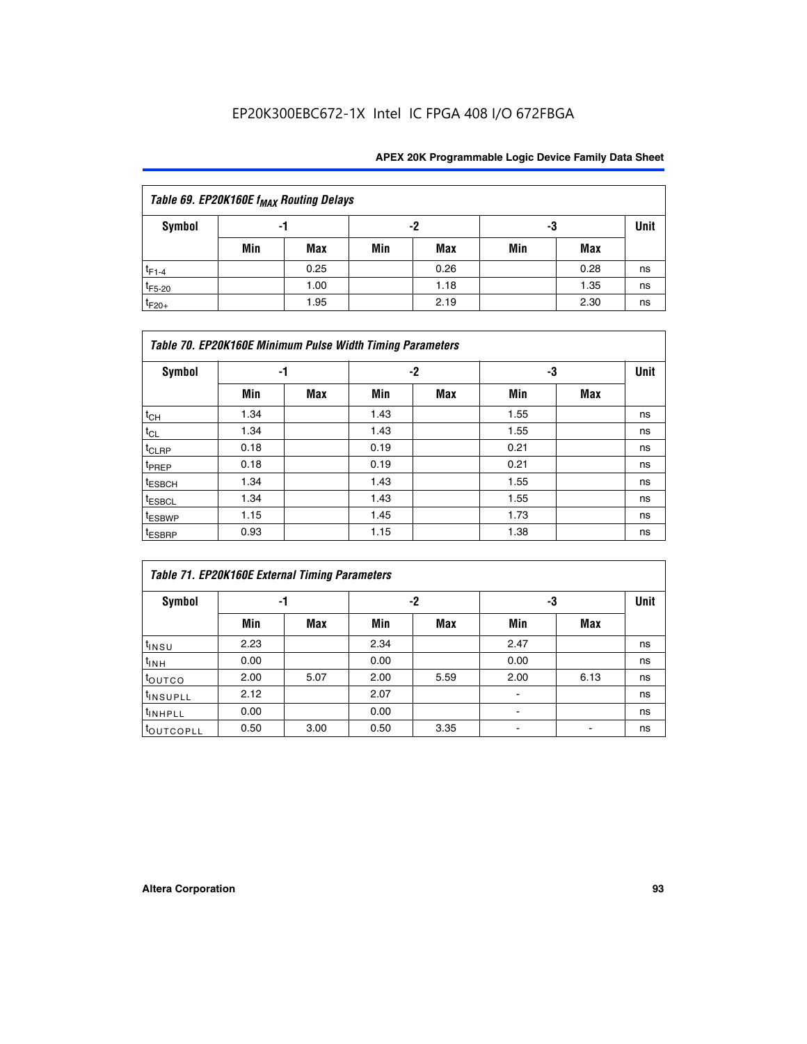**Table 69. EP20K160E $f_{MAX}$ Routing Delays**

| Symbol | -1 | | -2 | | -3 | | Unit |
|---|---|---|---|---|---|---|---|
| | Min | Max | Min | Max | Min | Max | |
| $t_{F1-4}$ | | 0.25 | | 0.26 | | 0.28 | ns |
| $t_{F5-20}$ | | 1.00 | | 1.18 | | 1.35 | ns |
| $t_{F20+}$ | | 1.95 | | 2.19 | | 2.30 | ns |

**Table 70. EP20K160E Minimum Pulse Width Timing Parameters**

| Symbol | -1 | | -2 | | -3 | | Unit |
|---|---|---|---|---|---|---|---|
| | Min | Max | Min | Max | Min | Max | |
| $t_{CH}$ | 1.34 | | 1.43 | | 1.55 | | ns |
| $t_{CL}$ | 1.34 | | 1.43 | | 1.55 | | ns |
| $t_{CLRP}$ | 0.18 | | 0.19 | | 0.21 | | ns |
| $t_{PREP}$ | 0.18 | | 0.19 | | 0.21 | | ns |
| $t_{ESBCH}$ | 1.34 | | 1.43 | | 1.55 | | ns |
| $t_{ESBCL}$ | 1.34 | | 1.43 | | 1.55 | | ns |
| $t_{ESBWP}$ | 1.15 | | 1.45 | | 1.73 | | ns |
| $t_{ESBRP}$ | 0.93 | | 1.15 | | 1.38 | | ns |

**Table 71. EP20K160E External Timing Parameters**

| Symbol | -1 | | -2 | | -3 | | Unit |
|---|---|---|---|---|---|---|---|
| | Min | Max | Min | Max | Min | Max | |
| $t_{INSU}$ | 2.23 | | 2.34 | | 2.47 | | ns |
| $t_{INH}$ | 0.00 | | 0.00 | | 0.00 | | ns |
| $t_{OUTCO}$ | 2.00 | 5.07 | 2.00 | 5.59 | 2.00 | 6.13 | ns |
| $t_{INSUPLL}$ | 2.12 | | 2.07 | | - | | ns |
| $t_{INHPLL}$ | 0.00 | | 0.00 | | - | | ns |
| $t_{OUTCOPLL}$ | 0.50 | 3.00 | 0.50 | 3.35 | - | - | ns |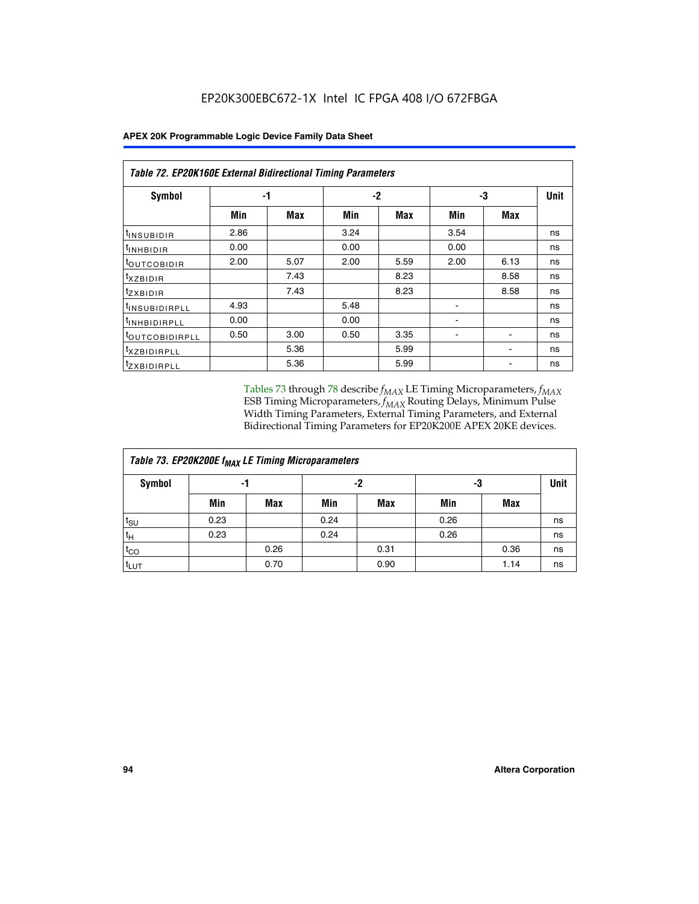**Table 72. EP20K160E External Bidirectional Timing Parameters**

| Symbol | -1 | | -2 | | -3 | | Unit |
|---|---|---|---|---|---|---|---|
| | Min | Max | Min | Max | Min | Max | |
| $t_{INSUBIDIR}$ | 2.86 | | 3.24 | | 3.54 | | ns |
| $t_{INHBIDIR}$ | 0.00 | | 0.00 | | 0.00 | | ns |
| $t_{OUTCOBIDIR}$ | 2.00 | 5.07 | 2.00 | 5.59 | 2.00 | 6.13 | ns |
| $t_{XZBIDIR}$ | | 7.43 | | 8.23 | | 8.58 | ns |
| $t_{ZXBIDIR}$ | | 7.43 | | 8.23 | | 8.58 | ns |
| $t_{INSUBIDIRPLL}$ | 4.93 | | 5.48 | | - | | ns |
| $t_{INHBIDIRPLL}$ | 0.00 | | 0.00 | | - | | ns |
| $t_{OUTCOBIDIRPLL}$ | 0.50 | 3.00 | 0.50 | 3.35 | - | - | ns |
| $t_{XZBIDIRPLL}$ | | 5.36 | | 5.99 | | - | ns |
| $t_{ZXBIDIRPLL}$ | | 5.36 | | 5.99 | | - | ns |

Tables 73 through 78 describe $f_{MAX}$ LE Timing Microparameters, $f_{MAX}$ ESB Timing Microparameters, $f_{MAX}$ Routing Delays, Minimum Pulse Width Timing Parameters, External Timing Parameters, and External Bidirectional Timing Parameters for EP20K200E APEX 20KE devices.

**Table 73. EP20K200E $f_{MAX}$ LE Timing Microparameters**

| Symbol | -1 | | -2 | | -3 | | Unit |
|---|---|---|---|---|---|---|---|
| | Min | Max | Min | Max | Min | Max | |
| $t_{SU}$ | 0.23 | | 0.24 | | 0.26 | | ns |
| $t_H$ | 0.23 | | 0.24 | | 0.26 | | ns |
| $t_{CO}$ | | 0.26 | | 0.31 | | 0.36 | ns |
| $t_{LUT}$ | | 0.70 | | 0.90 | | 1.14 | ns |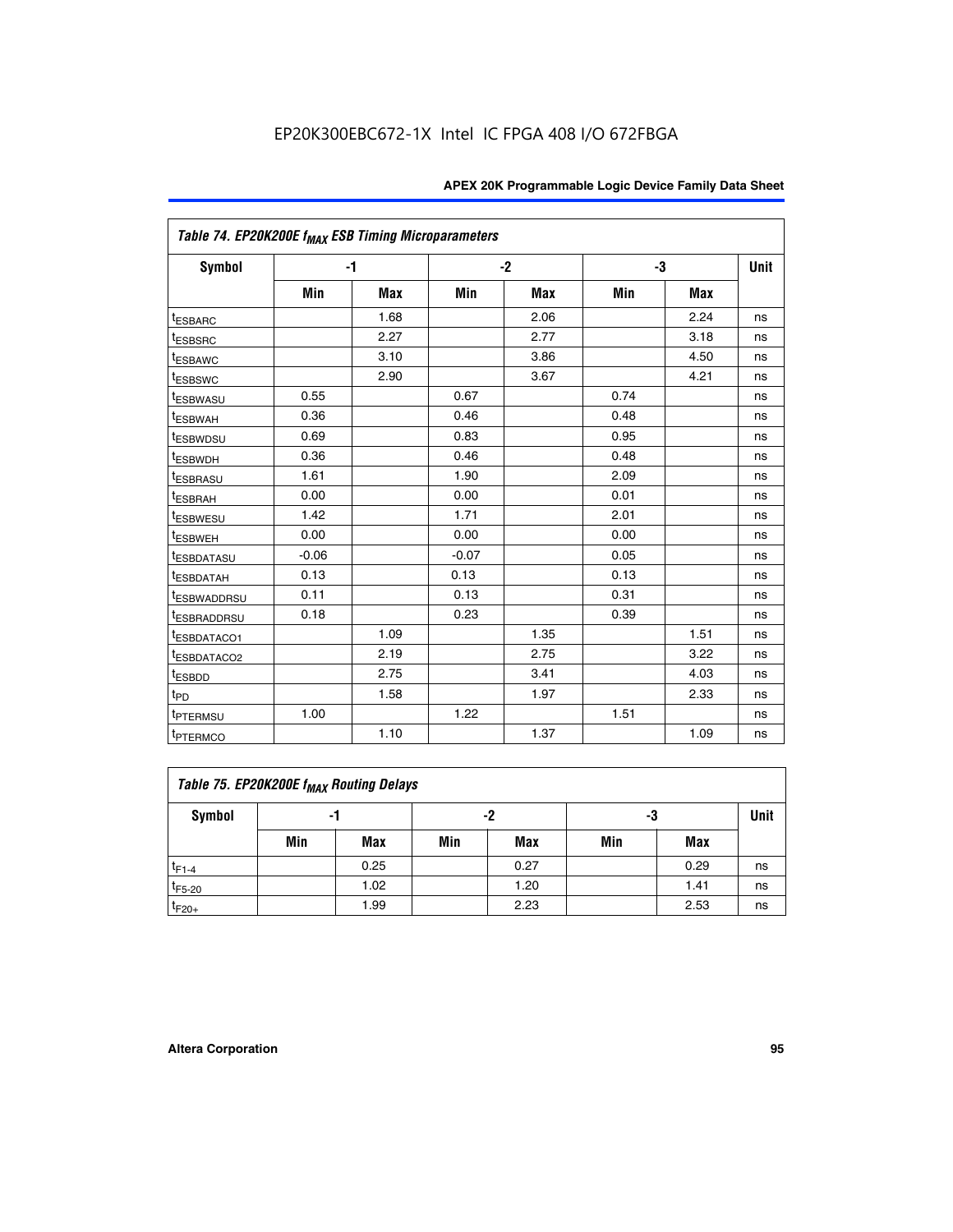EP20K300EBC672-1X Intel IC FPGA 408 I/O 672FBGA

| Table 74. EP20K200E $f_{MAX}$ ESB Timing Microparameters | | | | | | | |
|---|---|---|---|---|---|---|---|
| Symbol | -1 | | -2 | | -3 | | Unit |
| | Min | Max | Min | Max | Min | Max | |
| $t_{ESBARC}$ | | 1.68 | | 2.06 | | 2.24 | ns |
| $t_{ESBSRC}$ | | 2.27 | | 2.77 | | 3.18 | ns |
| $t_{ESBAWC}$ | | 3.10 | | 3.86 | | 4.50 | ns |
| $t_{ESBSWC}$ | | 2.90 | | 3.67 | | 4.21 | ns |
| $t_{ESBWASU}$ | 0.55 | | 0.67 | | 0.74 | | ns |
| $t_{ESBWAH}$ | 0.36 | | 0.46 | | 0.48 | | ns |
| $t_{ESBWDSU}$ | 0.69 | | 0.83 | | 0.95 | | ns |
| $t_{ESBWDH}$ | 0.36 | | 0.46 | | 0.48 | | ns |
| $t_{ESBRASU}$ | 1.61 | | 1.90 | | 2.09 | | ns |
| $t_{ESBRAH}$ | 0.00 | | 0.00 | | 0.01 | | ns |
| $t_{ESBWESU}$ | 1.42 | | 1.71 | | 2.01 | | ns |
| $t_{ESBWEH}$ | 0.00 | | 0.00 | | 0.00 | | ns |
| $t_{ESBDATASU}$ | -0.06 | | -0.07 | | 0.05 | | ns |
| $t_{ESBDATAH}$ | 0.13 | | 0.13 | | 0.13 | | ns |
| $t_{ESBWADDRSU}$ | 0.11 | | 0.13 | | 0.31 | | ns |
| $t_{ESBRADDRSU}$ | 0.18 | | 0.23 | | 0.39 | | ns |
| $t_{ESBDATACO1}$ | | 1.09 | | 1.35 | | 1.51 | ns |
| $t_{ESBDATACO2}$ | | 2.19 | | 2.75 | | 3.22 | ns |
| $t_{ESBDD}$ | | 2.75 | | 3.41 | | 4.03 | ns |
| $t_{PD}$ | | 1.58 | | 1.97 | | 2.33 | ns |
| $t_{PTERMSU}$ | 1.00 | | 1.22 | | 1.51 | | ns |
| $t_{PTERMCO}$ | | 1.10 | | 1.37 | | 1.09 | ns |

| Table 75. EP20K200E $f_{MAX}$ Routing Delays | | | | | | | |
|---|---|---|---|---|---|---|---|
| Symbol | -1 | | -2 | | -3 | | Unit |
| | Min | Max | Min | Max | Min | Max | |
| $t_{F1-4}$ | | 0.25 | | 0.27 | | 0.29 | ns |
| $t_{F5-20}$ | | 1.02 | | 1.20 | | 1.41 | ns |
| $t_{F20+}$ | | 1.99 | | 2.23 | | 2.53 | ns |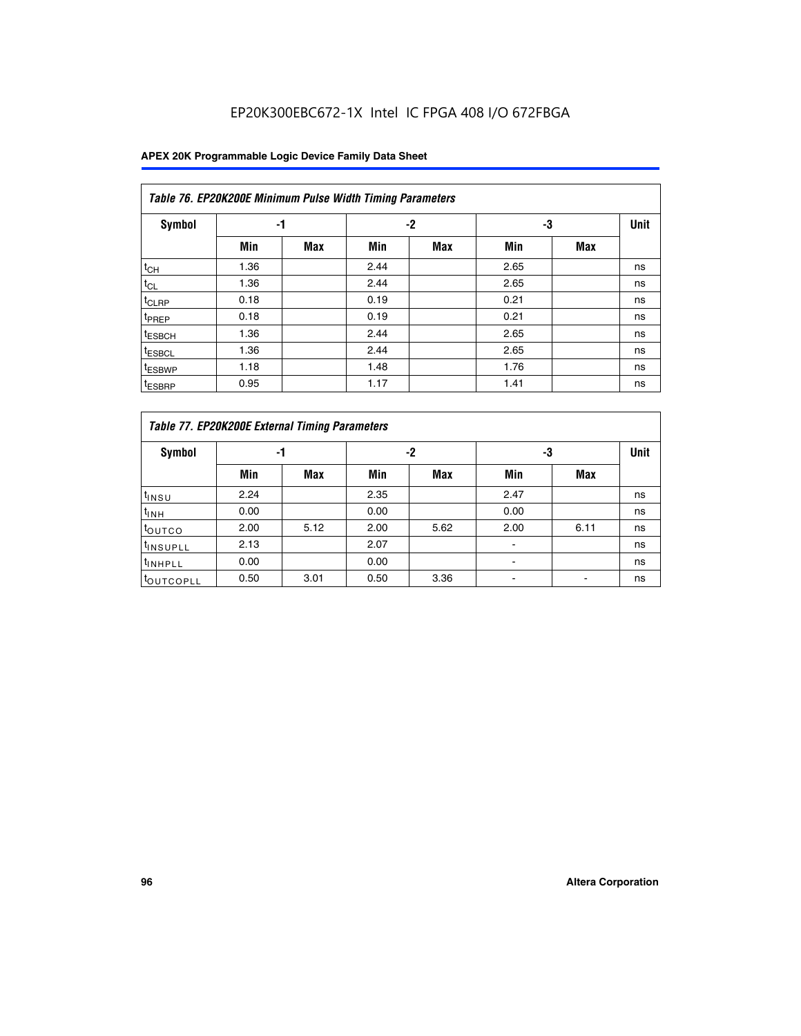EP20K300EBC672-1X Intel IC FPGA 408 I/O 672FBGA

| Table 76. EP20K200E Minimum Pulse Width Timing Parameters | | | | | | | |
|---|---|---|---|---|---|---|---|
| Symbol | -1 | | -2 | | -3 | | Unit |
| | Min | Max | Min | Max | Min | Max | |
| $t_{CH}$ | 1.36 | | 2.44 | | 2.65 | | ns |
| $t_{CL}$ | 1.36 | | 2.44 | | 2.65 | | ns |
| $t_{CLRP}$ | 0.18 | | 0.19 | | 0.21 | | ns |
| $t_{PREP}$ | 0.18 | | 0.19 | | 0.21 | | ns |
| $t_{ESBCH}$ | 1.36 | | 2.44 | | 2.65 | | ns |
| $t_{ESBCL}$ | 1.36 | | 2.44 | | 2.65 | | ns |
| $t_{ESBWP}$ | 1.18 | | 1.48 | | 1.76 | | ns |
| $t_{ESBRP}$ | 0.95 | | 1.17 | | 1.41 | | ns |

| Table 77. EP20K200E External Timing Parameters | | | | | | | |
|---|---|---|---|---|---|---|---|
| Symbol | -1 | | -2 | | -3 | | Unit |
| | Min | Max | Min | Max | Min | Max | |
| $t_{INSU}$ | 2.24 | | 2.35 | | 2.47 | | ns |
| $t_{INH}$ | 0.00 | | 0.00 | | 0.00 | | ns |
| $t_{OUTCO}$ | 2.00 | 5.12 | 2.00 | 5.62 | 2.00 | 6.11 | ns |
| $t_{INSUPLL}$ | 2.13 | | 2.07 | | - | | ns |
| $t_{INHPLL}$ | 0.00 | | 0.00 | | - | | ns |
| $t_{OUTCOPLL}$ | 0.50 | 3.01 | 0.50 | 3.36 | - | - | ns |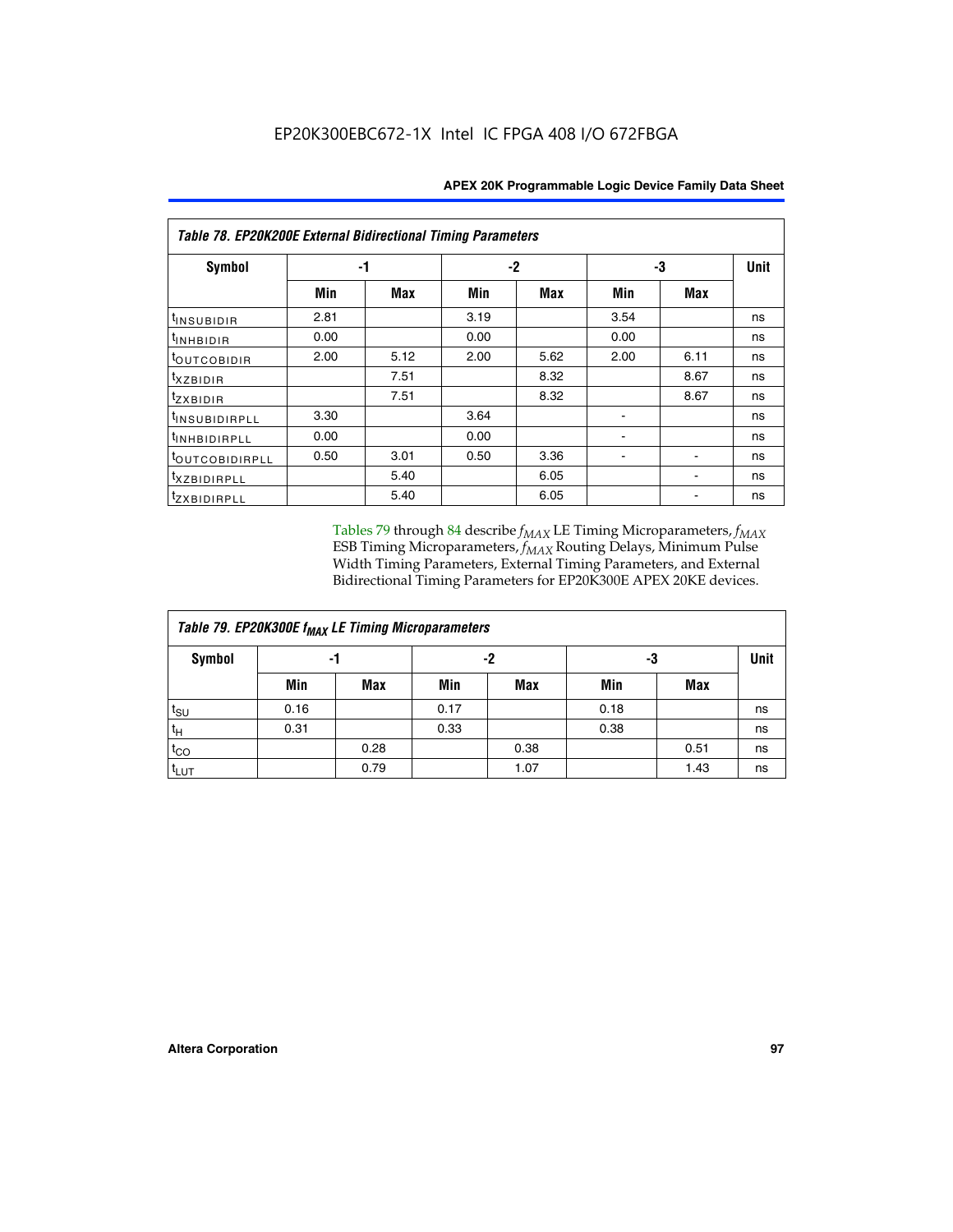| Table 78. EP20K200E External Bidirectional Timing Parameters | | | | | | | |
|---|---|---|---|---|---|---|---|
| Symbol | -1 | | -2 | | -3 | | Unit |
| | Min | Max | Min | Max | Min | Max | |
| $t_{INSUBIDIR}$ | 2.81 | | 3.19 | | 3.54 | | ns |
| $t_{INHBIDIR}$ | 0.00 | | 0.00 | | 0.00 | | ns |
| $t_{OUTCOBIDIR}$ | 2.00 | 5.12 | 2.00 | 5.62 | 2.00 | 6.11 | ns |
| $t_{XZBIDIR}$ | | 7.51 | | 8.32 | | 8.67 | ns |
| $t_{ZXBIDIR}$ | | 7.51 | | 8.32 | | 8.67 | ns |
| $t_{INSUBIDIRPLL}$ | 3.30 | | 3.64 | | - | | ns |
| $t_{INHBIDIRPLL}$ | 0.00 | | 0.00 | | - | | ns |
| $t_{OUTCOBIDIRPLL}$ | 0.50 | 3.01 | 0.50 | 3.36 | - | - | ns |
| $t_{XZBIDIRPLL}$ | | 5.40 | | 6.05 | | - | ns |
| $t_{ZXBIDIRPLL}$ | | 5.40 | | 6.05 | | - | ns |

Tables 79 through 84 describe $f_{MAX}$ LE Timing Microparameters, $f_{MAX}$ ESB Timing Microparameters, $f_{MAX}$ Routing Delays, Minimum Pulse Width Timing Parameters, External Timing Parameters, and External Bidirectional Timing Parameters for EP20K300E APEX 20KE devices.

| Table 79. EP20K300E $f_{MAX}$ LE Timing Microparameters | | | | | | | |
|---|---|---|---|---|---|---|---|
| Symbol | -1 | | -2 | | -3 | | Unit |
| | Min | Max | Min | Max | Min | Max | |
| $t_{SU}$ | 0.16 | | 0.17 | | 0.18 | | ns |
| $t_{H}$ | 0.31 | | 0.33 | | 0.38 | | ns |
| $t_{CO}$ | | 0.28 | | 0.38 | | 0.51 | ns |
| $t_{LUT}$ | | 0.79 | | 1.07 | | 1.43 | ns |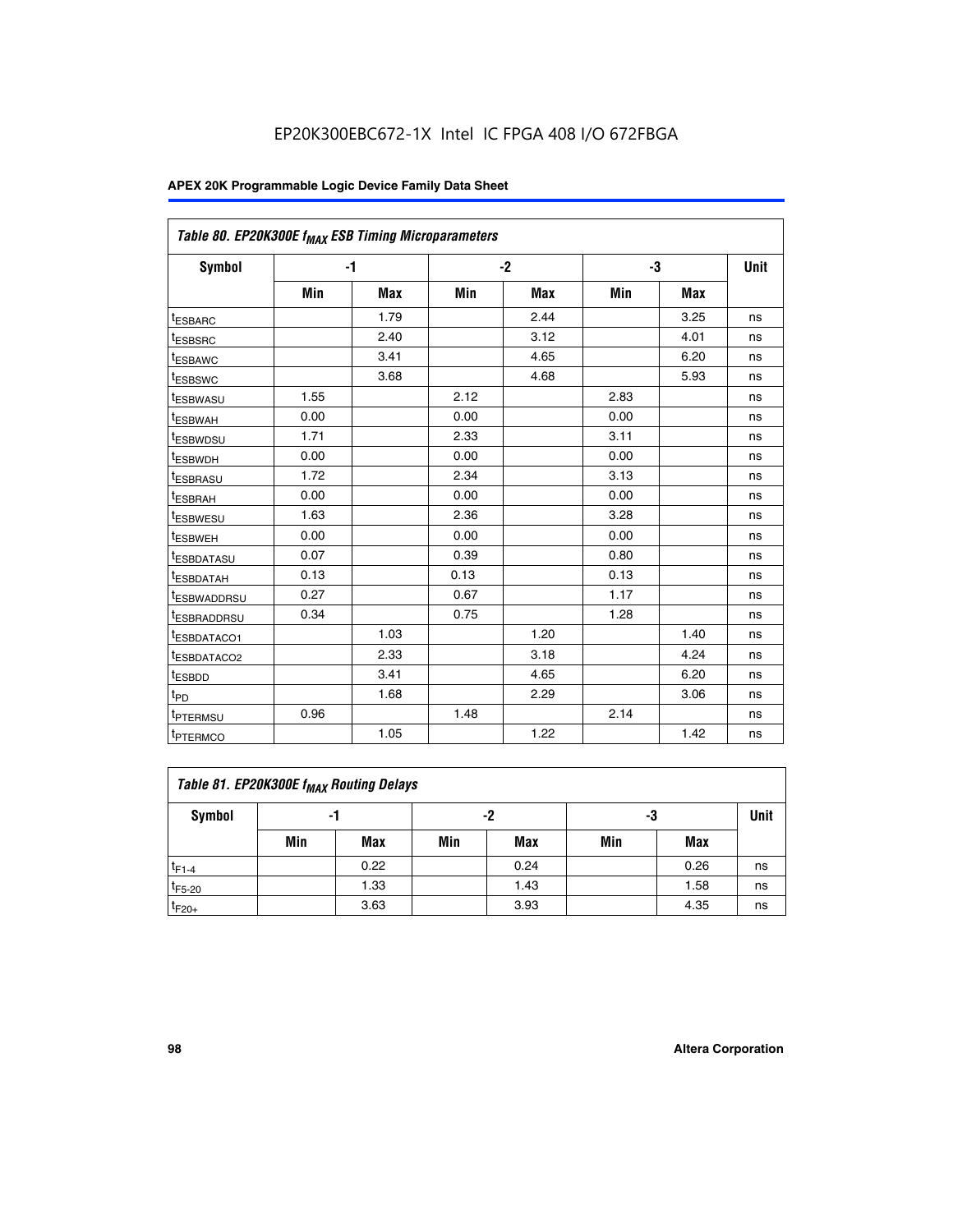Table 80. EP20K300E $f_{MAX}$ ESB Timing Microparameters

| Symbol | -1 | | -2 | | -3 | | Unit |
|---|---|---|---|---|---|---|---|
| | Min | Max | Min | Max | Min | Max | |
| $t_{ESBARC}$ | | 1.79 | | 2.44 | | 3.25 | ns |
| $t_{ESBSRC}$ | | 2.40 | | 3.12 | | 4.01 | ns |
| $t_{ESBAWC}$ | | 3.41 | | 4.65 | | 6.20 | ns |
| $t_{ESBSWC}$ | | 3.68 | | 4.68 | | 5.93 | ns |
| $t_{ESBWASU}$ | 1.55 | | 2.12 | | 2.83 | | ns |
| $t_{ESBWAH}$ | 0.00 | | 0.00 | | 0.00 | | ns |
| $t_{ESBWDSU}$ | 1.71 | | 2.33 | | 3.11 | | ns |
| $t_{ESBWDH}$ | 0.00 | | 0.00 | | 0.00 | | ns |
| $t_{ESBRASU}$ | 1.72 | | 2.34 | | 3.13 | | ns |
| $t_{ESBRAH}$ | 0.00 | | 0.00 | | 0.00 | | ns |
| $t_{ESBWESU}$ | 1.63 | | 2.36 | | 3.28 | | ns |
| $t_{ESBWEH}$ | 0.00 | | 0.00 | | 0.00 | | ns |
| $t_{ESBDATASU}$ | 0.07 | | 0.39 | | 0.80 | | ns |
| $t_{ESBDATAH}$ | 0.13 | | 0.13 | | 0.13 | | ns |
| $t_{ESBWADDRSU}$ | 0.27 | | 0.67 | | 1.17 | | ns |
| $t_{ESBRADDRSU}$ | 0.34 | | 0.75 | | 1.28 | | ns |
| $t_{ESBDATACO1}$ | | 1.03 | | 1.20 | | 1.40 | ns |
| $t_{ESBDATACO2}$ | | 2.33 | | 3.18 | | 4.24 | ns |
| $t_{ESBDD}$ | | 3.41 | | 4.65 | | 6.20 | ns |
| $t_{PD}$ | | 1.68 | | 2.29 | | 3.06 | ns |
| $t_{PTERMSU}$ | 0.96 | | 1.48 | | 2.14 | | ns |
| $t_{PTERMCO}$ | | 1.05 | | 1.22 | | 1.42 | ns |

Table 81. EP20K300E $f_{MAX}$ Routing Delays

| Symbol | -1 | | -2 | | -3 | | Unit |
|---|---|---|---|---|---|---|---|
| | Min | Max | Min | Max | Min | Max | |
| $t_{F1-4}$ | | 0.22 | | 0.24 | | 0.26 | ns |
| $t_{F5-20}$ | | 1.33 | | 1.43 | | 1.58 | ns |
| $t_{F20+}$ | | 3.63 | | 3.93 | | 4.35 | ns |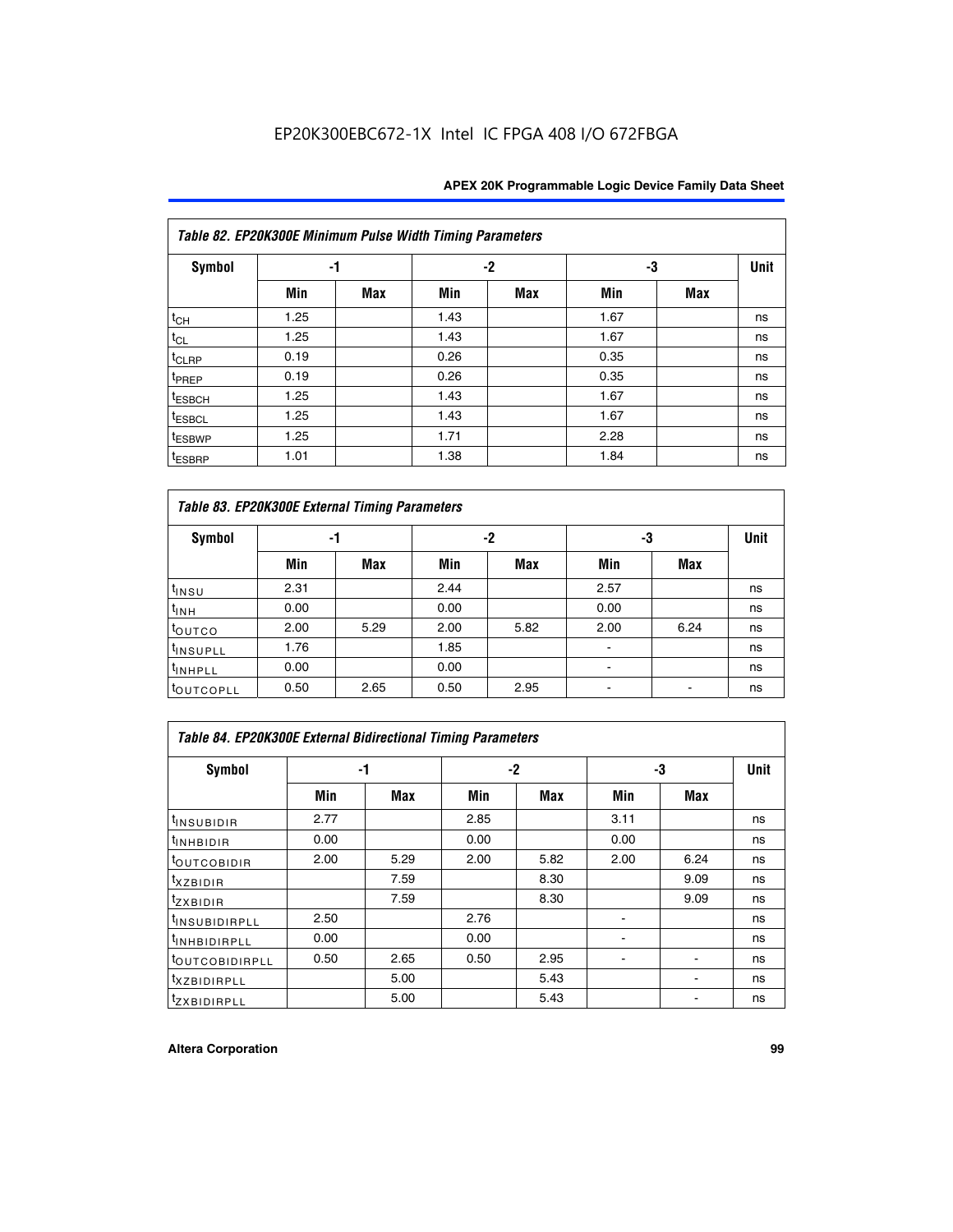EP20K300EBC672-1X Intel IC FPGA 408 I/O 672FBGA

| Table 82. EP20K300E Minimum Pulse Width Timing Parameters | | | | | | | |
|---|---|---|---|---|---|---|---|
| Symbol | -1 | | -2 | | -3 | | Unit |
| | Min | Max | Min | Max | Min | Max | |
| $t_{CH}$ | 1.25 | | 1.43 | | 1.67 | | ns |
| $t_{CL}$ | 1.25 | | 1.43 | | 1.67 | | ns |
| $t_{CLRP}$ | 0.19 | | 0.26 | | 0.35 | | ns |
| $t_{PREP}$ | 0.19 | | 0.26 | | 0.35 | | ns |
| $t_{ESBCH}$ | 1.25 | | 1.43 | | 1.67 | | ns |
| $t_{ESBCL}$ | 1.25 | | 1.43 | | 1.67 | | ns |
| $t_{ESBWP}$ | 1.25 | | 1.71 | | 2.28 | | ns |
| $t_{ESBRP}$ | 1.01 | | 1.38 | | 1.84 | | ns |

| Table 83. EP20K300E External Timing Parameters | | | | | | | |
|---|---|---|---|---|---|---|---|
| Symbol | -1 | | -2 | | -3 | | Unit |
| | Min | Max | Min | Max | Min | Max | |
| $t_{INSU}$ | 2.31 | | 2.44 | | 2.57 | | ns |
| $t_{INH}$ | 0.00 | | 0.00 | | 0.00 | | ns |
| $t_{OUTCO}$ | 2.00 | 5.29 | 2.00 | 5.82 | 2.00 | 6.24 | ns |
| $t_{INSUPLL}$ | 1.76 | | 1.85 | | - | | ns |
| $t_{INHPLL}$ | 0.00 | | 0.00 | | - | | ns |
| $t_{OUTCOPLL}$ | 0.50 | 2.65 | 0.50 | 2.95 | - | - | ns |

| Table 84. EP20K300E External Bidirectional Timing Parameters | | | | | | | |
|---|---|---|---|---|---|---|---|
| Symbol | -1 | | -2 | | -3 | | Unit |
| | Min | Max | Min | Max | Min | Max | |
| $t_{INSUBIDIR}$ | 2.77 | | 2.85 | | 3.11 | | ns |
| $t_{INHBIDIR}$ | 0.00 | | 0.00 | | 0.00 | | ns |
| $t_{OUTCOBIDIR}$ | 2.00 | 5.29 | 2.00 | 5.82 | 2.00 | 6.24 | ns |
| $t_{XZBIDIR}$ | | 7.59 | | 8.30 | | 9.09 | ns |
| $t_{ZXBIDIR}$ | | 7.59 | | 8.30 | | 9.09 | ns |
| $t_{INSUBIDIRPLL}$ | 2.50 | | 2.76 | | - | | ns |
| $t_{INHBIDIRPLL}$ | 0.00 | | 0.00 | | - | | ns |
| $t_{OUTCOBIDIRPLL}$ | 0.50 | 2.65 | 0.50 | 2.95 | - | - | ns |
| $t_{XZBIDIRPLL}$ | | 5.00 | | 5.43 | | - | ns |
| $t_{ZXBIDIRPLL}$ | | 5.00 | | 5.43 | | - | ns |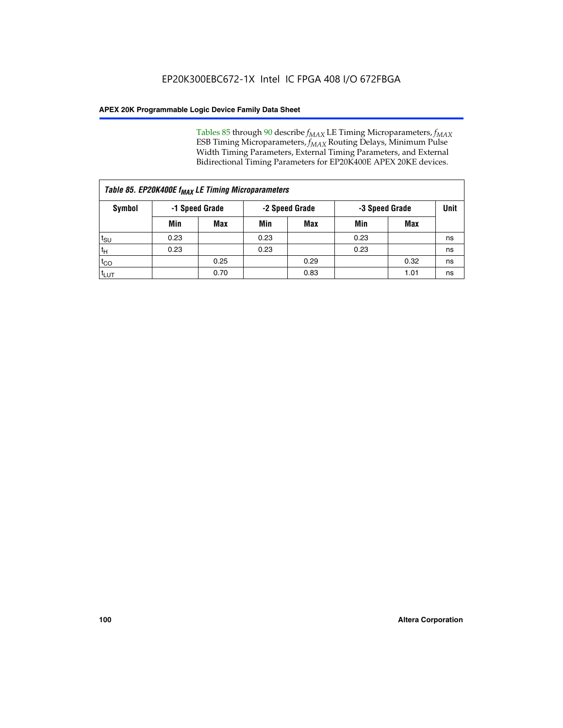Tables 85 through 90 describe $f_{MAX}$ LE Timing Microparameters, $f_{MAX}$ ESB Timing Microparameters, $f_{MAX}$ Routing Delays, Minimum Pulse Width Timing Parameters, External Timing Parameters, and External Bidirectional Timing Parameters for EP20K400E APEX 20KE devices.

| *Table 85. EP20K400E $f_{MAX}$ LE Timing Microparameters* | | | | | | | |
|---|---|---|---|---|---|---|---|
| **Symbol** | **-1 Speed Grade** | | **-2 Speed Grade** | | **-3 Speed Grade** | | **Unit** |
| | **Min** | **Max** | **Min** | **Max** | **Min** | **Max** | |
| $t_{SU}$ | 0.23 | | 0.23 | | 0.23 | | ns |
| $t_{H}$ | 0.23 | | 0.23 | | 0.23 | | ns |
| $t_{CO}$ | | 0.25 | | 0.29 | | 0.32 | ns |
| $t_{LUT}$ | | 0.70 | | 0.83 | | 1.01 | ns |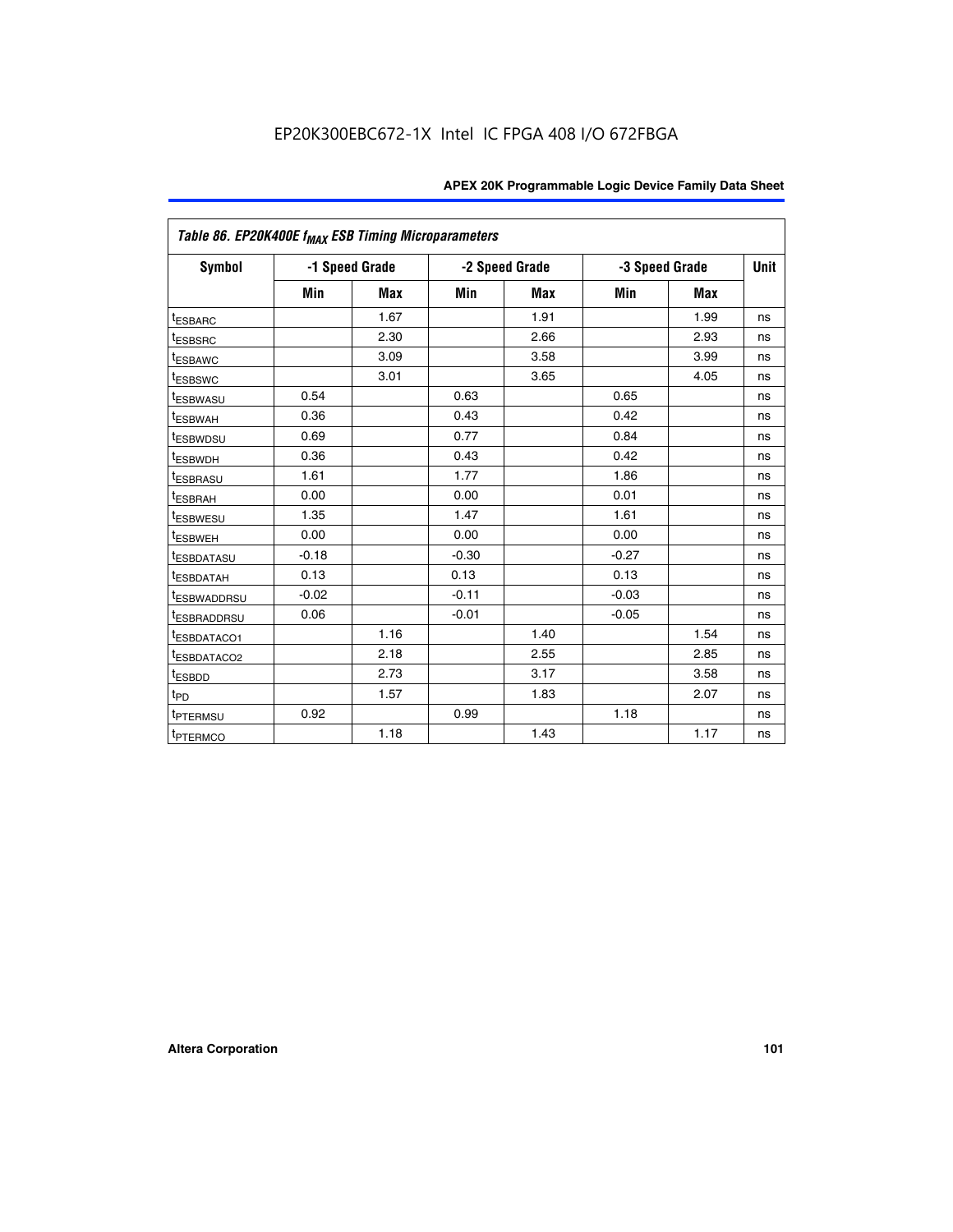| Symbol | -1 Speed Grade | | -2 Speed Grade | | -3 Speed Grade | | Unit |
|---|---|---|---|---|---|---|---|
| | Min | Max | Min | Max | Min | Max | |
| $t_{ESBARC}$ | | 1.67 | | 1.91 | | 1.99 | ns |
| $t_{ESBSRC}$ | | 2.30 | | 2.66 | | 2.93 | ns |
| $t_{ESBAWC}$ | | 3.09 | | 3.58 | | 3.99 | ns |
| $t_{ESBSWC}$ | | 3.01 | | 3.65 | | 4.05 | ns |
| $t_{ESBWASU}$ | 0.54 | | 0.63 | | 0.65 | | ns |
| $t_{ESBWAH}$ | 0.36 | | 0.43 | | 0.42 | | ns |
| $t_{ESBWDSU}$ | 0.69 | | 0.77 | | 0.84 | | ns |
| $t_{ESBWDH}$ | 0.36 | | 0.43 | | 0.42 | | ns |
| $t_{ESBRASU}$ | 1.61 | | 1.77 | | 1.86 | | ns |
| $t_{ESBRAH}$ | 0.00 | | 0.00 | | 0.01 | | ns |
| $t_{ESBWESU}$ | 1.35 | | 1.47 | | 1.61 | | ns |
| $t_{ESBWEH}$ | 0.00 | | 0.00 | | 0.00 | | ns |
| $t_{ESBDATASU}$ | -0.18 | | -0.30 | | -0.27 | | ns |
| $t_{ESBDATAH}$ | 0.13 | | 0.13 | | 0.13 | | ns |
| $t_{ESBWADDRSU}$ | -0.02 | | -0.11 | | -0.03 | | ns |
| $t_{ESBRADDRSU}$ | 0.06 | | -0.01 | | -0.05 | | ns |
| $t_{ESBDATACO1}$ | | 1.16 | | 1.40 | | 1.54 | ns |
| $t_{ESBDATACO2}$ | | 2.18 | | 2.55 | | 2.85 | ns |
| $t_{ESBDD}$ | | 2.73 | | 3.17 | | 3.58 | ns |
| $t_{PD}$ | | 1.57 | | 1.83 | | 2.07 | ns |
| $t_{PTERMSU}$ | 0.92 | | 0.99 | | 1.18 | | ns |
| $t_{PTERMCO}$ | | 1.18 | | 1.43 | | 1.17 | ns |

Table 86. EP20K400E $f_{MAX}$ ESB Timing Microparameters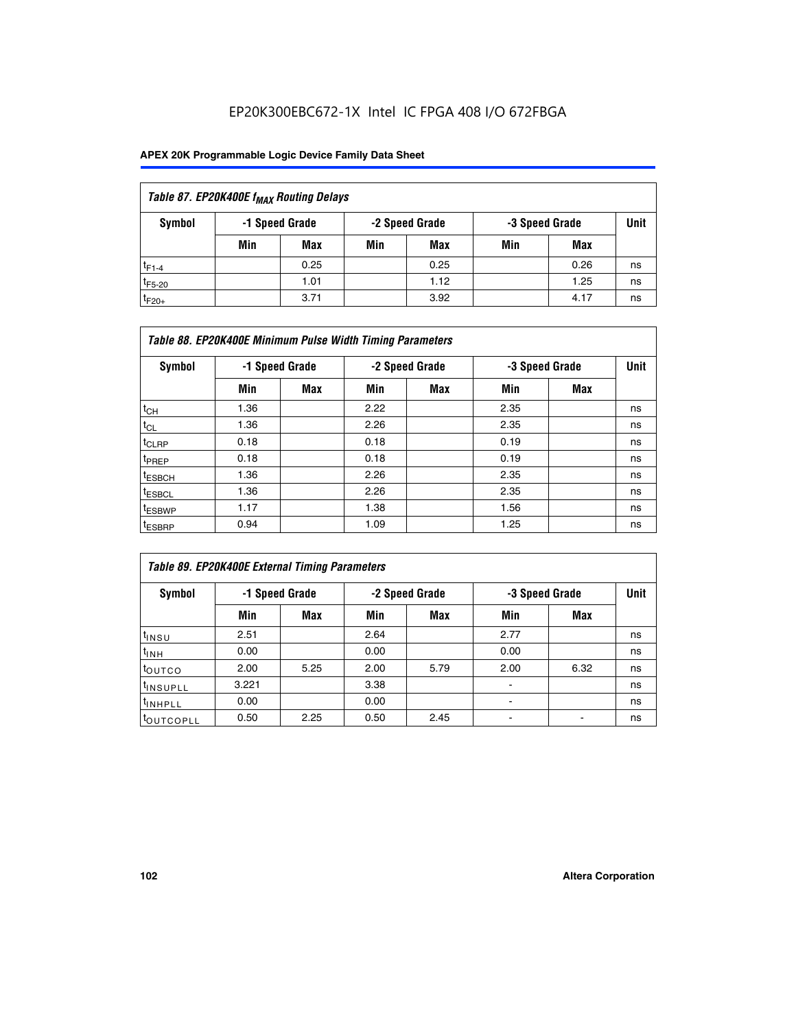EP20K300EBC672-1X Intel IC FPGA 408 I/O 672FBGA

**APEX 20K Programmable Logic Device Family Data Sheet**

| *Table 87. EP20K400E $f_{MAX}$ Routing Delays* | | | | | | | |
|---|---|---|---|---|---|---|---|
| **Symbol** | **-1 Speed Grade** | | **-2 Speed Grade** | | **-3 Speed Grade** | | **Unit** |
| | **Min** | **Max** | **Min** | **Max** | **Min** | **Max** | |
| $t_{F1-4}$ | | 0.25 | | 0.25 | | 0.26 | ns |
| $t_{F5-20}$ | | 1.01 | | 1.12 | | 1.25 | ns |
| $t_{F20+}$ | | 3.71 | | 3.92 | | 4.17 | ns |

| *Table 88. EP20K400E Minimum Pulse Width Timing Parameters* | | | | | | | |
|---|---|---|---|---|---|---|---|
| **Symbol** | **-1 Speed Grade** | | **-2 Speed Grade** | | **-3 Speed Grade** | | **Unit** |
| | **Min** | **Max** | **Min** | **Max** | **Min** | **Max** | |
| $t_{CH}$ | 1.36 | | 2.22 | | 2.35 | | ns |
| $t_{CL}$ | 1.36 | | 2.26 | | 2.35 | | ns |
| $t_{CLRP}$ | 0.18 | | 0.18 | | 0.19 | | ns |
| $t_{PREP}$ | 0.18 | | 0.18 | | 0.19 | | ns |
| $t_{ESBCH}$ | 1.36 | | 2.26 | | 2.35 | | ns |
| $t_{ESBCL}$ | 1.36 | | 2.26 | | 2.35 | | ns |
| $t_{ESBWP}$ | 1.17 | | 1.38 | | 1.56 | | ns |
| $t_{ESBRP}$ | 0.94 | | 1.09 | | 1.25 | | ns |

| *Table 89. EP20K400E External Timing Parameters* | | | | | | | |
|---|---|---|---|---|---|---|---|
| **Symbol** | **-1 Speed Grade** | | **-2 Speed Grade** | | **-3 Speed Grade** | | **Unit** |
| | **Min** | **Max** | **Min** | **Max** | **Min** | **Max** | |
| $t_{INSU}$ | 2.51 | | 2.64 | | 2.77 | | ns |
| $t_{INH}$ | 0.00 | | 0.00 | | 0.00 | | ns |
| $t_{OUTCO}$ | 2.00 | 5.25 | 2.00 | 5.79 | 2.00 | 6.32 | ns |
| $t_{INSUPLL}$ | 3.221 | | 3.38 | | - | | ns |
| $t_{INHPLL}$ | 0.00 | | 0.00 | | - | | ns |
| $t_{OUTCOPLL}$ | 0.50 | 2.25 | 0.50 | 2.45 | - | - | ns |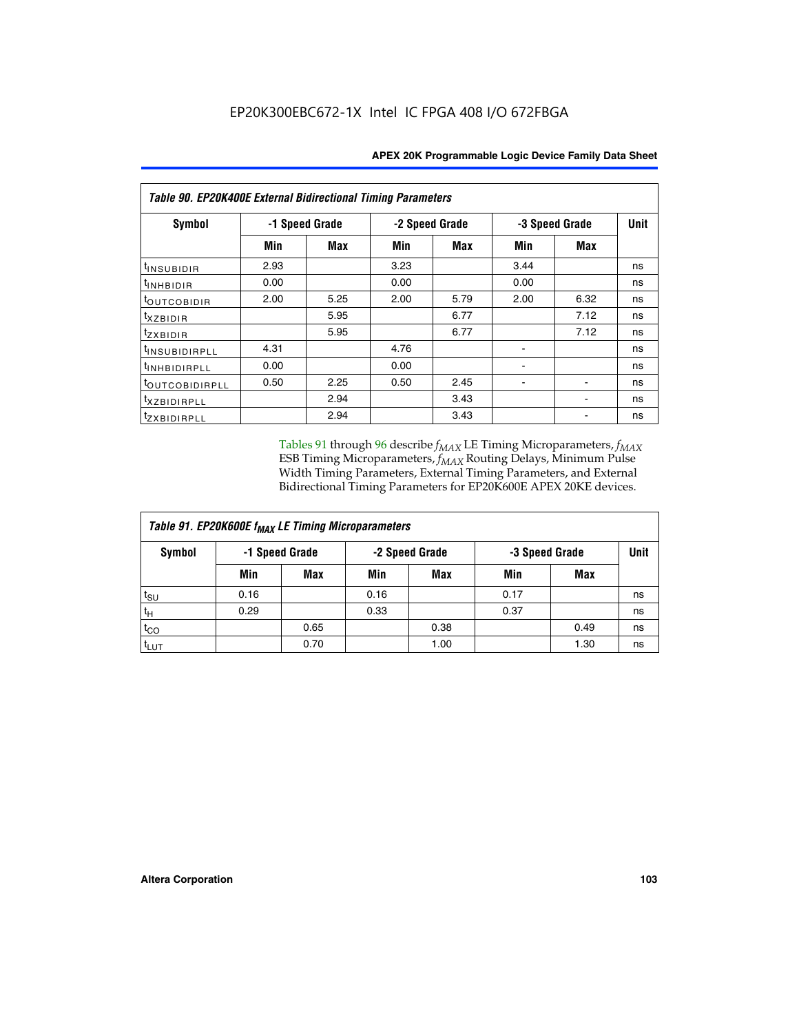**Table 90. EP20K400E External Bidirectional Timing Parameters**

| Symbol | -1 Speed Grade | | -2 Speed Grade | | -3 Speed Grade | | Unit |
|---|---|---|---|---|---|---|---|
| | Min | Max | Min | Max | Min | Max | |
| $t_{INSUBIDIR}$ | 2.93 | | 3.23 | | 3.44 | | ns |
| $t_{INHBIDIR}$ | 0.00 | | 0.00 | | 0.00 | | ns |
| $t_{OUTCOBIDIR}$ | 2.00 | 5.25 | 2.00 | 5.79 | 2.00 | 6.32 | ns |
| $t_{XZBIDIR}$ | | 5.95 | | 6.77 | | 7.12 | ns |
| $t_{ZXBIDIR}$ | | 5.95 | | 6.77 | | 7.12 | ns |
| $t_{INSUBIDIRPLL}$ | 4.31 | | 4.76 | | - | | ns |
| $t_{INHBIDIRPLL}$ | 0.00 | | 0.00 | | - | | ns |
| $t_{OUTCOBIDIRPLL}$ | 0.50 | 2.25 | 0.50 | 2.45 | - | - | ns |
| $t_{XZBIDIRPLL}$ | | 2.94 | | 3.43 | | - | ns |
| $t_{ZXBIDIRPLL}$ | | 2.94 | | 3.43 | | - | ns |

Tables 91 through 96 describe $f_{MAX}$ LE Timing Microparameters, $f_{MAX}$ ESB Timing Microparameters, $f_{MAX}$ Routing Delays, Minimum Pulse Width Timing Parameters, External Timing Parameters, and External Bidirectional Timing Parameters for EP20K600E APEX 20KE devices.

**Table 91. EP20K600E $f_{MAX}$ LE Timing Microparameters**

| Symbol | -1 Speed Grade | | -2 Speed Grade | | -3 Speed Grade | | Unit |
|---|---|---|---|---|---|---|---|
| | Min | Max | Min | Max | Min | Max | |
| $t_{SU}$ | 0.16 | | 0.16 | | 0.17 | | ns |
| $t_H$ | 0.29 | | 0.33 | | 0.37 | | ns |
| $t_{CO}$ | | 0.65 | | 0.38 | | 0.49 | ns |
| $t_{LUT}$ | | 0.70 | | 1.00 | | 1.30 | ns |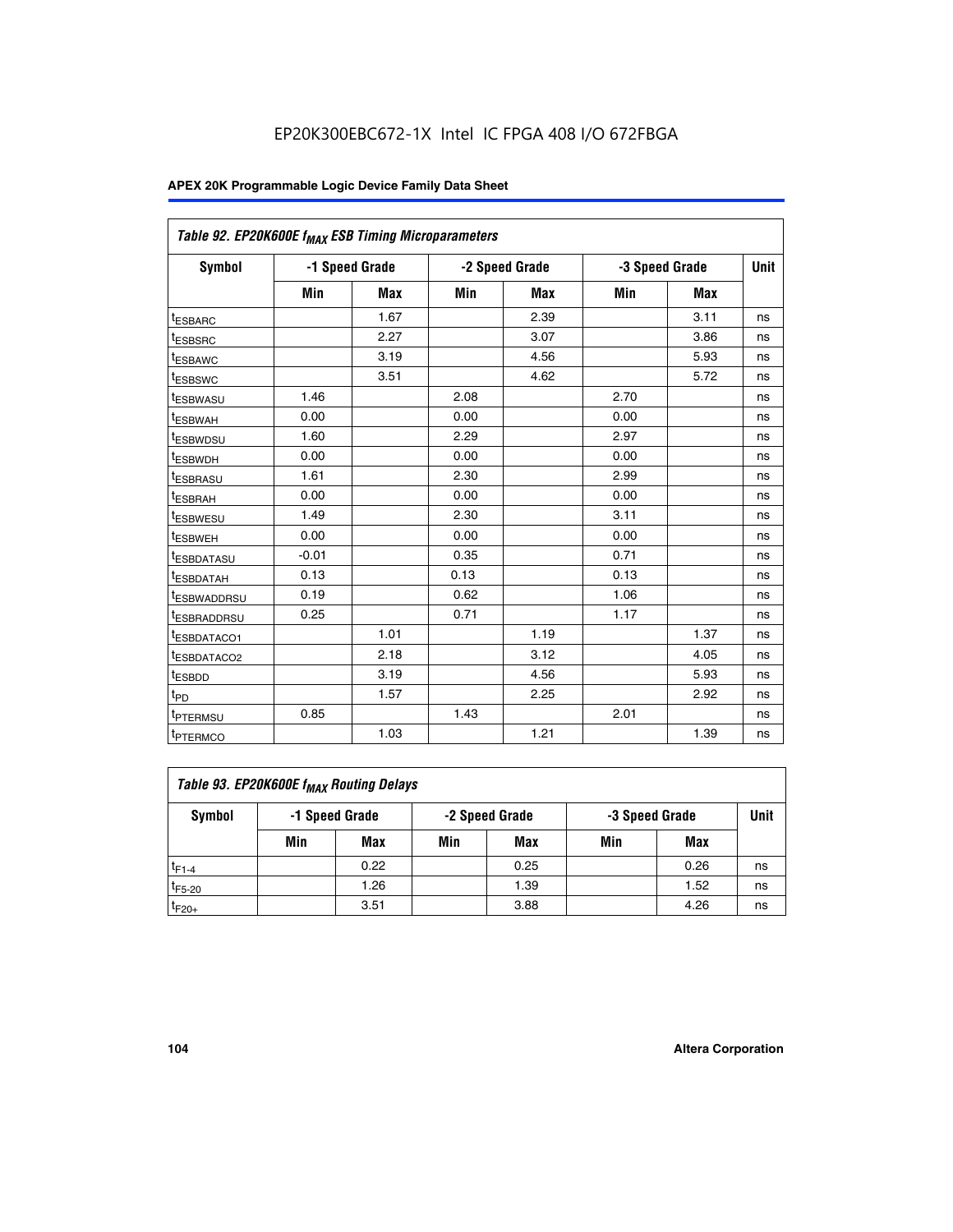**Table 92. EP20K600E $f_{MAX}$ ESB Timing Microparameters**

| Symbol | -1 Speed Grade | | -2 Speed Grade | | -3 Speed Grade | | Unit |
|---|---|---|---|---|---|---|---|
| | Min | Max | Min | Max | Min | Max | |
| $t_{ESBARC}$ | | 1.67 | | 2.39 | | 3.11 | ns |
| $t_{ESBSRC}$ | | 2.27 | | 3.07 | | 3.86 | ns |
| $t_{ESBAWC}$ | | 3.19 | | 4.56 | | 5.93 | ns |
| $t_{ESBSWC}$ | | 3.51 | | 4.62 | | 5.72 | ns |
| $t_{ESBWASU}$ | 1.46 | | 2.08 | | 2.70 | | ns |
| $t_{ESBWAH}$ | 0.00 | | 0.00 | | 0.00 | | ns |
| $t_{ESBWDSU}$ | 1.60 | | 2.29 | | 2.97 | | ns |
| $t_{ESBWDH}$ | 0.00 | | 0.00 | | 0.00 | | ns |
| $t_{ESBRASU}$ | 1.61 | | 2.30 | | 2.99 | | ns |
| $t_{ESBRAH}$ | 0.00 | | 0.00 | | 0.00 | | ns |
| $t_{ESBWESU}$ | 1.49 | | 2.30 | | 3.11 | | ns |
| $t_{ESBWEH}$ | 0.00 | | 0.00 | | 0.00 | | ns |
| $t_{ESBDATASU}$ | -0.01 | | 0.35 | | 0.71 | | ns |
| $t_{ESBDATAH}$ | 0.13 | | 0.13 | | 0.13 | | ns |
| $t_{ESBWADDRSU}$ | 0.19 | | 0.62 | | 1.06 | | ns |
| $t_{ESBRADDRSU}$ | 0.25 | | 0.71 | | 1.17 | | ns |
| $t_{ESBDATACO1}$ | | 1.01 | | 1.19 | | 1.37 | ns |
| $t_{ESBDATACO2}$ | | 2.18 | | 3.12 | | 4.05 | ns |
| $t_{ESBDD}$ | | 3.19 | | 4.56 | | 5.93 | ns |
| $t_{PD}$ | | 1.57 | | 2.25 | | 2.92 | ns |
| $t_{PTERMSU}$ | 0.85 | | 1.43 | | 2.01 | | ns |
| $t_{PTERMCO}$ | | 1.03 | | 1.21 | | 1.39 | ns |

**Table 93. EP20K600E $f_{MAX}$ Routing Delays**

| Symbol | -1 Speed Grade | | -2 Speed Grade | | -3 Speed Grade | | Unit |
|---|---|---|---|---|---|---|---|
| | Min | Max | Min | Max | Min | Max | |
| $t_{F1-4}$ | | 0.22 | | 0.25 | | 0.26 | ns |
| $t_{F5-20}$ | | 1.26 | | 1.39 | | 1.52 | ns |
| $t_{F20+}$ | | 3.51 | | 3.88 | | 4.26 | ns |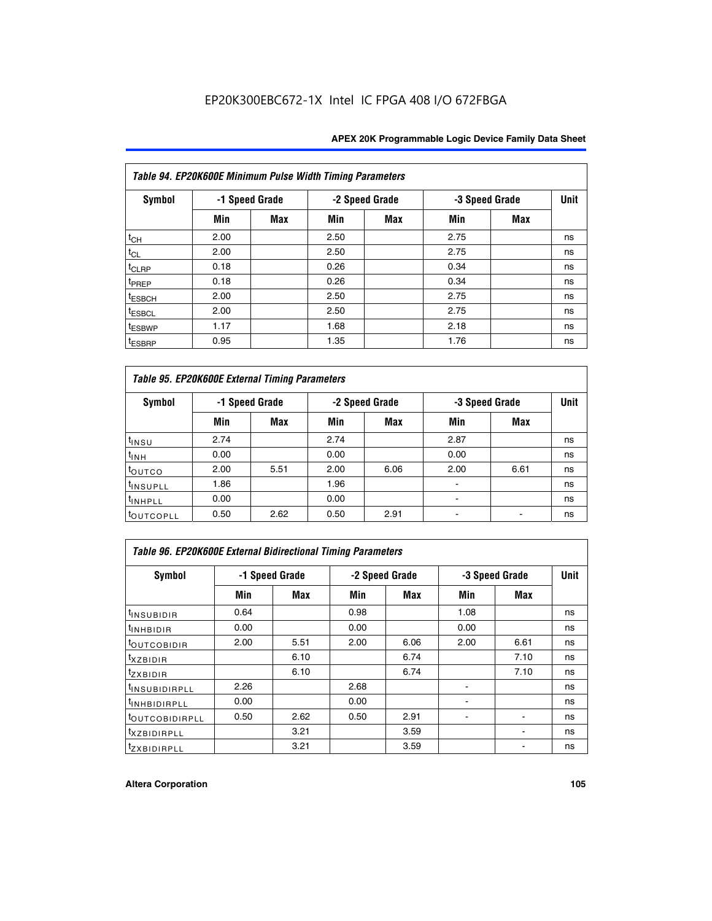EP20K300EBC672-1X Intel IC FPGA 408 I/O 672FBGA

| Table 94. EP20K600E Minimum Pulse Width Timing Parameters | | | | | | | |
|---|---|---|---|---|---|---|---|
| Symbol | -1 Speed Grade | | -2 Speed Grade | | -3 Speed Grade | | Unit |
| | Min | Max | Min | Max | Min | Max | |
| $t_{CH}$ | 2.00 | | 2.50 | | 2.75 | | ns |
| $t_{CL}$ | 2.00 | | 2.50 | | 2.75 | | ns |
| $t_{CLRP}$ | 0.18 | | 0.26 | | 0.34 | | ns |
| $t_{PREP}$ | 0.18 | | 0.26 | | 0.34 | | ns |
| $t_{ESBCH}$ | 2.00 | | 2.50 | | 2.75 | | ns |
| $t_{ESBCL}$ | 2.00 | | 2.50 | | 2.75 | | ns |
| $t_{ESBWP}$ | 1.17 | | 1.68 | | 2.18 | | ns |
| $t_{ESBRP}$ | 0.95 | | 1.35 | | 1.76 | | ns |

| Table 95. EP20K600E External Timing Parameters | | | | | | | |
|---|---|---|---|---|---|---|---|
| Symbol | -1 Speed Grade | | -2 Speed Grade | | -3 Speed Grade | | Unit |
| | Min | Max | Min | Max | Min | Max | |
| $t_{INSU}$ | 2.74 | | 2.74 | | 2.87 | | ns |
| $t_{INH}$ | 0.00 | | 0.00 | | 0.00 | | ns |
| $t_{OUTCO}$ | 2.00 | 5.51 | 2.00 | 6.06 | 2.00 | 6.61 | ns |
| $t_{INSUPLL}$ | 1.86 | | 1.96 | | - | | ns |
| $t_{INHPLL}$ | 0.00 | | 0.00 | | - | | ns |
| $t_{OUTCOPLL}$ | 0.50 | 2.62 | 0.50 | 2.91 | - | - | ns |

| Table 96. EP20K600E External Bidirectional Timing Parameters | | | | | | | |
|---|---|---|---|---|---|---|---|
| Symbol | -1 Speed Grade | | -2 Speed Grade | | -3 Speed Grade | | Unit |
| | Min | Max | Min | Max | Min | Max | |
| $t_{INSUBIDIR}$ | 0.64 | | 0.98 | | 1.08 | | ns |
| $t_{INHBIDIR}$ | 0.00 | | 0.00 | | 0.00 | | ns |
| $t_{OUTCOBIDIR}$ | 2.00 | 5.51 | 2.00 | 6.06 | 2.00 | 6.61 | ns |
| $t_{XZBIDIR}$ | | 6.10 | | 6.74 | | 7.10 | ns |
| $t_{ZXBIDIR}$ | | 6.10 | | 6.74 | | 7.10 | ns |
| $t_{INSUBIDIRPLL}$ | 2.26 | | 2.68 | | - | | ns |
| $t_{INHBIDIRPLL}$ | 0.00 | | 0.00 | | - | | ns |
| $t_{OUTCOBIDIRPLL}$ | 0.50 | 2.62 | 0.50 | 2.91 | - | - | ns |
| $t_{XZBIDIRPLL}$ | | 3.21 | | 3.59 | | - | ns |
| $t_{ZXBIDIRPLL}$ | | 3.21 | | 3.59 | | - | ns |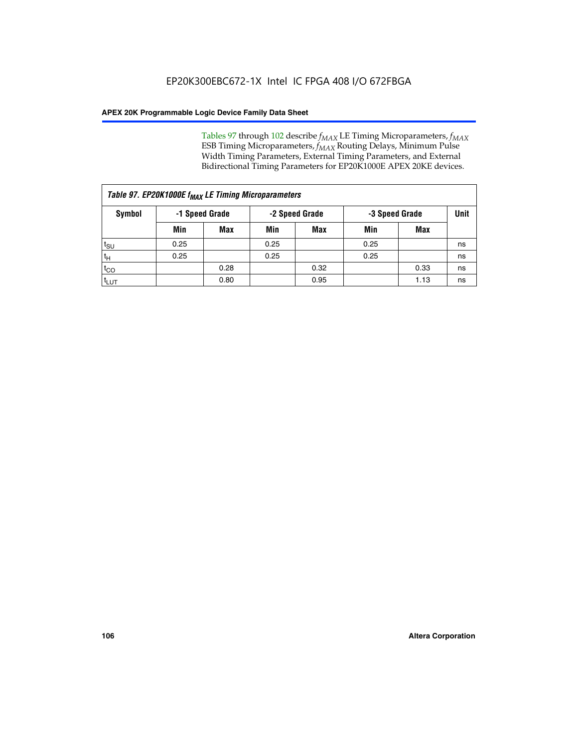Tables 97 through 102 describe $f_{MAX}$ LE Timing Microparameters, $f_{MAX}$ ESB Timing Microparameters, $f_{MAX}$ Routing Delays, Minimum Pulse Width Timing Parameters, External Timing Parameters, and External Bidirectional Timing Parameters for EP20K1000E APEX 20KE devices.

*Table 97. EP20K1000E $f_{MAX}$ LE Timing Microparameters*

| Symbol | -1 Speed Grade | | -2 Speed Grade | | -3 Speed Grade | | Unit |
|---|---|---|---|---|---|---|---|
| | Min | Max | Min | Max | Min | Max | |
| $t_{SU}$ | 0.25 | | 0.25 | | 0.25 | | ns |
| $t_H$ | 0.25 | | 0.25 | | 0.25 | | ns |
| $t_{CO}$ | | 0.28 | | 0.32 | | 0.33 | ns |
| $t_{LUT}$ | | 0.80 | | 0.95 | | 1.13 | ns |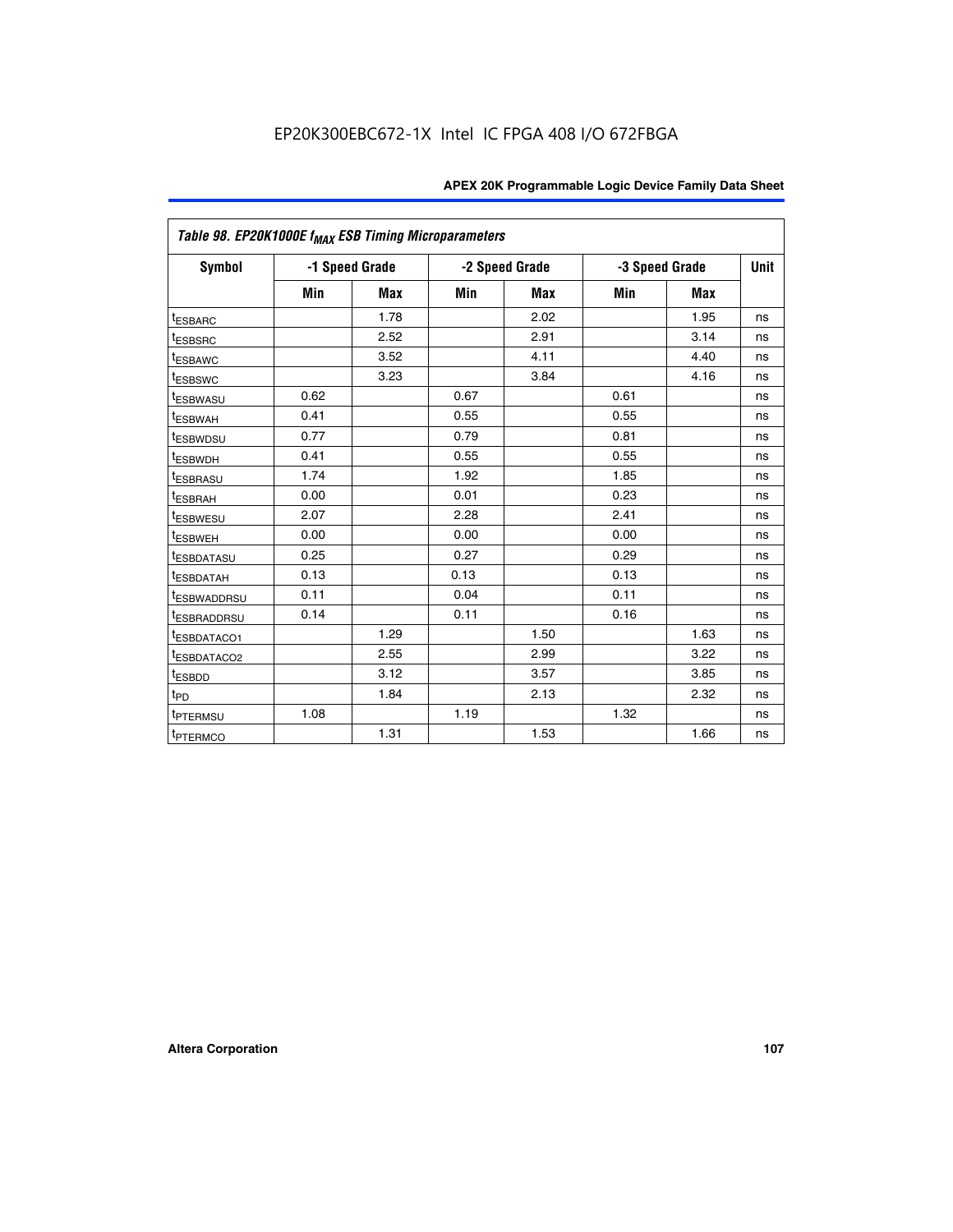Table 98. EP20K1000E $f_{MAX}$ ESB Timing Microparameters

| Symbol | -1 Speed Grade | | -2 Speed Grade | | -3 Speed Grade | | Unit |
|---|---|---|---|---|---|---|---|
| | Min | Max | Min | Max | Min | Max | |
| $t_{ESBARC}$ | | 1.78 | | 2.02 | | 1.95 | ns |
| $t_{ESBSRC}$ | | 2.52 | | 2.91 | | 3.14 | ns |
| $t_{ESBAWC}$ | | 3.52 | | 4.11 | | 4.40 | ns |
| $t_{ESBSWC}$ | | 3.23 | | 3.84 | | 4.16 | ns |
| $t_{ESBWASU}$ | 0.62 | | 0.67 | | 0.61 | | ns |
| $t_{ESBWAH}$ | 0.41 | | 0.55 | | 0.55 | | ns |
| $t_{ESBWDSU}$ | 0.77 | | 0.79 | | 0.81 | | ns |
| $t_{ESBWDH}$ | 0.41 | | 0.55 | | 0.55 | | ns |
| $t_{ESBRASU}$ | 1.74 | | 1.92 | | 1.85 | | ns |
| $t_{ESBRAH}$ | 0.00 | | 0.01 | | 0.23 | | ns |
| $t_{ESBWESU}$ | 2.07 | | 2.28 | | 2.41 | | ns |
| $t_{ESBWEH}$ | 0.00 | | 0.00 | | 0.00 | | ns |
| $t_{ESBDATASU}$ | 0.25 | | 0.27 | | 0.29 | | ns |
| $t_{ESBDATAH}$ | 0.13 | | 0.13 | | 0.13 | | ns |
| $t_{ESBWADDRSU}$ | 0.11 | | 0.04 | | 0.11 | | ns |
| $t_{ESBRADDRSU}$ | 0.14 | | 0.11 | | 0.16 | | ns |
| $t_{ESBDATACO1}$ | | 1.29 | | 1.50 | | 1.63 | ns |
| $t_{ESBDATACO2}$ | | 2.55 | | 2.99 | | 3.22 | ns |
| $t_{ESBDD}$ | | 3.12 | | 3.57 | | 3.85 | ns |
| $t_{PD}$ | | 1.84 | | 2.13 | | 2.32 | ns |
| $t_{PTERMSU}$ | 1.08 | | 1.19 | | 1.32 | | ns |
| $t_{PTERMCO}$ | | 1.31 | | 1.53 | | 1.66 | ns |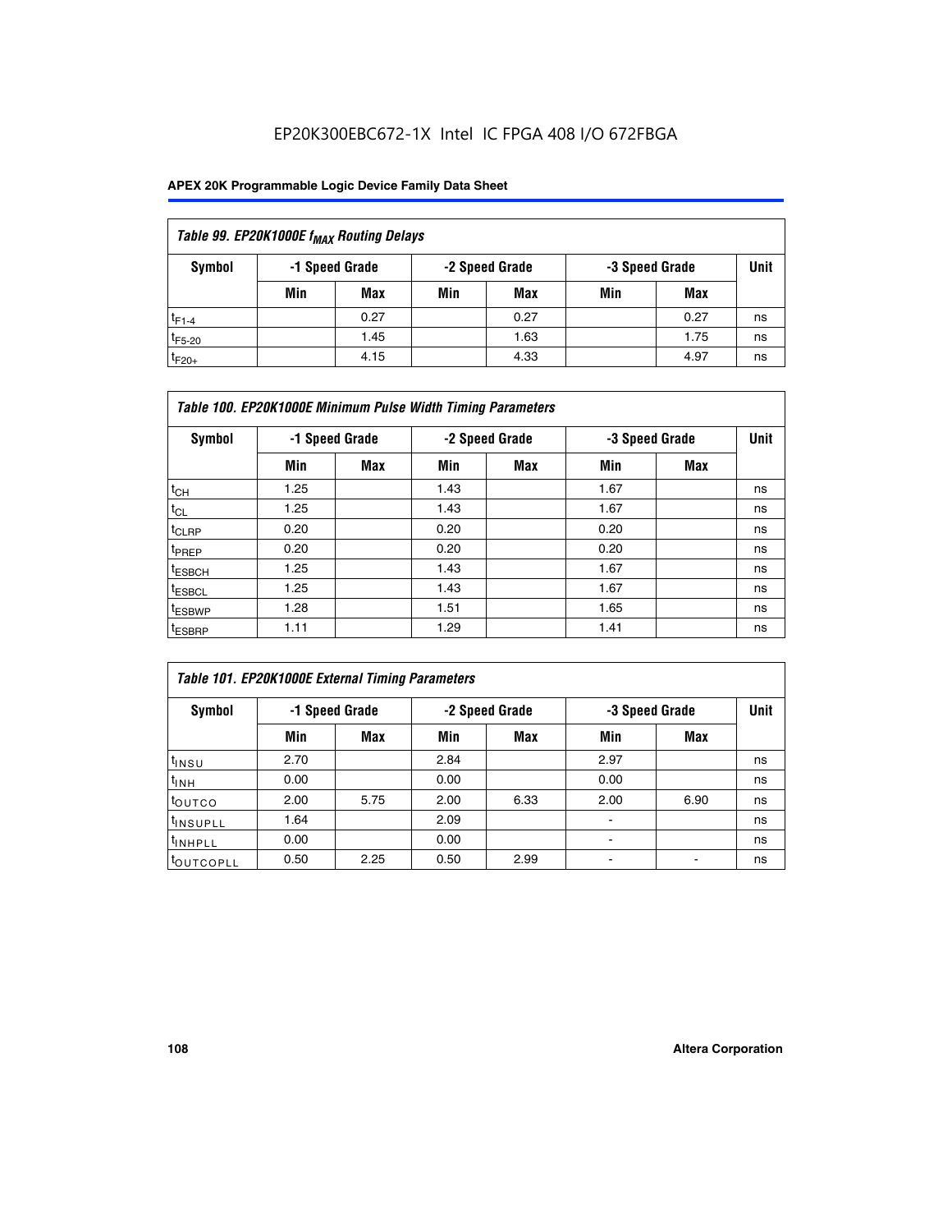| Table 99. EP20K1000E $f_{MAX}$ Routing Delays | | | | | | | |
|---|---|---|---|---|---|---|---|
| Symbol | -1 Speed Grade | | -2 Speed Grade | | -3 Speed Grade | | Unit |
| | Min | Max | Min | Max | Min | Max | |
| $t_{F1-4}$ | | 0.27 | | 0.27 | | 0.27 | ns |
| $t_{F5-20}$ | | 1.45 | | 1.63 | | 1.75 | ns |
| $t_{F20+}$ | | 4.15 | | 4.33 | | 4.97 | ns |

| Table 100. EP20K1000E Minimum Pulse Width Timing Parameters | | | | | | | |
|---|---|---|---|---|---|---|---|
| Symbol | -1 Speed Grade | | -2 Speed Grade | | -3 Speed Grade | | Unit |
| | Min | Max | Min | Max | Min | Max | |
| $t_{CH}$ | 1.25 | | 1.43 | | 1.67 | | ns |
| $t_{CL}$ | 1.25 | | 1.43 | | 1.67 | | ns |
| $t_{CLRP}$ | 0.20 | | 0.20 | | 0.20 | | ns |
| $t_{PREP}$ | 0.20 | | 0.20 | | 0.20 | | ns |
| $t_{ESBCH}$ | 1.25 | | 1.43 | | 1.67 | | ns |
| $t_{ESBCL}$ | 1.25 | | 1.43 | | 1.67 | | ns |
| $t_{ESBWP}$ | 1.28 | | 1.51 | | 1.65 | | ns |
| $t_{ESBRP}$ | 1.11 | | 1.29 | | 1.41 | | ns |

| Table 101. EP20K1000E External Timing Parameters | | | | | | | |
|---|---|---|---|---|---|---|---|
| Symbol | -1 Speed Grade | | -2 Speed Grade | | -3 Speed Grade | | Unit |
| | Min | Max | Min | Max | Min | Max | |
| $t_{INSU}$ | 2.70 | | 2.84 | | 2.97 | | ns |
| $t_{INH}$ | 0.00 | | 0.00 | | 0.00 | | ns |
| $t_{OUTCO}$ | 2.00 | 5.75 | 2.00 | 6.33 | 2.00 | 6.90 | ns |
| $t_{INSUPLL}$ | 1.64 | | 2.09 | | - | | ns |
| $t_{INHPLL}$ | 0.00 | | 0.00 | | - | | ns |
| $t_{OUTCOPLL}$ | 0.50 | 2.25 | 0.50 | 2.99 | - | - | ns |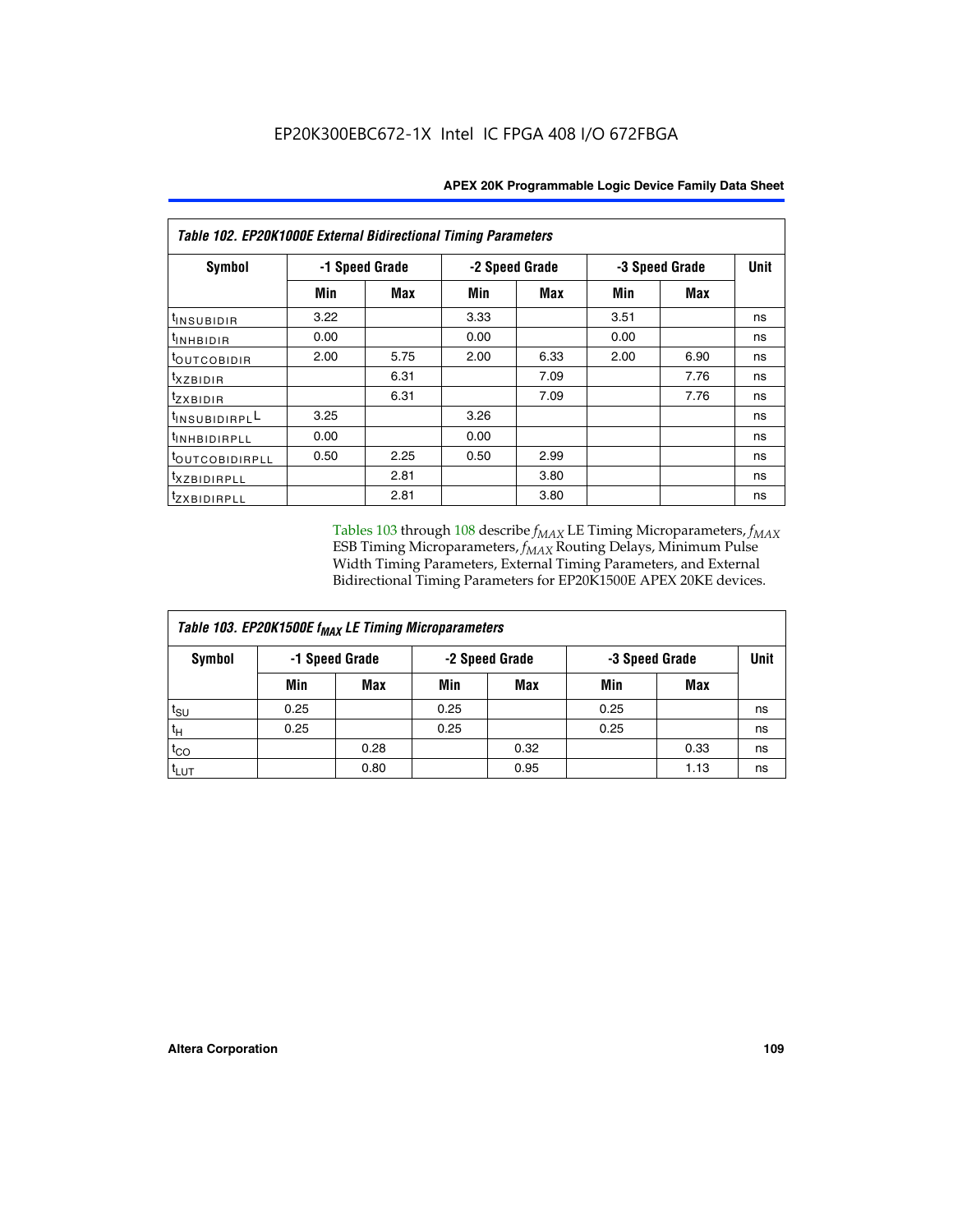**Table 102. EP20K1000E External Bidirectional Timing Parameters**

| Symbol | -1 Speed Grade | | -2 Speed Grade | | -3 Speed Grade | | Unit |
|---|---|---|---|---|---|---|---|
| | Min | Max | Min | Max | Min | Max | |
| $t_{INSUBIDIR}$ | 3.22 | | 3.33 | | 3.51 | | ns |
| $t_{INHBIDIR}$ | 0.00 | | 0.00 | | 0.00 | | ns |
| $t_{OUTCOBIDIR}$ | 2.00 | 5.75 | 2.00 | 6.33 | 2.00 | 6.90 | ns |
| $t_{XZBIDIR}$ | | 6.31 | | 7.09 | | 7.76 | ns |
| $t_{ZXBIDIR}$ | | 6.31 | | 7.09 | | 7.76 | ns |
| $t_{INSUBIDIRPLL}$ | 3.25 | | 3.26 | | | | ns |
| $t_{INHBIDIRPLL}$ | 0.00 | | 0.00 | | | | ns |
| $t_{OUTCOBIDIRPLL}$ | 0.50 | 2.25 | 0.50 | 2.99 | | | ns |
| $t_{XZBIDIRPLL}$ | | 2.81 | | 3.80 | | | ns |
| $t_{ZXBIDIRPLL}$ | | 2.81 | | 3.80 | | | ns |

Tables 103 through 108 describe $f_{MAX}$ LE Timing Microparameters, $f_{MAX}$ ESB Timing Microparameters, $f_{MAX}$ Routing Delays, Minimum Pulse Width Timing Parameters, External Timing Parameters, and External Bidirectional Timing Parameters for EP20K1500E APEX 20KE devices.

**Table 103. EP20K1500E $f_{MAX}$ LE Timing Microparameters**

| Symbol | -1 Speed Grade | | -2 Speed Grade | | -3 Speed Grade | | Unit |
|---|---|---|---|---|---|---|---|
| | Min | Max | Min | Max | Min | Max | |
| $t_{SU}$ | 0.25 | | 0.25 | | 0.25 | | ns |
| $t_{H}$ | 0.25 | | 0.25 | | 0.25 | | ns |
| $t_{CO}$ | | 0.28 | | 0.32 | | 0.33 | ns |
| $t_{LUT}$ | | 0.80 | | 0.95 | | 1.13 | ns |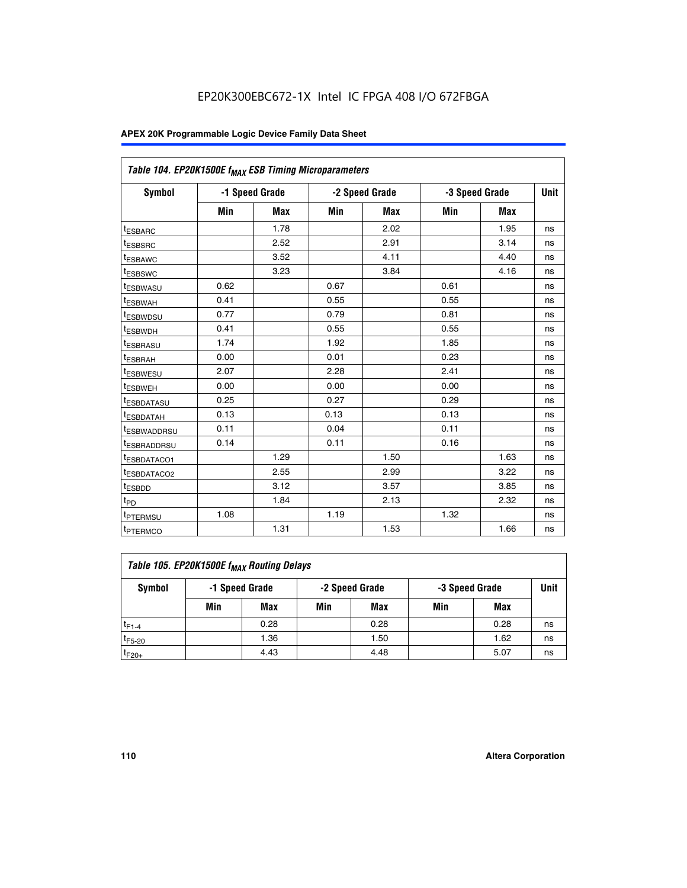EP20K300EBC672-1X Intel IC FPGA 408 I/O 672FBGA

| Table 104. EP20K1500E $f_{MAX}$ ESB Timing Microparameters | | | | | | | |
|---|---|---|---|---|---|---|---|
| Symbol | -1 Speed Grade | | -2 Speed Grade | | -3 Speed Grade | | Unit |
| | Min | Max | Min | Max | Min | Max | |
| $t_{ESBARC}$ | | 1.78 | | 2.02 | | 1.95 | ns |
| $t_{ESBSRC}$ | | 2.52 | | 2.91 | | 3.14 | ns |
| $t_{ESBAWC}$ | | 3.52 | | 4.11 | | 4.40 | ns |
| $t_{ESBSWC}$ | | 3.23 | | 3.84 | | 4.16 | ns |
| $t_{ESBWASU}$ | 0.62 | | 0.67 | | 0.61 | | ns |
| $t_{ESBWAH}$ | 0.41 | | 0.55 | | 0.55 | | ns |
| $t_{ESBWDSU}$ | 0.77 | | 0.79 | | 0.81 | | ns |
| $t_{ESBWDH}$ | 0.41 | | 0.55 | | 0.55 | | ns |
| $t_{ESBRASU}$ | 1.74 | | 1.92 | | 1.85 | | ns |
| $t_{ESBRAH}$ | 0.00 | | 0.01 | | 0.23 | | ns |
| $t_{ESBWESU}$ | 2.07 | | 2.28 | | 2.41 | | ns |
| $t_{ESBWEH}$ | 0.00 | | 0.00 | | 0.00 | | ns |
| $t_{ESBDATASU}$ | 0.25 | | 0.27 | | 0.29 | | ns |
| $t_{ESBDATAH}$ | 0.13 | | 0.13 | | 0.13 | | ns |
| $t_{ESBWADDRSU}$ | 0.11 | | 0.04 | | 0.11 | | ns |
| $t_{ESBRADDRSU}$ | 0.14 | | 0.11 | | 0.16 | | ns |
| $t_{ESBDATACO1}$ | | 1.29 | | 1.50 | | 1.63 | ns |
| $t_{ESBDATACO2}$ | | 2.55 | | 2.99 | | 3.22 | ns |
| $t_{ESBDD}$ | | 3.12 | | 3.57 | | 3.85 | ns |
| $t_{PD}$ | | 1.84 | | 2.13 | | 2.32 | ns |
| $t_{PTERMSU}$ | 1.08 | | 1.19 | | 1.32 | | ns |
| $t_{PTERMCO}$ | | 1.31 | | 1.53 | | 1.66 | ns |

| Table 105. EP20K1500E $f_{MAX}$ Routing Delays | | | | | | | |
|---|---|---|---|---|---|---|---|
| Symbol | -1 Speed Grade | | -2 Speed Grade | | -3 Speed Grade | | Unit |
| | Min | Max | Min | Max | Min | Max | |
| $t_{F1-4}$ | | 0.28 | | 0.28 | | 0.28 | ns |
| $t_{F5-20}$ | | 1.36 | | 1.50 | | 1.62 | ns |
| $t_{F20+}$ | | 4.43 | | 4.48 | | 5.07 | ns |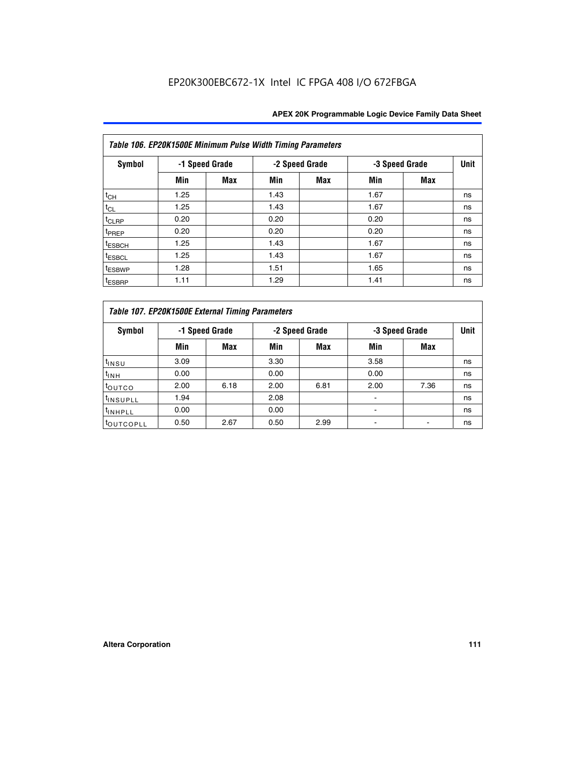| Table 106. EP20K1500E Minimum Pulse Width Timing Parameters | | | | | | | |
|---|---|---|---|---|---|---|---|
| Symbol | -1 Speed Grade | | -2 Speed Grade | | -3 Speed Grade | | Unit |
| | Min | Max | Min | Max | Min | Max | |
| $t_{CH}$ | 1.25 | | 1.43 | | 1.67 | | ns |
| $t_{CL}$ | 1.25 | | 1.43 | | 1.67 | | ns |
| $t_{CLRP}$ | 0.20 | | 0.20 | | 0.20 | | ns |
| $t_{PREP}$ | 0.20 | | 0.20 | | 0.20 | | ns |
| $t_{ESBCH}$ | 1.25 | | 1.43 | | 1.67 | | ns |
| $t_{ESBCL}$ | 1.25 | | 1.43 | | 1.67 | | ns |
| $t_{ESBWP}$ | 1.28 | | 1.51 | | 1.65 | | ns |
| $t_{ESBRP}$ | 1.11 | | 1.29 | | 1.41 | | ns |

| Table 107. EP20K1500E External Timing Parameters | | | | | | | |
|---|---|---|---|---|---|---|---|
| Symbol | -1 Speed Grade | | -2 Speed Grade | | -3 Speed Grade | | Unit |
| | Min | Max | Min | Max | Min | Max | |
| $t_{INSU}$ | 3.09 | | 3.30 | | 3.58 | | ns |
| $t_{INH}$ | 0.00 | | 0.00 | | 0.00 | | ns |
| $t_{OUTCO}$ | 2.00 | 6.18 | 2.00 | 6.81 | 2.00 | 7.36 | ns |
| $t_{INSUPLL}$ | 1.94 | | 2.08 | | - | | ns |
| $t_{INHPLL}$ | 0.00 | | 0.00 | | - | | ns |
| $t_{OUTCOPLL}$ | 0.50 | 2.67 | 0.50 | 2.99 | - | - | ns |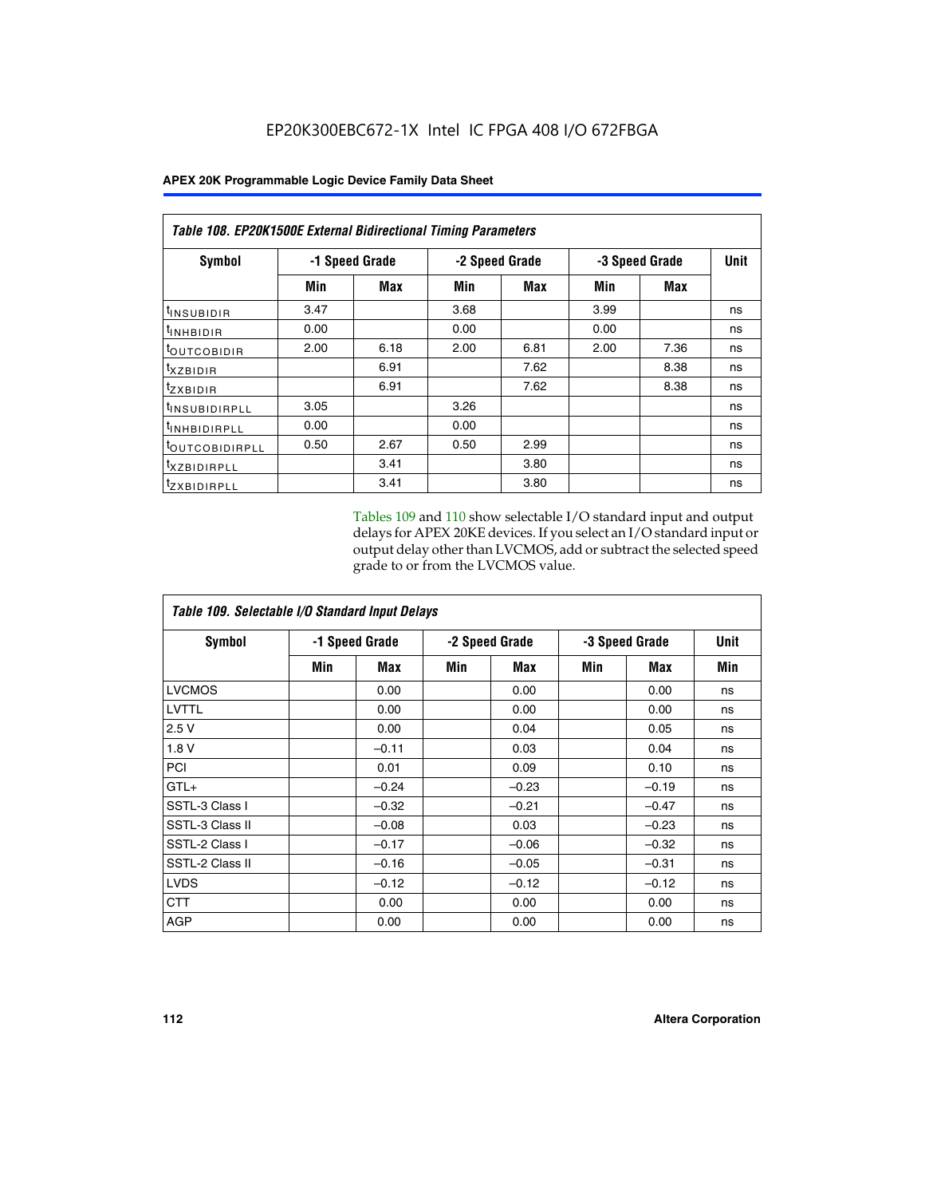EP20K300EBC672-1X Intel IC FPGA 408 I/O 672FBGA

| Table 108. EP20K1500E External Bidirectional Timing Parameters | | | | | | | |
|---|---|---|---|---|---|---|---|
| Symbol | -1 Speed Grade | | -2 Speed Grade | | -3 Speed Grade | | Unit |
| | Min | Max | Min | Max | Min | Max | |
| $t_{INSUBIDIR}$ | 3.47 | | 3.68 | | 3.99 | | ns |
| $t_{INHBIDIR}$ | 0.00 | | 0.00 | | 0.00 | | ns |
| $t_{OUTCOBIDIR}$ | 2.00 | 6.18 | 2.00 | 6.81 | 2.00 | 7.36 | ns |
| $t_{XZBIDIR}$ | | 6.91 | | 7.62 | | 8.38 | ns |
| $t_{ZXBIDIR}$ | | 6.91 | | 7.62 | | 8.38 | ns |
| $t_{INSUBIDIRPLL}$ | 3.05 | | 3.26 | | | | ns |
| $t_{INHBIDIRPLL}$ | 0.00 | | 0.00 | | | | ns |
| $t_{OUTCOBIDIRPLL}$ | 0.50 | 2.67 | 0.50 | 2.99 | | | ns |
| $t_{XZBIDIRPLL}$ | | 3.41 | | 3.80 | | | ns |
| $t_{ZXBIDIRPLL}$ | | 3.41 | | 3.80 | | | ns |

Tables 109 and 110 show selectable I/O standard input and output delays for APEX 20KE devices. If you select an I/O standard input or output delay other than LVCMOS, add or subtract the selected speed grade to or from the LVCMOS value.

| Table 109. Selectable I/O Standard Input Delays | | | | | | | |
|---|---|---|---|---|---|---|---|
| Symbol | -1 Speed Grade | | -2 Speed Grade | | -3 Speed Grade | | Unit |
| | Min | Max | Min | Max | Min | Max | Min |
| LVCMOS | | 0.00 | | 0.00 | | 0.00 | ns |
| LVTTL | | 0.00 | | 0.00 | | 0.00 | ns |
| 2.5 V | | 0.00 | | 0.04 | | 0.05 | ns |
| 1.8 V | | –0.11 | | 0.03 | | 0.04 | ns |
| PCI | | 0.01 | | 0.09 | | 0.10 | ns |
| GTL+ | | –0.24 | | –0.23 | | –0.19 | ns |
| SSTL-3 Class I | | –0.32 | | –0.21 | | –0.47 | ns |
| SSTL-3 Class II | | –0.08 | | 0.03 | | –0.23 | ns |
| SSTL-2 Class I | | –0.17 | | –0.06 | | –0.32 | ns |
| SSTL-2 Class II | | –0.16 | | –0.05 | | –0.31 | ns |
| LVDS | | –0.12 | | –0.12 | | –0.12 | ns |
| CTT | | 0.00 | | 0.00 | | 0.00 | ns |
| AGP | | 0.00 | | 0.00 | | 0.00 | ns |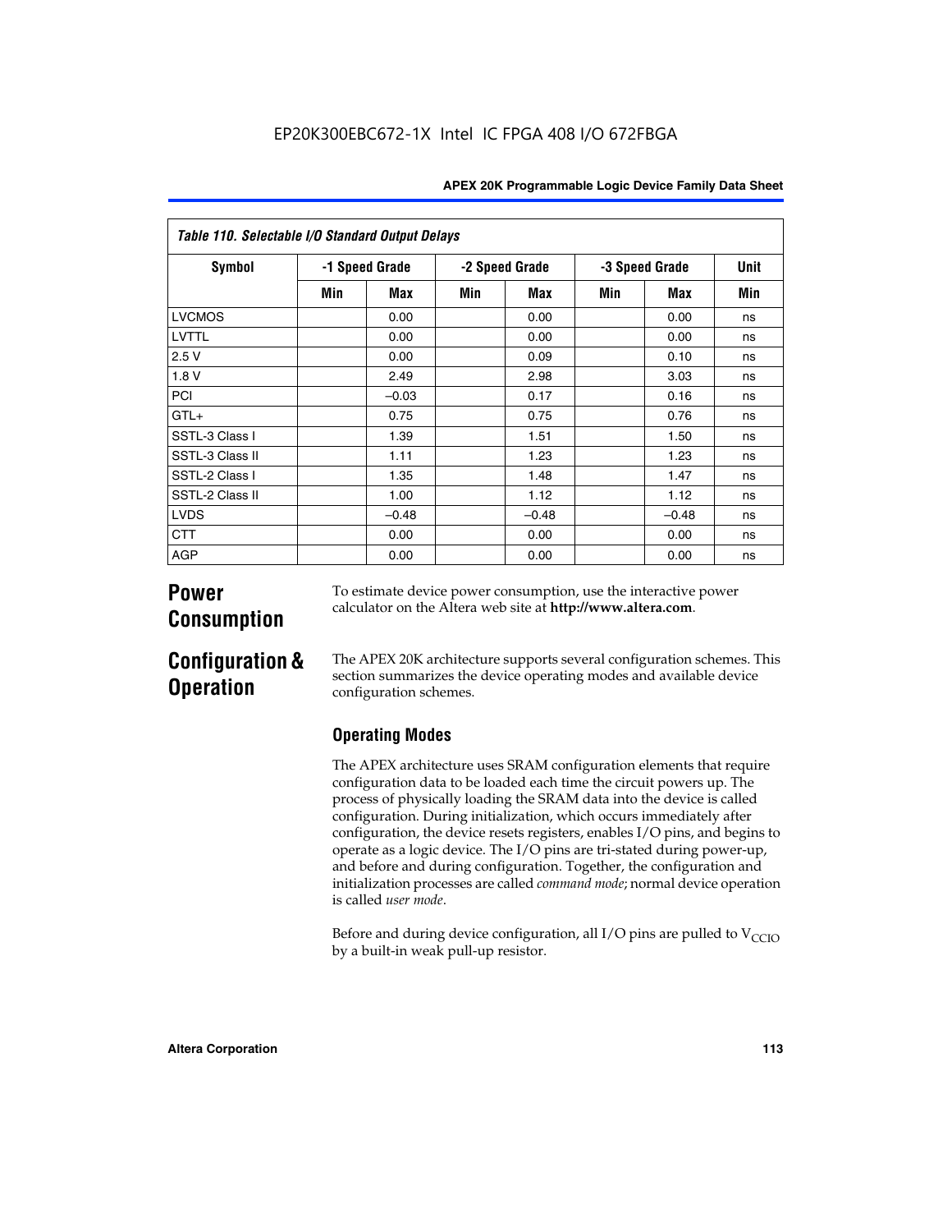**Table 110. Selectable I/O Standard Output Delays**

| Symbol | -1 Speed Grade | | -2 Speed Grade | | -3 Speed Grade | | Unit |
|---|---|---|---|---|---|---|---|
| | Min | Max | Min | Max | Min | Max | Min |
| LVCMOS | | 0.00 | | 0.00 | | 0.00 | ns |
| LVTTL | | 0.00 | | 0.00 | | 0.00 | ns |
| 2.5 V | | 0.00 | | 0.09 | | 0.10 | ns |
| 1.8 V | | 2.49 | | 2.98 | | 3.03 | ns |
| PCI | | –0.03 | | 0.17 | | 0.16 | ns |
| GTL+ | | 0.75 | | 0.75 | | 0.76 | ns |
| SSTL-3 Class I | | 1.39 | | 1.51 | | 1.50 | ns |
| SSTL-3 Class II | | 1.11 | | 1.23 | | 1.23 | ns |
| SSTL-2 Class I | | 1.35 | | 1.48 | | 1.47 | ns |
| SSTL-2 Class II | | 1.00 | | 1.12 | | 1.12 | ns |
| LVDS | | –0.48 | | –0.48 | | –0.48 | ns |
| CTT | | 0.00 | | 0.00 | | 0.00 | ns |
| AGP | | 0.00 | | 0.00 | | 0.00 | ns |

# Power Consumption

To estimate device power consumption, use the interactive power calculator on the Altera web site at **http://www.altera.com**.

# Configuration & Operation

The APEX 20K architecture supports several configuration schemes. This section summarizes the device operating modes and available device configuration schemes.

## Operating Modes

The APEX architecture uses SRAM configuration elements that require configuration data to be loaded each time the circuit powers up. The process of physically loading the SRAM data into the device is called configuration. During initialization, which occurs immediately after configuration, the device resets registers, enables I/O pins, and begins to operate as a logic device. The I/O pins are tri-stated during power-up, and before and during configuration. Together, the configuration and initialization processes are called *command mode*; normal device operation is called *user mode*.

Before and during device configuration, all I/O pins are pulled to $V_{CCIO}$ by a built-in weak pull-up resistor.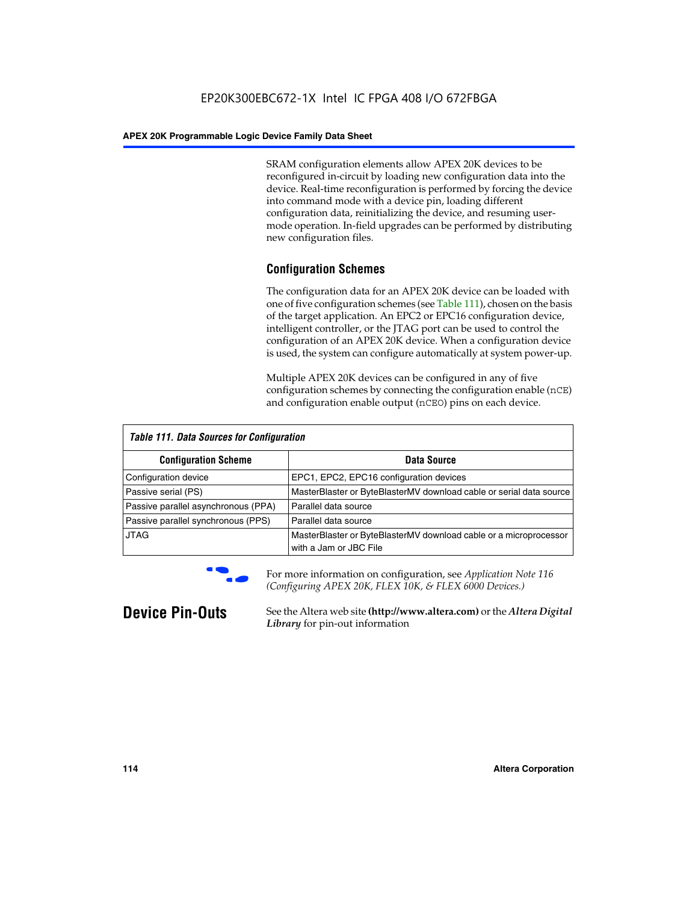SRAM configuration elements allow APEX 20K devices to be reconfigured in-circuit by loading new configuration data into the device. Real-time reconfiguration is performed by forcing the device into command mode with a device pin, loading different configuration data, reinitializing the device, and resuming user-mode operation. In-field upgrades can be performed by distributing new configuration files.

### Configuration Schemes

The configuration data for an APEX 20K device can be loaded with one of five configuration schemes (see Table 111), chosen on the basis of the target application. An EPC2 or EPC16 configuration device, intelligent controller, or the JTAG port can be used to control the configuration of an APEX 20K device. When a configuration device is used, the system can configure automatically at system power-up.

Multiple APEX 20K devices can be configured in any of five configuration schemes by connecting the configuration enable (nCE) and configuration enable output (nCEO) pins on each device.

*Table 111. Data Sources for Configuration*

| Configuration Scheme | Data Source |
|---|---|
| Configuration device | EPC1, EPC2, EPC16 configuration devices |
| Passive serial (PS) | MasterBlaster or ByteBlasterMV download cable or serial data source |
| Passive parallel asynchronous (PPA) | Parallel data source |
| Passive parallel synchronous (PPS) | Parallel data source |
| JTAG | MasterBlaster or ByteBlasterMV download cable or a microprocessor with a Jam or JBC File |

For more information on configuration, see *Application Note 116 (Configuring APEX 20K, FLEX 10K, & FLEX 6000 Devices.)*

## Device Pin-Outs

See the Altera web site **(http://www.altera.com)** or the ***Altera Digital Library*** for pin-out information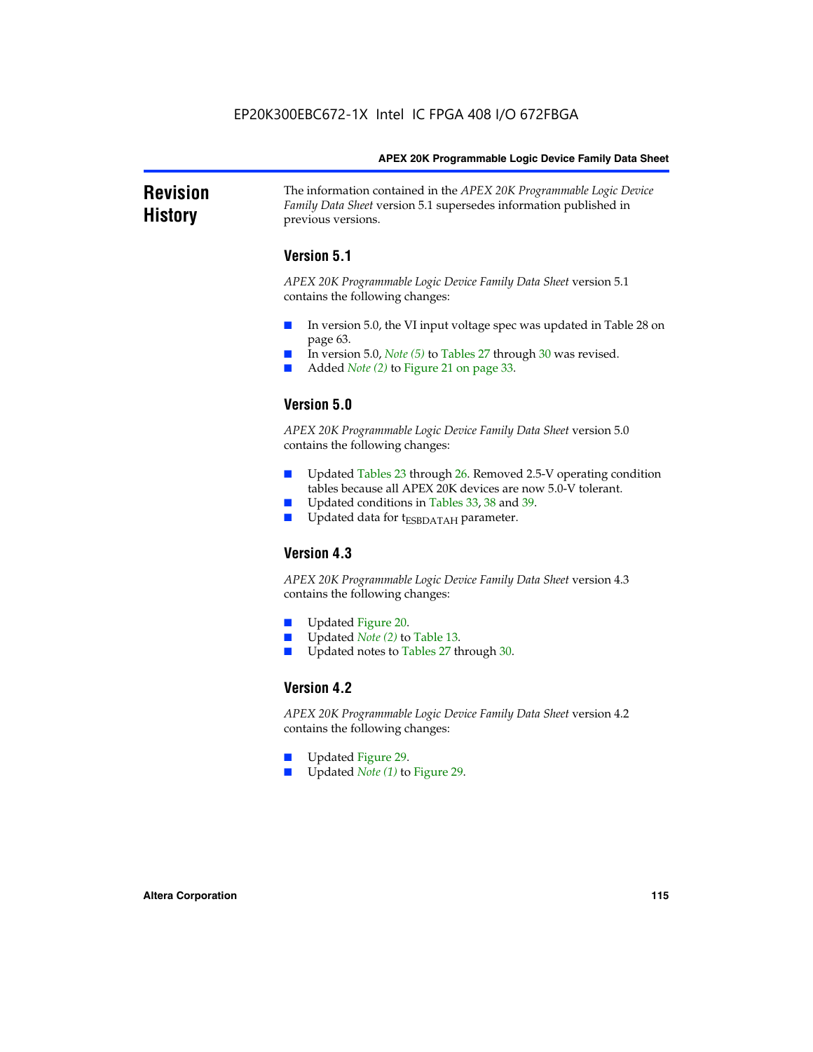# Revision History

The information contained in the *APEX 20K Programmable Logic Device Family Data Sheet* version 5.1 supersedes information published in previous versions.

## Version 5.1

*APEX 20K Programmable Logic Device Family Data Sheet* version 5.1 contains the following changes:

- In version 5.0, the VI input voltage spec was updated in Table 28 on page 63.
- In version 5.0, *Note (5)* to Tables 27 through 30 was revised.
- Added *Note (2)* to Figure 21 on page 33.

## Version 5.0

*APEX 20K Programmable Logic Device Family Data Sheet* version 5.0 contains the following changes:

- Updated Tables 23 through 26. Removed 2.5-V operating condition tables because all APEX 20K devices are now 5.0-V tolerant.
- Updated conditions in Tables 33, 38 and 39.
- Updated data for $t_{ESBDATAH}$ parameter.

## Version 4.3

*APEX 20K Programmable Logic Device Family Data Sheet* version 4.3 contains the following changes:

- Updated Figure 20.
- Updated *Note (2)* to Table 13.
- Updated notes to Tables 27 through 30.

## Version 4.2

*APEX 20K Programmable Logic Device Family Data Sheet* version 4.2 contains the following changes:

- Updated Figure 29.
- Updated *Note (1)* to Figure 29.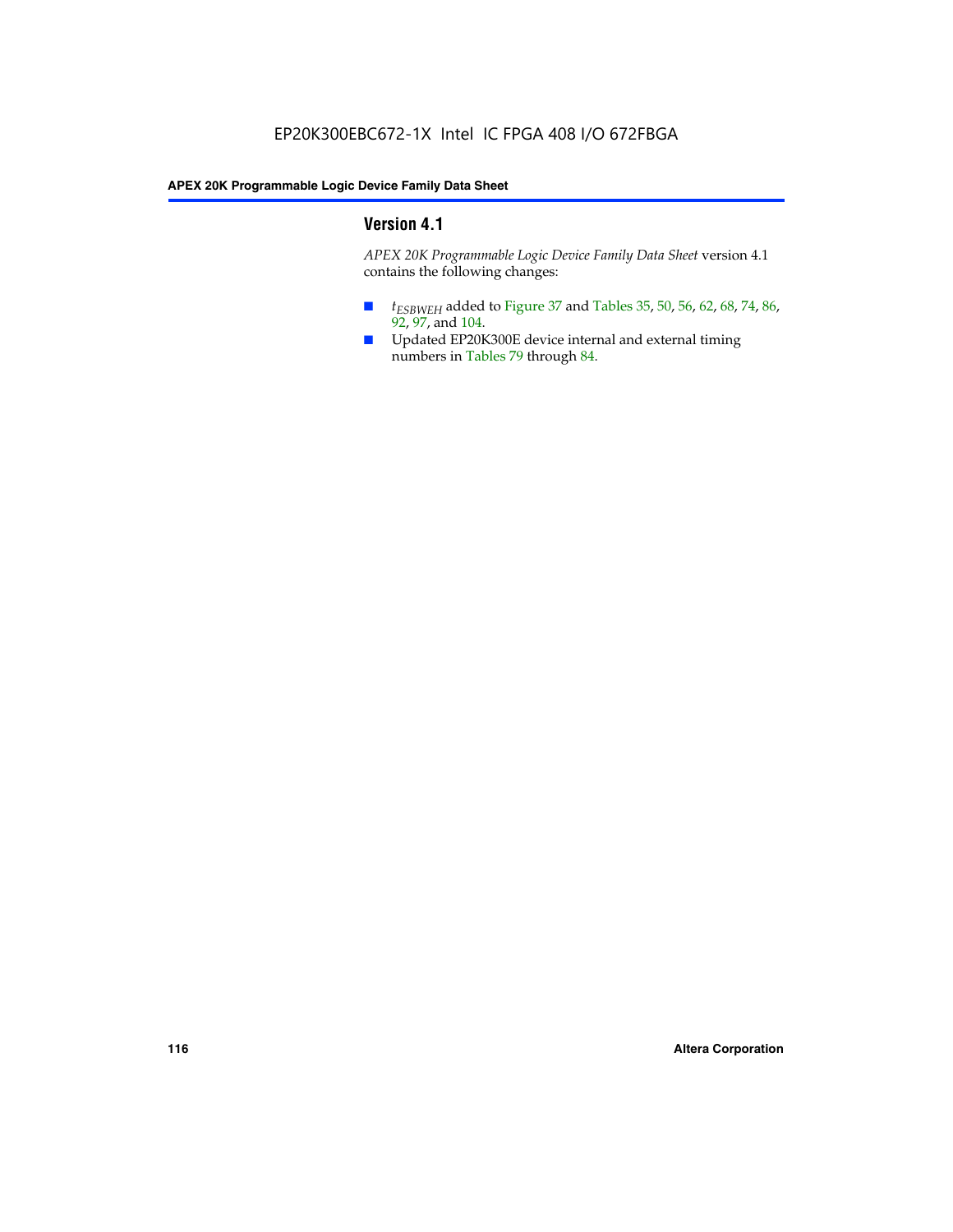## Version 4.1

*APEX 20K Programmable Logic Device Family Data Sheet* version 4.1 contains the following changes:

- $t_{ESBWEH}$ added to Figure 37 and Tables 35, 50, 56, 62, 68, 74, 86, 92, 97, and 104.
- Updated EP20K300E device internal and external timing numbers in Tables 79 through 84.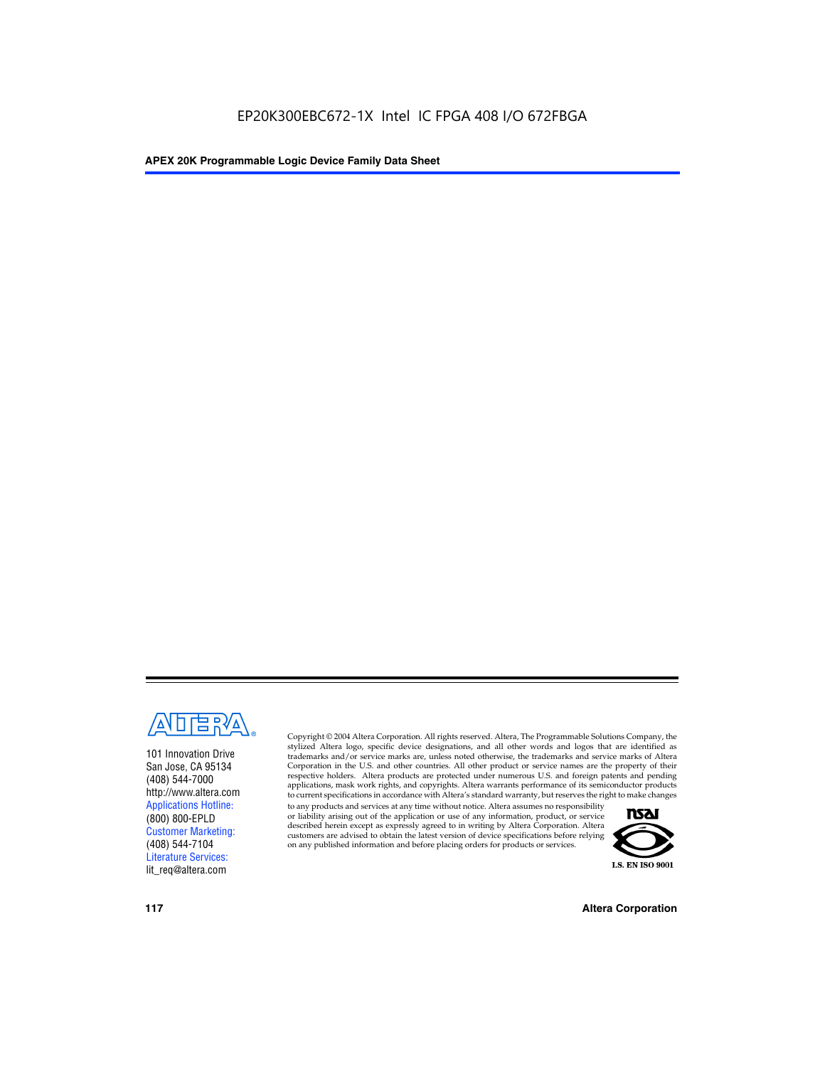101 Innovation Drive
San Jose, CA 95134
(408) 544-7000
http://www.altera.com
Applications Hotline:
(800) 800-EPLD
Customer Marketing:
(408) 544-7104
Literature Services:
lit_req@altera.com

Copyright © 2004 Altera Corporation. All rights reserved. Altera, The Programmable Solutions Company, the stylized Altera logo, specific device designations, and all other words and logos that are identified as trademarks and/or service marks are, unless noted otherwise, the trademarks and service marks of Altera Corporation in the U.S. and other countries. All other product or service names are the property of their respective holders. Altera products are protected under numerous U.S. and foreign patents and pending applications, mask work rights, and copyrights. Altera warrants performance of its semiconductor products to current specifications in accordance with Altera's standard warranty, but reserves the right to make changes to any products and services at any time without notice. Altera assumes no responsibility or liability arising out of the application or use of any information, product, or service described herein except as expressly agreed to in writing by Altera Corporation. Altera customers are advised to obtain the latest version of device specifications before relying on any published information and before placing orders for products or services.

I.S. EN ISO 9001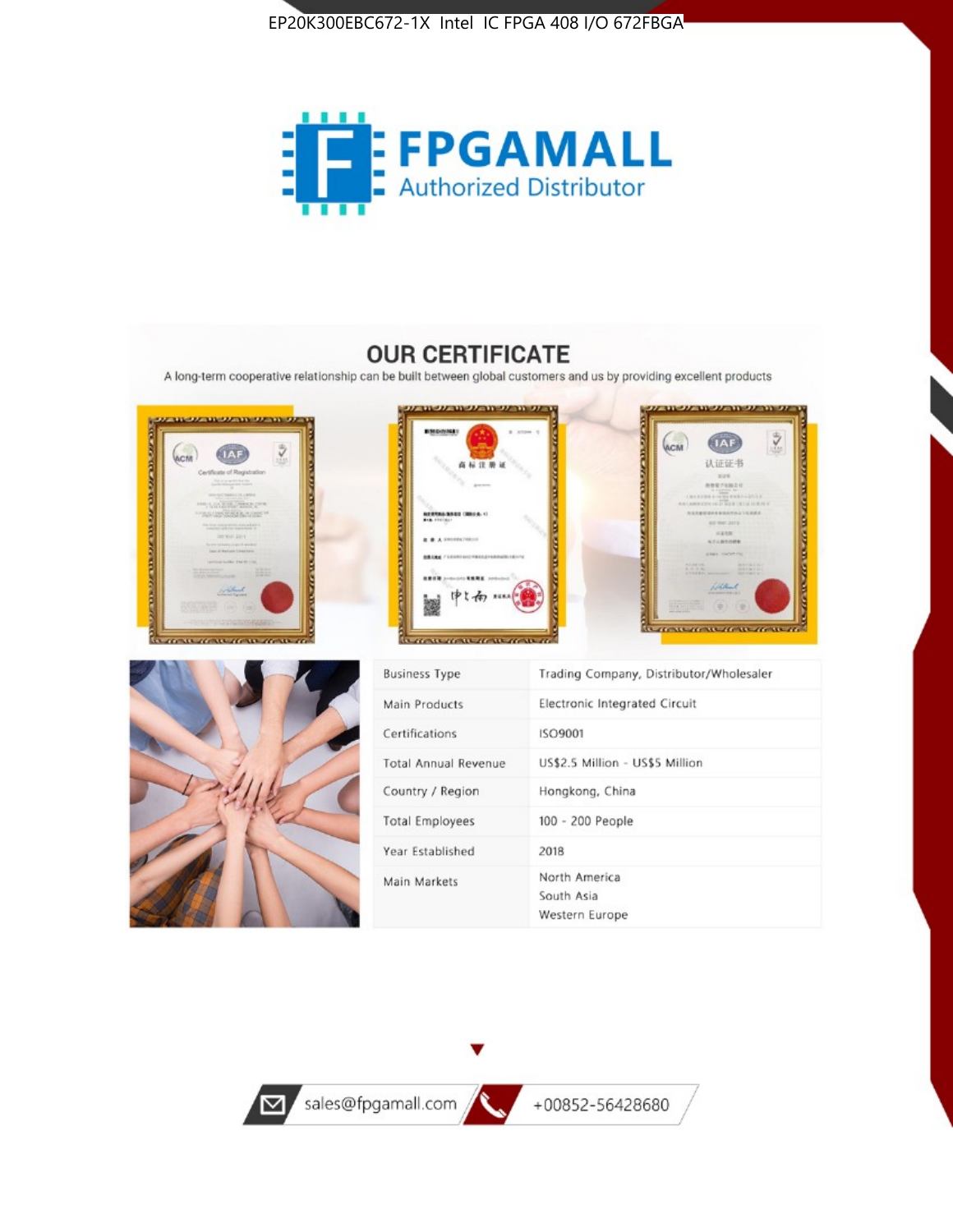FPGAMALL
Authorized Distributor

## OUR CERTIFICATE

A long-term cooperative relationship can be built between global customers and us by providing excellent products

| | |
|---|---|
| Business Type | Trading Company, Distributor/Wholesaler |
| Main Products | Electronic Integrated Circuit |
| Certifications | ISO9001 |
| Total Annual Revenue | US$2.5 Million - US$5 Million |
| Country / Region | Hongkong, China |
| Total Employees | 100 - 200 People |
| Year Established | 2018 |
| Main Markets | North America<br>South Asia<br>Western Europe |

sales@fpgamall.com

+00852-56428680